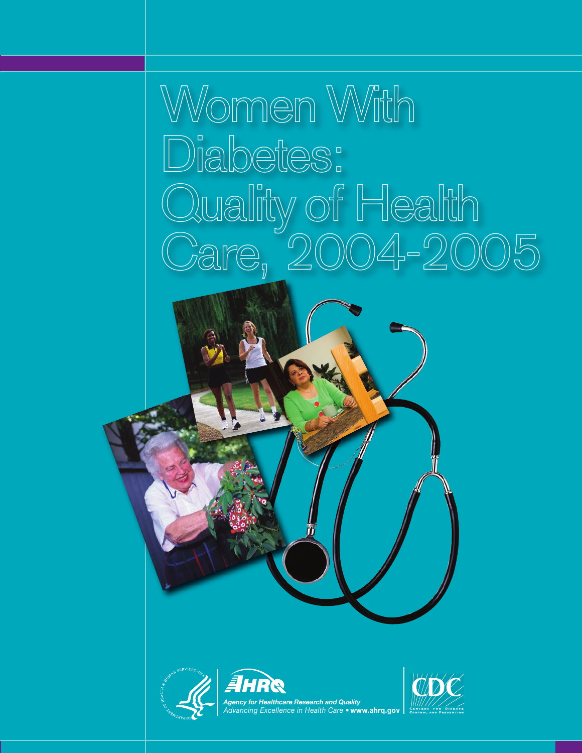# Women With Diabetes: Quality of Health Care, 2004-2005

AHRQ

*Agency for Healthcare Research and Quality*

*Advancing Excellence in Health Care* • **www.ahrq.gov**

CDC

Centers for Disease Control and Prevention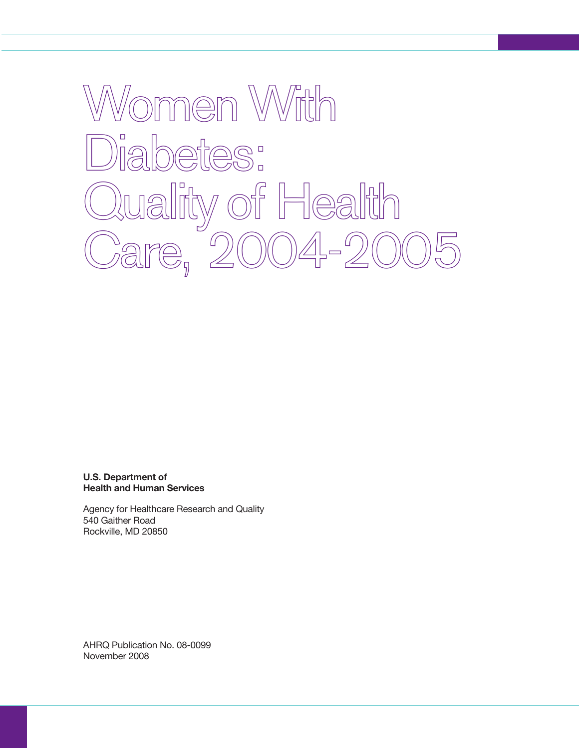# Women With Diabetes: Quality of Health Care, 2004-2005

**U.S. Department of Health and Human Services**

Agency for Healthcare Research and Quality
540 Gaither Road
Rockville, MD 20850

AHRQ Publication No. 08-0099
November 2008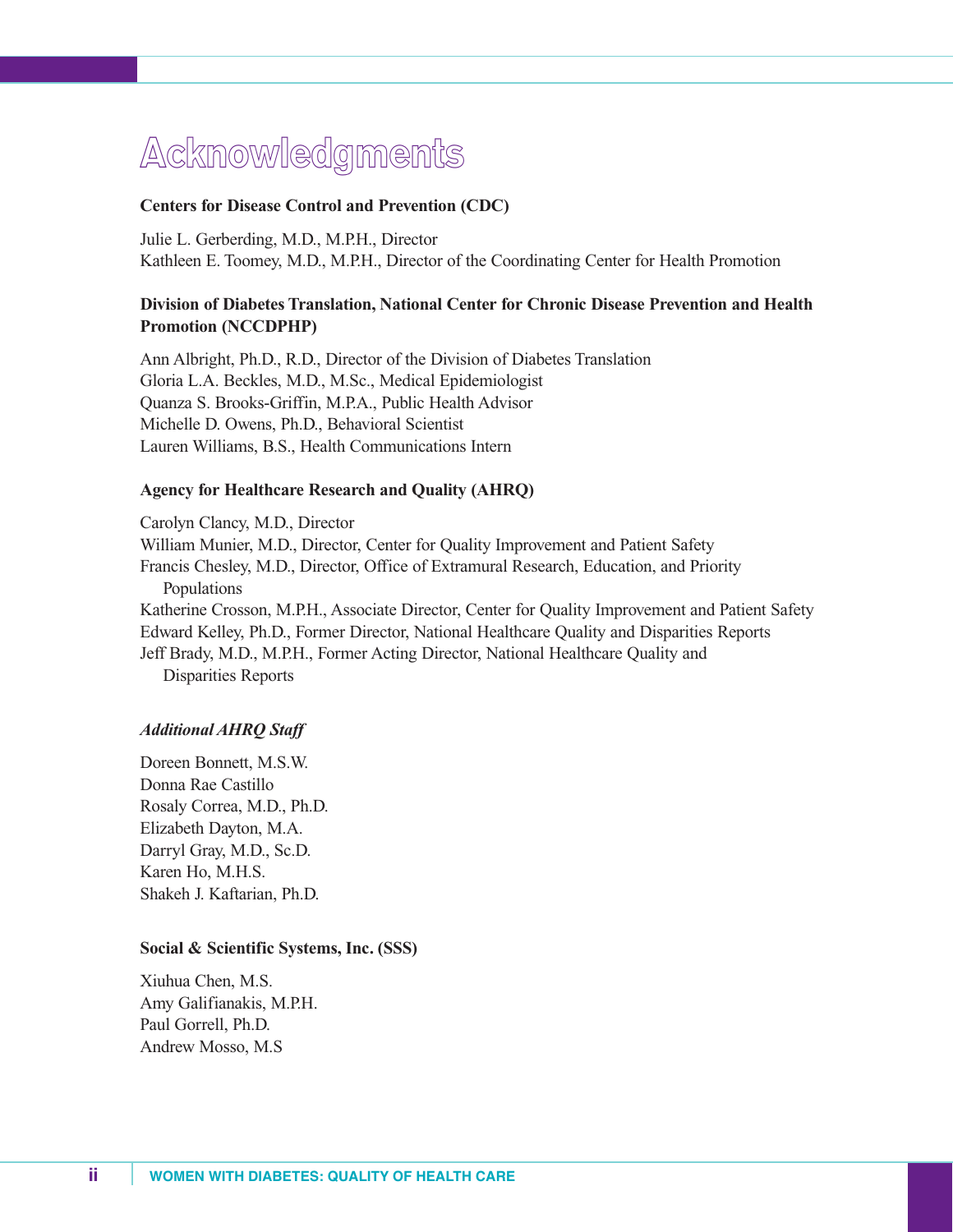# Acknowledgments

**Centers for Disease Control and Prevention (CDC)**

Julie L. Gerberding, M.D., M.P.H., Director
Kathleen E. Toomey, M.D., M.P.H., Director of the Coordinating Center for Health Promotion

**Division of Diabetes Translation, National Center for Chronic Disease Prevention and Health Promotion (NCCDPHP)**

Ann Albright, Ph.D., R.D., Director of the Division of Diabetes Translation
Gloria L.A. Beckles, M.D., M.Sc., Medical Epidemiologist
Quanza S. Brooks-Griffin, M.P.A., Public Health Advisor
Michelle D. Owens, Ph.D., Behavioral Scientist
Lauren Williams, B.S., Health Communications Intern

**Agency for Healthcare Research and Quality (AHRQ)**

Carolyn Clancy, M.D., Director
William Munier, M.D., Director, Center for Quality Improvement and Patient Safety
Francis Chesley, M.D., Director, Office of Extramural Research, Education, and Priority Populations
Katherine Crosson, M.P.H., Associate Director, Center for Quality Improvement and Patient Safety
Edward Kelley, Ph.D., Former Director, National Healthcare Quality and Disparities Reports
Jeff Brady, M.D., M.P.H., Former Acting Director, National Healthcare Quality and Disparities Reports

***Additional AHRQ Staff***

Doreen Bonnett, M.S.W.
Donna Rae Castillo
Rosaly Correa, M.D., Ph.D.
Elizabeth Dayton, M.A.
Darryl Gray, M.D., Sc.D.
Karen Ho, M.H.S.
Shakeh J. Kaftarian, Ph.D.

**Social & Scientific Systems, Inc. (SSS)**

Xiuhua Chen, M.S.
Amy Galifianakis, M.P.H.
Paul Gorrell, Ph.D.
Andrew Mosso, M.S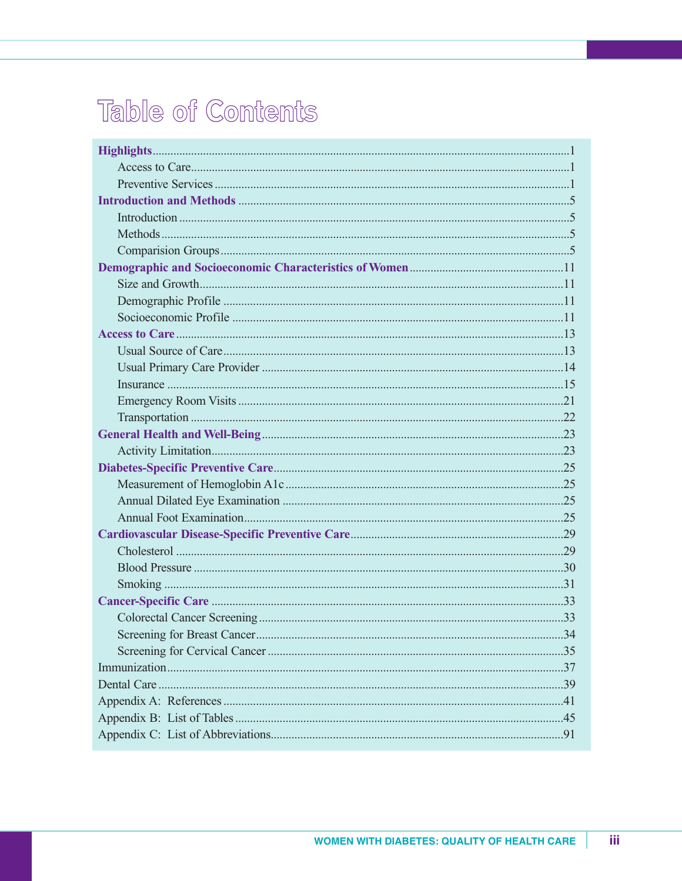# Table of Contents

**Highlights** .......... 1
- Access to Care .......... 1
- Preventive Services .......... 1

**Introduction and Methods** .......... 5
- Introduction .......... 5
- Methods .......... 5
- Comparision Groups .......... 5

**Demographic and Socioeconomic Characteristics of Women** .......... 11
- Size and Growth .......... 11
- Demographic Profile .......... 11
- Socioeconomic Profile .......... 11

**Access to Care** .......... 13
- Usual Source of Care .......... 13
- Usual Primary Care Provider .......... 14
- Insurance .......... 15
- Emergency Room Visits .......... 21
- Transportation .......... 22

**General Health and Well-Being** .......... 23
- Activity Limitation .......... 23

**Diabetes-Specific Preventive Care** .......... 25
- Measurement of Hemoglobin A1c .......... 25
- Annual Dilated Eye Examination .......... 25
- Annual Foot Examination .......... 25

**Cardiovascular Disease-Specific Preventive Care** .......... 29
- Cholesterol .......... 29
- Blood Pressure .......... 30
- Smoking .......... 31

**Cancer-Specific Care** .......... 33
- Colorectal Cancer Screening .......... 33
- Screening for Breast Cancer .......... 34
- Screening for Cervical Cancer .......... 35

Immunization .......... 37

Dental Care .......... 39

Appendix A: References .......... 41

Appendix B: List of Tables .......... 45

Appendix C: List of Abbreviations .......... 91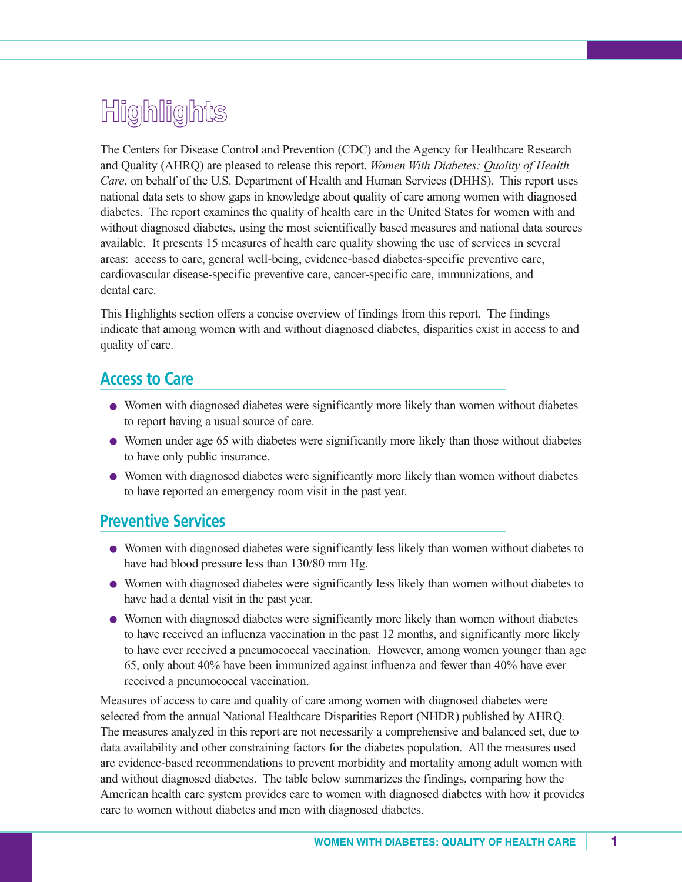# Highlights

The Centers for Disease Control and Prevention (CDC) and the Agency for Healthcare Research and Quality (AHRQ) are pleased to release this report, *Women With Diabetes: Quality of Health Care*, on behalf of the U.S. Department of Health and Human Services (DHHS). This report uses national data sets to show gaps in knowledge about quality of care among women with diagnosed diabetes. The report examines the quality of health care in the United States for women with and without diagnosed diabetes, using the most scientifically based measures and national data sources available. It presents 15 measures of health care quality showing the use of services in several areas: access to care, general well-being, evidence-based diabetes-specific preventive care, cardiovascular disease-specific preventive care, cancer-specific care, immunizations, and dental care.

This Highlights section offers a concise overview of findings from this report. The findings indicate that among women with and without diagnosed diabetes, disparities exist in access to and quality of care.

## Access to Care

- Women with diagnosed diabetes were significantly more likely than women without diabetes to report having a usual source of care.
- Women under age 65 with diabetes were significantly more likely than those without diabetes to have only public insurance.
- Women with diagnosed diabetes were significantly more likely than women without diabetes to have reported an emergency room visit in the past year.

## Preventive Services

- Women with diagnosed diabetes were significantly less likely than women without diabetes to have had blood pressure less than 130/80 mm Hg.
- Women with diagnosed diabetes were significantly less likely than women without diabetes to have had a dental visit in the past year.
- Women with diagnosed diabetes were significantly more likely than women without diabetes to have received an influenza vaccination in the past 12 months, and significantly more likely to have ever received a pneumococcal vaccination. However, among women younger than age 65, only about 40% have been immunized against influenza and fewer than 40% have ever received a pneumococcal vaccination.

Measures of access to care and quality of care among women with diagnosed diabetes were selected from the annual National Healthcare Disparities Report (NHDR) published by AHRQ. The measures analyzed in this report are not necessarily a comprehensive and balanced set, due to data availability and other constraining factors for the diabetes population. All the measures used are evidence-based recommendations to prevent morbidity and mortality among adult women with and without diagnosed diabetes. The table below summarizes the findings, comparing how the American health care system provides care to women with diagnosed diabetes with how it provides care to women without diabetes and men with diagnosed diabetes.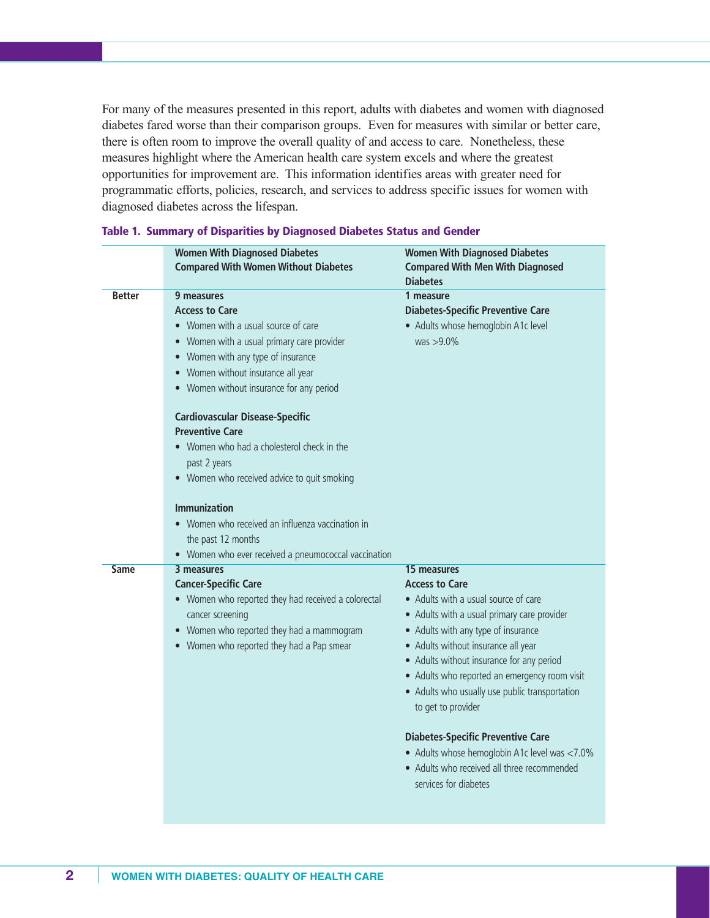For many of the measures presented in this report, adults with diabetes and women with diagnosed diabetes fared worse than their comparison groups. Even for measures with similar or better care, there is often room to improve the overall quality of and access to care. Nonetheless, these measures highlight where the American health care system excels and where the greatest opportunities for improvement are. This information identifies areas with greater need for programmatic efforts, policies, research, and services to address specific issues for women with diagnosed diabetes across the lifespan.

**Table 1. Summary of Disparities by Diagnosed Diabetes Status and Gender**

| | Women With Diagnosed Diabetes Compared With Women Without Diabetes | Women With Diagnosed Diabetes Compared With Men With Diagnosed Diabetes |
|---|---|---|
| **Better** | **9 measures**<br>**Access to Care**<br>• Women with a usual source of care<br>• Women with a usual primary care provider<br>• Women with any type of insurance<br>• Women without insurance all year<br>• Women without insurance for any period<br><br>**Cardiovascular Disease-Specific Preventive Care**<br>• Women who had a cholesterol check in the past 2 years<br>• Women who received advice to quit smoking<br><br>**Immunization**<br>• Women who received an influenza vaccination in the past 12 months<br>• Women who ever received a pneumococcal vaccination | **1 measure**<br>**Diabetes-Specific Preventive Care**<br>• Adults whose hemoglobin A1c level was >9.0% |
| **Same** | **3 measures**<br>**Cancer-Specific Care**<br>• Women who reported they had received a colorectal cancer screening<br>• Women who reported they had a mammogram<br>• Women who reported they had a Pap smear | **15 measures**<br>**Access to Care**<br>• Adults with a usual source of care<br>• Adults with a usual primary care provider<br>• Adults with any type of insurance<br>• Adults without insurance all year<br>• Adults without insurance for any period<br>• Adults who reported an emergency room visit<br>• Adults who usually use public transportation to get to provider<br><br>**Diabetes-Specific Preventive Care**<br>• Adults whose hemoglobin A1c level was <7.0%<br>• Adults who received all three recommended services for diabetes |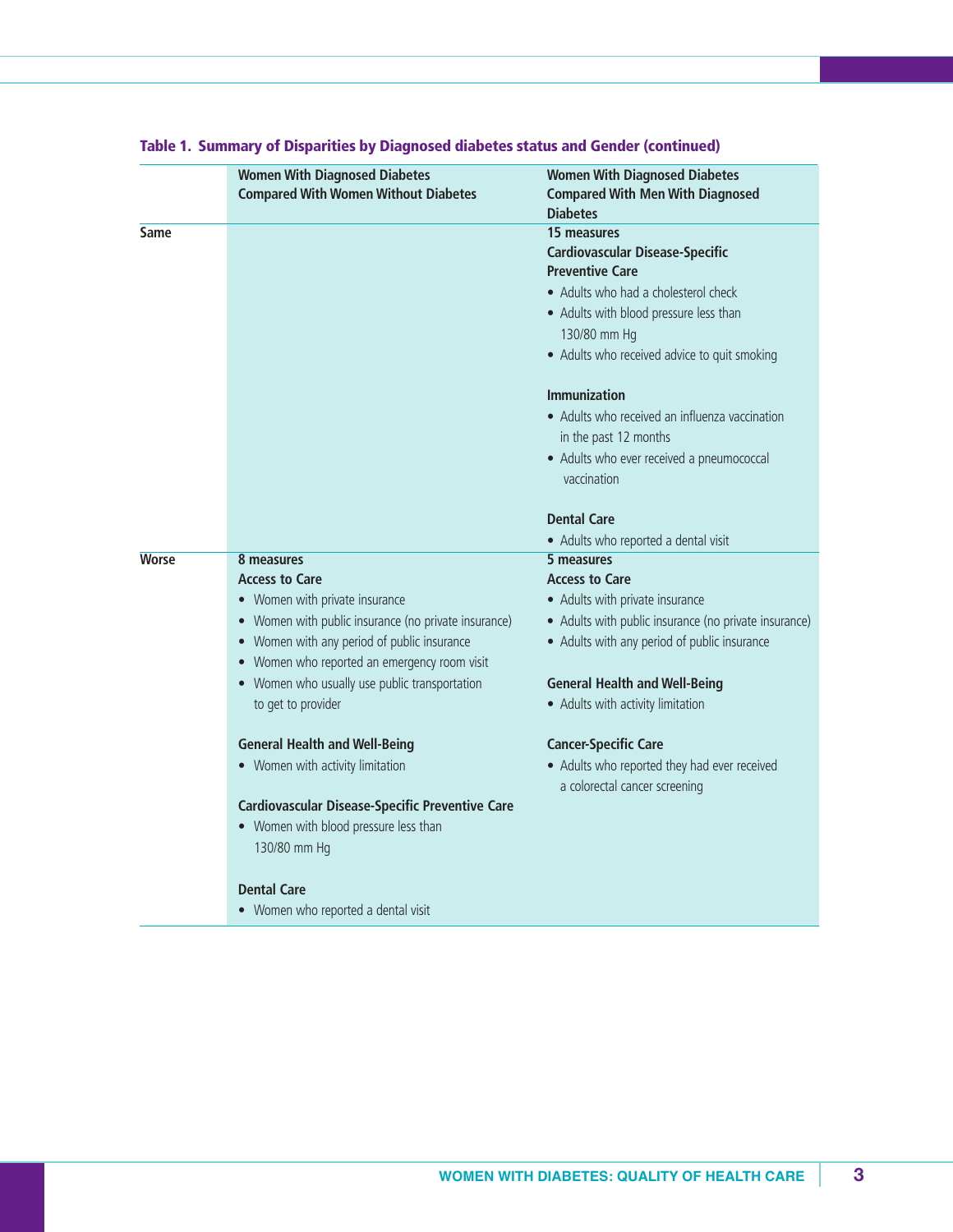**Table 1. Summary of Disparities by Diagnosed diabetes status and Gender (continued)**

| | Women With Diagnosed Diabetes Compared With Women Without Diabetes | Women With Diagnosed Diabetes Compared With Men With Diagnosed Diabetes |
|---|---|---|
| Same | | **15 measures**<br>**Cardiovascular Disease-Specific Preventive Care**<br>• Adults who had a cholesterol check<br>• Adults with blood pressure less than 130/80 mm Hg<br>• Adults who received advice to quit smoking<br><br>**Immunization**<br>• Adults who received an influenza vaccination in the past 12 months<br>• Adults who ever received a pneumococcal vaccination<br><br>**Dental Care**<br>• Adults who reported a dental visit |
| Worse | **8 measures**<br>**Access to Care**<br>• Women with private insurance<br>• Women with public insurance (no private insurance)<br>• Women with any period of public insurance<br>• Women who reported an emergency room visit<br>• Women who usually use public transportation to get to provider<br><br>**General Health and Well-Being**<br>• Women with activity limitation<br><br>**Cardiovascular Disease-Specific Preventive Care**<br>• Women with blood pressure less than 130/80 mm Hg<br><br>**Dental Care**<br>• Women who reported a dental visit | **5 measures**<br>**Access to Care**<br>• Adults with private insurance<br>• Adults with public insurance (no private insurance)<br>• Adults with any period of public insurance<br><br>**General Health and Well-Being**<br>• Adults with activity limitation<br><br>**Cancer-Specific Care**<br>• Adults who reported they had ever received a colorectal cancer screening |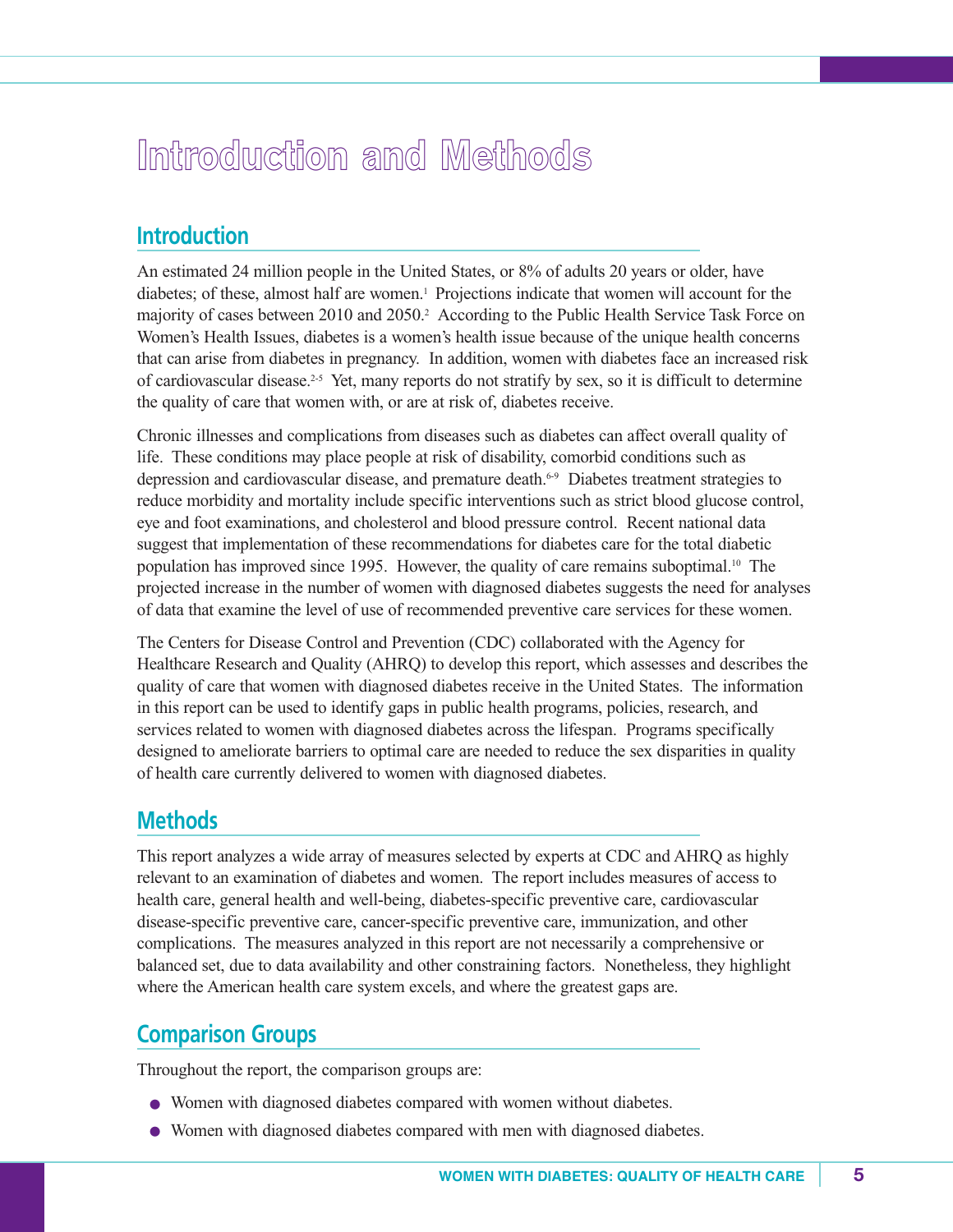# Introduction and Methods

## Introduction

An estimated 24 million people in the United States, or 8% of adults 20 years or older, have diabetes; of these, almost half are women.[1] Projections indicate that women will account for the majority of cases between 2010 and 2050.[2] According to the Public Health Service Task Force on Women's Health Issues, diabetes is a women's health issue because of the unique health concerns that can arise from diabetes in pregnancy. In addition, women with diabetes face an increased risk of cardiovascular disease.[2-5] Yet, many reports do not stratify by sex, so it is difficult to determine the quality of care that women with, or are at risk of, diabetes receive.

Chronic illnesses and complications from diseases such as diabetes can affect overall quality of life. These conditions may place people at risk of disability, comorbid conditions such as depression and cardiovascular disease, and premature death.[6-9] Diabetes treatment strategies to reduce morbidity and mortality include specific interventions such as strict blood glucose control, eye and foot examinations, and cholesterol and blood pressure control. Recent national data suggest that implementation of these recommendations for diabetes care for the total diabetic population has improved since 1995. However, the quality of care remains suboptimal.[10] The projected increase in the number of women with diagnosed diabetes suggests the need for analyses of data that examine the level of use of recommended preventive care services for these women.

The Centers for Disease Control and Prevention (CDC) collaborated with the Agency for Healthcare Research and Quality (AHRQ) to develop this report, which assesses and describes the quality of care that women with diagnosed diabetes receive in the United States. The information in this report can be used to identify gaps in public health programs, policies, research, and services related to women with diagnosed diabetes across the lifespan. Programs specifically designed to ameliorate barriers to optimal care are needed to reduce the sex disparities in quality of health care currently delivered to women with diagnosed diabetes.

## Methods

This report analyzes a wide array of measures selected by experts at CDC and AHRQ as highly relevant to an examination of diabetes and women. The report includes measures of access to health care, general health and well-being, diabetes-specific preventive care, cardiovascular disease-specific preventive care, cancer-specific preventive care, immunization, and other complications. The measures analyzed in this report are not necessarily a comprehensive or balanced set, due to data availability and other constraining factors. Nonetheless, they highlight where the American health care system excels, and where the greatest gaps are.

## Comparison Groups

Throughout the report, the comparison groups are:

- Women with diagnosed diabetes compared with women without diabetes.
- Women with diagnosed diabetes compared with men with diagnosed diabetes.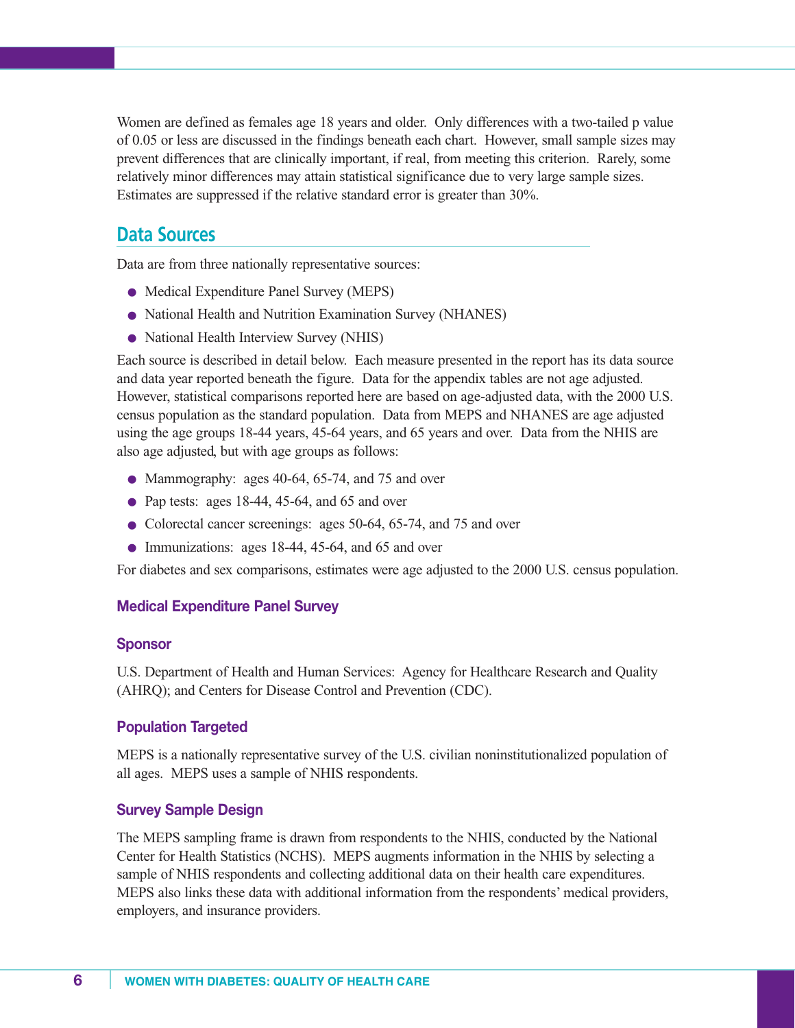Women are defined as females age 18 years and older. Only differences with a two-tailed p value of 0.05 or less are discussed in the findings beneath each chart. However, small sample sizes may prevent differences that are clinically important, if real, from meeting this criterion. Rarely, some relatively minor differences may attain statistical significance due to very large sample sizes. Estimates are suppressed if the relative standard error is greater than 30%.

## Data Sources

Data are from three nationally representative sources:

- Medical Expenditure Panel Survey (MEPS)
- National Health and Nutrition Examination Survey (NHANES)
- National Health Interview Survey (NHIS)

Each source is described in detail below. Each measure presented in the report has its data source and data year reported beneath the figure. Data for the appendix tables are not age adjusted. However, statistical comparisons reported here are based on age-adjusted data, with the 2000 U.S. census population as the standard population. Data from MEPS and NHANES are age adjusted using the age groups 18-44 years, 45-64 years, and 65 years and over. Data from the NHIS are also age adjusted, but with age groups as follows:

- Mammography: ages 40-64, 65-74, and 75 and over
- Pap tests: ages 18-44, 45-64, and 65 and over
- Colorectal cancer screenings: ages 50-64, 65-74, and 75 and over
- Immunizations: ages 18-44, 45-64, and 65 and over

For diabetes and sex comparisons, estimates were age adjusted to the 2000 U.S. census population.

### Medical Expenditure Panel Survey

#### Sponsor

U.S. Department of Health and Human Services: Agency for Healthcare Research and Quality (AHRQ); and Centers for Disease Control and Prevention (CDC).

#### Population Targeted

MEPS is a nationally representative survey of the U.S. civilian noninstitutionalized population of all ages. MEPS uses a sample of NHIS respondents.

#### Survey Sample Design

The MEPS sampling frame is drawn from respondents to the NHIS, conducted by the National Center for Health Statistics (NCHS). MEPS augments information in the NHIS by selecting a sample of NHIS respondents and collecting additional data on their health care expenditures. MEPS also links these data with additional information from the respondents' medical providers, employers, and insurance providers.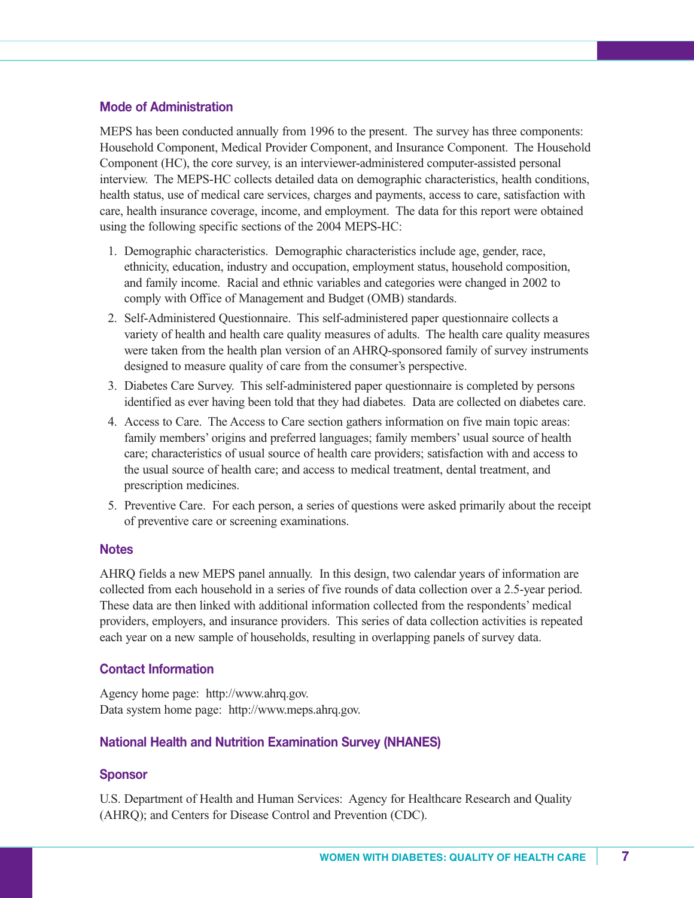### Mode of Administration

MEPS has been conducted annually from 1996 to the present. The survey has three components: Household Component, Medical Provider Component, and Insurance Component. The Household Component (HC), the core survey, is an interviewer-administered computer-assisted personal interview. The MEPS-HC collects detailed data on demographic characteristics, health conditions, health status, use of medical care services, charges and payments, access to care, satisfaction with care, health insurance coverage, income, and employment. The data for this report were obtained using the following specific sections of the 2004 MEPS-HC:

1. Demographic characteristics. Demographic characteristics include age, gender, race, ethnicity, education, industry and occupation, employment status, household composition, and family income. Racial and ethnic variables and categories were changed in 2002 to comply with Office of Management and Budget (OMB) standards.
2. Self-Administered Questionnaire. This self-administered paper questionnaire collects a variety of health and health care quality measures of adults. The health care quality measures were taken from the health plan version of an AHRQ-sponsored family of survey instruments designed to measure quality of care from the consumer's perspective.
3. Diabetes Care Survey. This self-administered paper questionnaire is completed by persons identified as ever having been told that they had diabetes. Data are collected on diabetes care.
4. Access to Care. The Access to Care section gathers information on five main topic areas: family members' origins and preferred languages; family members' usual source of health care; characteristics of usual source of health care providers; satisfaction with and access to the usual source of health care; and access to medical treatment, dental treatment, and prescription medicines.
5. Preventive Care. For each person, a series of questions were asked primarily about the receipt of preventive care or screening examinations.

### Notes

AHRQ fields a new MEPS panel annually. In this design, two calendar years of information are collected from each household in a series of five rounds of data collection over a 2.5-year period. These data are then linked with additional information collected from the respondents' medical providers, employers, and insurance providers. This series of data collection activities is repeated each year on a new sample of households, resulting in overlapping panels of survey data.

### Contact Information

Agency home page: http://www.ahrq.gov.
Data system home page: http://www.meps.ahrq.gov.

## National Health and Nutrition Examination Survey (NHANES)

### Sponsor

U.S. Department of Health and Human Services: Agency for Healthcare Research and Quality (AHRQ); and Centers for Disease Control and Prevention (CDC).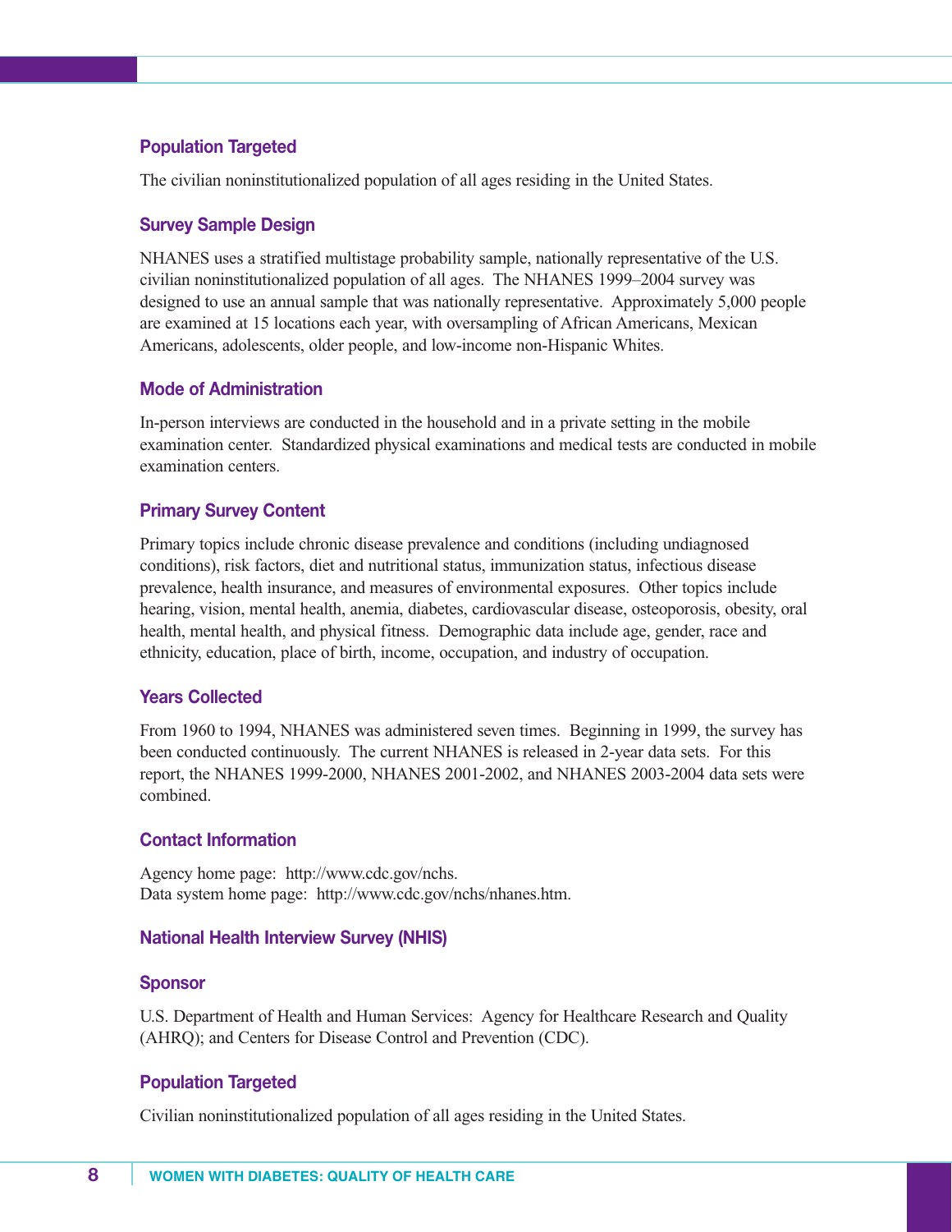### Population Targeted

The civilian noninstitutionalized population of all ages residing in the United States.

### Survey Sample Design

NHANES uses a stratified multistage probability sample, nationally representative of the U.S. civilian noninstitutionalized population of all ages. The NHANES 1999–2004 survey was designed to use an annual sample that was nationally representative. Approximately 5,000 people are examined at 15 locations each year, with oversampling of African Americans, Mexican Americans, adolescents, older people, and low-income non-Hispanic Whites.

### Mode of Administration

In-person interviews are conducted in the household and in a private setting in the mobile examination center. Standardized physical examinations and medical tests are conducted in mobile examination centers.

### Primary Survey Content

Primary topics include chronic disease prevalence and conditions (including undiagnosed conditions), risk factors, diet and nutritional status, immunization status, infectious disease prevalence, health insurance, and measures of environmental exposures. Other topics include hearing, vision, mental health, anemia, diabetes, cardiovascular disease, osteoporosis, obesity, oral health, mental health, and physical fitness. Demographic data include age, gender, race and ethnicity, education, place of birth, income, occupation, and industry of occupation.

### Years Collected

From 1960 to 1994, NHANES was administered seven times. Beginning in 1999, the survey has been conducted continuously. The current NHANES is released in 2-year data sets. For this report, the NHANES 1999-2000, NHANES 2001-2002, and NHANES 2003-2004 data sets were combined.

### Contact Information

Agency home page: http://www.cdc.gov/nchs.
Data system home page: http://www.cdc.gov/nchs/nhanes.htm.

## National Health Interview Survey (NHIS)

### Sponsor

U.S. Department of Health and Human Services: Agency for Healthcare Research and Quality (AHRQ); and Centers for Disease Control and Prevention (CDC).

### Population Targeted

Civilian noninstitutionalized population of all ages residing in the United States.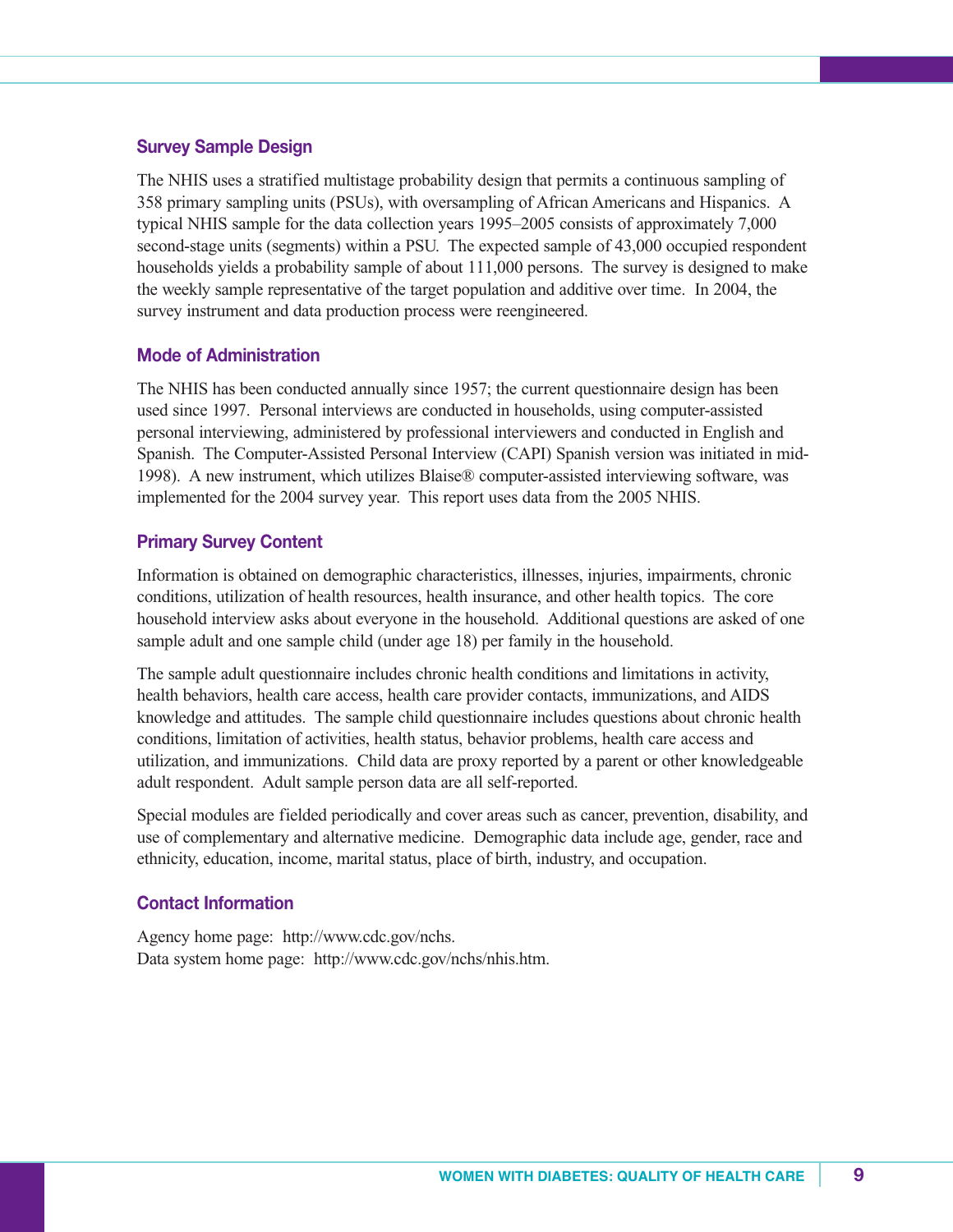### Survey Sample Design

The NHIS uses a stratified multistage probability design that permits a continuous sampling of 358 primary sampling units (PSUs), with oversampling of African Americans and Hispanics. A typical NHIS sample for the data collection years 1995–2005 consists of approximately 7,000 second-stage units (segments) within a PSU. The expected sample of 43,000 occupied respondent households yields a probability sample of about 111,000 persons. The survey is designed to make the weekly sample representative of the target population and additive over time. In 2004, the survey instrument and data production process were reengineered.

### Mode of Administration

The NHIS has been conducted annually since 1957; the current questionnaire design has been used since 1997. Personal interviews are conducted in households, using computer-assisted personal interviewing, administered by professional interviewers and conducted in English and Spanish. The Computer-Assisted Personal Interview (CAPI) Spanish version was initiated in mid-1998). A new instrument, which utilizes Blaise® computer-assisted interviewing software, was implemented for the 2004 survey year. This report uses data from the 2005 NHIS.

### Primary Survey Content

Information is obtained on demographic characteristics, illnesses, injuries, impairments, chronic conditions, utilization of health resources, health insurance, and other health topics. The core household interview asks about everyone in the household. Additional questions are asked of one sample adult and one sample child (under age 18) per family in the household.

The sample adult questionnaire includes chronic health conditions and limitations in activity, health behaviors, health care access, health care provider contacts, immunizations, and AIDS knowledge and attitudes. The sample child questionnaire includes questions about chronic health conditions, limitation of activities, health status, behavior problems, health care access and utilization, and immunizations. Child data are proxy reported by a parent or other knowledgeable adult respondent. Adult sample person data are all self-reported.

Special modules are fielded periodically and cover areas such as cancer, prevention, disability, and use of complementary and alternative medicine. Demographic data include age, gender, race and ethnicity, education, income, marital status, place of birth, industry, and occupation.

### Contact Information

Agency home page: http://www.cdc.gov/nchs.
Data system home page: http://www.cdc.gov/nchs/nhis.htm.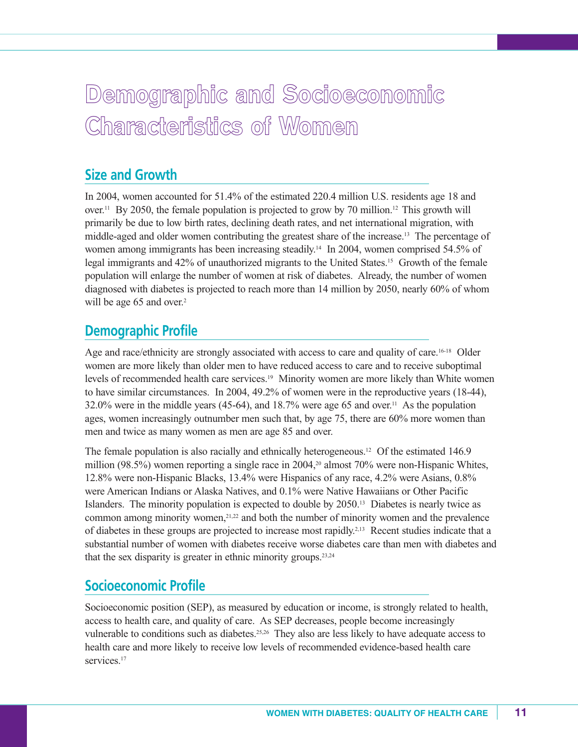# Demographic and Socioeconomic Characteristics of Women

## Size and Growth

In 2004, women accounted for 51.4% of the estimated 220.4 million U.S. residents age 18 and over.[11] By 2050, the female population is projected to grow by 70 million.[12] This growth will primarily be due to low birth rates, declining death rates, and net international migration, with middle-aged and older women contributing the greatest share of the increase.[13] The percentage of women among immigrants has been increasing steadily.[14] In 2004, women comprised 54.5% of legal immigrants and 42% of unauthorized migrants to the United States.[15] Growth of the female population will enlarge the number of women at risk of diabetes. Already, the number of women diagnosed with diabetes is projected to reach more than 14 million by 2050, nearly 60% of whom will be age 65 and over.[2]

## Demographic Profile

Age and race/ethnicity are strongly associated with access to care and quality of care.[16-18] Older women are more likely than older men to have reduced access to care and to receive suboptimal levels of recommended health care services.[19] Minority women are more likely than White women to have similar circumstances. In 2004, 49.2% of women were in the reproductive years (18-44), 32.0% were in the middle years (45-64), and 18.7% were age 65 and over.[11] As the population ages, women increasingly outnumber men such that, by age 75, there are 60% more women than men and twice as many women as men are age 85 and over.

The female population is also racially and ethnically heterogeneous.[12] Of the estimated 146.9 million (98.5%) women reporting a single race in 2004,[20] almost 70% were non-Hispanic Whites, 12.8% were non-Hispanic Blacks, 13.4% were Hispanics of any race, 4.2% were Asians, 0.8% were American Indians or Alaska Natives, and 0.1% were Native Hawaiians or Other Pacific Islanders. The minority population is expected to double by 2050.[13] Diabetes is nearly twice as common among minority women,[21,22] and both the number of minority women and the prevalence of diabetes in these groups are projected to increase most rapidly.[2,13] Recent studies indicate that a substantial number of women with diabetes receive worse diabetes care than men with diabetes and that the sex disparity is greater in ethnic minority groups.[23,24]

## Socioeconomic Profile

Socioeconomic position (SEP), as measured by education or income, is strongly related to health, access to health care, and quality of care. As SEP decreases, people become increasingly vulnerable to conditions such as diabetes.[25,26] They also are less likely to have adequate access to health care and more likely to receive low levels of recommended evidence-based health care services.[17]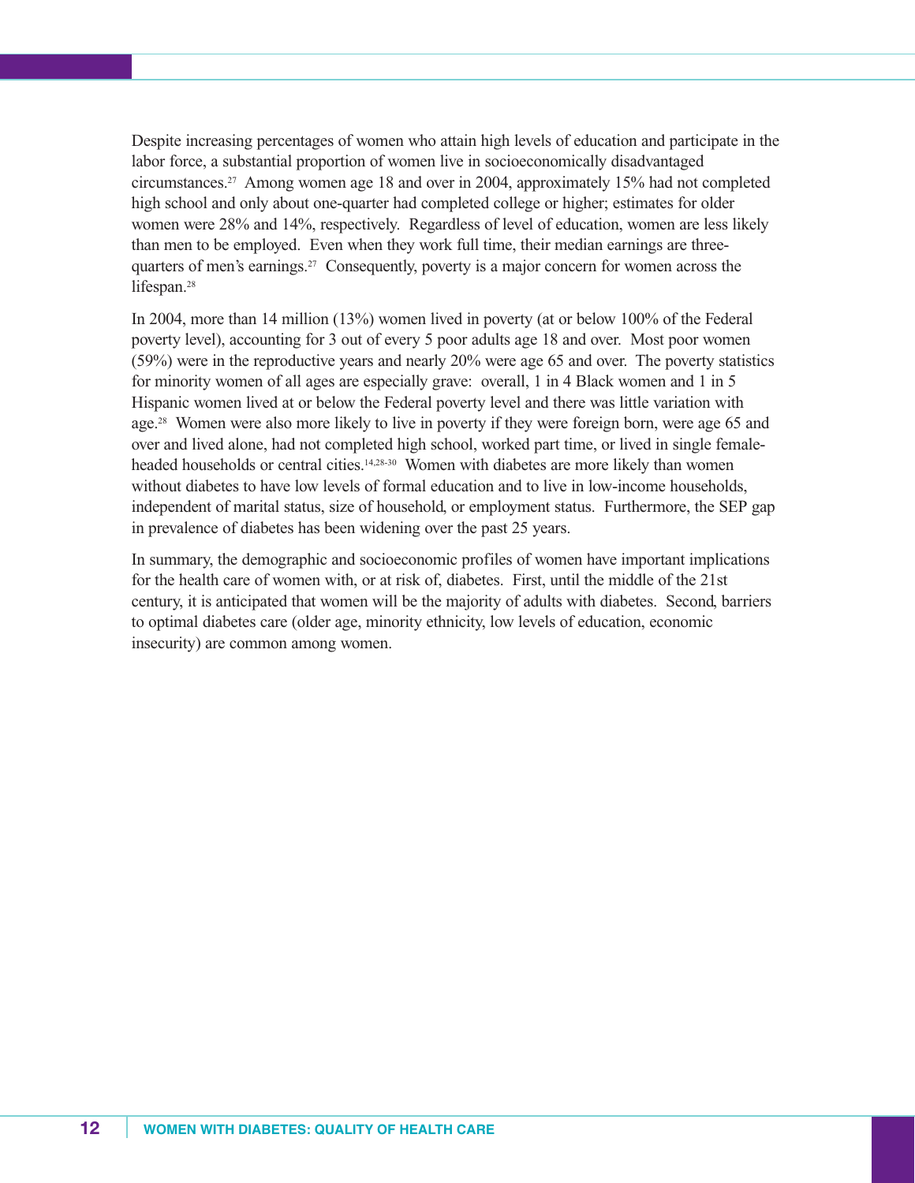Despite increasing percentages of women who attain high levels of education and participate in the labor force, a substantial proportion of women live in socioeconomically disadvantaged circumstances.[27] Among women age 18 and over in 2004, approximately 15% had not completed high school and only about one-quarter had completed college or higher; estimates for older women were 28% and 14%, respectively. Regardless of level of education, women are less likely than men to be employed. Even when they work full time, their median earnings are three-quarters of men's earnings.[27] Consequently, poverty is a major concern for women across the lifespan.[28]

In 2004, more than 14 million (13%) women lived in poverty (at or below 100% of the Federal poverty level), accounting for 3 out of every 5 poor adults age 18 and over. Most poor women (59%) were in the reproductive years and nearly 20% were age 65 and over. The poverty statistics for minority women of all ages are especially grave: overall, 1 in 4 Black women and 1 in 5 Hispanic women lived at or below the Federal poverty level and there was little variation with age.[28] Women were also more likely to live in poverty if they were foreign born, were age 65 and over and lived alone, had not completed high school, worked part time, or lived in single female-headed households or central cities.[14,28-30] Women with diabetes are more likely than women without diabetes to have low levels of formal education and to live in low-income households, independent of marital status, size of household, or employment status. Furthermore, the SEP gap in prevalence of diabetes has been widening over the past 25 years.

In summary, the demographic and socioeconomic profiles of women have important implications for the health care of women with, or at risk of, diabetes. First, until the middle of the 21st century, it is anticipated that women will be the majority of adults with diabetes. Second, barriers to optimal diabetes care (older age, minority ethnicity, low levels of education, economic insecurity) are common among women.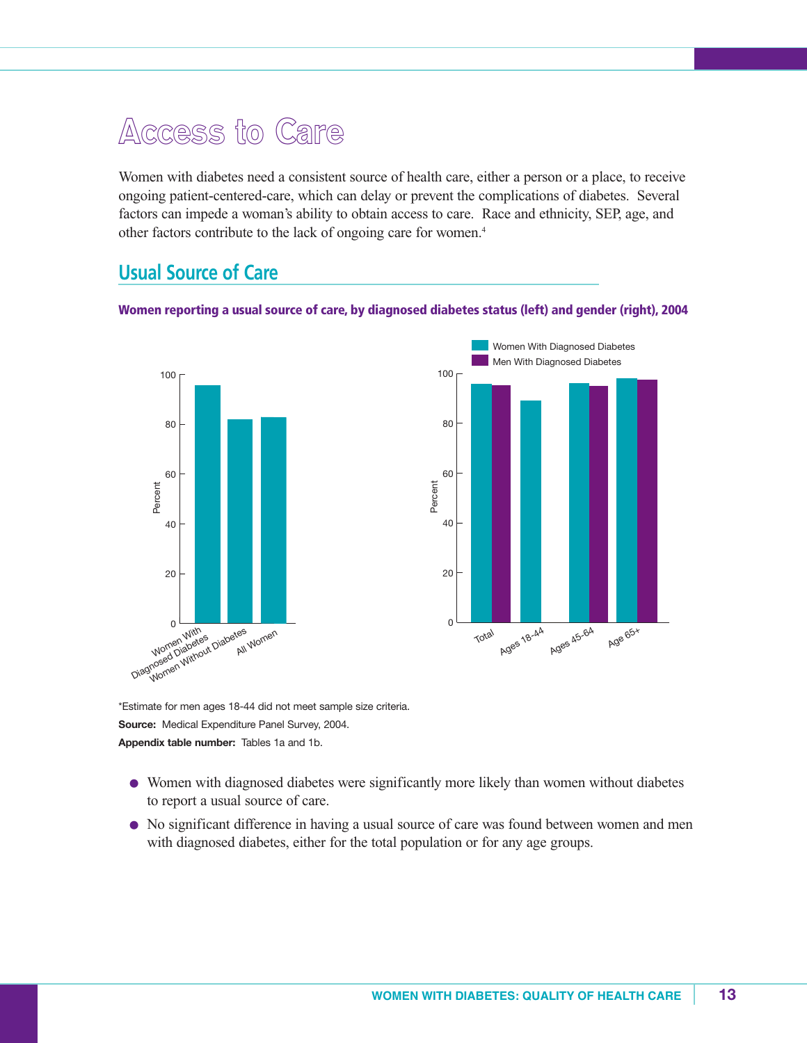# Access to Care

Women with diabetes need a consistent source of health care, either a person or a place, to receive ongoing patient-centered-care, which can delay or prevent the complications of diabetes. Several factors can impede a woman's ability to obtain access to care. Race and ethnicity, SEP, age, and other factors contribute to the lack of ongoing care for women.[4]

## Usual Source of Care

**Women reporting a usual source of care, by diagnosed diabetes status (left) and gender (right), 2004**

*Estimate for men ages 18-44 did not meet sample size criteria.

**Source:** Medical Expenditure Panel Survey, 2004.

**Appendix table number:** Tables 1a and 1b.

- Women with diagnosed diabetes were significantly more likely than women without diabetes to report a usual source of care.
- No significant difference in having a usual source of care was found between women and men with diagnosed diabetes, either for the total population or for any age groups.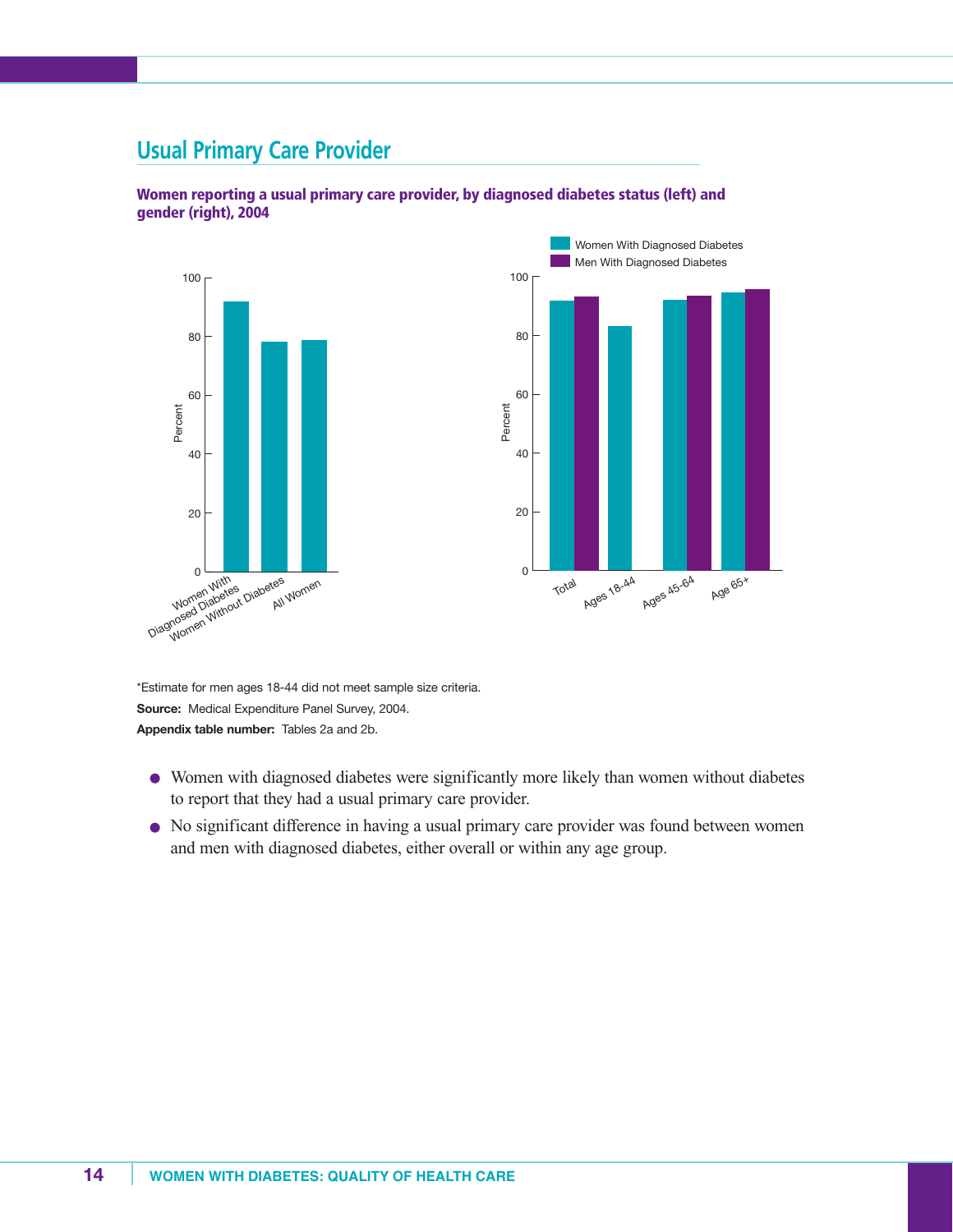## Usual Primary Care Provider

**Women reporting a usual primary care provider, by diagnosed diabetes status (left) and gender (right), 2004**

*Estimate for men ages 18-44 did not meet sample size criteria.

**Source:** Medical Expenditure Panel Survey, 2004.

**Appendix table number:** Tables 2a and 2b.

- Women with diagnosed diabetes were significantly more likely than women without diabetes to report that they had a usual primary care provider.
- No significant difference in having a usual primary care provider was found between women and men with diagnosed diabetes, either overall or within any age group.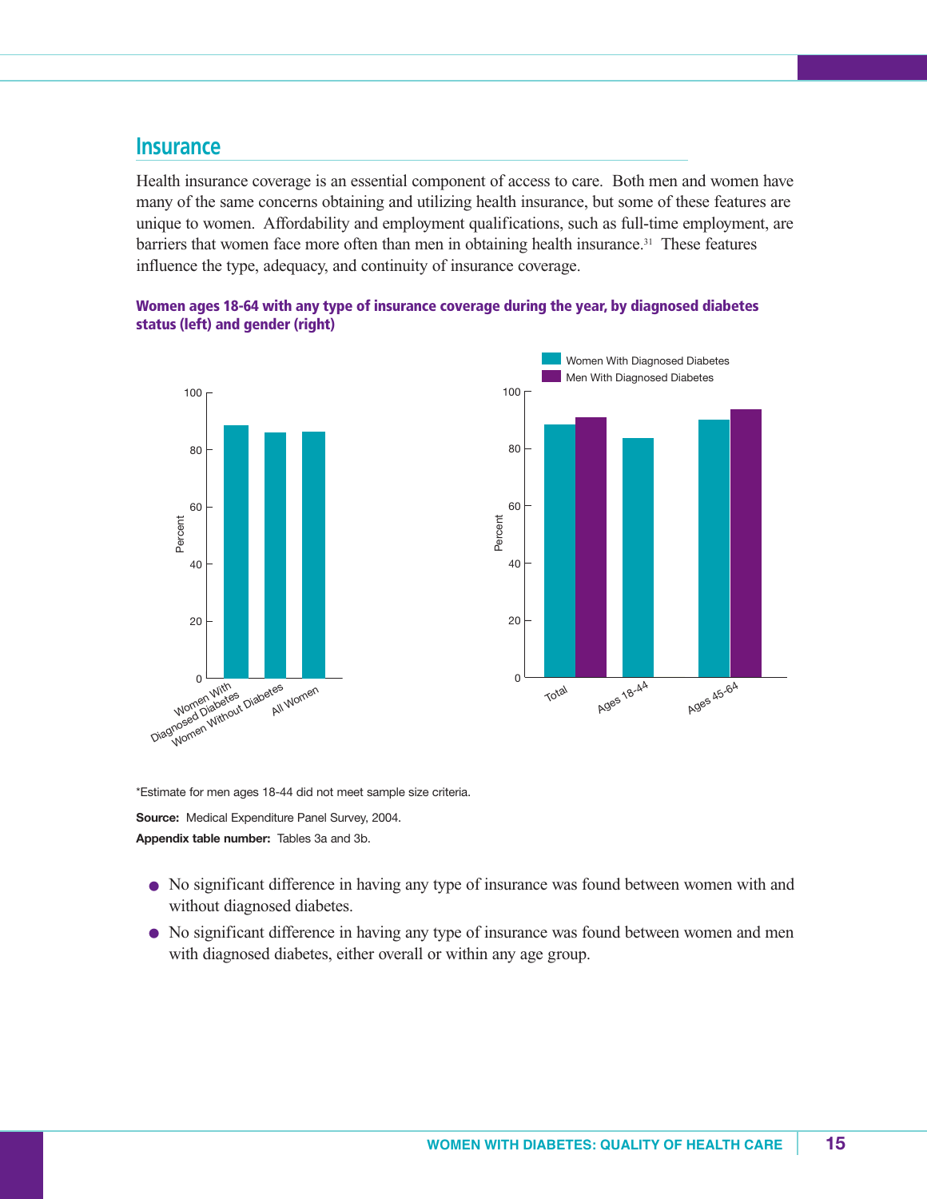## Insurance

Health insurance coverage is an essential component of access to care. Both men and women have many of the same concerns obtaining and utilizing health insurance, but some of these features are unique to women. Affordability and employment qualifications, such as full-time employment, are barriers that women face more often than men in obtaining health insurance.[31] These features influence the type, adequacy, and continuity of insurance coverage.

**Women ages 18-64 with any type of insurance coverage during the year, by diagnosed diabetes status (left) and gender (right)**

*Estimate for men ages 18-44 did not meet sample size criteria.

**Source:** Medical Expenditure Panel Survey, 2004.

**Appendix table number:** Tables 3a and 3b.

- No significant difference in having any type of insurance was found between women with and without diagnosed diabetes.
- No significant difference in having any type of insurance was found between women and men with diagnosed diabetes, either overall or within any age group.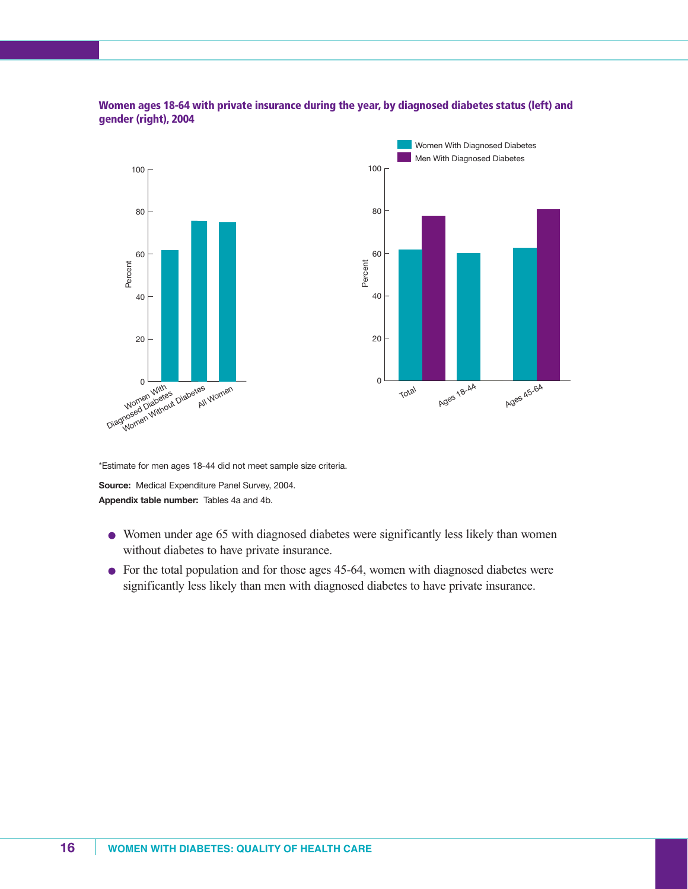**Women ages 18-64 with private insurance during the year, by diagnosed diabetes status (left) and gender (right), 2004**

*Estimate for men ages 18-44 did not meet sample size criteria.

**Source:** Medical Expenditure Panel Survey, 2004.

**Appendix table number:** Tables 4a and 4b.

- Women under age 65 with diagnosed diabetes were significantly less likely than women without diabetes to have private insurance.
- For the total population and for those ages 45-64, women with diagnosed diabetes were significantly less likely than men with diagnosed diabetes to have private insurance.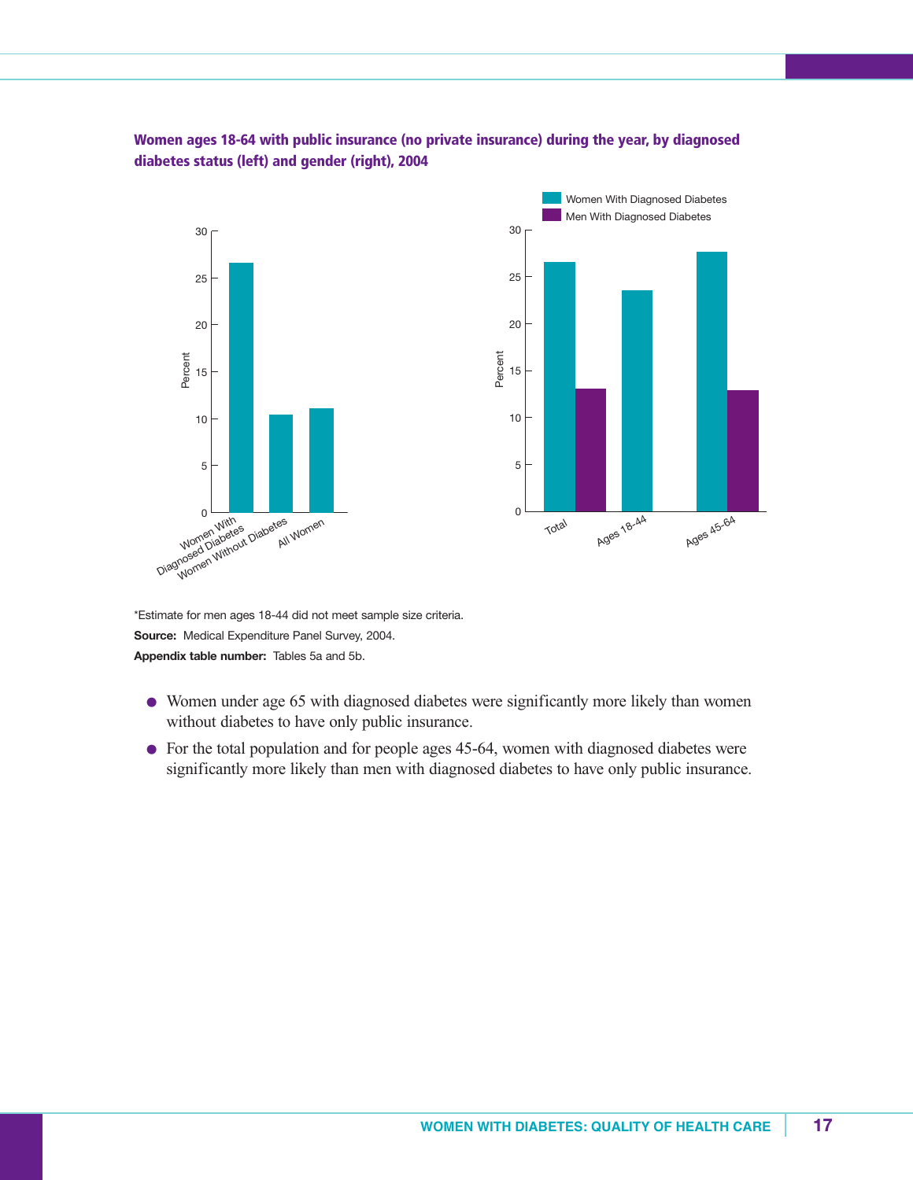**Women ages 18-64 with public insurance (no private insurance) during the year, by diagnosed diabetes status (left) and gender (right), 2004**

*Estimate for men ages 18-44 did not meet sample size criteria.

**Source:** Medical Expenditure Panel Survey, 2004.

**Appendix table number:** Tables 5a and 5b.

- Women under age 65 with diagnosed diabetes were significantly more likely than women without diabetes to have only public insurance.
- For the total population and for people ages 45-64, women with diagnosed diabetes were significantly more likely than men with diagnosed diabetes to have only public insurance.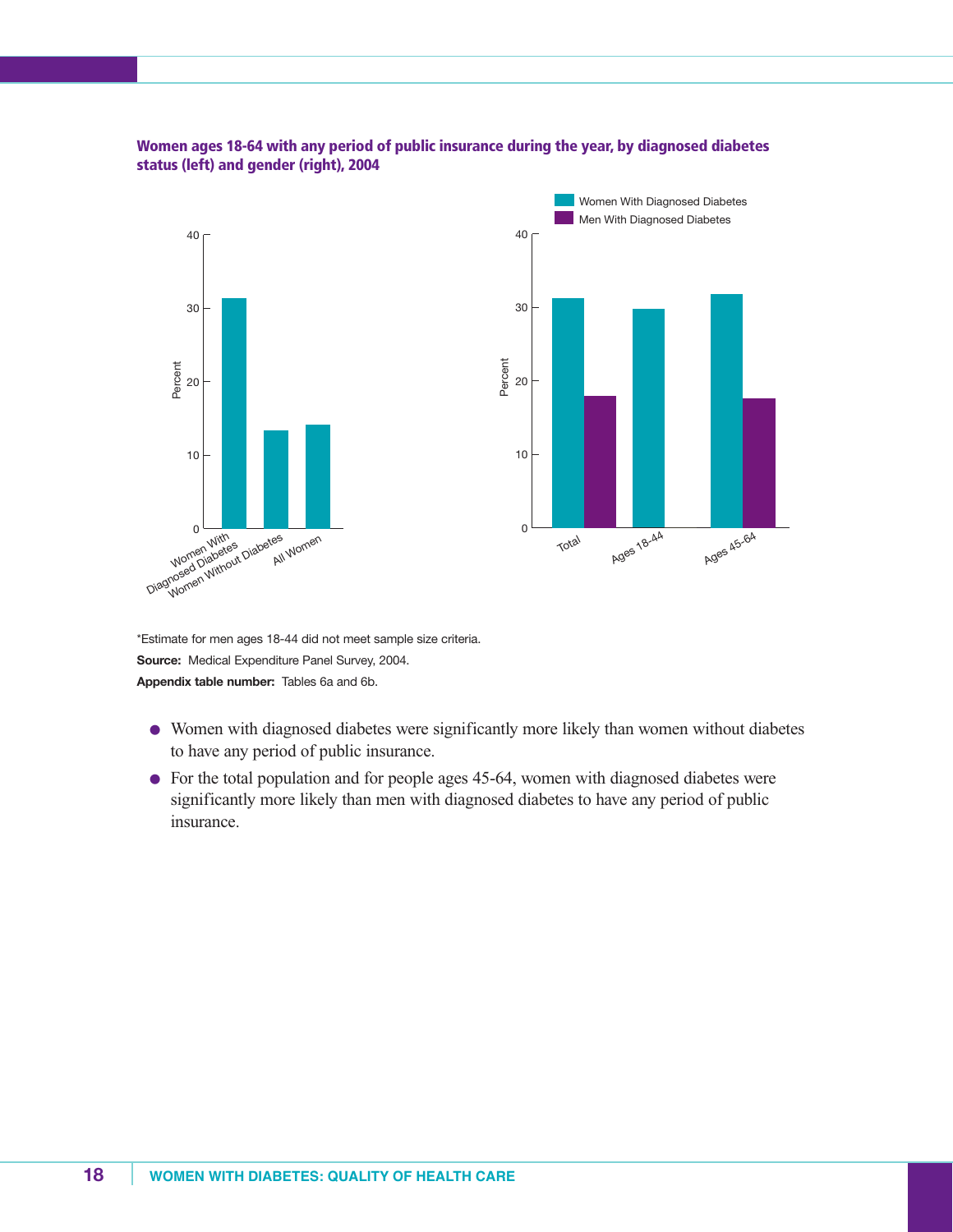**Women ages 18-64 with any period of public insurance during the year, by diagnosed diabetes status (left) and gender (right), 2004**

*Estimate for men ages 18-44 did not meet sample size criteria.

**Source:** Medical Expenditure Panel Survey, 2004.

**Appendix table number:** Tables 6a and 6b.

- Women with diagnosed diabetes were significantly more likely than women without diabetes to have any period of public insurance.
- For the total population and for people ages 45-64, women with diagnosed diabetes were significantly more likely than men with diagnosed diabetes to have any period of public insurance.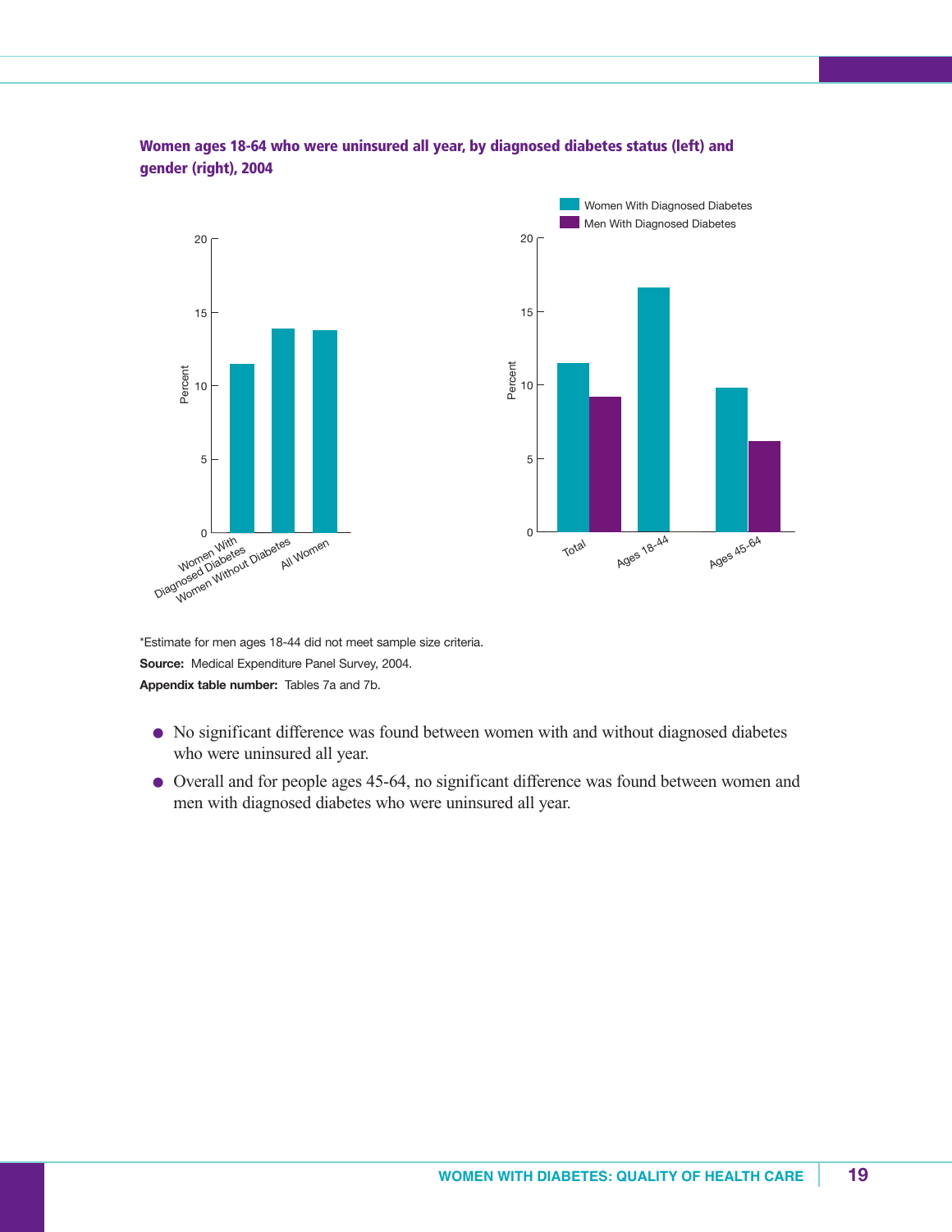**Women ages 18-64 who were uninsured all year, by diagnosed diabetes status (left) and gender (right), 2004**

*Estimate for men ages 18-44 did not meet sample size criteria.

**Source:** Medical Expenditure Panel Survey, 2004.

**Appendix table number:** Tables 7a and 7b.

- No significant difference was found between women with and without diagnosed diabetes who were uninsured all year.
- Overall and for people ages 45-64, no significant difference was found between women and men with diagnosed diabetes who were uninsured all year.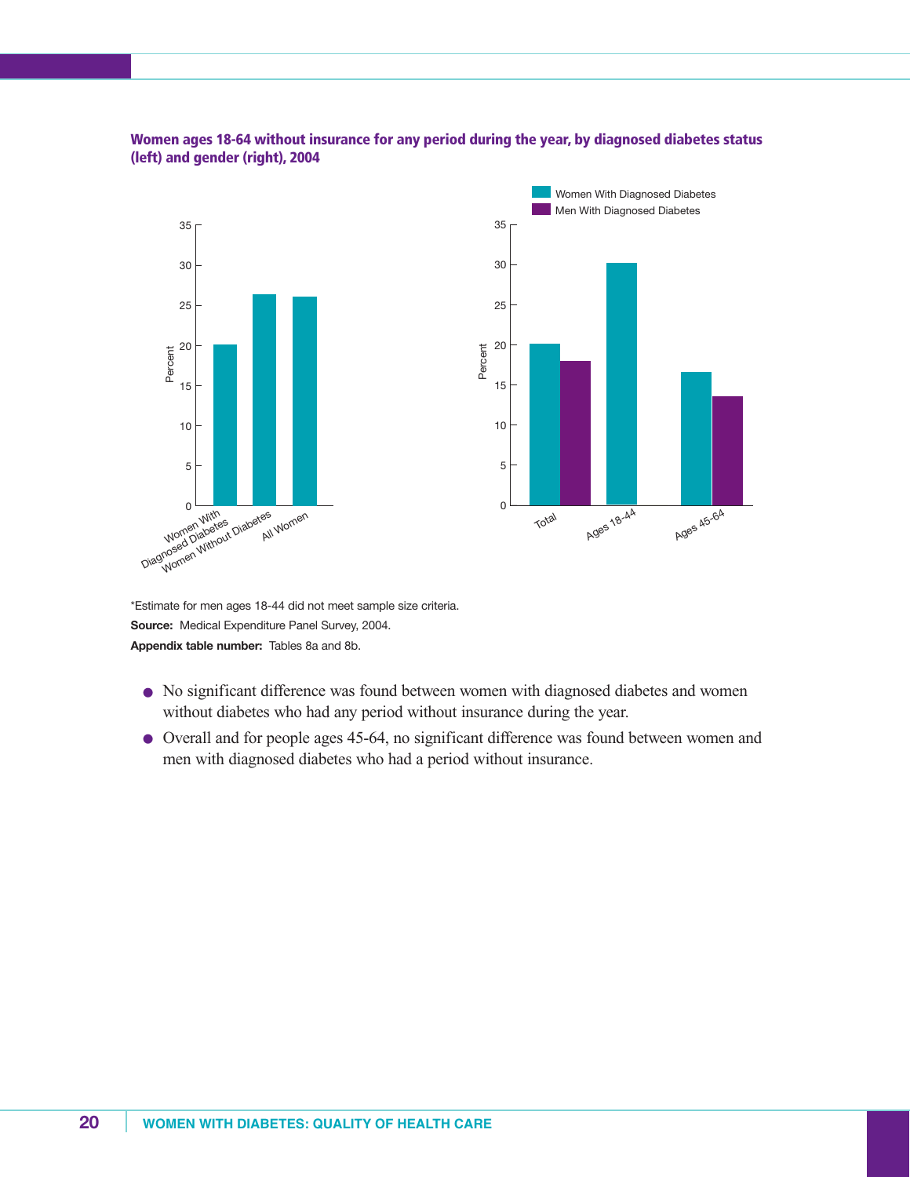**Women ages 18-64 without insurance for any period during the year, by diagnosed diabetes status (left) and gender (right), 2004**

*Estimate for men ages 18-44 did not meet sample size criteria.

**Source:** Medical Expenditure Panel Survey, 2004.

**Appendix table number:** Tables 8a and 8b.

- No significant difference was found between women with diagnosed diabetes and women without diabetes who had any period without insurance during the year.
- Overall and for people ages 45-64, no significant difference was found between women and men with diagnosed diabetes who had a period without insurance.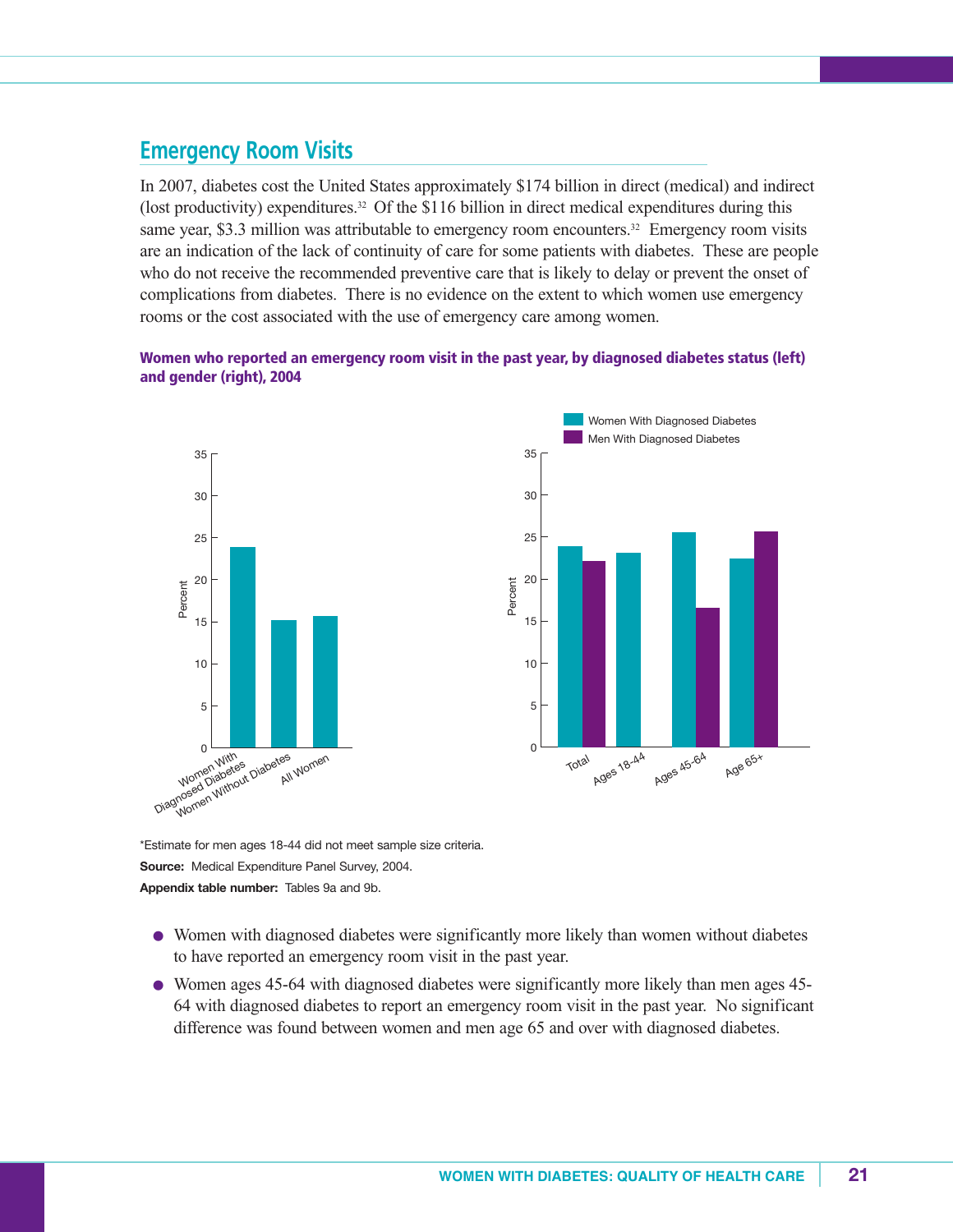## Emergency Room Visits

In 2007, diabetes cost the United States approximately $174 billion in direct (medical) and indirect (lost productivity) expenditures.[32] Of the $116 billion in direct medical expenditures during this same year, $3.3 million was attributable to emergency room encounters.[32] Emergency room visits are an indication of the lack of continuity of care for some patients with diabetes. These are people who do not receive the recommended preventive care that is likely to delay or prevent the onset of complications from diabetes. There is no evidence on the extent to which women use emergency rooms or the cost associated with the use of emergency care among women.

**Women who reported an emergency room visit in the past year, by diagnosed diabetes status (left) and gender (right), 2004**

*Estimate for men ages 18-44 did not meet sample size criteria.

**Source:** Medical Expenditure Panel Survey, 2004.

**Appendix table number:** Tables 9a and 9b.

- Women with diagnosed diabetes were significantly more likely than women without diabetes to have reported an emergency room visit in the past year.
- Women ages 45-64 with diagnosed diabetes were significantly more likely than men ages 45-64 with diagnosed diabetes to report an emergency room visit in the past year. No significant difference was found between women and men age 65 and over with diagnosed diabetes.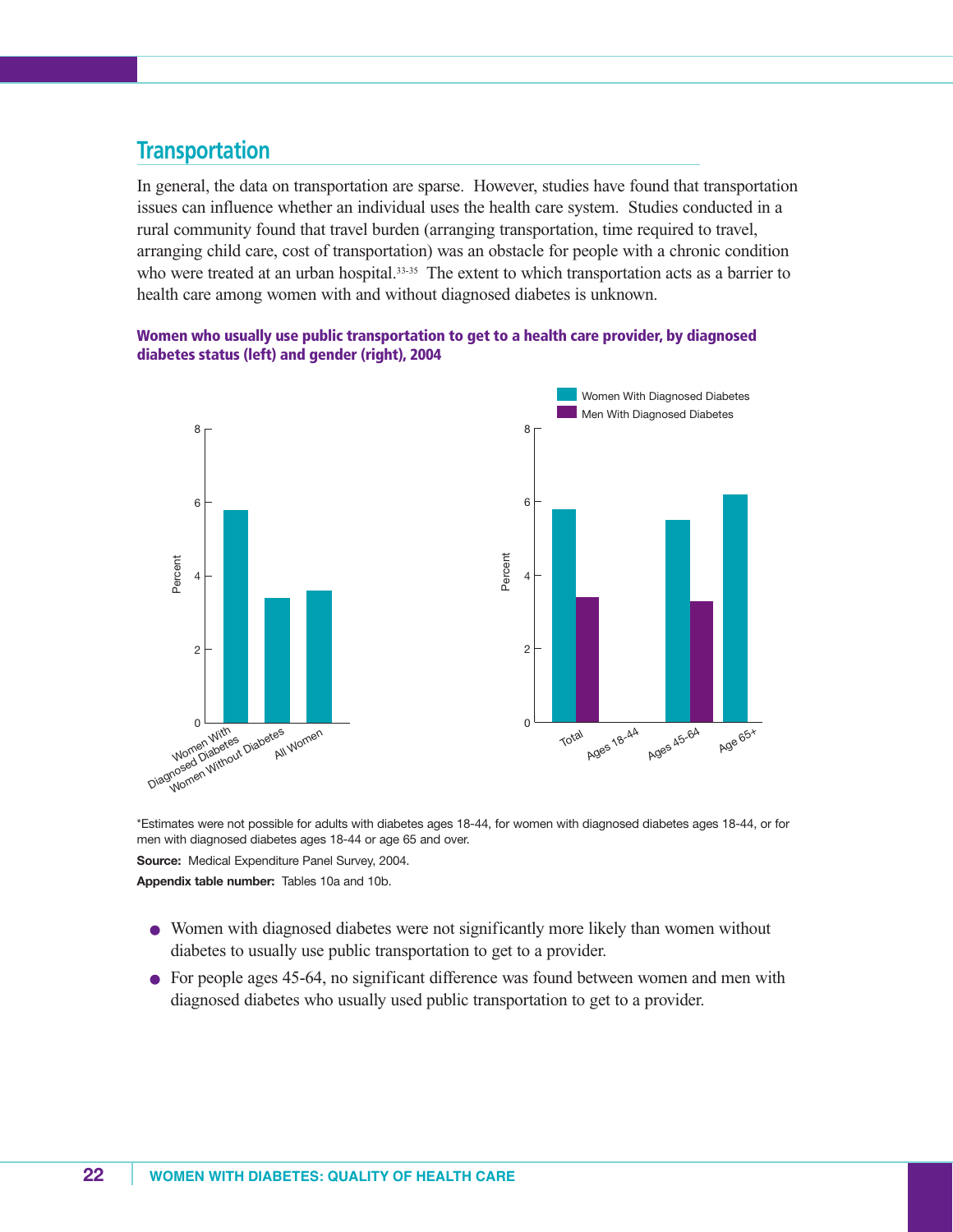## Transportation

In general, the data on transportation are sparse. However, studies have found that transportation issues can influence whether an individual uses the health care system. Studies conducted in a rural community found that travel burden (arranging transportation, time required to travel, arranging child care, cost of transportation) was an obstacle for people with a chronic condition who were treated at an urban hospital.[33-35] The extent to which transportation acts as a barrier to health care among women with and without diagnosed diabetes is unknown.

**Women who usually use public transportation to get to a health care provider, by diagnosed diabetes status (left) and gender (right), 2004**

*Estimates were not possible for adults with diabetes ages 18-44, for women with diagnosed diabetes ages 18-44, or for men with diagnosed diabetes ages 18-44 or age 65 and over.

**Source:** Medical Expenditure Panel Survey, 2004.

**Appendix table number:** Tables 10a and 10b.

- Women with diagnosed diabetes were not significantly more likely than women without diabetes to usually use public transportation to get to a provider.
- For people ages 45-64, no significant difference was found between women and men with diagnosed diabetes who usually used public transportation to get to a provider.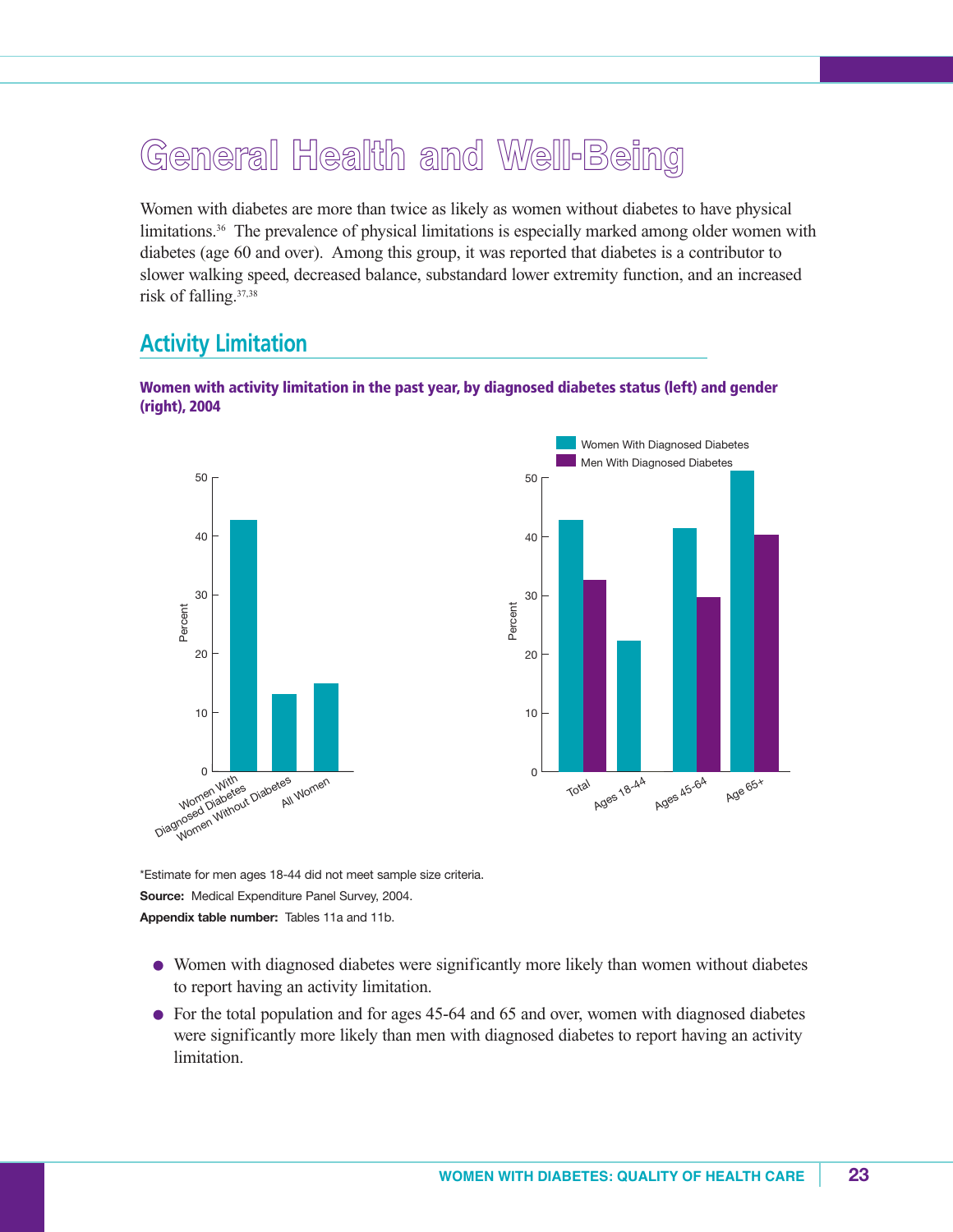# General Health and Well-Being

Women with diabetes are more than twice as likely as women without diabetes to have physical limitations.[36] The prevalence of physical limitations is especially marked among older women with diabetes (age 60 and over). Among this group, it was reported that diabetes is a contributor to slower walking speed, decreased balance, substandard lower extremity function, and an increased risk of falling.[37,38]

## Activity Limitation

**Women with activity limitation in the past year, by diagnosed diabetes status (left) and gender (right), 2004**

*Estimate for men ages 18-44 did not meet sample size criteria.

**Source:** Medical Expenditure Panel Survey, 2004.

**Appendix table number:** Tables 11a and 11b.

- Women with diagnosed diabetes were significantly more likely than women without diabetes to report having an activity limitation.
- For the total population and for ages 45-64 and 65 and over, women with diagnosed diabetes were significantly more likely than men with diagnosed diabetes to report having an activity limitation.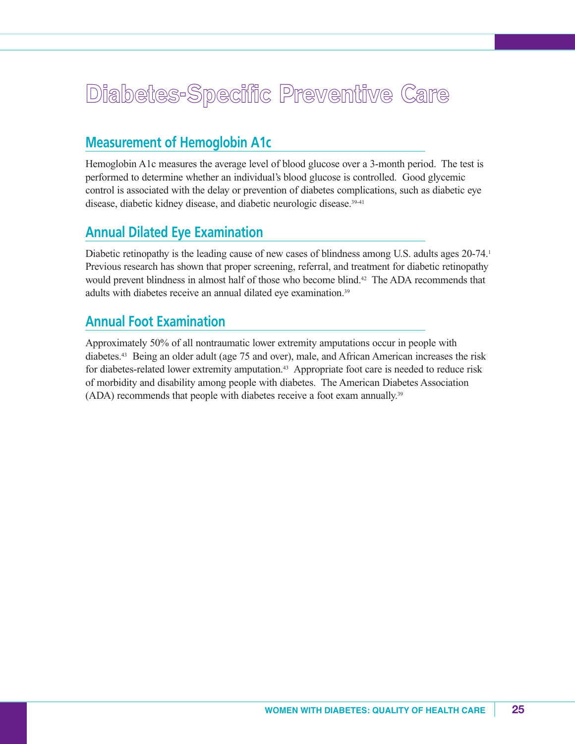# Diabetes-Specific Preventive Care

## Measurement of Hemoglobin A1c

Hemoglobin A1c measures the average level of blood glucose over a 3-month period. The test is performed to determine whether an individual's blood glucose is controlled. Good glycemic control is associated with the delay or prevention of diabetes complications, such as diabetic eye disease, diabetic kidney disease, and diabetic neurologic disease.[39-41]

## Annual Dilated Eye Examination

Diabetic retinopathy is the leading cause of new cases of blindness among U.S. adults ages 20-74.[1] Previous research has shown that proper screening, referral, and treatment for diabetic retinopathy would prevent blindness in almost half of those who become blind.[42] The ADA recommends that adults with diabetes receive an annual dilated eye examination.[39]

## Annual Foot Examination

Approximately 50% of all nontraumatic lower extremity amputations occur in people with diabetes.[43] Being an older adult (age 75 and over), male, and African American increases the risk for diabetes-related lower extremity amputation.[43] Appropriate foot care is needed to reduce risk of morbidity and disability among people with diabetes. The American Diabetes Association (ADA) recommends that people with diabetes receive a foot exam annually.[39]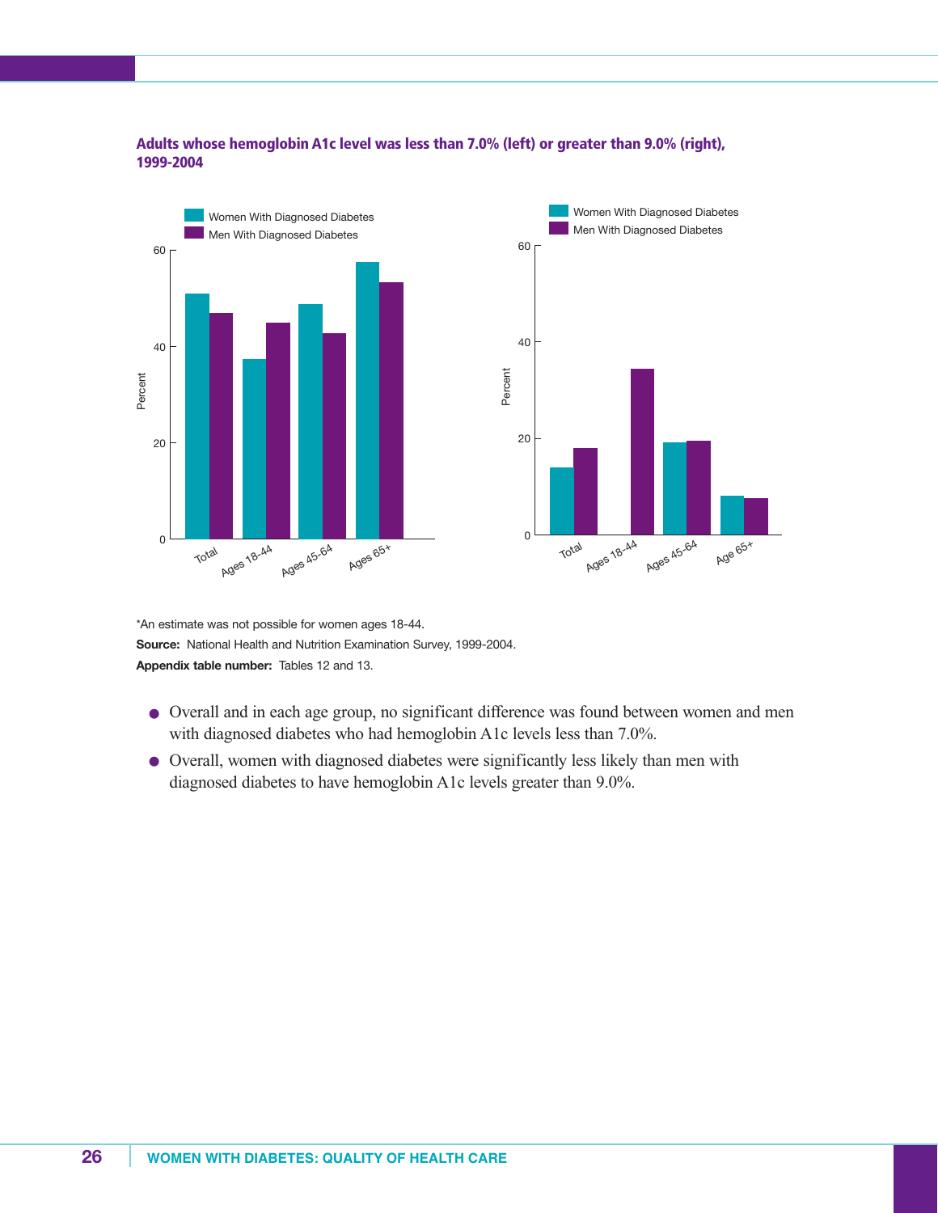**Adults whose hemoglobin A1c level was less than 7.0% (left) or greater than 9.0% (right), 1999-2004**

*An estimate was not possible for women ages 18-44.

**Source:** National Health and Nutrition Examination Survey, 1999-2004.

**Appendix table number:** Tables 12 and 13.

- Overall and in each age group, no significant difference was found between women and men with diagnosed diabetes who had hemoglobin A1c levels less than 7.0%.
- Overall, women with diagnosed diabetes were significantly less likely than men with diagnosed diabetes to have hemoglobin A1c levels greater than 9.0%.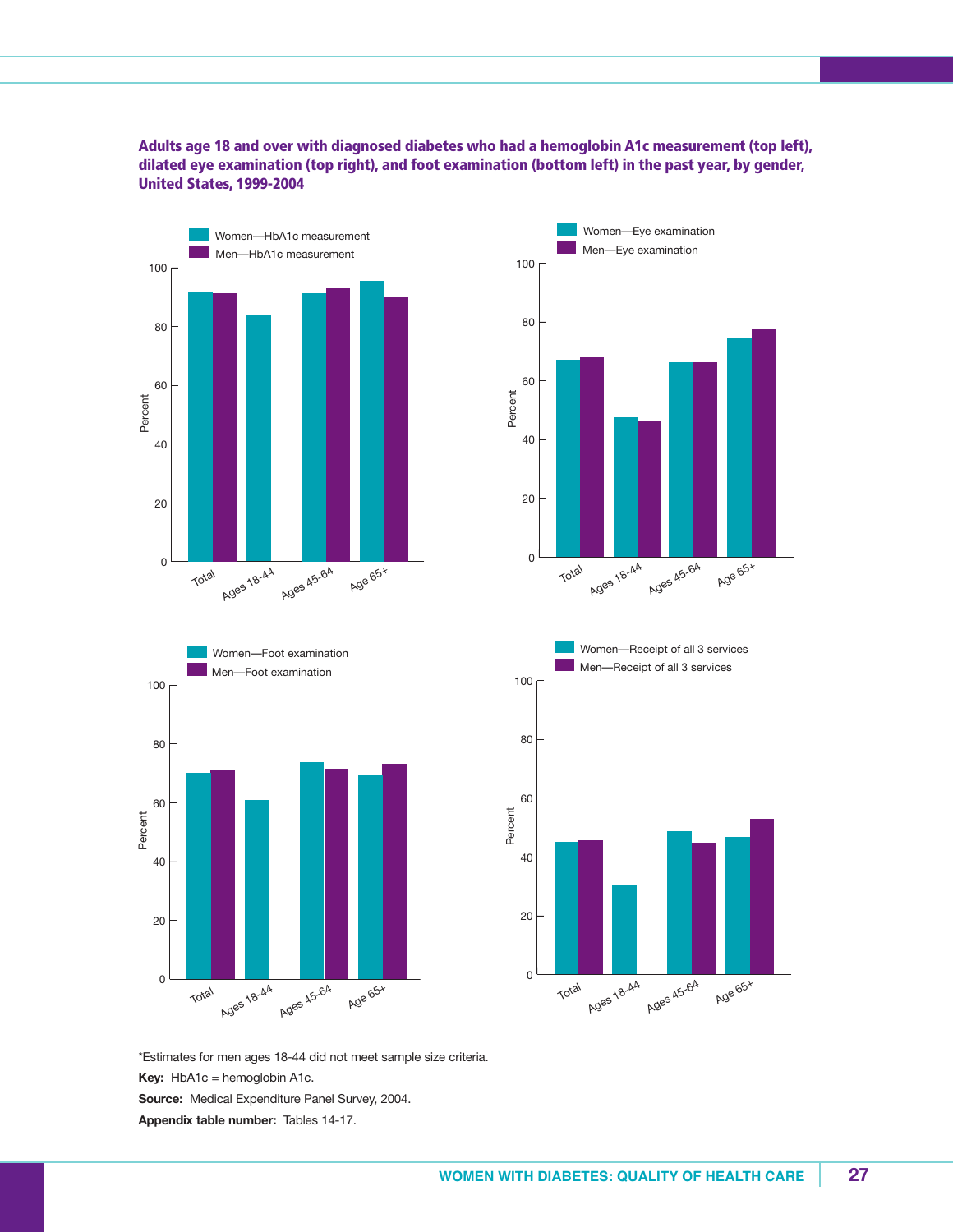**Adults age 18 and over with diagnosed diabetes who had a hemoglobin A1c measurement (top left), dilated eye examination (top right), and foot examination (bottom left) in the past year, by gender, United States, 1999-2004**

*Estimates for men ages 18-44 did not meet sample size criteria.

**Key:** HbA1c = hemoglobin A1c.

**Source:** Medical Expenditure Panel Survey, 2004.

**Appendix table number:** Tables 14-17.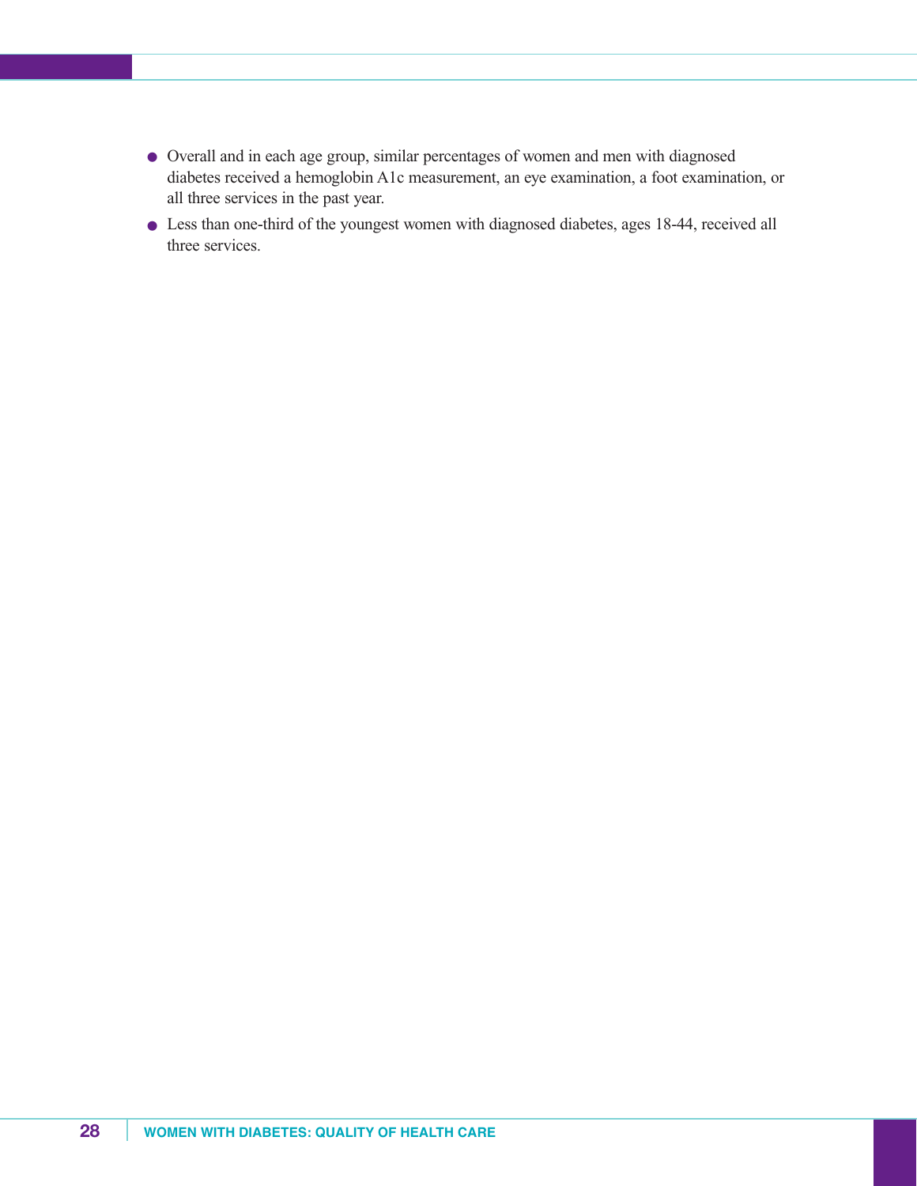- Overall and in each age group, similar percentages of women and men with diagnosed diabetes received a hemoglobin A1c measurement, an eye examination, a foot examination, or all three services in the past year.
- Less than one-third of the youngest women with diagnosed diabetes, ages 18-44, received all three services.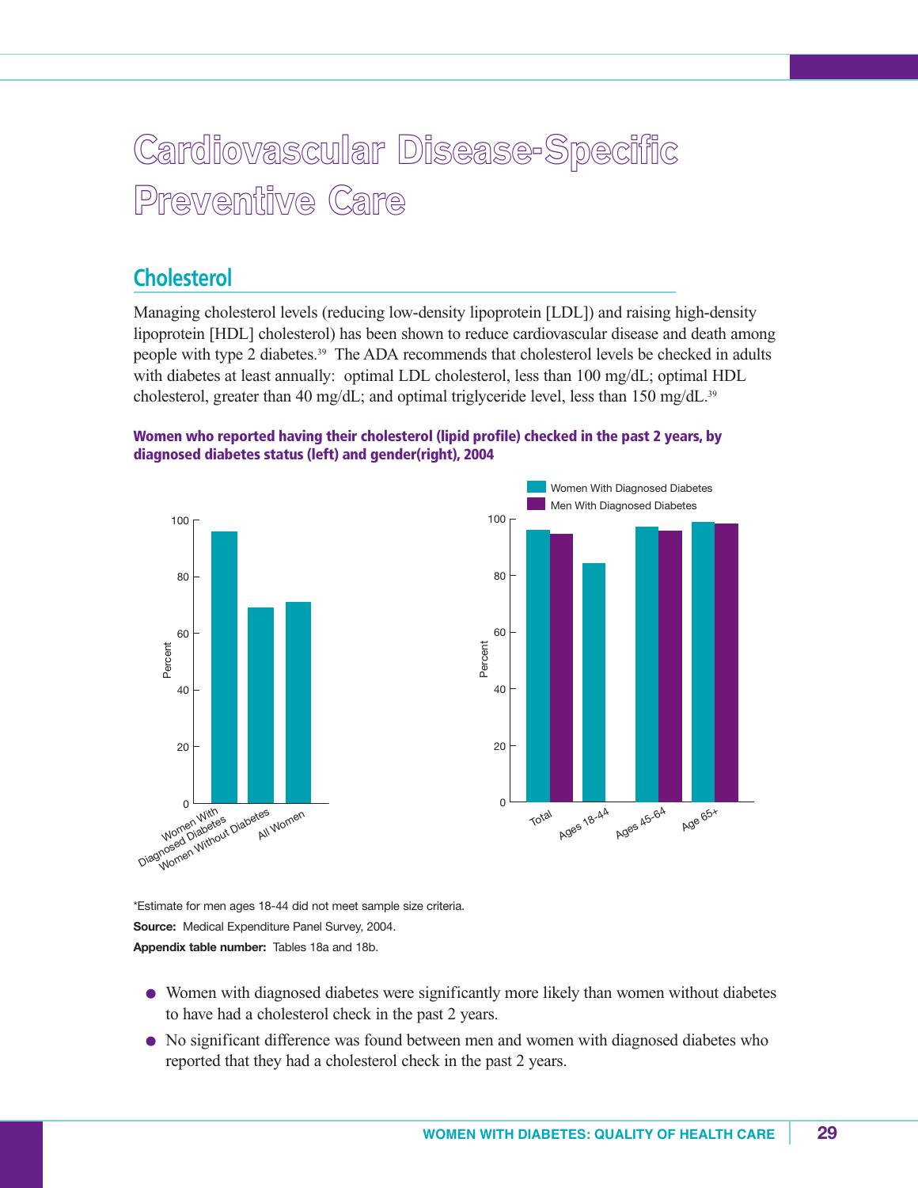# Cardiovascular Disease-Specific Preventive Care

## Cholesterol

Managing cholesterol levels (reducing low-density lipoprotein [LDL]) and raising high-density lipoprotein [HDL] cholesterol) has been shown to reduce cardiovascular disease and death among people with type 2 diabetes.[39] The ADA recommends that cholesterol levels be checked in adults with diabetes at least annually: optimal LDL cholesterol, less than 100 mg/dL; optimal HDL cholesterol, greater than 40 mg/dL; and optimal triglyceride level, less than 150 mg/dL.[39]

**Women who reported having their cholesterol (lipid profile) checked in the past 2 years, by diagnosed diabetes status (left) and gender(right), 2004**

*Estimate for men ages 18-44 did not meet sample size criteria.

**Source:** Medical Expenditure Panel Survey, 2004.

**Appendix table number:** Tables 18a and 18b.

- Women with diagnosed diabetes were significantly more likely than women without diabetes to have had a cholesterol check in the past 2 years.
- No significant difference was found between men and women with diagnosed diabetes who reported that they had a cholesterol check in the past 2 years.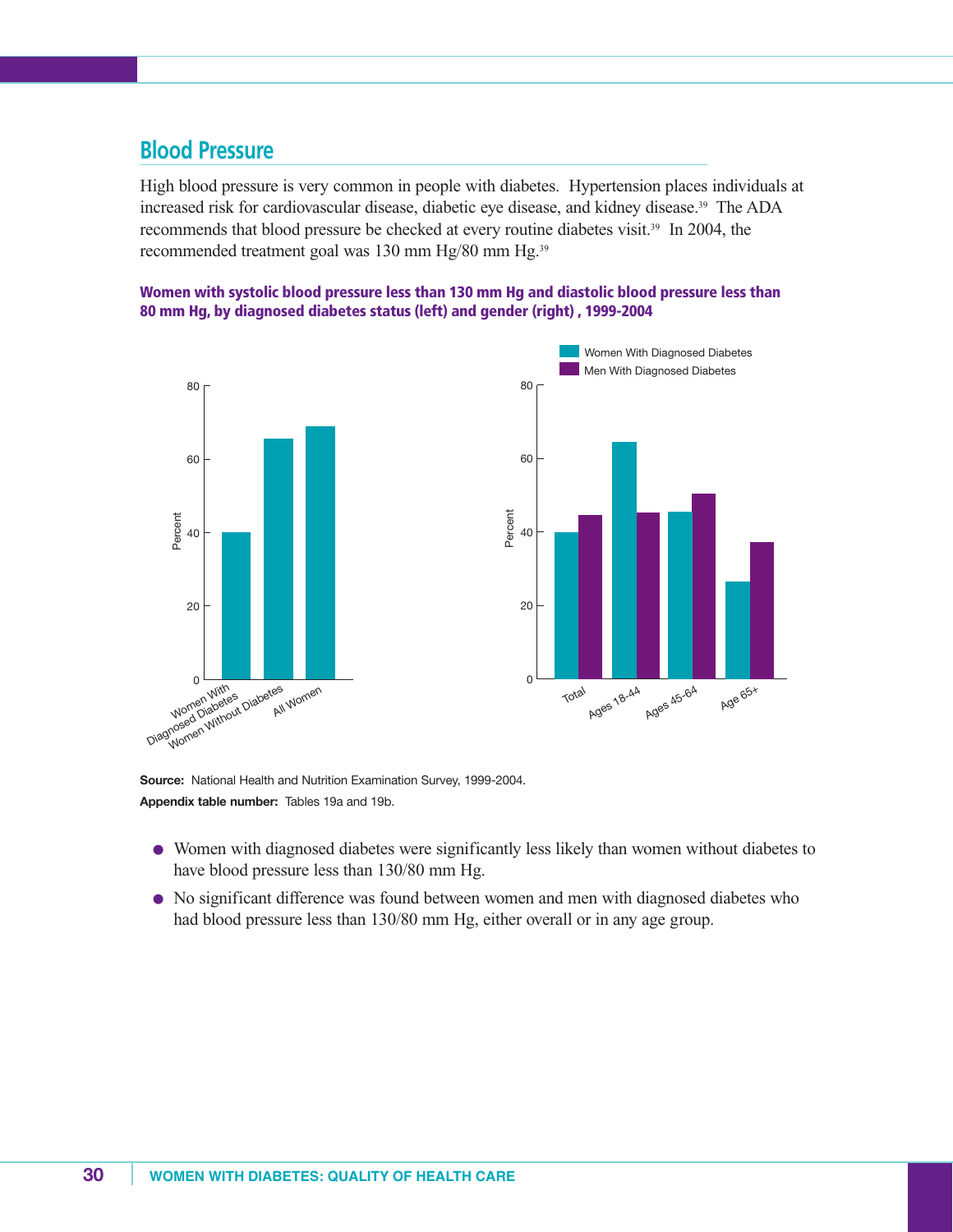## Blood Pressure

High blood pressure is very common in people with diabetes. Hypertension places individuals at increased risk for cardiovascular disease, diabetic eye disease, and kidney disease.[39] The ADA recommends that blood pressure be checked at every routine diabetes visit.[39] In 2004, the recommended treatment goal was 130 mm Hg/80 mm Hg.[39]

**Women with systolic blood pressure less than 130 mm Hg and diastolic blood pressure less than 80 mm Hg, by diagnosed diabetes status (left) and gender (right) , 1999-2004**

**Source:** National Health and Nutrition Examination Survey, 1999-2004.

**Appendix table number:** Tables 19a and 19b.

- Women with diagnosed diabetes were significantly less likely than women without diabetes to have blood pressure less than 130/80 mm Hg.
- No significant difference was found between women and men with diagnosed diabetes who had blood pressure less than 130/80 mm Hg, either overall or in any age group.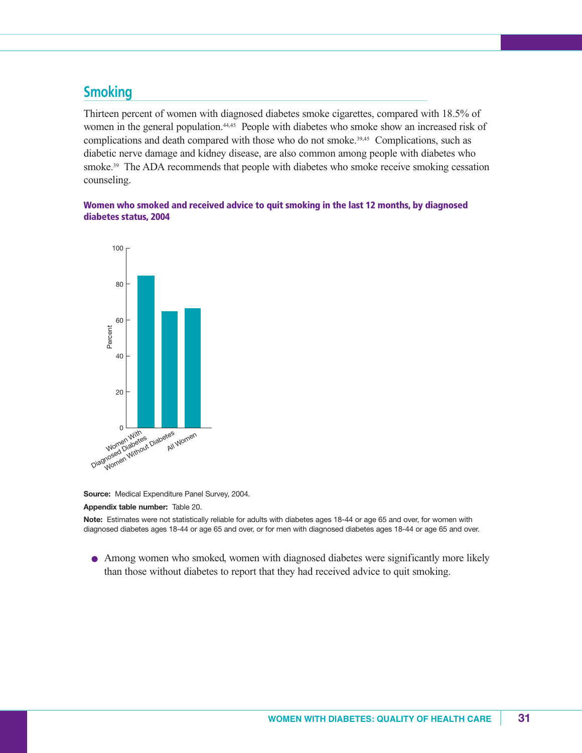## Smoking

Thirteen percent of women with diagnosed diabetes smoke cigarettes, compared with 18.5% of women in the general population.[44,45] People with diabetes who smoke show an increased risk of complications and death compared with those who do not smoke.[39,45] Complications, such as diabetic nerve damage and kidney disease, are also common among people with diabetes who smoke.[39] The ADA recommends that people with diabetes who smoke receive smoking cessation counseling.

**Women who smoked and received advice to quit smoking in the last 12 months, by diagnosed diabetes status, 2004**

**Source:** Medical Expenditure Panel Survey, 2004.

**Appendix table number:** Table 20.

**Note:** Estimates were not statistically reliable for adults with diabetes ages 18-44 or age 65 and over, for women with diagnosed diabetes ages 18-44 or age 65 and over, or for men with diagnosed diabetes ages 18-44 or age 65 and over.

- Among women who smoked, women with diagnosed diabetes were significantly more likely than those without diabetes to report that they had received advice to quit smoking.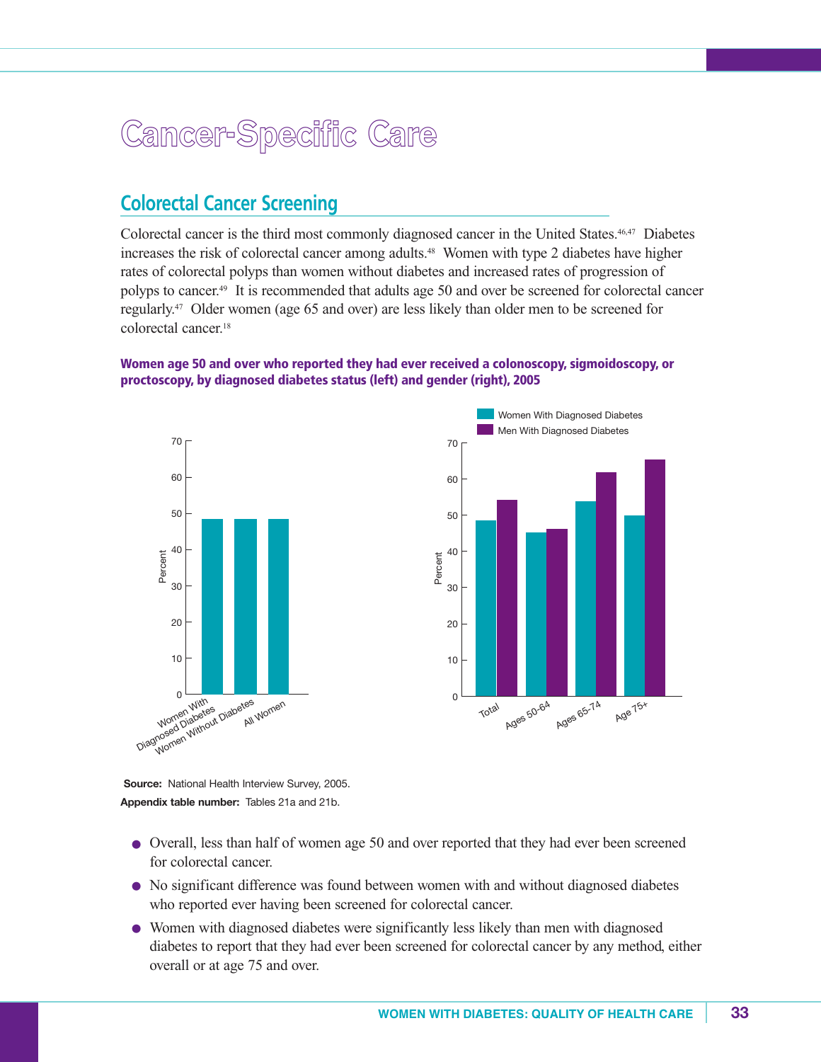# Cancer-Specific Care

## Colorectal Cancer Screening

Colorectal cancer is the third most commonly diagnosed cancer in the United States.[46,47] Diabetes increases the risk of colorectal cancer among adults.[48] Women with type 2 diabetes have higher rates of colorectal polyps than women without diabetes and increased rates of progression of polyps to cancer.[49] It is recommended that adults age 50 and over be screened for colorectal cancer regularly.[47] Older women (age 65 and over) are less likely than older men to be screened for colorectal cancer.[18]

**Women age 50 and over who reported they had ever received a colonoscopy, sigmoidoscopy, or proctoscopy, by diagnosed diabetes status (left) and gender (right), 2005**

**Source:** National Health Interview Survey, 2005.
**Appendix table number:** Tables 21a and 21b.

- Overall, less than half of women age 50 and over reported that they had ever been screened for colorectal cancer.
- No significant difference was found between women with and without diagnosed diabetes who reported ever having been screened for colorectal cancer.
- Women with diagnosed diabetes were significantly less likely than men with diagnosed diabetes to report that they had ever been screened for colorectal cancer by any method, either overall or at age 75 and over.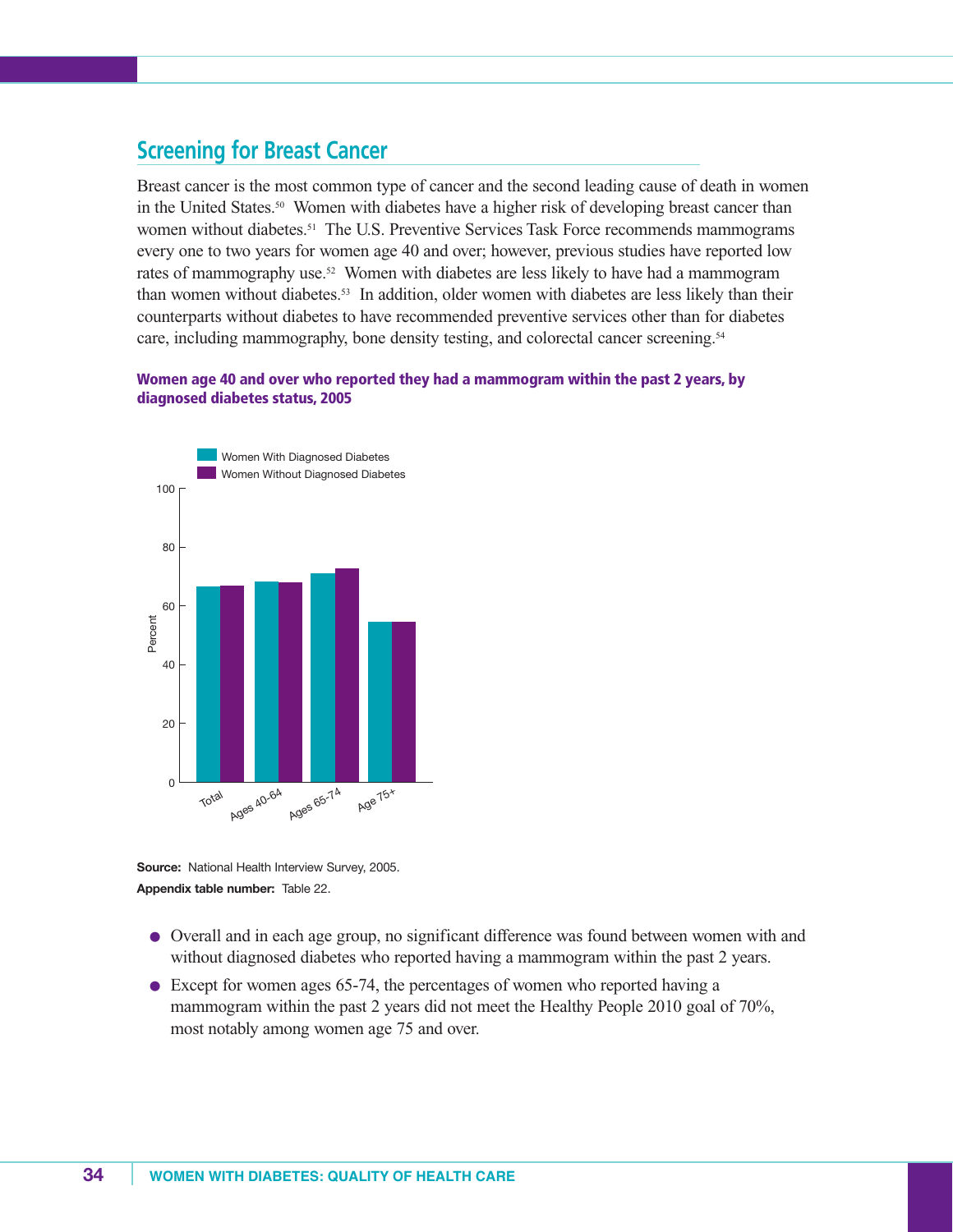## Screening for Breast Cancer

Breast cancer is the most common type of cancer and the second leading cause of death in women in the United States.[50] Women with diabetes have a higher risk of developing breast cancer than women without diabetes.[51] The U.S. Preventive Services Task Force recommends mammograms every one to two years for women age 40 and over; however, previous studies have reported low rates of mammography use.[52] Women with diabetes are less likely to have had a mammogram than women without diabetes.[53] In addition, older women with diabetes are less likely than their counterparts without diabetes to have recommended preventive services other than for diabetes care, including mammography, bone density testing, and colorectal cancer screening.[54]

**Women age 40 and over who reported they had a mammogram within the past 2 years, by diagnosed diabetes status, 2005**

**Source:** National Health Interview Survey, 2005.
**Appendix table number:** Table 22.

- Overall and in each age group, no significant difference was found between women with and without diagnosed diabetes who reported having a mammogram within the past 2 years.
- Except for women ages 65-74, the percentages of women who reported having a mammogram within the past 2 years did not meet the Healthy People 2010 goal of 70%, most notably among women age 75 and over.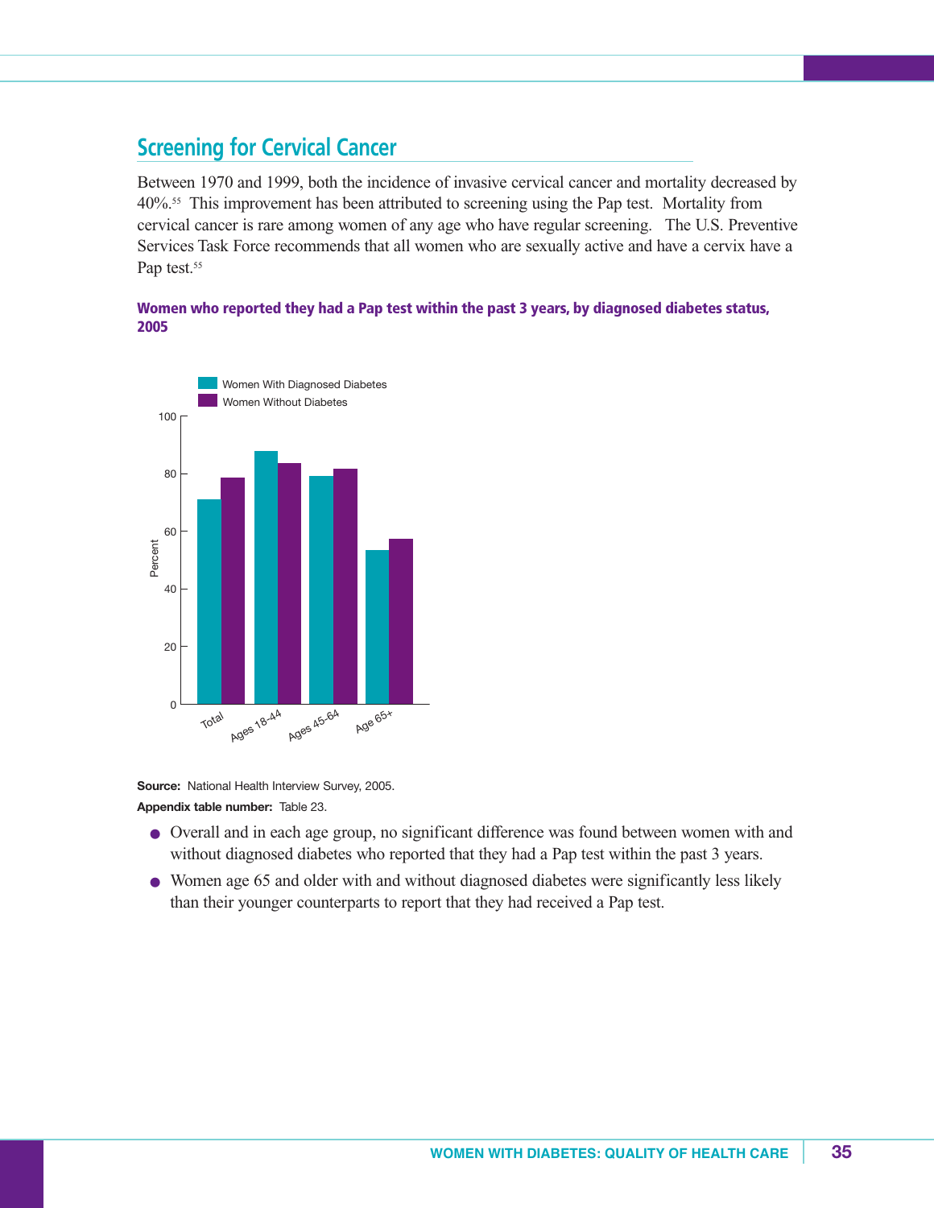## Screening for Cervical Cancer

Between 1970 and 1999, both the incidence of invasive cervical cancer and mortality decreased by 40%.[55] This improvement has been attributed to screening using the Pap test. Mortality from cervical cancer is rare among women of any age who have regular screening. The U.S. Preventive Services Task Force recommends that all women who are sexually active and have a cervix have a Pap test.[55]

**Women who reported they had a Pap test within the past 3 years, by diagnosed diabetes status, 2005**

Women With Diagnosed Diabetes

Women Without Diabetes

Percent

100

80

60

40

20

0

Total

Ages 18-44

Ages 45-64

Age 65+

**Source:** National Health Interview Survey, 2005.

**Appendix table number:** Table 23.

- Overall and in each age group, no significant difference was found between women with and without diagnosed diabetes who reported that they had a Pap test within the past 3 years.
- Women age 65 and older with and without diagnosed diabetes were significantly less likely than their younger counterparts to report that they had received a Pap test.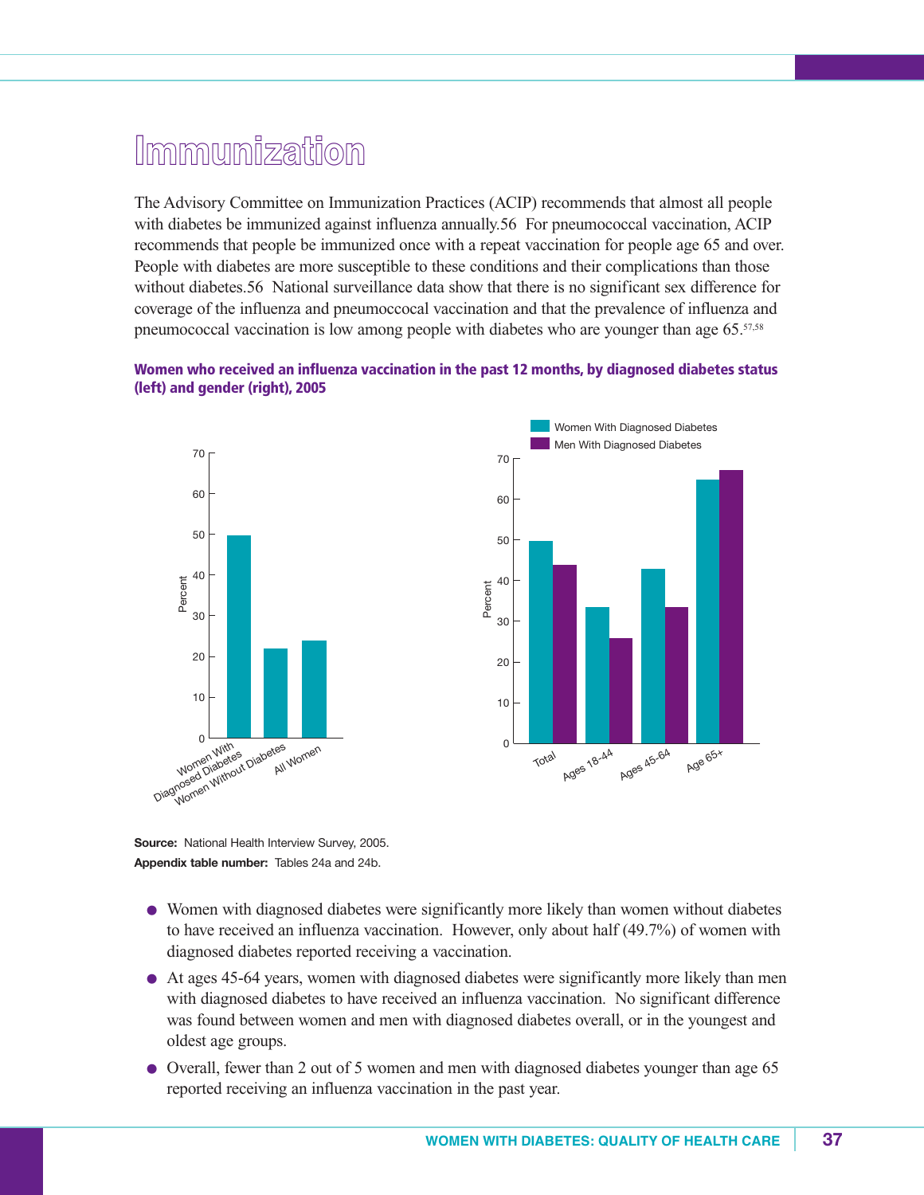# Immunization

The Advisory Committee on Immunization Practices (ACIP) recommends that almost all people with diabetes be immunized against influenza annually.56 For pneumococcal vaccination, ACIP recommends that people be immunized once with a repeat vaccination for people age 65 and over. People with diabetes are more susceptible to these conditions and their complications than those without diabetes.56 National surveillance data show that there is no significant sex difference for coverage of the influenza and pneumoccocal vaccination and that the prevalence of influenza and pneumococcal vaccination is low among people with diabetes who are younger than age 65.[57,58]

**Women who received an influenza vaccination in the past 12 months, by diagnosed diabetes status (left) and gender (right), 2005**

**Source:** National Health Interview Survey, 2005.
**Appendix table number:** Tables 24a and 24b.

- Women with diagnosed diabetes were significantly more likely than women without diabetes to have received an influenza vaccination. However, only about half (49.7%) of women with diagnosed diabetes reported receiving a vaccination.
- At ages 45-64 years, women with diagnosed diabetes were significantly more likely than men with diagnosed diabetes to have received an influenza vaccination. No significant difference was found between women and men with diagnosed diabetes overall, or in the youngest and oldest age groups.
- Overall, fewer than 2 out of 5 women and men with diagnosed diabetes younger than age 65 reported receiving an influenza vaccination in the past year.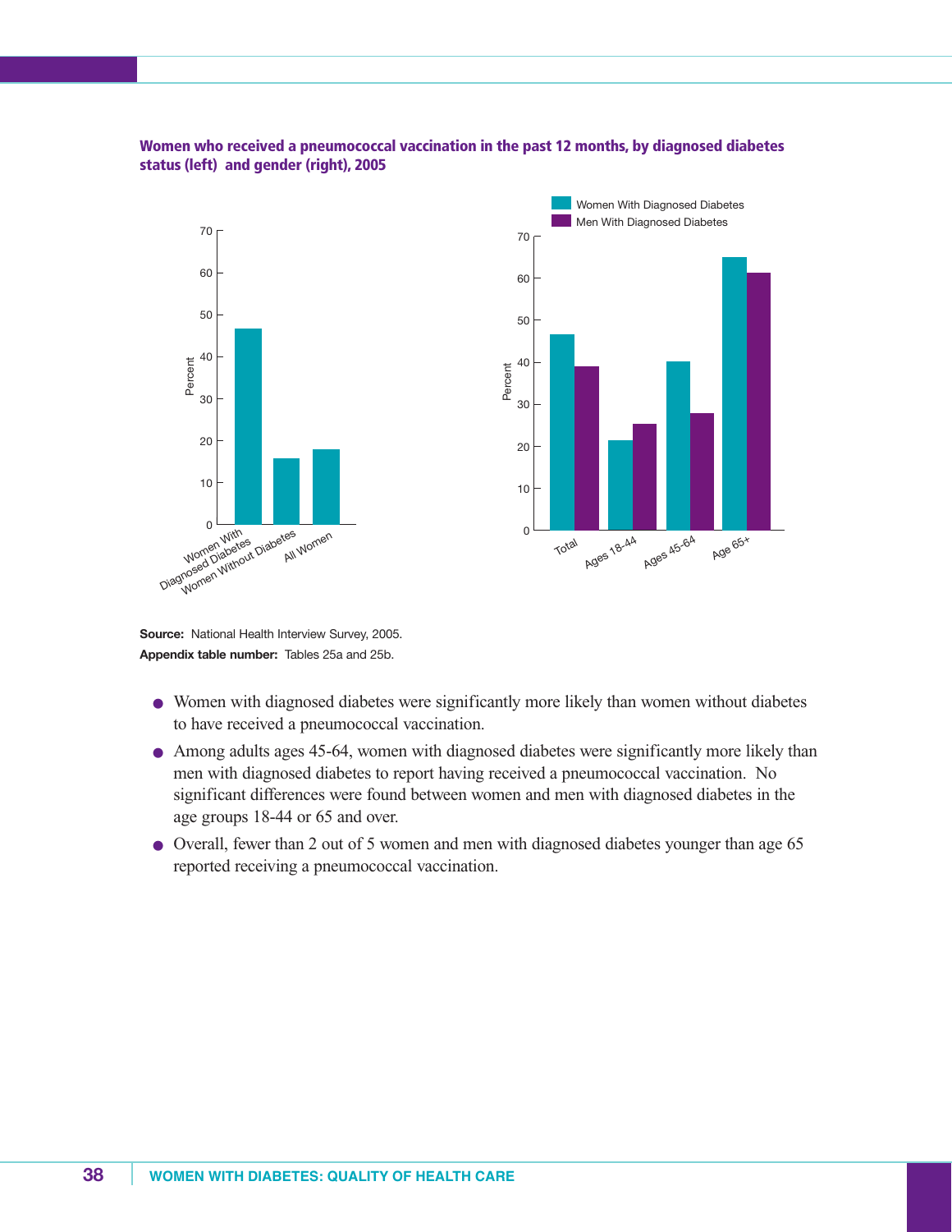**Women who received a pneumococcal vaccination in the past 12 months, by diagnosed diabetes status (left) and gender (right), 2005**

**Source:** National Health Interview Survey, 2005.

**Appendix table number:** Tables 25a and 25b.

- Women with diagnosed diabetes were significantly more likely than women without diabetes to have received a pneumococcal vaccination.
- Among adults ages 45-64, women with diagnosed diabetes were significantly more likely than men with diagnosed diabetes to report having received a pneumococcal vaccination. No significant differences were found between women and men with diagnosed diabetes in the age groups 18-44 or 65 and over.
- Overall, fewer than 2 out of 5 women and men with diagnosed diabetes younger than age 65 reported receiving a pneumococcal vaccination.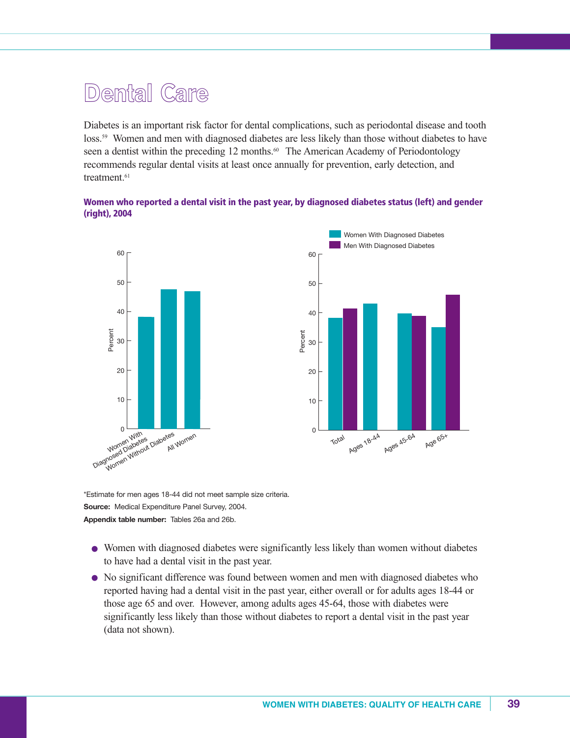# Dental Care

Diabetes is an important risk factor for dental complications, such as periodontal disease and tooth loss.[59] Women and men with diagnosed diabetes are less likely than those without diabetes to have seen a dentist within the preceding 12 months.[60] The American Academy of Periodontology recommends regular dental visits at least once annually for prevention, early detection, and treatment.[61]

**Women who reported a dental visit in the past year, by diagnosed diabetes status (left) and gender (right), 2004**

*Estimate for men ages 18-44 did not meet sample size criteria.

**Source:** Medical Expenditure Panel Survey, 2004.

**Appendix table number:** Tables 26a and 26b.

- Women with diagnosed diabetes were significantly less likely than women without diabetes to have had a dental visit in the past year.
- No significant difference was found between women and men with diagnosed diabetes who reported having had a dental visit in the past year, either overall or for adults ages 18-44 or those age 65 and over. However, among adults ages 45-64, those with diabetes were significantly less likely than those without diabetes to report a dental visit in the past year (data not shown).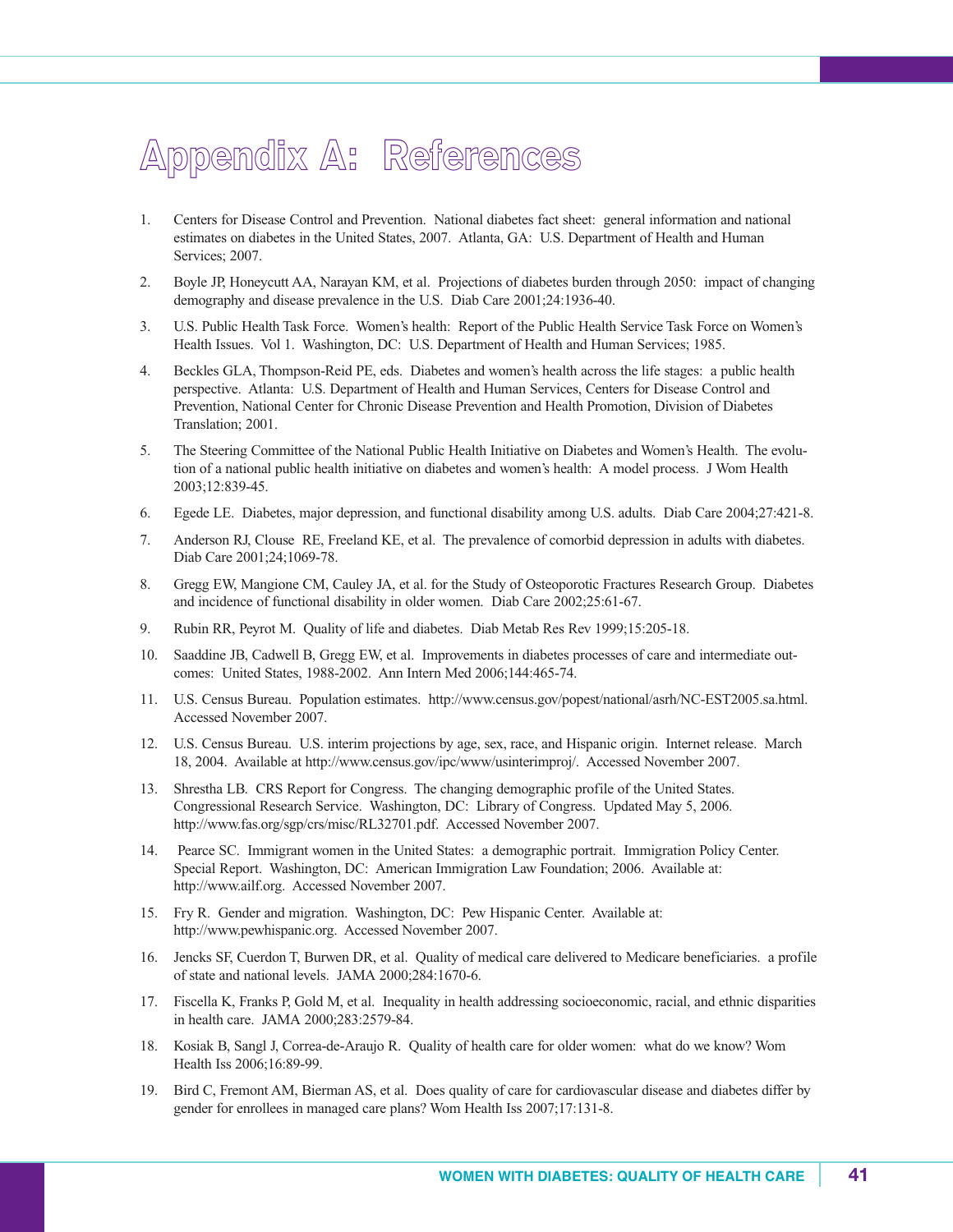# Appendix A: References

1. Centers for Disease Control and Prevention. National diabetes fact sheet: general information and national estimates on diabetes in the United States, 2007. Atlanta, GA: U.S. Department of Health and Human Services; 2007.

2. Boyle JP, Honeycutt AA, Narayan KM, et al. Projections of diabetes burden through 2050: impact of changing demography and disease prevalence in the U.S. Diab Care 2001;24:1936-40.

3. U.S. Public Health Task Force. Women's health: Report of the Public Health Service Task Force on Women's Health Issues. Vol 1. Washington, DC: U.S. Department of Health and Human Services; 1985.

4. Beckles GLA, Thompson-Reid PE, eds. Diabetes and women's health across the life stages: a public health perspective. Atlanta: U.S. Department of Health and Human Services, Centers for Disease Control and Prevention, National Center for Chronic Disease Prevention and Health Promotion, Division of Diabetes Translation; 2001.

5. The Steering Committee of the National Public Health Initiative on Diabetes and Women's Health. The evolution of a national public health initiative on diabetes and women's health: A model process. J Wom Health 2003;12:839-45.

6. Egede LE. Diabetes, major depression, and functional disability among U.S. adults. Diab Care 2004;27:421-8.

7. Anderson RJ, Clouse RE, Freeland KE, et al. The prevalence of comorbid depression in adults with diabetes. Diab Care 2001;24;1069-78.

8. Gregg EW, Mangione CM, Cauley JA, et al. for the Study of Osteoporotic Fractures Research Group. Diabetes and incidence of functional disability in older women. Diab Care 2002;25:61-67.

9. Rubin RR, Peyrot M. Quality of life and diabetes. Diab Metab Res Rev 1999;15:205-18.

10. Saaddine JB, Cadwell B, Gregg EW, et al. Improvements in diabetes processes of care and intermediate outcomes: United States, 1988-2002. Ann Intern Med 2006;144:465-74.

11. U.S. Census Bureau. Population estimates. http://www.census.gov/popest/national/asrh/NC-EST2005.sa.html. Accessed November 2007.

12. U.S. Census Bureau. U.S. interim projections by age, sex, race, and Hispanic origin. Internet release. March 18, 2004. Available at http://www.census.gov/ipc/www/usinterimproj/. Accessed November 2007.

13. Shrestha LB. CRS Report for Congress. The changing demographic profile of the United States. Congressional Research Service. Washington, DC: Library of Congress. Updated May 5, 2006. http://www.fas.org/sgp/crs/misc/RL32701.pdf. Accessed November 2007.

14. Pearce SC. Immigrant women in the United States: a demographic portrait. Immigration Policy Center. Special Report. Washington, DC: American Immigration Law Foundation; 2006. Available at: http://www.ailf.org. Accessed November 2007.

15. Fry R. Gender and migration. Washington, DC: Pew Hispanic Center. Available at: http://www.pewhispanic.org. Accessed November 2007.

16. Jencks SF, Cuerdon T, Burwen DR, et al. Quality of medical care delivered to Medicare beneficiaries. a profile of state and national levels. JAMA 2000;284:1670-6.

17. Fiscella K, Franks P, Gold M, et al. Inequality in health addressing socioeconomic, racial, and ethnic disparities in health care. JAMA 2000;283:2579-84.

18. Kosiak B, Sangl J, Correa-de-Araujo R. Quality of health care for older women: what do we know? Wom Health Iss 2006;16:89-99.

19. Bird C, Fremont AM, Bierman AS, et al. Does quality of care for cardiovascular disease and diabetes differ by gender for enrollees in managed care plans? Wom Health Iss 2007;17:131-8.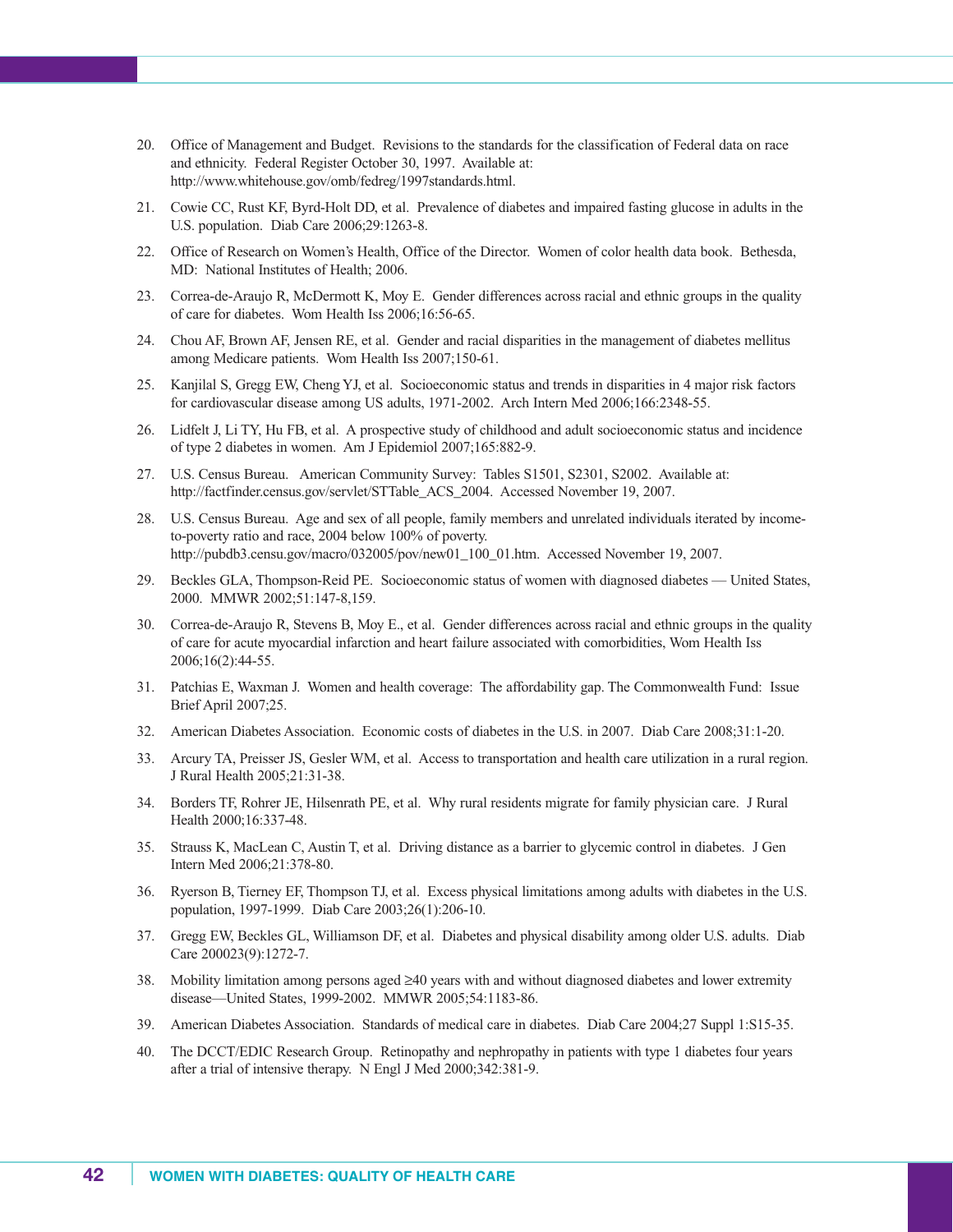20. Office of Management and Budget. Revisions to the standards for the classification of Federal data on race and ethnicity. Federal Register October 30, 1997. Available at: http://www.whitehouse.gov/omb/fedreg/1997standards.html.

21. Cowie CC, Rust KF, Byrd-Holt DD, et al. Prevalence of diabetes and impaired fasting glucose in adults in the U.S. population. Diab Care 2006;29:1263-8.

22. Office of Research on Women's Health, Office of the Director. Women of color health data book. Bethesda, MD: National Institutes of Health; 2006.

23. Correa-de-Araujo R, McDermott K, Moy E. Gender differences across racial and ethnic groups in the quality of care for diabetes. Wom Health Iss 2006;16:56-65.

24. Chou AF, Brown AF, Jensen RE, et al. Gender and racial disparities in the management of diabetes mellitus among Medicare patients. Wom Health Iss 2007;150-61.

25. Kanjilal S, Gregg EW, Cheng YJ, et al. Socioeconomic status and trends in disparities in 4 major risk factors for cardiovascular disease among US adults, 1971-2002. Arch Intern Med 2006;166:2348-55.

26. Lidfelt J, Li TY, Hu FB, et al. A prospective study of childhood and adult socioeconomic status and incidence of type 2 diabetes in women. Am J Epidemiol 2007;165:882-9.

27. U.S. Census Bureau. American Community Survey: Tables S1501, S2301, S2002. Available at: http://factfinder.census.gov/servlet/STTable_ACS_2004. Accessed November 19, 2007.

28. U.S. Census Bureau. Age and sex of all people, family members and unrelated individuals iterated by income-to-poverty ratio and race, 2004 below 100% of poverty. http://pubdb3.censu.gov/macro/032005/pov/new01_100_01.htm. Accessed November 19, 2007.

29. Beckles GLA, Thompson-Reid PE. Socioeconomic status of women with diagnosed diabetes — United States, 2000. MMWR 2002;51:147-8,159.

30. Correa-de-Araujo R, Stevens B, Moy E., et al. Gender differences across racial and ethnic groups in the quality of care for acute myocardial infarction and heart failure associated with comorbidities, Wom Health Iss 2006;16(2):44-55.

31. Patchias E, Waxman J. Women and health coverage: The affordability gap. The Commonwealth Fund: Issue Brief April 2007;25.

32. American Diabetes Association. Economic costs of diabetes in the U.S. in 2007. Diab Care 2008;31:1-20.

33. Arcury TA, Preisser JS, Gesler WM, et al. Access to transportation and health care utilization in a rural region. J Rural Health 2005;21:31-38.

34. Borders TF, Rohrer JE, Hilsenrath PE, et al. Why rural residents migrate for family physician care. J Rural Health 2000;16:337-48.

35. Strauss K, MacLean C, Austin T, et al. Driving distance as a barrier to glycemic control in diabetes. J Gen Intern Med 2006;21:378-80.

36. Ryerson B, Tierney EF, Thompson TJ, et al. Excess physical limitations among adults with diabetes in the U.S. population, 1997-1999. Diab Care 2003;26(1):206-10.

37. Gregg EW, Beckles GL, Williamson DF, et al. Diabetes and physical disability among older U.S. adults. Diab Care 200023(9):1272-7.

38. Mobility limitation among persons aged ≥40 years with and without diagnosed diabetes and lower extremity disease—United States, 1999-2002. MMWR 2005;54:1183-86.

39. American Diabetes Association. Standards of medical care in diabetes. Diab Care 2004;27 Suppl 1:S15-35.

40. The DCCT/EDIC Research Group. Retinopathy and nephropathy in patients with type 1 diabetes four years after a trial of intensive therapy. N Engl J Med 2000;342:381-9.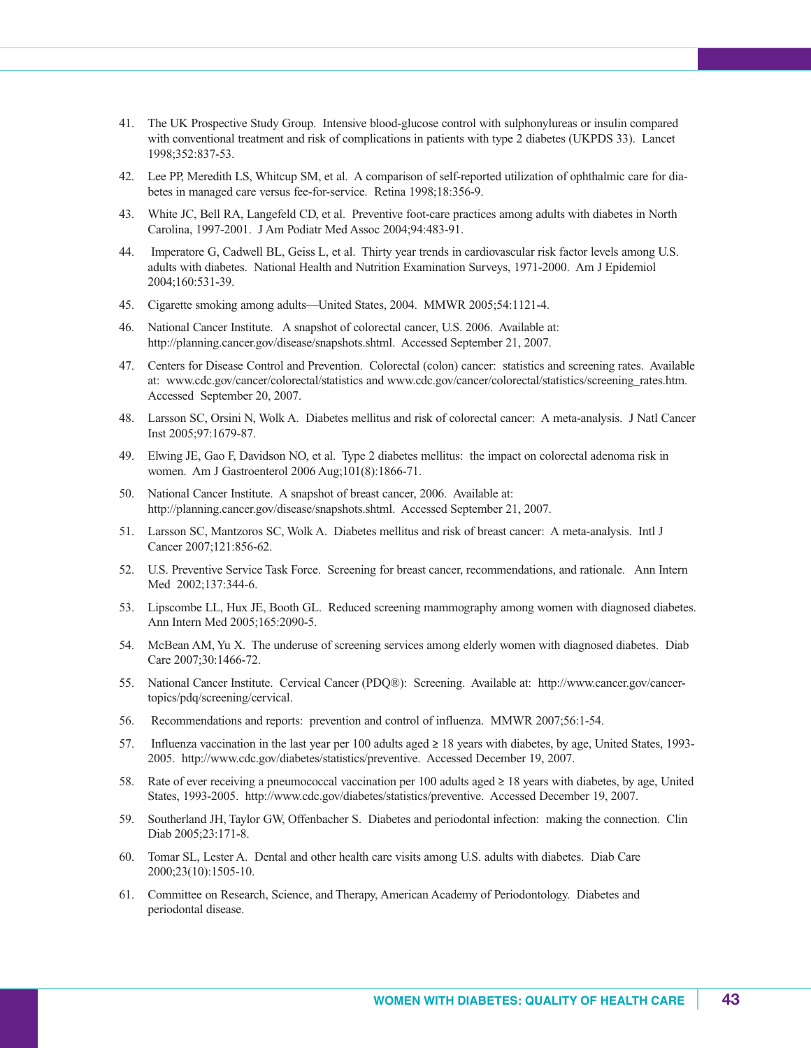41. The UK Prospective Study Group. Intensive blood-glucose control with sulphonylureas or insulin compared with conventional treatment and risk of complications in patients with type 2 diabetes (UKPDS 33). Lancet 1998;352:837-53.

42. Lee PP, Meredith LS, Whitcup SM, et al. A comparison of self-reported utilization of ophthalmic care for diabetes in managed care versus fee-for-service. Retina 1998;18:356-9.

43. White JC, Bell RA, Langefeld CD, et al. Preventive foot-care practices among adults with diabetes in North Carolina, 1997-2001. J Am Podiatr Med Assoc 2004;94:483-91.

44. Imperatore G, Cadwell BL, Geiss L, et al. Thirty year trends in cardiovascular risk factor levels among U.S. adults with diabetes. National Health and Nutrition Examination Surveys, 1971-2000. Am J Epidemiol 2004;160:531-39.

45. Cigarette smoking among adults—United States, 2004. MMWR 2005;54:1121-4.

46. National Cancer Institute. A snapshot of colorectal cancer, U.S. 2006. Available at: http://planning.cancer.gov/disease/snapshots.shtml. Accessed September 21, 2007.

47. Centers for Disease Control and Prevention. Colorectal (colon) cancer: statistics and screening rates. Available at: www.cdc.gov/cancer/colorectal/statistics and www.cdc.gov/cancer/colorectal/statistics/screening_rates.htm. Accessed September 20, 2007.

48. Larsson SC, Orsini N, Wolk A. Diabetes mellitus and risk of colorectal cancer: A meta-analysis. J Natl Cancer Inst 2005;97:1679-87.

49. Elwing JE, Gao F, Davidson NO, et al. Type 2 diabetes mellitus: the impact on colorectal adenoma risk in women. Am J Gastroenterol 2006 Aug;101(8):1866-71.

50. National Cancer Institute. A snapshot of breast cancer, 2006. Available at: http://planning.cancer.gov/disease/snapshots.shtml. Accessed September 21, 2007.

51. Larsson SC, Mantzoros SC, Wolk A. Diabetes mellitus and risk of breast cancer: A meta-analysis. Intl J Cancer 2007;121:856-62.

52. U.S. Preventive Service Task Force. Screening for breast cancer, recommendations, and rationale. Ann Intern Med 2002;137:344-6.

53. Lipscombe LL, Hux JE, Booth GL. Reduced screening mammography among women with diagnosed diabetes. Ann Intern Med 2005;165:2090-5.

54. McBean AM, Yu X. The underuse of screening services among elderly women with diagnosed diabetes. Diab Care 2007;30:1466-72.

55. National Cancer Institute. Cervical Cancer (PDQ®): Screening. Available at: http://www.cancer.gov/cancertopics/pdq/screening/cervical.

56. Recommendations and reports: prevention and control of influenza. MMWR 2007;56:1-54.

57. Influenza vaccination in the last year per 100 adults aged ≥ 18 years with diabetes, by age, United States, 1993-2005. http://www.cdc.gov/diabetes/statistics/preventive. Accessed December 19, 2007.

58. Rate of ever receiving a pneumococcal vaccination per 100 adults aged ≥ 18 years with diabetes, by age, United States, 1993-2005. http://www.cdc.gov/diabetes/statistics/preventive. Accessed December 19, 2007.

59. Southerland JH, Taylor GW, Offenbacher S. Diabetes and periodontal infection: making the connection. Clin Diab 2005;23:171-8.

60. Tomar SL, Lester A. Dental and other health care visits among U.S. adults with diabetes. Diab Care 2000;23(10):1505-10.

61. Committee on Research, Science, and Therapy, American Academy of Periodontology. Diabetes and periodontal disease.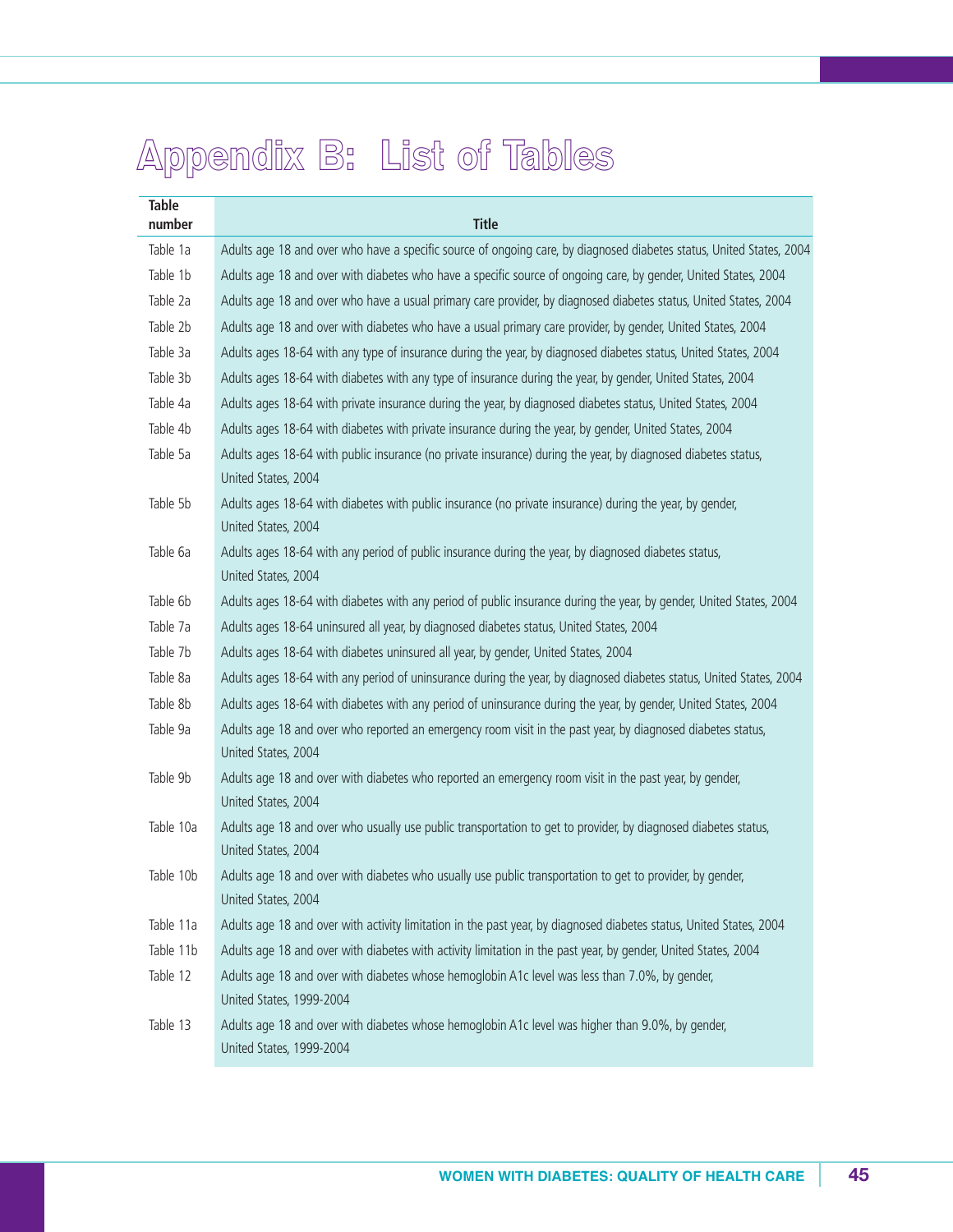# Appendix B: List of Tables

| Table number | Title |
|---|---|
| Table 1a | Adults age 18 and over who have a specific source of ongoing care, by diagnosed diabetes status, United States, 2004 |
| Table 1b | Adults age 18 and over with diabetes who have a specific source of ongoing care, by gender, United States, 2004 |
| Table 2a | Adults age 18 and over who have a usual primary care provider, by diagnosed diabetes status, United States, 2004 |
| Table 2b | Adults age 18 and over with diabetes who have a usual primary care provider, by gender, United States, 2004 |
| Table 3a | Adults ages 18-64 with any type of insurance during the year, by diagnosed diabetes status, United States, 2004 |
| Table 3b | Adults ages 18-64 with diabetes with any type of insurance during the year, by gender, United States, 2004 |
| Table 4a | Adults ages 18-64 with private insurance during the year, by diagnosed diabetes status, United States, 2004 |
| Table 4b | Adults ages 18-64 with diabetes with private insurance during the year, by gender, United States, 2004 |
| Table 5a | Adults ages 18-64 with public insurance (no private insurance) during the year, by diagnosed diabetes status, United States, 2004 |
| Table 5b | Adults ages 18-64 with diabetes with public insurance (no private insurance) during the year, by gender, United States, 2004 |
| Table 6a | Adults ages 18-64 with any period of public insurance during the year, by diagnosed diabetes status, United States, 2004 |
| Table 6b | Adults ages 18-64 with diabetes with any period of public insurance during the year, by gender, United States, 2004 |
| Table 7a | Adults ages 18-64 uninsured all year, by diagnosed diabetes status, United States, 2004 |
| Table 7b | Adults ages 18-64 with diabetes uninsured all year, by gender, United States, 2004 |
| Table 8a | Adults ages 18-64 with any period of uninsurance during the year, by diagnosed diabetes status, United States, 2004 |
| Table 8b | Adults ages 18-64 with diabetes with any period of uninsurance during the year, by gender, United States, 2004 |
| Table 9a | Adults age 18 and over who reported an emergency room visit in the past year, by diagnosed diabetes status, United States, 2004 |
| Table 9b | Adults age 18 and over with diabetes who reported an emergency room visit in the past year, by gender, United States, 2004 |
| Table 10a | Adults age 18 and over who usually use public transportation to get to provider, by diagnosed diabetes status, United States, 2004 |
| Table 10b | Adults age 18 and over with diabetes who usually use public transportation to get to provider, by gender, United States, 2004 |
| Table 11a | Adults age 18 and over with activity limitation in the past year, by diagnosed diabetes status, United States, 2004 |
| Table 11b | Adults age 18 and over with diabetes with activity limitation in the past year, by gender, United States, 2004 |
| Table 12 | Adults age 18 and over with diabetes whose hemoglobin A1c level was less than 7.0%, by gender, United States, 1999-2004 |
| Table 13 | Adults age 18 and over with diabetes whose hemoglobin A1c level was higher than 9.0%, by gender, United States, 1999-2004 |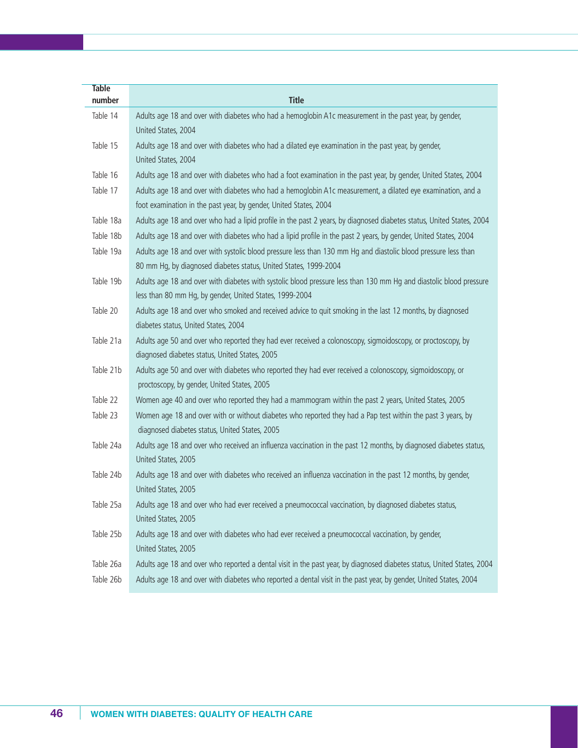| Table number | Title |
|---|---|
| Table 14 | Adults age 18 and over with diabetes who had a hemoglobin A1c measurement in the past year, by gender, United States, 2004 |
| Table 15 | Adults age 18 and over with diabetes who had a dilated eye examination in the past year, by gender, United States, 2004 |
| Table 16 | Adults age 18 and over with diabetes who had a foot examination in the past year, by gender, United States, 2004 |
| Table 17 | Adults age 18 and over with diabetes who had a hemoglobin A1c measurement, a dilated eye examination, and a foot examination in the past year, by gender, United States, 2004 |
| Table 18a | Adults age 18 and over who had a lipid profile in the past 2 years, by diagnosed diabetes status, United States, 2004 |
| Table 18b | Adults age 18 and over with diabetes who had a lipid profile in the past 2 years, by gender, United States, 2004 |
| Table 19a | Adults age 18 and over with systolic blood pressure less than 130 mm Hg and diastolic blood pressure less than 80 mm Hg, by diagnosed diabetes status, United States, 1999-2004 |
| Table 19b | Adults age 18 and over with diabetes with systolic blood pressure less than 130 mm Hg and diastolic blood pressure less than 80 mm Hg, by gender, United States, 1999-2004 |
| Table 20 | Adults age 18 and over who smoked and received advice to quit smoking in the last 12 months, by diagnosed diabetes status, United States, 2004 |
| Table 21a | Adults age 50 and over who reported they had ever received a colonoscopy, sigmoidoscopy, or proctoscopy, by diagnosed diabetes status, United States, 2005 |
| Table 21b | Adults age 50 and over with diabetes who reported they had ever received a colonoscopy, sigmoidoscopy, or proctoscopy, by gender, United States, 2005 |
| Table 22 | Women age 40 and over who reported they had a mammogram within the past 2 years, United States, 2005 |
| Table 23 | Women age 18 and over with or without diabetes who reported they had a Pap test within the past 3 years, by diagnosed diabetes status, United States, 2005 |
| Table 24a | Adults age 18 and over who received an influenza vaccination in the past 12 months, by diagnosed diabetes status, United States, 2005 |
| Table 24b | Adults age 18 and over with diabetes who received an influenza vaccination in the past 12 months, by gender, United States, 2005 |
| Table 25a | Adults age 18 and over who had ever received a pneumococcal vaccination, by diagnosed diabetes status, United States, 2005 |
| Table 25b | Adults age 18 and over with diabetes who had ever received a pneumococcal vaccination, by gender, United States, 2005 |
| Table 26a | Adults age 18 and over who reported a dental visit in the past year, by diagnosed diabetes status, United States, 2004 |
| Table 26b | Adults age 18 and over with diabetes who reported a dental visit in the past year, by gender, United States, 2004 |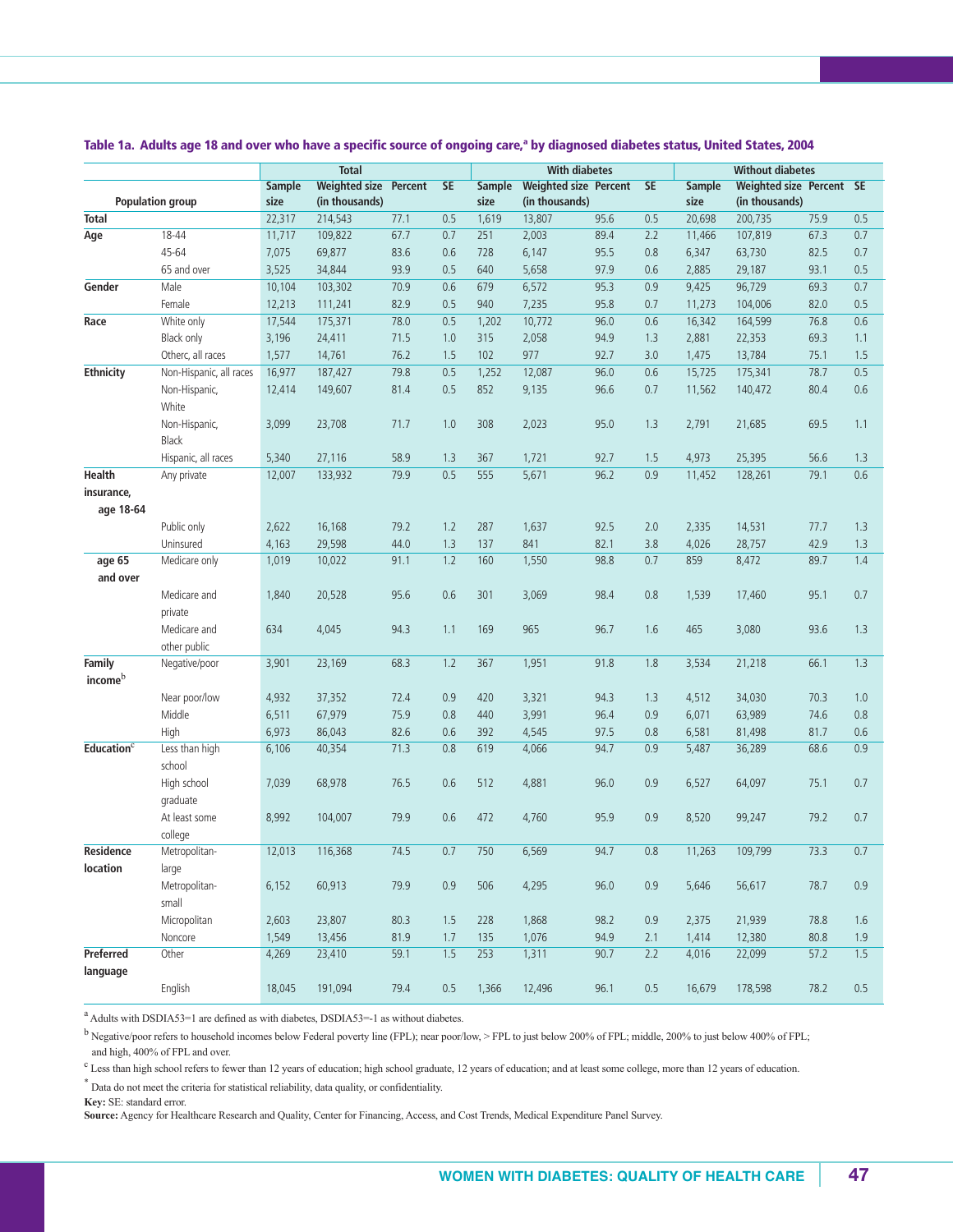## Table 1a. Adults age 18 and over who have a specific source of ongoing care,[a] by diagnosed diabetes status, United States, 2004

| Population group | | Total | | | | With diabetes | | | | Without diabetes | | | |
|---|---|---|---|---|---|---|---|---|---|---|---|---|---|
| | | Sample size | Weighted size (in thousands) | Percent | SE | Sample size | Weighted size (in thousands) | Percent | SE | Sample size | Weighted size (in thousands) | Percent | SE |
| **Total** | | 22,317 | 214,543 | 77.1 | 0.5 | 1,619 | 13,807 | 95.6 | 0.5 | 20,698 | 200,735 | 75.9 | 0.5 |
| **Age** | 18-44 | 11,717 | 109,822 | 67.7 | 0.7 | 251 | 2,003 | 89.4 | 2.2 | 11,466 | 107,819 | 67.3 | 0.7 |
| | 45-64 | 7,075 | 69,877 | 83.6 | 0.6 | 728 | 6,147 | 95.5 | 0.8 | 6,347 | 63,730 | 82.5 | 0.7 |
| | 65 and over | 3,525 | 34,844 | 93.9 | 0.5 | 640 | 5,658 | 97.9 | 0.6 | 2,885 | 29,187 | 93.1 | 0.5 |
| **Gender** | Male | 10,104 | 103,302 | 70.9 | 0.6 | 679 | 6,572 | 95.3 | 0.9 | 9,425 | 96,729 | 69.3 | 0.7 |
| | Female | 12,213 | 111,241 | 82.9 | 0.5 | 940 | 7,235 | 95.8 | 0.7 | 11,273 | 104,006 | 82.0 | 0.5 |
| **Race** | White only | 17,544 | 175,371 | 78.0 | 0.5 | 1,202 | 10,772 | 96.0 | 0.6 | 16,342 | 164,599 | 76.8 | 0.6 |
| | Black only | 3,196 | 24,411 | 71.5 | 1.0 | 315 | 2,058 | 94.9 | 1.3 | 2,881 | 22,353 | 69.3 | 1.1 |
| | Otherc, all races | 1,577 | 14,761 | 76.2 | 1.5 | 102 | 977 | 92.7 | 3.0 | 1,475 | 13,784 | 75.1 | 1.5 |
| **Ethnicity** | Non-Hispanic, all races | 16,977 | 187,427 | 79.8 | 0.5 | 1,252 | 12,087 | 96.0 | 0.6 | 15,725 | 175,341 | 78.7 | 0.5 |
| | Non-Hispanic, White | 12,414 | 149,607 | 81.4 | 0.5 | 852 | 9,135 | 96.6 | 0.7 | 11,562 | 140,472 | 80.4 | 0.6 |
| | Non-Hispanic, Black | 3,099 | 23,708 | 71.7 | 1.0 | 308 | 2,023 | 95.0 | 1.3 | 2,791 | 21,685 | 69.5 | 1.1 |
| | Hispanic, all races | 5,340 | 27,116 | 58.9 | 1.3 | 367 | 1,721 | 92.7 | 1.5 | 4,973 | 25,395 | 56.6 | 1.3 |
| **Health insurance, age 18-64** | Any private | 12,007 | 133,932 | 79.9 | 0.5 | 555 | 5,671 | 96.2 | 0.9 | 11,452 | 128,261 | 79.1 | 0.6 |
| | Public only | 2,622 | 16,168 | 79.2 | 1.2 | 287 | 1,637 | 92.5 | 2.0 | 2,335 | 14,531 | 77.7 | 1.3 |
| | Uninsured | 4,163 | 29,598 | 44.0 | 1.3 | 137 | 841 | 82.1 | 3.8 | 4,026 | 28,757 | 42.9 | 1.3 |
| **age 65 and over** | Medicare only | 1,019 | 10,022 | 91.1 | 1.2 | 160 | 1,550 | 98.8 | 0.7 | 859 | 8,472 | 89.7 | 1.4 |
| | Medicare and private | 1,840 | 20,528 | 95.6 | 0.6 | 301 | 3,069 | 98.4 | 0.8 | 1,539 | 17,460 | 95.1 | 0.7 |
| | Medicare and other public | 634 | 4,045 | 94.3 | 1.1 | 169 | 965 | 96.7 | 1.6 | 465 | 3,080 | 93.6 | 1.3 |
| **Family income**[b] | Negative/poor | 3,901 | 23,169 | 68.3 | 1.2 | 367 | 1,951 | 91.8 | 1.8 | 3,534 | 21,218 | 66.1 | 1.3 |
| | Near poor/low | 4,932 | 37,352 | 72.4 | 0.9 | 420 | 3,321 | 94.3 | 1.3 | 4,512 | 34,030 | 70.3 | 1.0 |
| | Middle | 6,511 | 67,979 | 75.9 | 0.8 | 440 | 3,991 | 96.4 | 0.9 | 6,071 | 63,989 | 74.6 | 0.8 |
| | High | 6,973 | 86,043 | 82.6 | 0.6 | 392 | 4,545 | 97.5 | 0.8 | 6,581 | 81,498 | 81.7 | 0.6 |
| **Education**[c] | Less than high school | 6,106 | 40,354 | 71.3 | 0.8 | 619 | 4,066 | 94.7 | 0.9 | 5,487 | 36,289 | 68.6 | 0.9 |
| | High school graduate | 7,039 | 68,978 | 76.5 | 0.6 | 512 | 4,881 | 96.0 | 0.9 | 6,527 | 64,097 | 75.1 | 0.7 |
| | At least some college | 8,992 | 104,007 | 79.9 | 0.6 | 472 | 4,760 | 95.9 | 0.9 | 8,520 | 99,247 | 79.2 | 0.7 |
| **Residence location** | Metropolitan-large | 12,013 | 116,368 | 74.5 | 0.7 | 750 | 6,569 | 94.7 | 0.8 | 11,263 | 109,799 | 73.3 | 0.7 |
| | Metropolitan-small | 6,152 | 60,913 | 79.9 | 0.9 | 506 | 4,295 | 96.0 | 0.9 | 5,646 | 56,617 | 78.7 | 0.9 |
| | Micropolitan | 2,603 | 23,807 | 80.3 | 1.5 | 228 | 1,868 | 98.2 | 0.9 | 2,375 | 21,939 | 78.8 | 1.6 |
| | Noncore | 1,549 | 13,456 | 81.9 | 1.7 | 135 | 1,076 | 94.9 | 2.1 | 1,414 | 12,380 | 80.8 | 1.9 |
| **Preferred language** | Other | 4,269 | 23,410 | 59.1 | 1.5 | 253 | 1,311 | 90.7 | 2.2 | 4,016 | 22,099 | 57.2 | 1.5 |
| | English | 18,045 | 191,094 | 79.4 | 0.5 | 1,366 | 12,496 | 96.1 | 0.5 | 16,679 | 178,598 | 78.2 | 0.5 |

[a] Adults with DSDIA53=1 are defined as with diabetes, DSDIA53=-1 as without diabetes.

[b] Negative/poor refers to household incomes below Federal poverty line (FPL); near poor/low, > FPL to just below 200% of FPL; middle, 200% to just below 400% of FPL; and high, 400% of FPL and over.

[c] Less than high school refers to fewer than 12 years of education; high school graduate, 12 years of education; and at least some college, more than 12 years of education.

* Data do not meet the criteria for statistical reliability, data quality, or confidentiality.

**Key:** SE: standard error.

**Source:** Agency for Healthcare Research and Quality, Center for Financing, Access, and Cost Trends, Medical Expenditure Panel Survey.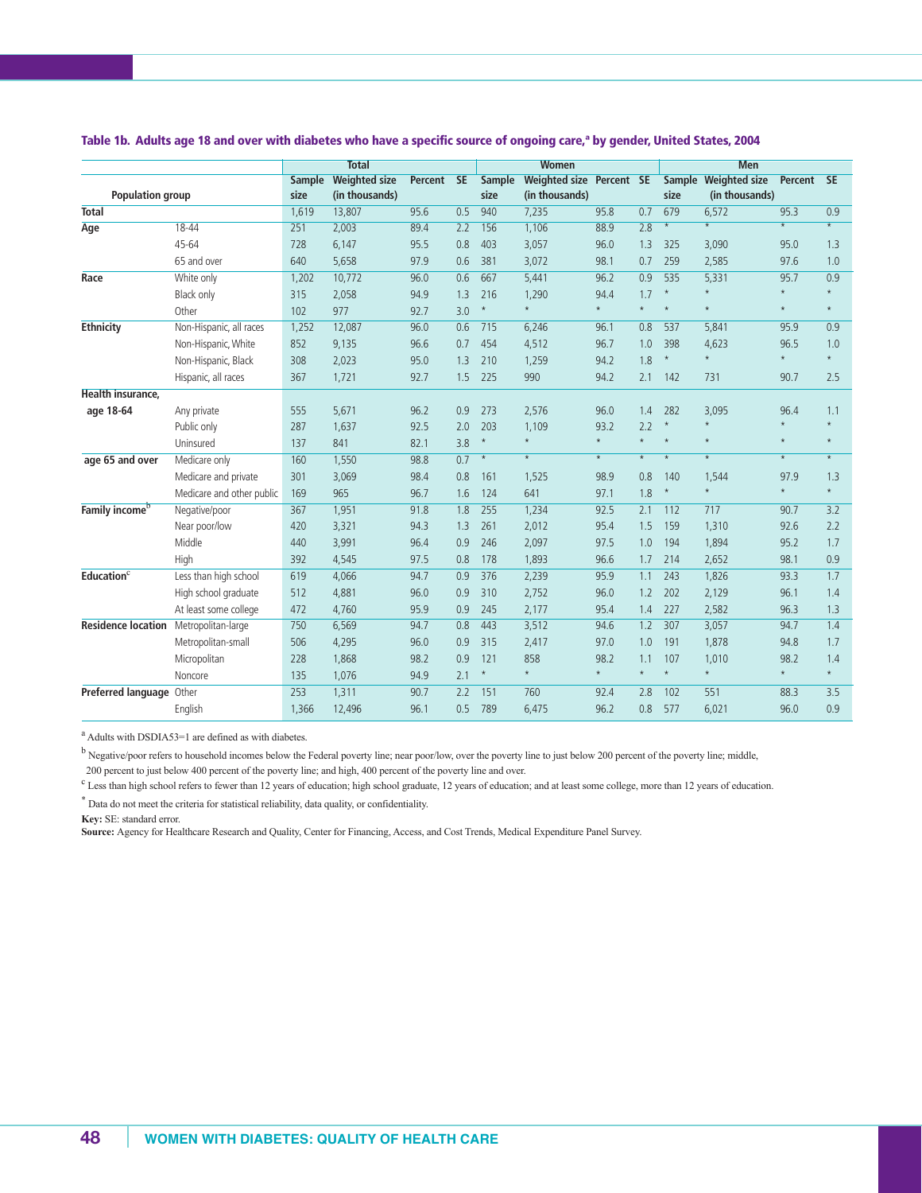### Table 1b. Adults age 18 and over with diabetes who have a specific source of ongoing care,[a] by gender, United States, 2004

| Population group | | Total | | | | Women | | | | Men | | | |
|---|---|---|---|---|---|---|---|---|---|---|---|---|---|
| | | Sample size | Weighted size (in thousands) | Percent | SE | Sample size | Weighted size (in thousands) | Percent | SE | Sample size | Weighted size (in thousands) | Percent | SE |
| **Total** | | 1,619 | 13,807 | 95.6 | 0.5 | 940 | 7,235 | 95.8 | 0.7 | 679 | 6,572 | 95.3 | 0.9 |
| **Age** | 18-44 | 251 | 2,003 | 89.4 | 2.2 | 156 | 1,106 | 88.9 | 2.8 | * | * | * | * |
| | 45-64 | 728 | 6,147 | 95.5 | 0.8 | 403 | 3,057 | 96.0 | 1.3 | 325 | 3,090 | 95.0 | 1.3 |
| | 65 and over | 640 | 5,658 | 97.9 | 0.6 | 381 | 3,072 | 98.1 | 0.7 | 259 | 2,585 | 97.6 | 1.0 |
| **Race** | White only | 1,202 | 10,772 | 96.0 | 0.6 | 667 | 5,441 | 96.2 | 0.9 | 535 | 5,331 | 95.7 | 0.9 |
| | Black only | 315 | 2,058 | 94.9 | 1.3 | 216 | 1,290 | 94.4 | 1.7 | * | * | * | * |
| | Other | 102 | 977 | 92.7 | 3.0 | * | * | * | * | * | * | * | * |
| **Ethnicity** | Non-Hispanic, all races | 1,252 | 12,087 | 96.0 | 0.6 | 715 | 6,246 | 96.1 | 0.8 | 537 | 5,841 | 95.9 | 0.9 |
| | Non-Hispanic, White | 852 | 9,135 | 96.6 | 0.7 | 454 | 4,512 | 96.7 | 1.0 | 398 | 4,623 | 96.5 | 1.0 |
| | Non-Hispanic, Black | 308 | 2,023 | 95.0 | 1.3 | 210 | 1,259 | 94.2 | 1.8 | * | * | * | * |
| | Hispanic, all races | 367 | 1,721 | 92.7 | 1.5 | 225 | 990 | 94.2 | 2.1 | 142 | 731 | 90.7 | 2.5 |
| **Health insurance, age 18-64** | Any private | 555 | 5,671 | 96.2 | 0.9 | 273 | 2,576 | 96.0 | 1.4 | 282 | 3,095 | 96.4 | 1.1 |
| | Public only | 287 | 1,637 | 92.5 | 2.0 | 203 | 1,109 | 93.2 | 2.2 | * | * | * | * |
| | Uninsured | 137 | 841 | 82.1 | 3.8 | * | * | * | * | * | * | * | * |
| **age 65 and over** | Medicare only | 160 | 1,550 | 98.8 | 0.7 | * | * | * | * | * | * | * | * |
| | Medicare and private | 301 | 3,069 | 98.4 | 0.8 | 161 | 1,525 | 98.9 | 0.8 | 140 | 1,544 | 97.9 | 1.3 |
| | Medicare and other public | 169 | 965 | 96.7 | 1.6 | 124 | 641 | 97.1 | 1.8 | * | * | * | * |
| **Family income**[b] | Negative/poor | 367 | 1,951 | 91.8 | 1.8 | 255 | 1,234 | 92.5 | 2.1 | 112 | 717 | 90.7 | 3.2 |
| | Near poor/low | 420 | 3,321 | 94.3 | 1.3 | 261 | 2,012 | 95.4 | 1.5 | 159 | 1,310 | 92.6 | 2.2 |
| | Middle | 440 | 3,991 | 96.4 | 0.9 | 246 | 2,097 | 97.5 | 1.0 | 194 | 1,894 | 95.2 | 1.7 |
| | High | 392 | 4,545 | 97.5 | 0.8 | 178 | 1,893 | 96.6 | 1.7 | 214 | 2,652 | 98.1 | 0.9 |
| **Education**[c] | Less than high school | 619 | 4,066 | 94.7 | 0.9 | 376 | 2,239 | 95.9 | 1.1 | 243 | 1,826 | 93.3 | 1.7 |
| | High school graduate | 512 | 4,881 | 96.0 | 0.9 | 310 | 2,752 | 96.0 | 1.2 | 202 | 2,129 | 96.1 | 1.4 |
| | At least some college | 472 | 4,760 | 95.9 | 0.9 | 245 | 2,177 | 95.4 | 1.4 | 227 | 2,582 | 96.3 | 1.3 |
| **Residence location** | Metropolitan-large | 750 | 6,569 | 94.7 | 0.8 | 443 | 3,512 | 94.6 | 1.2 | 307 | 3,057 | 94.7 | 1.4 |
| | Metropolitan-small | 506 | 4,295 | 96.0 | 0.9 | 315 | 2,417 | 97.0 | 1.0 | 191 | 1,878 | 94.8 | 1.7 |
| | Micropolitan | 228 | 1,868 | 98.2 | 0.9 | 121 | 858 | 98.2 | 1.1 | 107 | 1,010 | 98.2 | 1.4 |
| | Noncore | 135 | 1,076 | 94.9 | 2.1 | * | * | * | * | * | * | * | * |
| **Preferred language** | Other | 253 | 1,311 | 90.7 | 2.2 | 151 | 760 | 92.4 | 2.8 | 102 | 551 | 88.3 | 3.5 |
| | English | 1,366 | 12,496 | 96.1 | 0.5 | 789 | 6,475 | 96.2 | 0.8 | 577 | 6,021 | 96.0 | 0.9 |

[a] Adults with DSDIA53=1 are defined as with diabetes.

[b] Negative/poor refers to household incomes below the Federal poverty line; near poor/low, over the poverty line to just below 200 percent of the poverty line; middle, 200 percent to just below 400 percent of the poverty line; and high, 400 percent of the poverty line and over.

[c] Less than high school refers to fewer than 12 years of education; high school graduate, 12 years of education; and at least some college, more than 12 years of education.

* Data do not meet the criteria for statistical reliability, data quality, or confidentiality.

**Key:** SE: standard error.

**Source:** Agency for Healthcare Research and Quality, Center for Financing, Access, and Cost Trends, Medical Expenditure Panel Survey.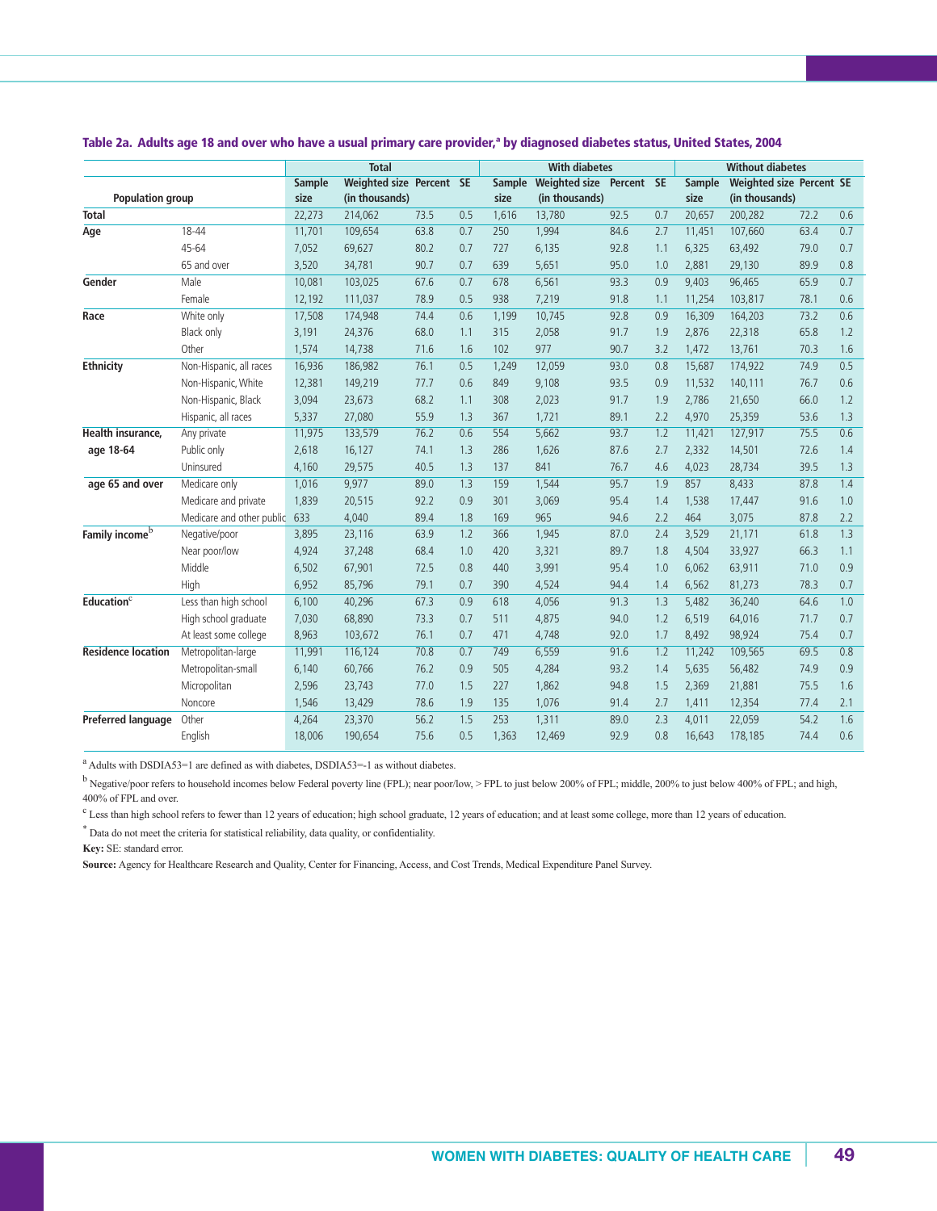**Table 2a. Adults age 18 and over who have a usual primary care provider,[a] by diagnosed diabetes status, United States, 2004**

| Population group | | Total | | | | With diabetes | | | | Without diabetes | | | |
|---|---|---|---|---|---|---|---|---|---|---|---|---|---|
| | | Sample size | Weighted size (in thousands) | Percent | SE | Sample size | Weighted size (in thousands) | Percent | SE | Sample size | Weighted size (in thousands) | Percent | SE |
| **Total** | | 22,273 | 214,062 | 73.5 | 0.5 | 1,616 | 13,780 | 92.5 | 0.7 | 20,657 | 200,282 | 72.2 | 0.6 |
| **Age** | 18-44 | 11,701 | 109,654 | 63.8 | 0.7 | 250 | 1,994 | 84.6 | 2.7 | 11,451 | 107,660 | 63.4 | 0.7 |
| | 45-64 | 7,052 | 69,627 | 80.2 | 0.7 | 727 | 6,135 | 92.8 | 1.1 | 6,325 | 63,492 | 79.0 | 0.7 |
| | 65 and over | 3,520 | 34,781 | 90.7 | 0.7 | 639 | 5,651 | 95.0 | 1.0 | 2,881 | 29,130 | 89.9 | 0.8 |
| **Gender** | Male | 10,081 | 103,025 | 67.6 | 0.7 | 678 | 6,561 | 93.3 | 0.9 | 9,403 | 96,465 | 65.9 | 0.7 |
| | Female | 12,192 | 111,037 | 78.9 | 0.5 | 938 | 7,219 | 91.8 | 1.1 | 11,254 | 103,817 | 78.1 | 0.6 |
| **Race** | White only | 17,508 | 174,948 | 74.4 | 0.6 | 1,199 | 10,745 | 92.8 | 0.9 | 16,309 | 164,203 | 73.2 | 0.6 |
| | Black only | 3,191 | 24,376 | 68.0 | 1.1 | 315 | 2,058 | 91.7 | 1.9 | 2,876 | 22,318 | 65.8 | 1.2 |
| | Other | 1,574 | 14,738 | 71.6 | 1.6 | 102 | 977 | 90.7 | 3.2 | 1,472 | 13,761 | 70.3 | 1.6 |
| **Ethnicity** | Non-Hispanic, all races | 16,936 | 186,982 | 76.1 | 0.5 | 1,249 | 12,059 | 93.0 | 0.8 | 15,687 | 174,922 | 74.9 | 0.5 |
| | Non-Hispanic, White | 12,381 | 149,219 | 77.7 | 0.6 | 849 | 9,108 | 93.5 | 0.9 | 11,532 | 140,111 | 76.7 | 0.6 |
| | Non-Hispanic, Black | 3,094 | 23,673 | 68.2 | 1.1 | 308 | 2,023 | 91.7 | 1.9 | 2,786 | 21,650 | 66.0 | 1.2 |
| | Hispanic, all races | 5,337 | 27,080 | 55.9 | 1.3 | 367 | 1,721 | 89.1 | 2.2 | 4,970 | 25,359 | 53.6 | 1.3 |
| **Health insurance, age 18-64** | Any private | 11,975 | 133,579 | 76.2 | 0.6 | 554 | 5,662 | 93.7 | 1.2 | 11,421 | 127,917 | 75.5 | 0.6 |
| | Public only | 2,618 | 16,127 | 74.1 | 1.3 | 286 | 1,626 | 87.6 | 2.7 | 2,332 | 14,501 | 72.6 | 1.4 |
| | Uninsured | 4,160 | 29,575 | 40.5 | 1.3 | 137 | 841 | 76.7 | 4.6 | 4,023 | 28,734 | 39.5 | 1.3 |
| **age 65 and over** | Medicare only | 1,016 | 9,977 | 89.0 | 1.3 | 159 | 1,544 | 95.7 | 1.9 | 857 | 8,433 | 87.8 | 1.4 |
| | Medicare and private | 1,839 | 20,515 | 92.2 | 0.9 | 301 | 3,069 | 95.4 | 1.4 | 1,538 | 17,447 | 91.6 | 1.0 |
| | Medicare and other public | 633 | 4,040 | 89.4 | 1.8 | 169 | 965 | 94.6 | 2.2 | 464 | 3,075 | 87.8 | 2.2 |
| **Family income[b]** | Negative/poor | 3,895 | 23,116 | 63.9 | 1.2 | 366 | 1,945 | 87.0 | 2.4 | 3,529 | 21,171 | 61.8 | 1.3 |
| | Near poor/low | 4,924 | 37,248 | 68.4 | 1.0 | 420 | 3,321 | 89.7 | 1.8 | 4,504 | 33,927 | 66.3 | 1.1 |
| | Middle | 6,502 | 67,901 | 72.5 | 0.8 | 440 | 3,991 | 95.4 | 1.0 | 6,062 | 63,911 | 71.0 | 0.9 |
| | High | 6,952 | 85,796 | 79.1 | 0.7 | 390 | 4,524 | 94.4 | 1.4 | 6,562 | 81,273 | 78.3 | 0.7 |
| **Education[c]** | Less than high school | 6,100 | 40,296 | 67.3 | 0.9 | 618 | 4,056 | 91.3 | 1.3 | 5,482 | 36,240 | 64.6 | 1.0 |
| | High school graduate | 7,030 | 68,890 | 73.3 | 0.7 | 511 | 4,875 | 94.0 | 1.2 | 6,519 | 64,016 | 71.7 | 0.7 |
| | At least some college | 8,963 | 103,672 | 76.1 | 0.7 | 471 | 4,748 | 92.0 | 1.7 | 8,492 | 98,924 | 75.4 | 0.7 |
| **Residence location** | Metropolitan-large | 11,991 | 116,124 | 70.8 | 0.7 | 749 | 6,559 | 91.6 | 1.2 | 11,242 | 109,565 | 69.5 | 0.8 |
| | Metropolitan-small | 6,140 | 60,766 | 76.2 | 0.9 | 505 | 4,284 | 93.2 | 1.4 | 5,635 | 56,482 | 74.9 | 0.9 |
| | Micropolitan | 2,596 | 23,743 | 77.0 | 1.5 | 227 | 1,862 | 94.8 | 1.5 | 2,369 | 21,881 | 75.5 | 1.6 |
| | Noncore | 1,546 | 13,429 | 78.6 | 1.9 | 135 | 1,076 | 91.4 | 2.7 | 1,411 | 12,354 | 77.4 | 2.1 |
| **Preferred language** | Other | 4,264 | 23,370 | 56.2 | 1.5 | 253 | 1,311 | 89.0 | 2.3 | 4,011 | 22,059 | 54.2 | 1.6 |
| | English | 18,006 | 190,654 | 75.6 | 0.5 | 1,363 | 12,469 | 92.9 | 0.8 | 16,643 | 178,185 | 74.4 | 0.6 |

[a] Adults with DSDIA53=1 are defined as with diabetes, DSDIA53=-1 as without diabetes.

[b] Negative/poor refers to household incomes below Federal poverty line (FPL); near poor/low, > FPL to just below 200% of FPL; middle, 200% to just below 400% of FPL; and high, 400% of FPL and over.

[c] Less than high school refers to fewer than 12 years of education; high school graduate, 12 years of education; and at least some college, more than 12 years of education.

* Data do not meet the criteria for statistical reliability, data quality, or confidentiality.

**Key:** SE: standard error.

**Source:** Agency for Healthcare Research and Quality, Center for Financing, Access, and Cost Trends, Medical Expenditure Panel Survey.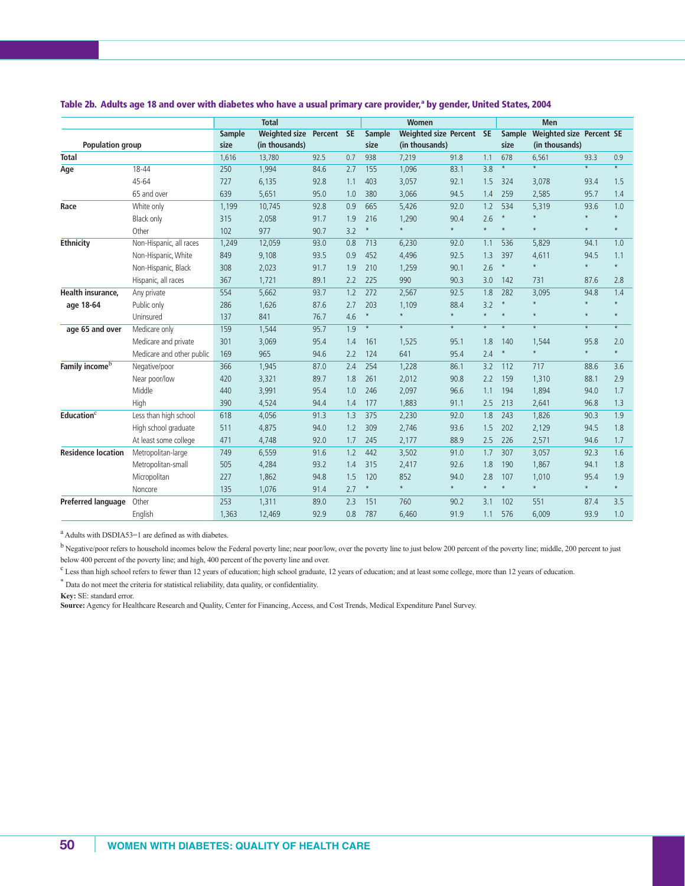### Table 2b. Adults age 18 and over with diabetes who have a usual primary care provider,[a] by gender, United States, 2004

| Population group | | Total | | | | Women | | | | Men | | | |
|---|---|---|---|---|---|---|---|---|---|---|---|---|---|
| | | Sample size | Weighted size (in thousands) | Percent | SE | Sample size | Weighted size (in thousands) | Percent | SE | Sample size | Weighted size (in thousands) | Percent | SE |
| **Total** | | 1,616 | 13,780 | 92.5 | 0.7 | 938 | 7,219 | 91.8 | 1.1 | 678 | 6,561 | 93.3 | 0.9 |
| **Age** | 18-44 | 250 | 1,994 | 84.6 | 2.7 | 155 | 1,096 | 83.1 | 3.8 | * | * | * | * |
| | 45-64 | 727 | 6,135 | 92.8 | 1.1 | 403 | 3,057 | 92.1 | 1.5 | 324 | 3,078 | 93.4 | 1.5 |
| | 65 and over | 639 | 5,651 | 95.0 | 1.0 | 380 | 3,066 | 94.5 | 1.4 | 259 | 2,585 | 95.7 | 1.4 |
| **Race** | White only | 1,199 | 10,745 | 92.8 | 0.9 | 665 | 5,426 | 92.0 | 1.2 | 534 | 5,319 | 93.6 | 1.0 |
| | Black only | 315 | 2,058 | 91.7 | 1.9 | 216 | 1,290 | 90.4 | 2.6 | * | * | * | * |
| | Other | 102 | 977 | 90.7 | 3.2 | * | * | * | * | * | * | * | * |
| **Ethnicity** | Non-Hispanic, all races | 1,249 | 12,059 | 93.0 | 0.8 | 713 | 6,230 | 92.0 | 1.1 | 536 | 5,829 | 94.1 | 1.0 |
| | Non-Hispanic, White | 849 | 9,108 | 93.5 | 0.9 | 452 | 4,496 | 92.5 | 1.3 | 397 | 4,611 | 94.5 | 1.1 |
| | Non-Hispanic, Black | 308 | 2,023 | 91.7 | 1.9 | 210 | 1,259 | 90.1 | 2.6 | * | * | * | * |
| | Hispanic, all races | 367 | 1,721 | 89.1 | 2.2 | 225 | 990 | 90.3 | 3.0 | 142 | 731 | 87.6 | 2.8 |
| **Health insurance, age 18-64** | Any private | 554 | 5,662 | 93.7 | 1.2 | 272 | 2,567 | 92.5 | 1.8 | 282 | 3,095 | 94.8 | 1.4 |
| | Public only | 286 | 1,626 | 87.6 | 2.7 | 203 | 1,109 | 88.4 | 3.2 | * | * | * | * |
| | Uninsured | 137 | 841 | 76.7 | 4.6 | * | * | * | * | * | * | * | * |
| **age 65 and over** | Medicare only | 159 | 1,544 | 95.7 | 1.9 | * | * | * | * | * | * | * | * |
| | Medicare and private | 301 | 3,069 | 95.4 | 1.4 | 161 | 1,525 | 95.1 | 1.8 | 140 | 1,544 | 95.8 | 2.0 |
| | Medicare and other public | 169 | 965 | 94.6 | 2.2 | 124 | 641 | 95.4 | 2.4 | * | * | * | * |
| **Family income**[b] | Negative/poor | 366 | 1,945 | 87.0 | 2.4 | 254 | 1,228 | 86.1 | 3.2 | 112 | 717 | 88.6 | 3.6 |
| | Near poor/low | 420 | 3,321 | 89.7 | 1.8 | 261 | 2,012 | 90.8 | 2.2 | 159 | 1,310 | 88.1 | 2.9 |
| | Middle | 440 | 3,991 | 95.4 | 1.0 | 246 | 2,097 | 96.6 | 1.1 | 194 | 1,894 | 94.0 | 1.7 |
| | High | 390 | 4,524 | 94.4 | 1.4 | 177 | 1,883 | 91.1 | 2.5 | 213 | 2,641 | 96.8 | 1.3 |
| **Education**[c] | Less than high school | 618 | 4,056 | 91.3 | 1.3 | 375 | 2,230 | 92.0 | 1.8 | 243 | 1,826 | 90.3 | 1.9 |
| | High school graduate | 511 | 4,875 | 94.0 | 1.2 | 309 | 2,746 | 93.6 | 1.5 | 202 | 2,129 | 94.5 | 1.8 |
| | At least some college | 471 | 4,748 | 92.0 | 1.7 | 245 | 2,177 | 88.9 | 2.5 | 226 | 2,571 | 94.6 | 1.7 |
| **Residence location** | Metropolitan-large | 749 | 6,559 | 91.6 | 1.2 | 442 | 3,502 | 91.0 | 1.7 | 307 | 3,057 | 92.3 | 1.6 |
| | Metropolitan-small | 505 | 4,284 | 93.2 | 1.4 | 315 | 2,417 | 92.6 | 1.8 | 190 | 1,867 | 94.1 | 1.8 |
| | Micropolitan | 227 | 1,862 | 94.8 | 1.5 | 120 | 852 | 94.0 | 2.8 | 107 | 1,010 | 95.4 | 1.9 |
| | Noncore | 135 | 1,076 | 91.4 | 2.7 | * | * | * | * | * | * | * | * |
| **Preferred language** | Other | 253 | 1,311 | 89.0 | 2.3 | 151 | 760 | 90.2 | 3.1 | 102 | 551 | 87.4 | 3.5 |
| | English | 1,363 | 12,469 | 92.9 | 0.8 | 787 | 6,460 | 91.9 | 1.1 | 576 | 6,009 | 93.9 | 1.0 |

[a] Adults with DSDIA53=1 are defined as with diabetes.

[b] Negative/poor refers to household incomes below the Federal poverty line; near poor/low, over the poverty line to just below 200 percent of the poverty line; middle, 200 percent to just below 400 percent of the poverty line; and high, 400 percent of the poverty line and over.

[c] Less than high school refers to fewer than 12 years of education; high school graduate, 12 years of education; and at least some college, more than 12 years of education.

* Data do not meet the criteria for statistical reliability, data quality, or confidentiality.

**Key:** SE: standard error.

**Source:** Agency for Healthcare Research and Quality, Center for Financing, Access, and Cost Trends, Medical Expenditure Panel Survey.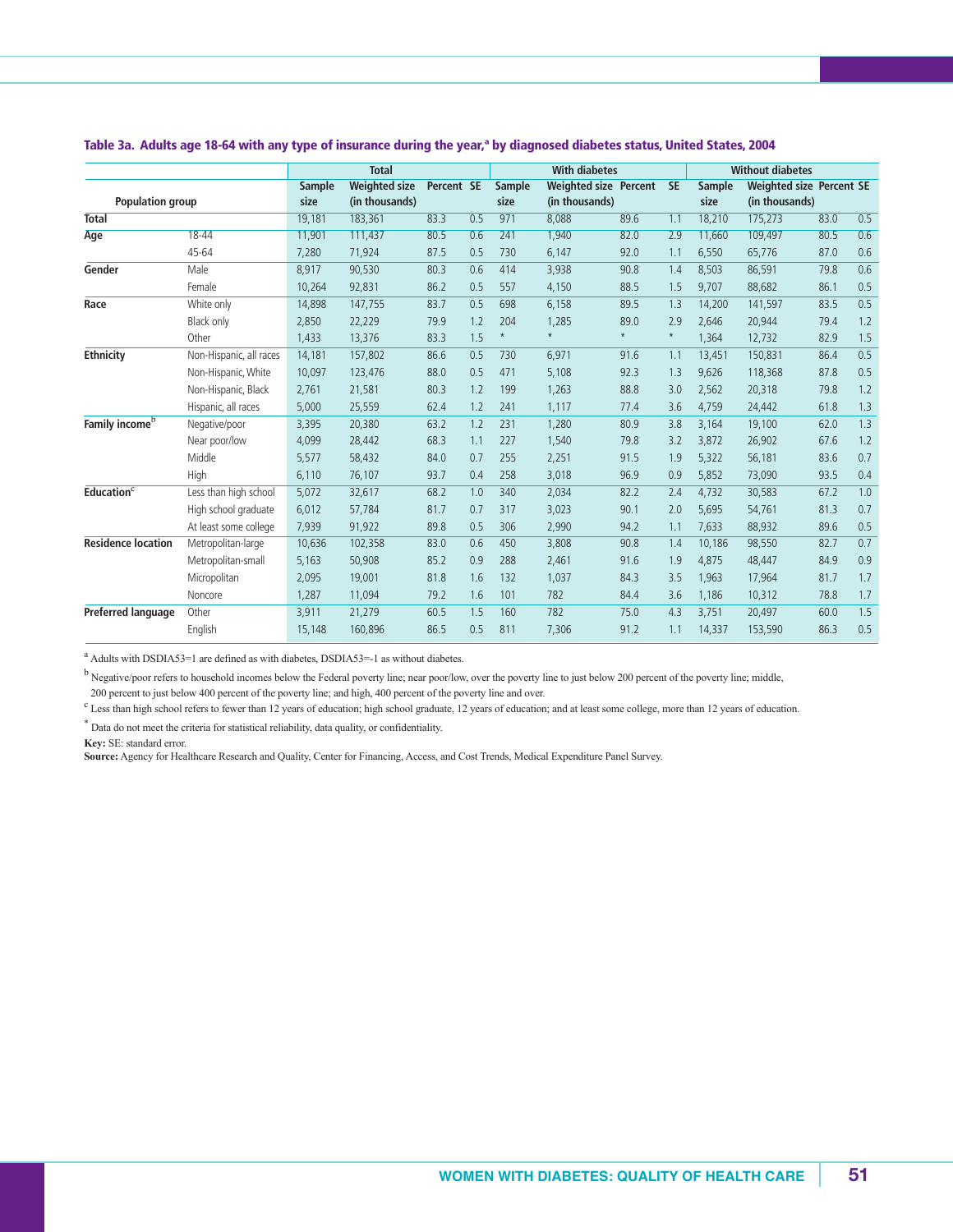**Table 3a. Adults age 18-64 with any type of insurance during the year,[a] by diagnosed diabetes status, United States, 2004**

| Population group | | Total | | | | With diabetes | | | | Without diabetes | | | |
|---|---|---|---|---|---|---|---|---|---|---|---|---|---|
| | | Sample size | Weighted size (in thousands) | Percent | SE | Sample size | Weighted size (in thousands) | Percent | SE | Sample size | Weighted size (in thousands) | Percent | SE |
| **Total** | | 19,181 | 183,361 | 83.3 | 0.5 | 971 | 8,088 | 89.6 | 1.1 | 18,210 | 175,273 | 83.0 | 0.5 |
| **Age** | 18-44 | 11,901 | 111,437 | 80.5 | 0.6 | 241 | 1,940 | 82.0 | 2.9 | 11,660 | 109,497 | 80.5 | 0.6 |
| | 45-64 | 7,280 | 71,924 | 87.5 | 0.5 | 730 | 6,147 | 92.0 | 1.1 | 6,550 | 65,776 | 87.0 | 0.6 |
| **Gender** | Male | 8,917 | 90,530 | 80.3 | 0.6 | 414 | 3,938 | 90.8 | 1.4 | 8,503 | 86,591 | 79.8 | 0.6 |
| | Female | 10,264 | 92,831 | 86.2 | 0.5 | 557 | 4,150 | 88.5 | 1.5 | 9,707 | 88,682 | 86.1 | 0.5 |
| **Race** | White only | 14,898 | 147,755 | 83.7 | 0.5 | 698 | 6,158 | 89.5 | 1.3 | 14,200 | 141,597 | 83.5 | 0.5 |
| | Black only | 2,850 | 22,229 | 79.9 | 1.2 | 204 | 1,285 | 89.0 | 2.9 | 2,646 | 20,944 | 79.4 | 1.2 |
| | Other | 1,433 | 13,376 | 83.3 | 1.5 | * | * | * | * | 1,364 | 12,732 | 82.9 | 1.5 |
| **Ethnicity** | Non-Hispanic, all races | 14,181 | 157,802 | 86.6 | 0.5 | 730 | 6,971 | 91.6 | 1.1 | 13,451 | 150,831 | 86.4 | 0.5 |
| | Non-Hispanic, White | 10,097 | 123,476 | 88.0 | 0.5 | 471 | 5,108 | 92.3 | 1.3 | 9,626 | 118,368 | 87.8 | 0.5 |
| | Non-Hispanic, Black | 2,761 | 21,581 | 80.3 | 1.2 | 199 | 1,263 | 88.8 | 3.0 | 2,562 | 20,318 | 79.8 | 1.2 |
| | Hispanic, all races | 5,000 | 25,559 | 62.4 | 1.2 | 241 | 1,117 | 77.4 | 3.6 | 4,759 | 24,442 | 61.8 | 1.3 |
| **Family income**[b] | Negative/poor | 3,395 | 20,380 | 63.2 | 1.2 | 231 | 1,280 | 80.9 | 3.8 | 3,164 | 19,100 | 62.0 | 1.3 |
| | Near poor/low | 4,099 | 28,442 | 68.3 | 1.1 | 227 | 1,540 | 79.8 | 3.2 | 3,872 | 26,902 | 67.6 | 1.2 |
| | Middle | 5,577 | 58,432 | 84.0 | 0.7 | 255 | 2,251 | 91.5 | 1.9 | 5,322 | 56,181 | 83.6 | 0.7 |
| | High | 6,110 | 76,107 | 93.7 | 0.4 | 258 | 3,018 | 96.9 | 0.9 | 5,852 | 73,090 | 93.5 | 0.4 |
| **Education**[c] | Less than high school | 5,072 | 32,617 | 68.2 | 1.0 | 340 | 2,034 | 82.2 | 2.4 | 4,732 | 30,583 | 67.2 | 1.0 |
| | High school graduate | 6,012 | 57,784 | 81.7 | 0.7 | 317 | 3,023 | 90.1 | 2.0 | 5,695 | 54,761 | 81.3 | 0.7 |
| | At least some college | 7,939 | 91,922 | 89.8 | 0.5 | 306 | 2,990 | 94.2 | 1.1 | 7,633 | 88,932 | 89.6 | 0.5 |
| **Residence location** | Metropolitan-large | 10,636 | 102,358 | 83.0 | 0.6 | 450 | 3,808 | 90.8 | 1.4 | 10,186 | 98,550 | 82.7 | 0.7 |
| | Metropolitan-small | 5,163 | 50,908 | 85.2 | 0.9 | 288 | 2,461 | 91.6 | 1.9 | 4,875 | 48,447 | 84.9 | 0.9 |
| | Micropolitan | 2,095 | 19,001 | 81.8 | 1.6 | 132 | 1,037 | 84.3 | 3.5 | 1,963 | 17,964 | 81.7 | 1.7 |
| | Noncore | 1,287 | 11,094 | 79.2 | 1.6 | 101 | 782 | 84.4 | 3.6 | 1,186 | 10,312 | 78.8 | 1.7 |
| **Preferred language** | Other | 3,911 | 21,279 | 60.5 | 1.5 | 160 | 782 | 75.0 | 4.3 | 3,751 | 20,497 | 60.0 | 1.5 |
| | English | 15,148 | 160,896 | 86.5 | 0.5 | 811 | 7,306 | 91.2 | 1.1 | 14,337 | 153,590 | 86.3 | 0.5 |

[a] Adults with DSDIA53=1 are defined as with diabetes, DSDIA53=-1 as without diabetes.

[b] Negative/poor refers to household incomes below the Federal poverty line; near poor/low, over the poverty line to just below 200 percent of the poverty line; middle, 200 percent to just below 400 percent of the poverty line; and high, 400 percent of the poverty line and over.

[c] Less than high school refers to fewer than 12 years of education; high school graduate, 12 years of education; and at least some college, more than 12 years of education.

* Data do not meet the criteria for statistical reliability, data quality, or confidentiality.

**Key:** SE: standard error.

**Source:** Agency for Healthcare Research and Quality, Center for Financing, Access, and Cost Trends, Medical Expenditure Panel Survey.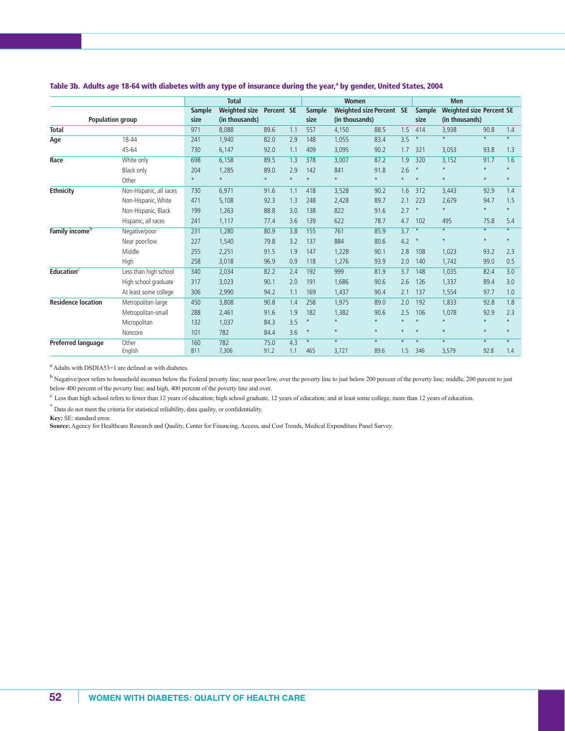### Table 3b. Adults age 18-64 with diabetes with any type of insurance during the year,[a] by gender, United States, 2004

| Population group | | Total | | | | Women | | | | Men | | | |
|---|---|---|---|---|---|---|---|---|---|---|---|---|---|
| | | Sample size | Weighted size (in thousands) | Percent | SE | Sample size | Weighted size (in thousands) | Percent | SE | Sample size | Weighted size (in thousands) | Percent | SE |
| **Total** | | 971 | 8,088 | 89.6 | 1.1 | 557 | 4,150 | 88.5 | 1.5 | 414 | 3,938 | 90.8 | 1.4 |
| **Age** | 18-44 | 241 | 1,940 | 82.0 | 2.9 | 148 | 1,055 | 83.4 | 3.5 | * | * | * | * |
| | 45-64 | 730 | 6,147 | 92.0 | 1.1 | 409 | 3,095 | 90.2 | 1.7 | 321 | 3,053 | 93.8 | 1.3 |
| **Race** | White only | 698 | 6,158 | 89.5 | 1.3 | 378 | 3,007 | 87.2 | 1.9 | 320 | 3,152 | 91.7 | 1.6 |
| | Black only | 204 | 1,285 | 89.0 | 2.9 | 142 | 841 | 91.8 | 2.6 | * | * | * | * |
| | Other | * | * | * | * | * | * | * | * | * | * | * | * |
| **Ethnicity** | Non-Hispanic, all races | 730 | 6,971 | 91.6 | 1.1 | 418 | 3,528 | 90.2 | 1.6 | 312 | 3,443 | 92.9 | 1.4 |
| | Non-Hispanic, White | 471 | 5,108 | 92.3 | 1.3 | 248 | 2,428 | 89.7 | 2.1 | 223 | 2,679 | 94.7 | 1.5 |
| | Non-Hispanic, Black | 199 | 1,263 | 88.8 | 3.0 | 138 | 822 | 91.6 | 2.7 | * | * | * | * |
| | Hispanic, all races | 241 | 1,117 | 77.4 | 3.6 | 139 | 622 | 78.7 | 4.7 | 102 | 495 | 75.8 | 5.4 |
| **Family income**[b] | Negative/poor | 231 | 1,280 | 80.9 | 3.8 | 155 | 761 | 85.9 | 3.7 | * | * | * | * |
| | Near poor/low | 227 | 1,540 | 79.8 | 3.2 | 137 | 884 | 80.6 | 4.2 | * | * | * | * |
| | Middle | 255 | 2,251 | 91.5 | 1.9 | 147 | 1,228 | 90.1 | 2.8 | 108 | 1,023 | 93.2 | 2.3 |
| | High | 258 | 3,018 | 96.9 | 0.9 | 118 | 1,276 | 93.9 | 2.0 | 140 | 1,742 | 99.0 | 0.5 |
| **Education**[c] | Less than high school | 340 | 2,034 | 82.2 | 2.4 | 192 | 999 | 81.9 | 3.7 | 148 | 1,035 | 82.4 | 3.0 |
| | High school graduate | 317 | 3,023 | 90.1 | 2.0 | 191 | 1,686 | 90.6 | 2.6 | 126 | 1,337 | 89.4 | 3.0 |
| | At least some college | 306 | 2,990 | 94.2 | 1.1 | 169 | 1,437 | 90.4 | 2.1 | 137 | 1,554 | 97.7 | 1.0 |
| **Residence location** | Metropolitan-large | 450 | 3,808 | 90.8 | 1.4 | 258 | 1,975 | 89.0 | 2.0 | 192 | 1,833 | 92.8 | 1.8 |
| | Metropolitan-small | 288 | 2,461 | 91.6 | 1.9 | 182 | 1,382 | 90.6 | 2.5 | 106 | 1,078 | 92.9 | 2.3 |
| | Micropolitan | 132 | 1,037 | 84.3 | 3.5 | * | * | * | * | * | * | * | * |
| | Noncore | 101 | 782 | 84.4 | 3.6 | * | * | * | * | * | * | * | * |
| **Preferred language** | Other | 160 | 782 | 75.0 | 4.3 | * | * | * | * | * | * | * | * |
| | English | 811 | 7,306 | 91.2 | 1.1 | 465 | 3,727 | 89.6 | 1.5 | 346 | 3,579 | 92.8 | 1.4 |

[a] Adults with DSDIA53=1 are defined as with diabetes.

[b] Negative/poor refers to household incomes below the Federal poverty line; near poor/low, over the poverty line to just below 200 percent of the poverty line; middle, 200 percent to just below 400 percent of the poverty line; and high, 400 percent of the poverty line and over.

[c] Less than high school refers to fewer than 12 years of education; high school graduate, 12 years of education; and at least some college, more than 12 years of education.

* Data do not meet the criteria for statistical reliability, data quality, or confidentiality.

**Key:** SE: standard error.

**Source:** Agency for Healthcare Research and Quality, Center for Financing, Access, and Cost Trends, Medical Expenditure Panel Survey.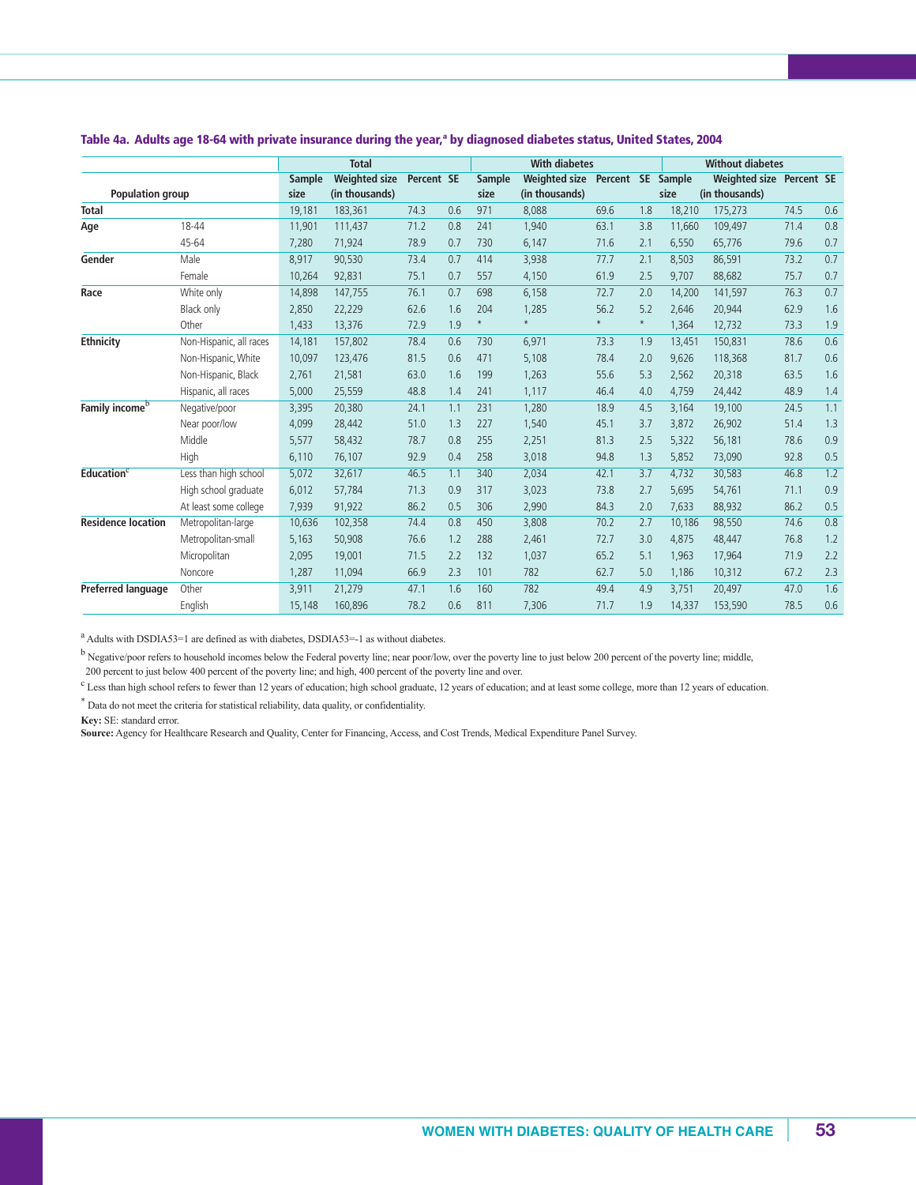### Table 4a. Adults age 18-64 with private insurance during the year,[a] by diagnosed diabetes status, United States, 2004

| Population group | | Total | | | | With diabetes | | | | Without diabetes | | | |
|---|---|---|---|---|---|---|---|---|---|---|---|---|---|
| | | Sample size | Weighted size (in thousands) | Percent | SE | Sample size | Weighted size (in thousands) | Percent | SE | Sample size | Weighted size (in thousands) | Percent | SE |
| **Total** | | 19,181 | 183,361 | 74.3 | 0.6 | 971 | 8,088 | 69.6 | 1.8 | 18,210 | 175,273 | 74.5 | 0.6 |
| **Age** | 18-44 | 11,901 | 111,437 | 71.2 | 0.8 | 241 | 1,940 | 63.1 | 3.8 | 11,660 | 109,497 | 71.4 | 0.8 |
| | 45-64 | 7,280 | 71,924 | 78.9 | 0.7 | 730 | 6,147 | 71.6 | 2.1 | 6,550 | 65,776 | 79.6 | 0.7 |
| **Gender** | Male | 8,917 | 90,530 | 73.4 | 0.7 | 414 | 3,938 | 77.7 | 2.1 | 8,503 | 86,591 | 73.2 | 0.7 |
| | Female | 10,264 | 92,831 | 75.1 | 0.7 | 557 | 4,150 | 61.9 | 2.5 | 9,707 | 88,682 | 75.7 | 0.7 |
| **Race** | White only | 14,898 | 147,755 | 76.1 | 0.7 | 698 | 6,158 | 72.7 | 2.0 | 14,200 | 141,597 | 76.3 | 0.7 |
| | Black only | 2,850 | 22,229 | 62.6 | 1.6 | 204 | 1,285 | 56.2 | 5.2 | 2,646 | 20,944 | 62.9 | 1.6 |
| | Other | 1,433 | 13,376 | 72.9 | 1.9 | * | * | * | * | 1,364 | 12,732 | 73.3 | 1.9 |
| **Ethnicity** | Non-Hispanic, all races | 14,181 | 157,802 | 78.4 | 0.6 | 730 | 6,971 | 73.3 | 1.9 | 13,451 | 150,831 | 78.6 | 0.6 |
| | Non-Hispanic, White | 10,097 | 123,476 | 81.5 | 0.6 | 471 | 5,108 | 78.4 | 2.0 | 9,626 | 118,368 | 81.7 | 0.6 |
| | Non-Hispanic, Black | 2,761 | 21,581 | 63.0 | 1.6 | 199 | 1,263 | 55.6 | 5.3 | 2,562 | 20,318 | 63.5 | 1.6 |
| | Hispanic, all races | 5,000 | 25,559 | 48.8 | 1.4 | 241 | 1,117 | 46.4 | 4.0 | 4,759 | 24,442 | 48.9 | 1.4 |
| **Family income**[b] | Negative/poor | 3,395 | 20,380 | 24.1 | 1.1 | 231 | 1,280 | 18.9 | 4.5 | 3,164 | 19,100 | 24.5 | 1.1 |
| | Near poor/low | 4,099 | 28,442 | 51.0 | 1.3 | 227 | 1,540 | 45.1 | 3.7 | 3,872 | 26,902 | 51.4 | 1.3 |
| | Middle | 5,577 | 58,432 | 78.7 | 0.8 | 255 | 2,251 | 81.3 | 2.5 | 5,322 | 56,181 | 78.6 | 0.9 |
| | High | 6,110 | 76,107 | 92.9 | 0.4 | 258 | 3,018 | 94.8 | 1.3 | 5,852 | 73,090 | 92.8 | 0.5 |
| **Education**[c] | Less than high school | 5,072 | 32,617 | 46.5 | 1.1 | 340 | 2,034 | 42.1 | 3.7 | 4,732 | 30,583 | 46.8 | 1.2 |
| | High school graduate | 6,012 | 57,784 | 71.3 | 0.9 | 317 | 3,023 | 73.8 | 2.7 | 5,695 | 54,761 | 71.1 | 0.9 |
| | At least some college | 7,939 | 91,922 | 86.2 | 0.5 | 306 | 2,990 | 84.3 | 2.0 | 7,633 | 88,932 | 86.2 | 0.5 |
| **Residence location** | Metropolitan-large | 10,636 | 102,358 | 74.4 | 0.8 | 450 | 3,808 | 70.2 | 2.7 | 10,186 | 98,550 | 74.6 | 0.8 |
| | Metropolitan-small | 5,163 | 50,908 | 76.6 | 1.2 | 288 | 2,461 | 72.7 | 3.0 | 4,875 | 48,447 | 76.8 | 1.2 |
| | Micropolitan | 2,095 | 19,001 | 71.5 | 2.2 | 132 | 1,037 | 65.2 | 5.1 | 1,963 | 17,964 | 71.9 | 2.2 |
| | Noncore | 1,287 | 11,094 | 66.9 | 2.3 | 101 | 782 | 62.7 | 5.0 | 1,186 | 10,312 | 67.2 | 2.3 |
| **Preferred language** | Other | 3,911 | 21,279 | 47.1 | 1.6 | 160 | 782 | 49.4 | 4.9 | 3,751 | 20,497 | 47.0 | 1.6 |
| | English | 15,148 | 160,896 | 78.2 | 0.6 | 811 | 7,306 | 71.7 | 1.9 | 14,337 | 153,590 | 78.5 | 0.6 |

[a] Adults with DSDIA53=1 are defined as with diabetes, DSDIA53=-1 as without diabetes.

[b] Negative/poor refers to household incomes below the Federal poverty line; near poor/low, over the poverty line to just below 200 percent of the poverty line; middle, 200 percent to just below 400 percent of the poverty line; and high, 400 percent of the poverty line and over.

[c] Less than high school refers to fewer than 12 years of education; high school graduate, 12 years of education; and at least some college, more than 12 years of education.

\* Data do not meet the criteria for statistical reliability, data quality, or confidentiality.

**Key:** SE: standard error.

**Source:** Agency for Healthcare Research and Quality, Center for Financing, Access, and Cost Trends, Medical Expenditure Panel Survey.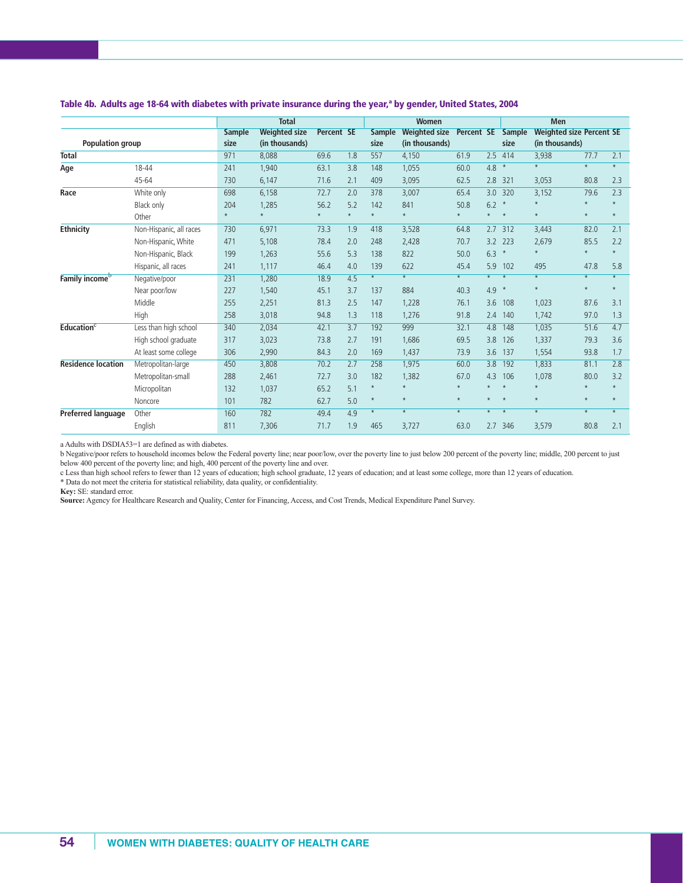**Table 4b. Adults age 18-64 with diabetes with private insurance during the year,[a] by gender, United States, 2004**

| Population group | | Total | | | | Women | | | | Men | | | |
|---|---|---|---|---|---|---|---|---|---|---|---|---|---|
| | | Sample size | Weighted size (in thousands) | Percent | SE | Sample size | Weighted size (in thousands) | Percent | SE | Sample size | Weighted size (in thousands) | Percent | SE |
| **Total** | | 971 | 8,088 | 69.6 | 1.8 | 557 | 4,150 | 61.9 | 2.5 | 414 | 3,938 | 77.7 | 2.1 |
| **Age** | 18-44 | 241 | 1,940 | 63.1 | 3.8 | 148 | 1,055 | 60.0 | 4.8 | * | * | * | * |
| | 45-64 | 730 | 6,147 | 71.6 | 2.1 | 409 | 3,095 | 62.5 | 2.8 | 321 | 3,053 | 80.8 | 2.3 |
| **Race** | White only | 698 | 6,158 | 72.7 | 2.0 | 378 | 3,007 | 65.4 | 3.0 | 320 | 3,152 | 79.6 | 2.3 |
| | Black only | 204 | 1,285 | 56.2 | 5.2 | 142 | 841 | 50.8 | 6.2 | * | * | * | * |
| | Other | * | * | * | * | * | * | * | * | * | * | * | * |
| **Ethnicity** | Non-Hispanic, all races | 730 | 6,971 | 73.3 | 1.9 | 418 | 3,528 | 64.8 | 2.7 | 312 | 3,443 | 82.0 | 2.1 |
| | Non-Hispanic, White | 471 | 5,108 | 78.4 | 2.0 | 248 | 2,428 | 70.7 | 3.2 | 223 | 2,679 | 85.5 | 2.2 |
| | Non-Hispanic, Black | 199 | 1,263 | 55.6 | 5.3 | 138 | 822 | 50.0 | 6.3 | * | * | * | * |
| | Hispanic, all races | 241 | 1,117 | 46.4 | 4.0 | 139 | 622 | 45.4 | 5.9 | 102 | 495 | 47.8 | 5.8 |
| **Family income[b]** | Negative/poor | 231 | 1,280 | 18.9 | 4.5 | * | * | * | * | * | * | * | * |
| | Near poor/low | 227 | 1,540 | 45.1 | 3.7 | 137 | 884 | 40.3 | 4.9 | * | * | * | * |
| | Middle | 255 | 2,251 | 81.3 | 2.5 | 147 | 1,228 | 76.1 | 3.6 | 108 | 1,023 | 87.6 | 3.1 |
| | High | 258 | 3,018 | 94.8 | 1.3 | 118 | 1,276 | 91.8 | 2.4 | 140 | 1,742 | 97.0 | 1.3 |
| **Education[c]** | Less than high school | 340 | 2,034 | 42.1 | 3.7 | 192 | 999 | 32.1 | 4.8 | 148 | 1,035 | 51.6 | 4.7 |
| | High school graduate | 317 | 3,023 | 73.8 | 2.7 | 191 | 1,686 | 69.5 | 3.8 | 126 | 1,337 | 79.3 | 3.6 |
| | At least some college | 306 | 2,990 | 84.3 | 2.0 | 169 | 1,437 | 73.9 | 3.6 | 137 | 1,554 | 93.8 | 1.7 |
| **Residence location** | Metropolitan-large | 450 | 3,808 | 70.2 | 2.7 | 258 | 1,975 | 60.0 | 3.8 | 192 | 1,833 | 81.1 | 2.8 |
| | Metropolitan-small | 288 | 2,461 | 72.7 | 3.0 | 182 | 1,382 | 67.0 | 4.3 | 106 | 1,078 | 80.0 | 3.2 |
| | Micropolitan | 132 | 1,037 | 65.2 | 5.1 | * | * | * | * | * | * | * | * |
| | Noncore | 101 | 782 | 62.7 | 5.0 | * | * | * | * | * | * | * | * |
| **Preferred language** | Other | 160 | 782 | 49.4 | 4.9 | * | * | * | * | * | * | * | * |
| | English | 811 | 7,306 | 71.7 | 1.9 | 465 | 3,727 | 63.0 | 2.7 | 346 | 3,579 | 80.8 | 2.1 |

a Adults with DSDIA53=1 are defined as with diabetes.

b Negative/poor refers to household incomes below the Federal poverty line; near poor/low, over the poverty line to just below 200 percent of the poverty line; middle, 200 percent to just below 400 percent of the poverty line; and high, 400 percent of the poverty line and over.

c Less than high school refers to fewer than 12 years of education; high school graduate, 12 years of education; and at least some college, more than 12 years of education.

* Data do not meet the criteria for statistical reliability, data quality, or confidentiality.

**Key:** SE: standard error.

**Source:** Agency for Healthcare Research and Quality, Center for Financing, Access, and Cost Trends, Medical Expenditure Panel Survey.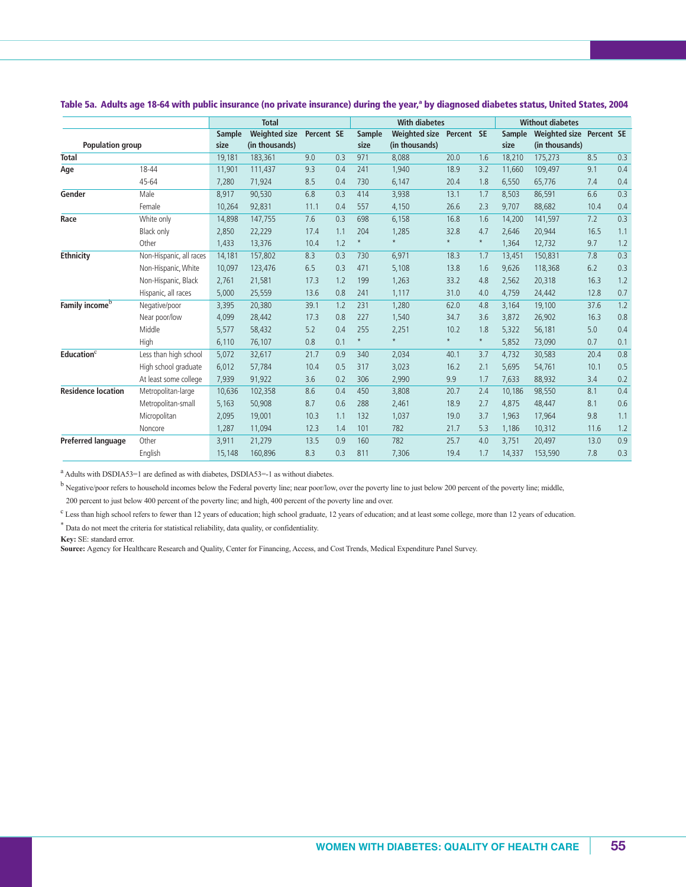**Table 5a. Adults age 18-64 with public insurance (no private insurance) during the year,[a] by diagnosed diabetes status, United States, 2004**

| Population group | | Total | | | | With diabetes | | | | Without diabetes | | | |
|---|---|---|---|---|---|---|---|---|---|---|---|---|---|
| | | Sample size | Weighted size (in thousands) | Percent | SE | Sample size | Weighted size (in thousands) | Percent | SE | Sample size | Weighted size (in thousands) | Percent | SE |
| **Total** | | 19,181 | 183,361 | 9.0 | 0.3 | 971 | 8,088 | 20.0 | 1.6 | 18,210 | 175,273 | 8.5 | 0.3 |
| **Age** | 18-44 | 11,901 | 111,437 | 9.3 | 0.4 | 241 | 1,940 | 18.9 | 3.2 | 11,660 | 109,497 | 9.1 | 0.4 |
| | 45-64 | 7,280 | 71,924 | 8.5 | 0.4 | 730 | 6,147 | 20.4 | 1.8 | 6,550 | 65,776 | 7.4 | 0.4 |
| **Gender** | Male | 8,917 | 90,530 | 6.8 | 0.3 | 414 | 3,938 | 13.1 | 1.7 | 8,503 | 86,591 | 6.6 | 0.3 |
| | Female | 10,264 | 92,831 | 11.1 | 0.4 | 557 | 4,150 | 26.6 | 2.3 | 9,707 | 88,682 | 10.4 | 0.4 |
| **Race** | White only | 14,898 | 147,755 | 7.6 | 0.3 | 698 | 6,158 | 16.8 | 1.6 | 14,200 | 141,597 | 7.2 | 0.3 |
| | Black only | 2,850 | 22,229 | 17.4 | 1.1 | 204 | 1,285 | 32.8 | 4.7 | 2,646 | 20,944 | 16.5 | 1.1 |
| | Other | 1,433 | 13,376 | 10.4 | 1.2 | * | * | * | * | 1,364 | 12,732 | 9.7 | 1.2 |
| **Ethnicity** | Non-Hispanic, all races | 14,181 | 157,802 | 8.3 | 0.3 | 730 | 6,971 | 18.3 | 1.7 | 13,451 | 150,831 | 7.8 | 0.3 |
| | Non-Hispanic, White | 10,097 | 123,476 | 6.5 | 0.3 | 471 | 5,108 | 13.8 | 1.6 | 9,626 | 118,368 | 6.2 | 0.3 |
| | Non-Hispanic, Black | 2,761 | 21,581 | 17.3 | 1.2 | 199 | 1,263 | 33.2 | 4.8 | 2,562 | 20,318 | 16.3 | 1.2 |
| | Hispanic, all races | 5,000 | 25,559 | 13.6 | 0.8 | 241 | 1,117 | 31.0 | 4.0 | 4,759 | 24,442 | 12.8 | 0.7 |
| **Family income[b]** | Negative/poor | 3,395 | 20,380 | 39.1 | 1.2 | 231 | 1,280 | 62.0 | 4.8 | 3,164 | 19,100 | 37.6 | 1.2 |
| | Near poor/low | 4,099 | 28,442 | 17.3 | 0.8 | 227 | 1,540 | 34.7 | 3.6 | 3,872 | 26,902 | 16.3 | 0.8 |
| | Middle | 5,577 | 58,432 | 5.2 | 0.4 | 255 | 2,251 | 10.2 | 1.8 | 5,322 | 56,181 | 5.0 | 0.4 |
| | High | 6,110 | 76,107 | 0.8 | 0.1 | * | * | * | * | 5,852 | 73,090 | 0.7 | 0.1 |
| **Education[c]** | Less than high school | 5,072 | 32,617 | 21.7 | 0.9 | 340 | 2,034 | 40.1 | 3.7 | 4,732 | 30,583 | 20.4 | 0.8 |
| | High school graduate | 6,012 | 57,784 | 10.4 | 0.5 | 317 | 3,023 | 16.2 | 2.1 | 5,695 | 54,761 | 10.1 | 0.5 |
| | At least some college | 7,939 | 91,922 | 3.6 | 0.2 | 306 | 2,990 | 9.9 | 1.7 | 7,633 | 88,932 | 3.4 | 0.2 |
| **Residence location** | Metropolitan-large | 10,636 | 102,358 | 8.6 | 0.4 | 450 | 3,808 | 20.7 | 2.4 | 10,186 | 98,550 | 8.1 | 0.4 |
| | Metropolitan-small | 5,163 | 50,908 | 8.7 | 0.6 | 288 | 2,461 | 18.9 | 2.7 | 4,875 | 48,447 | 8.1 | 0.6 |
| | Micropolitan | 2,095 | 19,001 | 10.3 | 1.1 | 132 | 1,037 | 19.0 | 3.7 | 1,963 | 17,964 | 9.8 | 1.1 |
| | Noncore | 1,287 | 11,094 | 12.3 | 1.4 | 101 | 782 | 21.7 | 5.3 | 1,186 | 10,312 | 11.6 | 1.2 |
| **Preferred language** | Other | 3,911 | 21,279 | 13.5 | 0.9 | 160 | 782 | 25.7 | 4.0 | 3,751 | 20,497 | 13.0 | 0.9 |
| | English | 15,148 | 160,896 | 8.3 | 0.3 | 811 | 7,306 | 19.4 | 1.7 | 14,337 | 153,590 | 7.8 | 0.3 |

[a] Adults with DSDIA53=1 are defined as with diabetes, DSDIA53=-1 as without diabetes.

[b] Negative/poor refers to household incomes below the Federal poverty line; near poor/low, over the poverty line to just below 200 percent of the poverty line; middle, 200 percent to just below 400 percent of the poverty line; and high, 400 percent of the poverty line and over.

[c] Less than high school refers to fewer than 12 years of education; high school graduate, 12 years of education; and at least some college, more than 12 years of education.

* Data do not meet the criteria for statistical reliability, data quality, or confidentiality.

**Key:** SE: standard error.

**Source:** Agency for Healthcare Research and Quality, Center for Financing, Access, and Cost Trends, Medical Expenditure Panel Survey.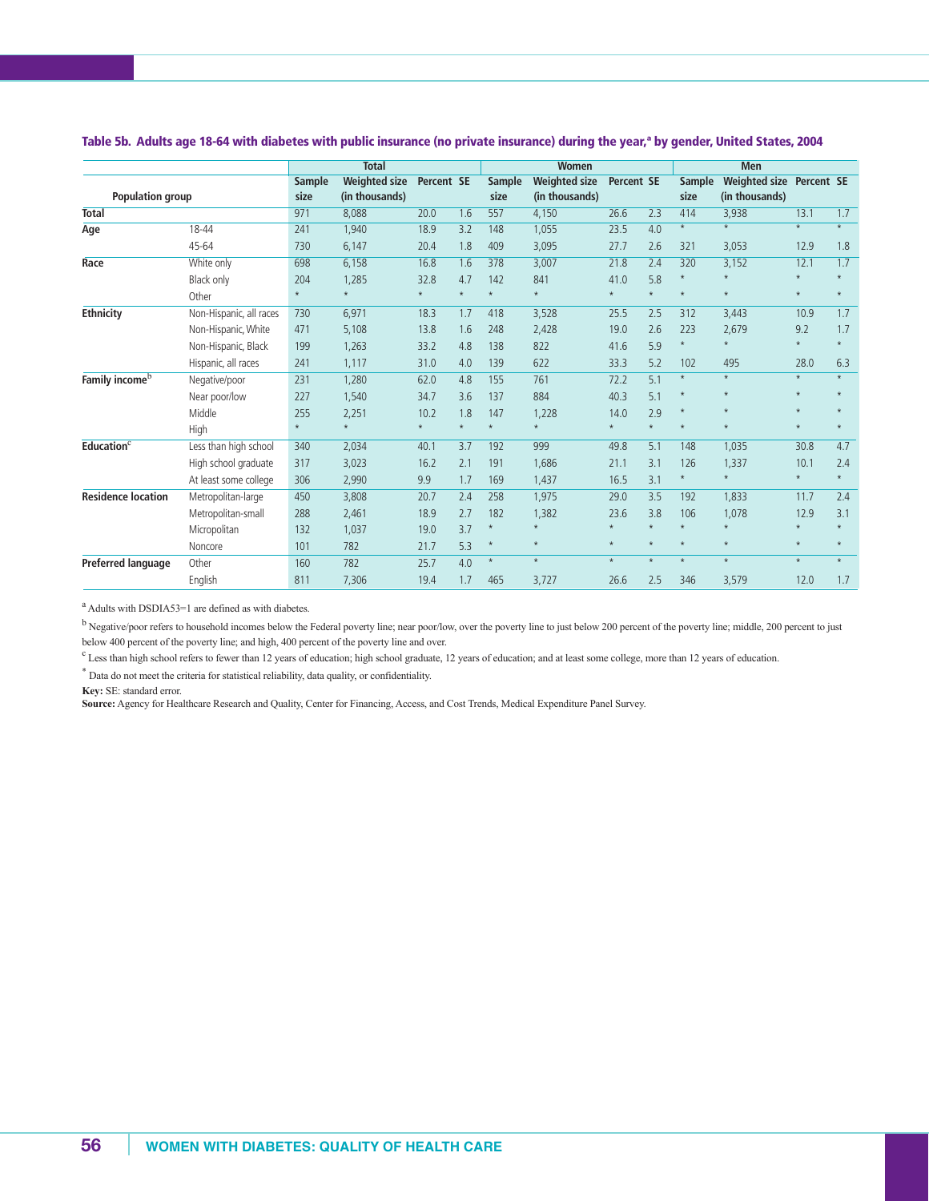**Table 5b. Adults age 18-64 with diabetes with public insurance (no private insurance) during the year,[a] by gender, United States, 2004**

| Population group | | Total | | | | Women | | | | Men | | | |
|---|---|---|---|---|---|---|---|---|---|---|---|---|---|
| | | Sample size | Weighted size (in thousands) | Percent | SE | Sample size | Weighted size (in thousands) | Percent | SE | Sample size | Weighted size (in thousands) | Percent | SE |
| **Total** | | 971 | 8,088 | 20.0 | 1.6 | 557 | 4,150 | 26.6 | 2.3 | 414 | 3,938 | 13.1 | 1.7 |
| **Age** | 18-44 | 241 | 1,940 | 18.9 | 3.2 | 148 | 1,055 | 23.5 | 4.0 | * | * | * | * |
| | 45-64 | 730 | 6,147 | 20.4 | 1.8 | 409 | 3,095 | 27.7 | 2.6 | 321 | 3,053 | 12.9 | 1.8 |
| **Race** | White only | 698 | 6,158 | 16.8 | 1.6 | 378 | 3,007 | 21.8 | 2.4 | 320 | 3,152 | 12.1 | 1.7 |
| | Black only | 204 | 1,285 | 32.8 | 4.7 | 142 | 841 | 41.0 | 5.8 | * | * | * | * |
| | Other | * | * | * | * | * | * | * | * | * | * | * | * |
| **Ethnicity** | Non-Hispanic, all races | 730 | 6,971 | 18.3 | 1.7 | 418 | 3,528 | 25.5 | 2.5 | 312 | 3,443 | 10.9 | 1.7 |
| | Non-Hispanic, White | 471 | 5,108 | 13.8 | 1.6 | 248 | 2,428 | 19.0 | 2.6 | 223 | 2,679 | 9.2 | 1.7 |
| | Non-Hispanic, Black | 199 | 1,263 | 33.2 | 4.8 | 138 | 822 | 41.6 | 5.9 | * | * | * | * |
| | Hispanic, all races | 241 | 1,117 | 31.0 | 4.0 | 139 | 622 | 33.3 | 5.2 | 102 | 495 | 28.0 | 6.3 |
| **Family income[b]** | Negative/poor | 231 | 1,280 | 62.0 | 4.8 | 155 | 761 | 72.2 | 5.1 | * | * | * | * |
| | Near poor/low | 227 | 1,540 | 34.7 | 3.6 | 137 | 884 | 40.3 | 5.1 | * | * | * | * |
| | Middle | 255 | 2,251 | 10.2 | 1.8 | 147 | 1,228 | 14.0 | 2.9 | * | * | * | * |
| | High | * | * | * | * | * | * | * | * | * | * | * | * |
| **Education[c]** | Less than high school | 340 | 2,034 | 40.1 | 3.7 | 192 | 999 | 49.8 | 5.1 | 148 | 1,035 | 30.8 | 4.7 |
| | High school graduate | 317 | 3,023 | 16.2 | 2.1 | 191 | 1,686 | 21.1 | 3.1 | 126 | 1,337 | 10.1 | 2.4 |
| | At least some college | 306 | 2,990 | 9.9 | 1.7 | 169 | 1,437 | 16.5 | 3.1 | * | * | * | * |
| **Residence location** | Metropolitan-large | 450 | 3,808 | 20.7 | 2.4 | 258 | 1,975 | 29.0 | 3.5 | 192 | 1,833 | 11.7 | 2.4 |
| | Metropolitan-small | 288 | 2,461 | 18.9 | 2.7 | 182 | 1,382 | 23.6 | 3.8 | 106 | 1,078 | 12.9 | 3.1 |
| | Micropolitan | 132 | 1,037 | 19.0 | 3.7 | * | * | * | * | * | * | * | * |
| | Noncore | 101 | 782 | 21.7 | 5.3 | * | * | * | * | * | * | * | * |
| **Preferred language** | Other | 160 | 782 | 25.7 | 4.0 | * | * | * | * | * | * | * | * |
| | English | 811 | 7,306 | 19.4 | 1.7 | 465 | 3,727 | 26.6 | 2.5 | 346 | 3,579 | 12.0 | 1.7 |

[a] Adults with DSDIA53=1 are defined as with diabetes.

[b] Negative/poor refers to household incomes below the Federal poverty line; near poor/low, over the poverty line to just below 200 percent of the poverty line; middle, 200 percent to just below 400 percent of the poverty line; and high, 400 percent of the poverty line and over.

[c] Less than high school refers to fewer than 12 years of education; high school graduate, 12 years of education; and at least some college, more than 12 years of education.

* Data do not meet the criteria for statistical reliability, data quality, or confidentiality.

**Key:** SE: standard error.

**Source:** Agency for Healthcare Research and Quality, Center for Financing, Access, and Cost Trends, Medical Expenditure Panel Survey.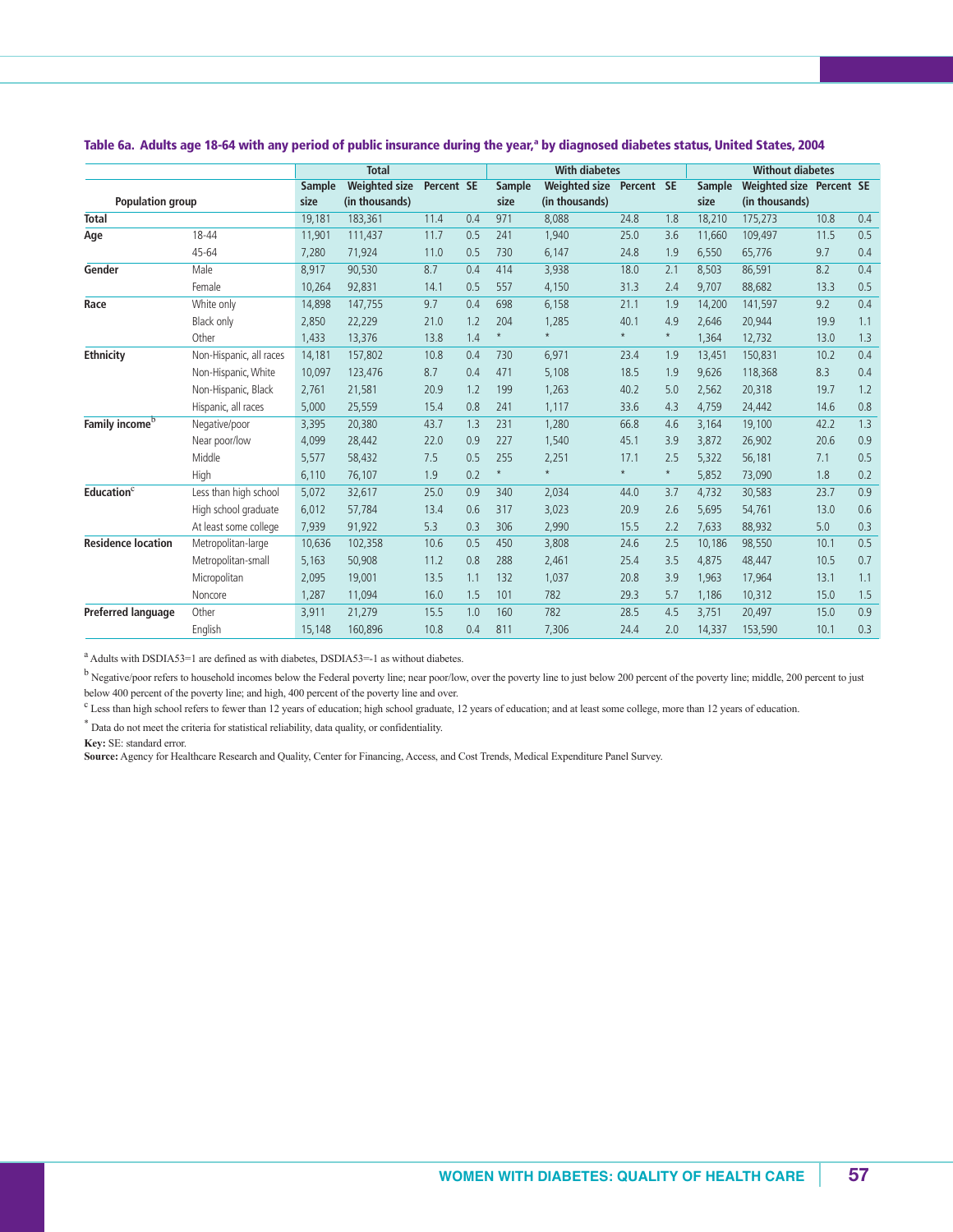## Table 6a. Adults age 18-64 with any period of public insurance during the year,[a] by diagnosed diabetes status, United States, 2004

| Population group | | Total | | | | With diabetes | | | | Without diabetes | | | |
|---|---|---|---|---|---|---|---|---|---|---|---|---|---|
| | | Sample size | Weighted size (in thousands) | Percent | SE | Sample size | Weighted size (in thousands) | Percent | SE | Sample size | Weighted size (in thousands) | Percent | SE |
| **Total** | | 19,181 | 183,361 | 11.4 | 0.4 | 971 | 8,088 | 24.8 | 1.8 | 18,210 | 175,273 | 10.8 | 0.4 |
| **Age** | 18-44 | 11,901 | 111,437 | 11.7 | 0.5 | 241 | 1,940 | 25.0 | 3.6 | 11,660 | 109,497 | 11.5 | 0.5 |
| | 45-64 | 7,280 | 71,924 | 11.0 | 0.5 | 730 | 6,147 | 24.8 | 1.9 | 6,550 | 65,776 | 9.7 | 0.4 |
| **Gender** | Male | 8,917 | 90,530 | 8.7 | 0.4 | 414 | 3,938 | 18.0 | 2.1 | 8,503 | 86,591 | 8.2 | 0.4 |
| | Female | 10,264 | 92,831 | 14.1 | 0.5 | 557 | 4,150 | 31.3 | 2.4 | 9,707 | 88,682 | 13.3 | 0.5 |
| **Race** | White only | 14,898 | 147,755 | 9.7 | 0.4 | 698 | 6,158 | 21.1 | 1.9 | 14,200 | 141,597 | 9.2 | 0.4 |
| | Black only | 2,850 | 22,229 | 21.0 | 1.2 | 204 | 1,285 | 40.1 | 4.9 | 2,646 | 20,944 | 19.9 | 1.1 |
| | Other | 1,433 | 13,376 | 13.8 | 1.4 | * | * | * | * | 1,364 | 12,732 | 13.0 | 1.3 |
| **Ethnicity** | Non-Hispanic, all races | 14,181 | 157,802 | 10.8 | 0.4 | 730 | 6,971 | 23.4 | 1.9 | 13,451 | 150,831 | 10.2 | 0.4 |
| | Non-Hispanic, White | 10,097 | 123,476 | 8.7 | 0.4 | 471 | 5,108 | 18.5 | 1.9 | 9,626 | 118,368 | 8.3 | 0.4 |
| | Non-Hispanic, Black | 2,761 | 21,581 | 20.9 | 1.2 | 199 | 1,263 | 40.2 | 5.0 | 2,562 | 20,318 | 19.7 | 1.2 |
| | Hispanic, all races | 5,000 | 25,559 | 15.4 | 0.8 | 241 | 1,117 | 33.6 | 4.3 | 4,759 | 24,442 | 14.6 | 0.8 |
| **Family income**[b] | Negative/poor | 3,395 | 20,380 | 43.7 | 1.3 | 231 | 1,280 | 66.8 | 4.6 | 3,164 | 19,100 | 42.2 | 1.3 |
| | Near poor/low | 4,099 | 28,442 | 22.0 | 0.9 | 227 | 1,540 | 45.1 | 3.9 | 3,872 | 26,902 | 20.6 | 0.9 |
| | Middle | 5,577 | 58,432 | 7.5 | 0.5 | 255 | 2,251 | 17.1 | 2.5 | 5,322 | 56,181 | 7.1 | 0.5 |
| | High | 6,110 | 76,107 | 1.9 | 0.2 | * | * | * | * | 5,852 | 73,090 | 1.8 | 0.2 |
| **Education**[c] | Less than high school | 5,072 | 32,617 | 25.0 | 0.9 | 340 | 2,034 | 44.0 | 3.7 | 4,732 | 30,583 | 23.7 | 0.9 |
| | High school graduate | 6,012 | 57,784 | 13.4 | 0.6 | 317 | 3,023 | 20.9 | 2.6 | 5,695 | 54,761 | 13.0 | 0.6 |
| | At least some college | 7,939 | 91,922 | 5.3 | 0.3 | 306 | 2,990 | 15.5 | 2.2 | 7,633 | 88,932 | 5.0 | 0.3 |
| **Residence location** | Metropolitan-large | 10,636 | 102,358 | 10.6 | 0.5 | 450 | 3,808 | 24.6 | 2.5 | 10,186 | 98,550 | 10.1 | 0.5 |
| | Metropolitan-small | 5,163 | 50,908 | 11.2 | 0.8 | 288 | 2,461 | 25.4 | 3.5 | 4,875 | 48,447 | 10.5 | 0.7 |
| | Micropolitan | 2,095 | 19,001 | 13.5 | 1.1 | 132 | 1,037 | 20.8 | 3.9 | 1,963 | 17,964 | 13.1 | 1.1 |
| | Noncore | 1,287 | 11,094 | 16.0 | 1.5 | 101 | 782 | 29.3 | 5.7 | 1,186 | 10,312 | 15.0 | 1.5 |
| **Preferred language** | Other | 3,911 | 21,279 | 15.5 | 1.0 | 160 | 782 | 28.5 | 4.5 | 3,751 | 20,497 | 15.0 | 0.9 |
| | English | 15,148 | 160,896 | 10.8 | 0.4 | 811 | 7,306 | 24.4 | 2.0 | 14,337 | 153,590 | 10.1 | 0.3 |

[a] Adults with DSDIA53=1 are defined as with diabetes, DSDIA53=-1 as without diabetes.

[b] Negative/poor refers to household incomes below the Federal poverty line; near poor/low, over the poverty line to just below 200 percent of the poverty line; middle, 200 percent to just below 400 percent of the poverty line; and high, 400 percent of the poverty line and over.

[c] Less than high school refers to fewer than 12 years of education; high school graduate, 12 years of education; and at least some college, more than 12 years of education.

* Data do not meet the criteria for statistical reliability, data quality, or confidentiality.

**Key:** SE: standard error.

**Source:** Agency for Healthcare Research and Quality, Center for Financing, Access, and Cost Trends, Medical Expenditure Panel Survey.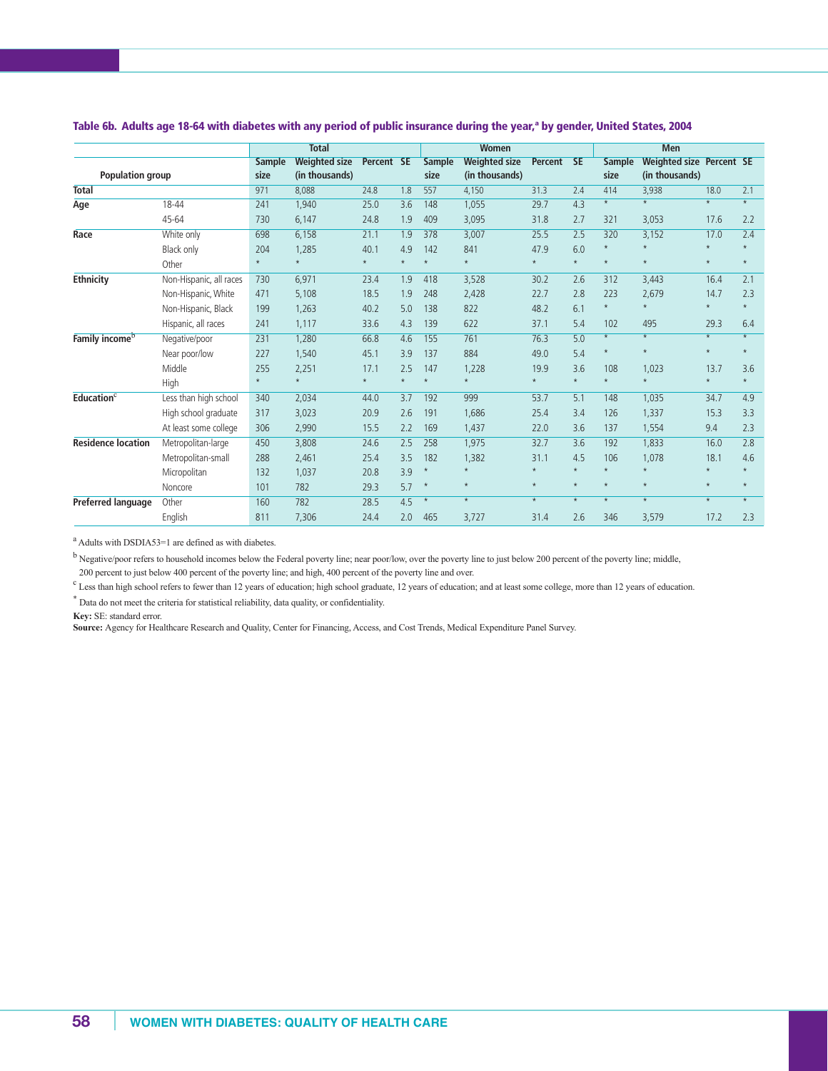**Table 6b. Adults age 18-64 with diabetes with any period of public insurance during the year,[a] by gender, United States, 2004**

| Population group | | Total | | | | Women | | | | Men | | | |
|---|---|---|---|---|---|---|---|---|---|---|---|---|---|
| | | Sample size | Weighted size (in thousands) | Percent | SE | Sample size | Weighted size (in thousands) | Percent | SE | Sample size | Weighted size (in thousands) | Percent | SE |
| **Total** | | 971 | 8,088 | 24.8 | 1.8 | 557 | 4,150 | 31.3 | 2.4 | 414 | 3,938 | 18.0 | 2.1 |
| **Age** | 18-44 | 241 | 1,940 | 25.0 | 3.6 | 148 | 1,055 | 29.7 | 4.3 | * | * | * | * |
| | 45-64 | 730 | 6,147 | 24.8 | 1.9 | 409 | 3,095 | 31.8 | 2.7 | 321 | 3,053 | 17.6 | 2.2 |
| **Race** | White only | 698 | 6,158 | 21.1 | 1.9 | 378 | 3,007 | 25.5 | 2.5 | 320 | 3,152 | 17.0 | 2.4 |
| | Black only | 204 | 1,285 | 40.1 | 4.9 | 142 | 841 | 47.9 | 6.0 | * | * | * | * |
| | Other | * | * | * | * | * | * | * | * | * | * | * | * |
| **Ethnicity** | Non-Hispanic, all races | 730 | 6,971 | 23.4 | 1.9 | 418 | 3,528 | 30.2 | 2.6 | 312 | 3,443 | 16.4 | 2.1 |
| | Non-Hispanic, White | 471 | 5,108 | 18.5 | 1.9 | 248 | 2,428 | 22.7 | 2.8 | 223 | 2,679 | 14.7 | 2.3 |
| | Non-Hispanic, Black | 199 | 1,263 | 40.2 | 5.0 | 138 | 822 | 48.2 | 6.1 | * | * | * | * |
| | Hispanic, all races | 241 | 1,117 | 33.6 | 4.3 | 139 | 622 | 37.1 | 5.4 | 102 | 495 | 29.3 | 6.4 |
| **Family income[b]** | Negative/poor | 231 | 1,280 | 66.8 | 4.6 | 155 | 761 | 76.3 | 5.0 | * | * | * | * |
| | Near poor/low | 227 | 1,540 | 45.1 | 3.9 | 137 | 884 | 49.0 | 5.4 | * | * | * | * |
| | Middle | 255 | 2,251 | 17.1 | 2.5 | 147 | 1,228 | 19.9 | 3.6 | 108 | 1,023 | 13.7 | 3.6 |
| | High | * | * | * | * | * | * | * | * | * | * | * | * |
| **Education[c]** | Less than high school | 340 | 2,034 | 44.0 | 3.7 | 192 | 999 | 53.7 | 5.1 | 148 | 1,035 | 34.7 | 4.9 |
| | High school graduate | 317 | 3,023 | 20.9 | 2.6 | 191 | 1,686 | 25.4 | 3.4 | 126 | 1,337 | 15.3 | 3.3 |
| | At least some college | 306 | 2,990 | 15.5 | 2.2 | 169 | 1,437 | 22.0 | 3.6 | 137 | 1,554 | 9.4 | 2.3 |
| **Residence location** | Metropolitan-large | 450 | 3,808 | 24.6 | 2.5 | 258 | 1,975 | 32.7 | 3.6 | 192 | 1,833 | 16.0 | 2.8 |
| | Metropolitan-small | 288 | 2,461 | 25.4 | 3.5 | 182 | 1,382 | 31.1 | 4.5 | 106 | 1,078 | 18.1 | 4.6 |
| | Micropolitan | 132 | 1,037 | 20.8 | 3.9 | * | * | * | * | * | * | * | * |
| | Noncore | 101 | 782 | 29.3 | 5.7 | * | * | * | * | * | * | * | * |
| **Preferred language** | Other | 160 | 782 | 28.5 | 4.5 | * | * | * | * | * | * | * | * |
| | English | 811 | 7,306 | 24.4 | 2.0 | 465 | 3,727 | 31.4 | 2.6 | 346 | 3,579 | 17.2 | 2.3 |

[a] Adults with DSDIA53=1 are defined as with diabetes.

[b] Negative/poor refers to household incomes below the Federal poverty line; near poor/low, over the poverty line to just below 200 percent of the poverty line; middle, 200 percent to just below 400 percent of the poverty line; and high, 400 percent of the poverty line and over.

[c] Less than high school refers to fewer than 12 years of education; high school graduate, 12 years of education; and at least some college, more than 12 years of education.

* Data do not meet the criteria for statistical reliability, data quality, or confidentiality.

**Key:** SE: standard error.

**Source:** Agency for Healthcare Research and Quality, Center for Financing, Access, and Cost Trends, Medical Expenditure Panel Survey.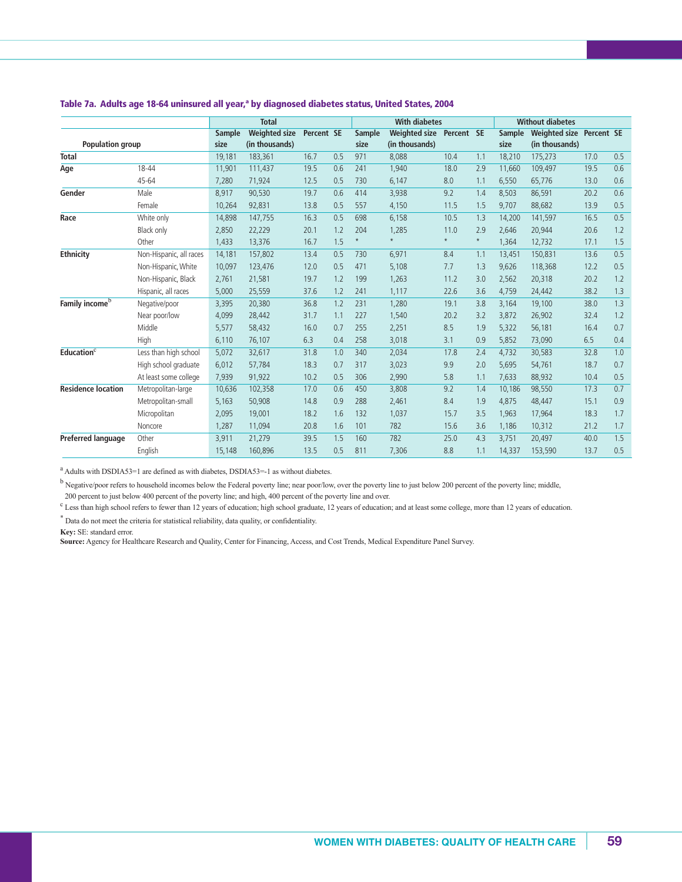### Table 7a. Adults age 18-64 uninsured all year,[a] by diagnosed diabetes status, United States, 2004

| Population group | | Total | | | | With diabetes | | | | Without diabetes | | | |
|---|---|---|---|---|---|---|---|---|---|---|---|---|---|
| | | Sample size | Weighted size (in thousands) | Percent | SE | Sample size | Weighted size (in thousands) | Percent | SE | Sample size | Weighted size (in thousands) | Percent | SE |
| **Total** | | 19,181 | 183,361 | 16.7 | 0.5 | 971 | 8,088 | 10.4 | 1.1 | 18,210 | 175,273 | 17.0 | 0.5 |
| **Age** | 18-44 | 11,901 | 111,437 | 19.5 | 0.6 | 241 | 1,940 | 18.0 | 2.9 | 11,660 | 109,497 | 19.5 | 0.6 |
| | 45-64 | 7,280 | 71,924 | 12.5 | 0.5 | 730 | 6,147 | 8.0 | 1.1 | 6,550 | 65,776 | 13.0 | 0.6 |
| **Gender** | Male | 8,917 | 90,530 | 19.7 | 0.6 | 414 | 3,938 | 9.2 | 1.4 | 8,503 | 86,591 | 20.2 | 0.6 |
| | Female | 10,264 | 92,831 | 13.8 | 0.5 | 557 | 4,150 | 11.5 | 1.5 | 9,707 | 88,682 | 13.9 | 0.5 |
| **Race** | White only | 14,898 | 147,755 | 16.3 | 0.5 | 698 | 6,158 | 10.5 | 1.3 | 14,200 | 141,597 | 16.5 | 0.5 |
| | Black only | 2,850 | 22,229 | 20.1 | 1.2 | 204 | 1,285 | 11.0 | 2.9 | 2,646 | 20,944 | 20.6 | 1.2 |
| | Other | 1,433 | 13,376 | 16.7 | 1.5 | * | * | * | * | 1,364 | 12,732 | 17.1 | 1.5 |
| **Ethnicity** | Non-Hispanic, all races | 14,181 | 157,802 | 13.4 | 0.5 | 730 | 6,971 | 8.4 | 1.1 | 13,451 | 150,831 | 13.6 | 0.5 |
| | Non-Hispanic, White | 10,097 | 123,476 | 12.0 | 0.5 | 471 | 5,108 | 7.7 | 1.3 | 9,626 | 118,368 | 12.2 | 0.5 |
| | Non-Hispanic, Black | 2,761 | 21,581 | 19.7 | 1.2 | 199 | 1,263 | 11.2 | 3.0 | 2,562 | 20,318 | 20.2 | 1.2 |
| | Hispanic, all races | 5,000 | 25,559 | 37.6 | 1.2 | 241 | 1,117 | 22.6 | 3.6 | 4,759 | 24,442 | 38.2 | 1.3 |
| **Family income**[b] | Negative/poor | 3,395 | 20,380 | 36.8 | 1.2 | 231 | 1,280 | 19.1 | 3.8 | 3,164 | 19,100 | 38.0 | 1.3 |
| | Near poor/low | 4,099 | 28,442 | 31.7 | 1.1 | 227 | 1,540 | 20.2 | 3.2 | 3,872 | 26,902 | 32.4 | 1.2 |
| | Middle | 5,577 | 58,432 | 16.0 | 0.7 | 255 | 2,251 | 8.5 | 1.9 | 5,322 | 56,181 | 16.4 | 0.7 |
| | High | 6,110 | 76,107 | 6.3 | 0.4 | 258 | 3,018 | 3.1 | 0.9 | 5,852 | 73,090 | 6.5 | 0.4 |
| **Education**[c] | Less than high school | 5,072 | 32,617 | 31.8 | 1.0 | 340 | 2,034 | 17.8 | 2.4 | 4,732 | 30,583 | 32.8 | 1.0 |
| | High school graduate | 6,012 | 57,784 | 18.3 | 0.7 | 317 | 3,023 | 9.9 | 2.0 | 5,695 | 54,761 | 18.7 | 0.7 |
| | At least some college | 7,939 | 91,922 | 10.2 | 0.5 | 306 | 2,990 | 5.8 | 1.1 | 7,633 | 88,932 | 10.4 | 0.5 |
| **Residence location** | Metropolitan-large | 10,636 | 102,358 | 17.0 | 0.6 | 450 | 3,808 | 9.2 | 1.4 | 10,186 | 98,550 | 17.3 | 0.7 |
| | Metropolitan-small | 5,163 | 50,908 | 14.8 | 0.9 | 288 | 2,461 | 8.4 | 1.9 | 4,875 | 48,447 | 15.1 | 0.9 |
| | Micropolitan | 2,095 | 19,001 | 18.2 | 1.6 | 132 | 1,037 | 15.7 | 3.5 | 1,963 | 17,964 | 18.3 | 1.7 |
| | Noncore | 1,287 | 11,094 | 20.8 | 1.6 | 101 | 782 | 15.6 | 3.6 | 1,186 | 10,312 | 21.2 | 1.7 |
| **Preferred language** | Other | 3,911 | 21,279 | 39.5 | 1.5 | 160 | 782 | 25.0 | 4.3 | 3,751 | 20,497 | 40.0 | 1.5 |
| | English | 15,148 | 160,896 | 13.5 | 0.5 | 811 | 7,306 | 8.8 | 1.1 | 14,337 | 153,590 | 13.7 | 0.5 |

[a] Adults with DSDIA53=1 are defined as with diabetes, DSDIA53=-1 as without diabetes.

[b] Negative/poor refers to household incomes below the Federal poverty line; near poor/low, over the poverty line to just below 200 percent of the poverty line; middle, 200 percent to just below 400 percent of the poverty line; and high, 400 percent of the poverty line and over.

[c] Less than high school refers to fewer than 12 years of education; high school graduate, 12 years of education; and at least some college, more than 12 years of education.

[*] Data do not meet the criteria for statistical reliability, data quality, or confidentiality.

**Key:** SE: standard error.

**Source:** Agency for Healthcare Research and Quality, Center for Financing, Access, and Cost Trends, Medical Expenditure Panel Survey.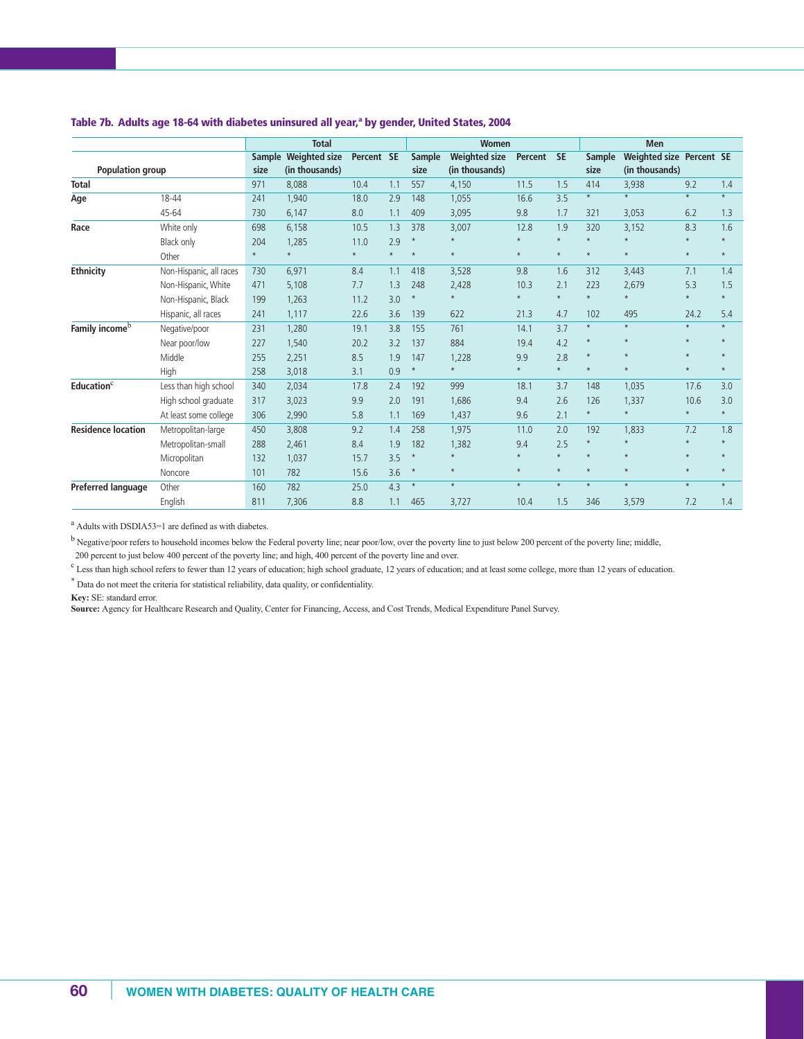**Table 7b. Adults age 18-64 with diabetes uninsured all year,[a] by gender, United States, 2004**

| Population group | | Total | | | | Women | | | | Men | | | |
|---|---|---|---|---|---|---|---|---|---|---|---|---|---|
| | | Sample size | Weighted size (in thousands) | Percent | SE | Sample size | Weighted size (in thousands) | Percent | SE | Sample size | Weighted size (in thousands) | Percent | SE |
| **Total** | | 971 | 8,088 | 10.4 | 1.1 | 557 | 4,150 | 11.5 | 1.5 | 414 | 3,938 | 9.2 | 1.4 |
| **Age** | 18-44 | 241 | 1,940 | 18.0 | 2.9 | 148 | 1,055 | 16.6 | 3.5 | * | * | * | * |
| | 45-64 | 730 | 6,147 | 8.0 | 1.1 | 409 | 3,095 | 9.8 | 1.7 | 321 | 3,053 | 6.2 | 1.3 |
| **Race** | White only | 698 | 6,158 | 10.5 | 1.3 | 378 | 3,007 | 12.8 | 1.9 | 320 | 3,152 | 8.3 | 1.6 |
| | Black only | 204 | 1,285 | 11.0 | 2.9 | * | * | * | * | * | * | * | * |
| | Other | * | * | * | * | * | * | * | * | * | * | * | * |
| **Ethnicity** | Non-Hispanic, all races | 730 | 6,971 | 8.4 | 1.1 | 418 | 3,528 | 9.8 | 1.6 | 312 | 3,443 | 7.1 | 1.4 |
| | Non-Hispanic, White | 471 | 5,108 | 7.7 | 1.3 | 248 | 2,428 | 10.3 | 2.1 | 223 | 2,679 | 5.3 | 1.5 |
| | Non-Hispanic, Black | 199 | 1,263 | 11.2 | 3.0 | * | * | * | * | * | * | * | * |
| | Hispanic, all races | 241 | 1,117 | 22.6 | 3.6 | 139 | 622 | 21.3 | 4.7 | 102 | 495 | 24.2 | 5.4 |
| **Family income[b]** | Negative/poor | 231 | 1,280 | 19.1 | 3.8 | 155 | 761 | 14.1 | 3.7 | * | * | * | * |
| | Near poor/low | 227 | 1,540 | 20.2 | 3.2 | 137 | 884 | 19.4 | 4.2 | * | * | * | * |
| | Middle | 255 | 2,251 | 8.5 | 1.9 | 147 | 1,228 | 9.9 | 2.8 | * | * | * | * |
| | High | 258 | 3,018 | 3.1 | 0.9 | * | * | * | * | * | * | * | * |
| **Education[c]** | Less than high school | 340 | 2,034 | 17.8 | 2.4 | 192 | 999 | 18.1 | 3.7 | 148 | 1,035 | 17.6 | 3.0 |
| | High school graduate | 317 | 3,023 | 9.9 | 2.0 | 191 | 1,686 | 9.4 | 2.6 | 126 | 1,337 | 10.6 | 3.0 |
| | At least some college | 306 | 2,990 | 5.8 | 1.1 | 169 | 1,437 | 9.6 | 2.1 | * | * | * | * |
| **Residence location** | Metropolitan-large | 450 | 3,808 | 9.2 | 1.4 | 258 | 1,975 | 11.0 | 2.0 | 192 | 1,833 | 7.2 | 1.8 |
| | Metropolitan-small | 288 | 2,461 | 8.4 | 1.9 | 182 | 1,382 | 9.4 | 2.5 | * | * | * | * |
| | Micropolitan | 132 | 1,037 | 15.7 | 3.5 | * | * | * | * | * | * | * | * |
| | Noncore | 101 | 782 | 15.6 | 3.6 | * | * | * | * | * | * | * | * |
| **Preferred language** | Other | 160 | 782 | 25.0 | 4.3 | * | * | * | * | * | * | * | * |
| | English | 811 | 7,306 | 8.8 | 1.1 | 465 | 3,727 | 10.4 | 1.5 | 346 | 3,579 | 7.2 | 1.4 |

[a] Adults with DSDIA53=1 are defined as with diabetes.

[b] Negative/poor refers to household incomes below the Federal poverty line; near poor/low, over the poverty line to just below 200 percent of the poverty line; middle, 200 percent to just below 400 percent of the poverty line; and high, 400 percent of the poverty line and over.

[c] Less than high school refers to fewer than 12 years of education; high school graduate, 12 years of education; and at least some college, more than 12 years of education.

* Data do not meet the criteria for statistical reliability, data quality, or confidentiality.

**Key:** SE: standard error.

**Source:** Agency for Healthcare Research and Quality, Center for Financing, Access, and Cost Trends, Medical Expenditure Panel Survey.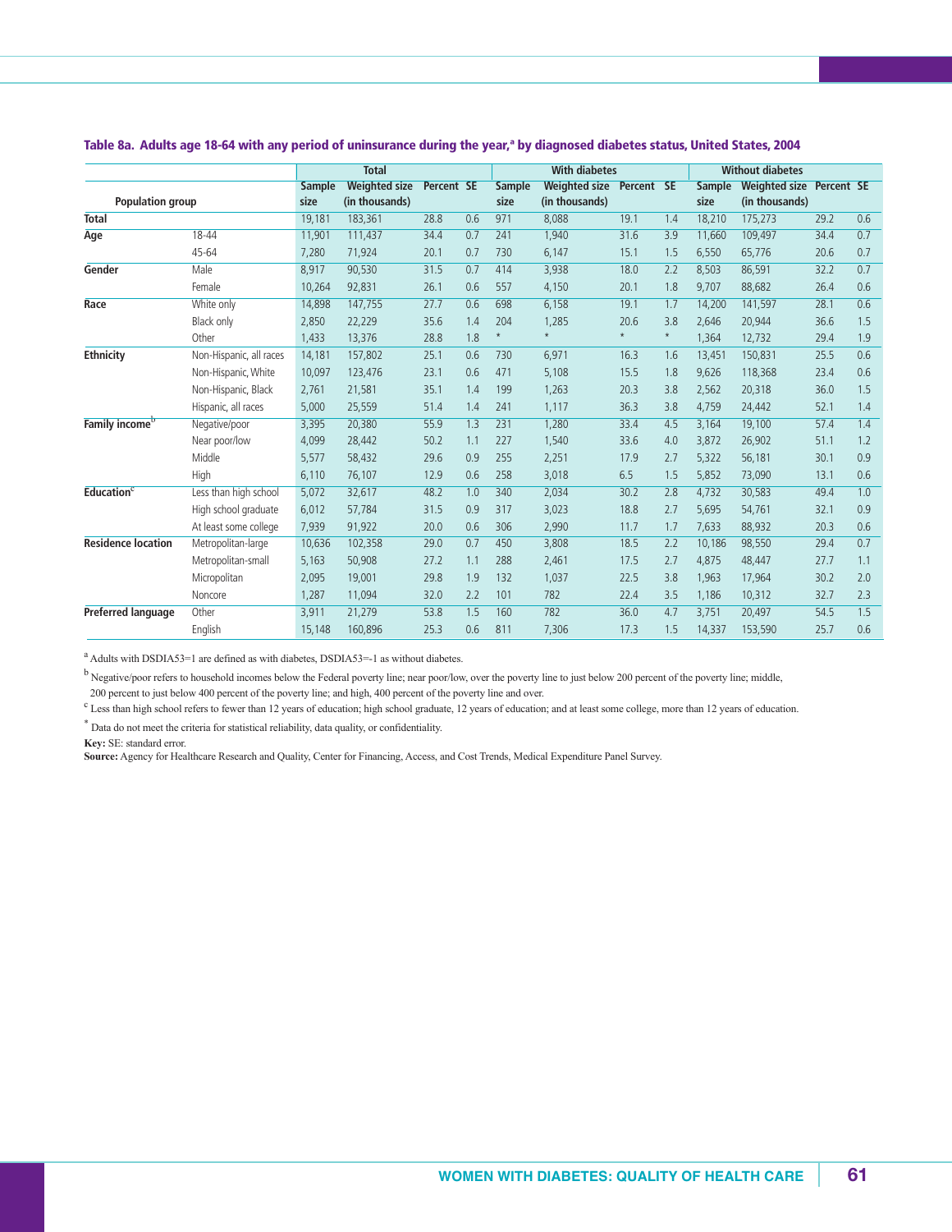### Table 8a. Adults age 18-64 with any period of uninsurance during the year,[a] by diagnosed diabetes status, United States, 2004

| Population group | | Total | | | | With diabetes | | | | Without diabetes | | | |
|---|---|---|---|---|---|---|---|---|---|---|---|---|---|
| | | Sample size | Weighted size (in thousands) | Percent | SE | Sample size | Weighted size (in thousands) | Percent | SE | Sample size | Weighted size (in thousands) | Percent | SE |
| **Total** | | 19,181 | 183,361 | 28.8 | 0.6 | 971 | 8,088 | 19.1 | 1.4 | 18,210 | 175,273 | 29.2 | 0.6 |
| **Age** | 18-44 | 11,901 | 111,437 | 34.4 | 0.7 | 241 | 1,940 | 31.6 | 3.9 | 11,660 | 109,497 | 34.4 | 0.7 |
| | 45-64 | 7,280 | 71,924 | 20.1 | 0.7 | 730 | 6,147 | 15.1 | 1.5 | 6,550 | 65,776 | 20.6 | 0.7 |
| **Gender** | Male | 8,917 | 90,530 | 31.5 | 0.7 | 414 | 3,938 | 18.0 | 2.2 | 8,503 | 86,591 | 32.2 | 0.7 |
| | Female | 10,264 | 92,831 | 26.1 | 0.6 | 557 | 4,150 | 20.1 | 1.8 | 9,707 | 88,682 | 26.4 | 0.6 |
| **Race** | White only | 14,898 | 147,755 | 27.7 | 0.6 | 698 | 6,158 | 19.1 | 1.7 | 14,200 | 141,597 | 28.1 | 0.6 |
| | Black only | 2,850 | 22,229 | 35.6 | 1.4 | 204 | 1,285 | 20.6 | 3.8 | 2,646 | 20,944 | 36.6 | 1.5 |
| | Other | 1,433 | 13,376 | 28.8 | 1.8 | * | * | * | * | 1,364 | 12,732 | 29.4 | 1.9 |
| **Ethnicity** | Non-Hispanic, all races | 14,181 | 157,802 | 25.1 | 0.6 | 730 | 6,971 | 16.3 | 1.6 | 13,451 | 150,831 | 25.5 | 0.6 |
| | Non-Hispanic, White | 10,097 | 123,476 | 23.1 | 0.6 | 471 | 5,108 | 15.5 | 1.8 | 9,626 | 118,368 | 23.4 | 0.6 |
| | Non-Hispanic, Black | 2,761 | 21,581 | 35.1 | 1.4 | 199 | 1,263 | 20.3 | 3.8 | 2,562 | 20,318 | 36.0 | 1.5 |
| | Hispanic, all races | 5,000 | 25,559 | 51.4 | 1.4 | 241 | 1,117 | 36.3 | 3.8 | 4,759 | 24,442 | 52.1 | 1.4 |
| **Family income**[b] | Negative/poor | 3,395 | 20,380 | 55.9 | 1.3 | 231 | 1,280 | 33.4 | 4.5 | 3,164 | 19,100 | 57.4 | 1.4 |
| | Near poor/low | 4,099 | 28,442 | 50.2 | 1.1 | 227 | 1,540 | 33.6 | 4.0 | 3,872 | 26,902 | 51.1 | 1.2 |
| | Middle | 5,577 | 58,432 | 29.6 | 0.9 | 255 | 2,251 | 17.9 | 2.7 | 5,322 | 56,181 | 30.1 | 0.9 |
| | High | 6,110 | 76,107 | 12.9 | 0.6 | 258 | 3,018 | 6.5 | 1.5 | 5,852 | 73,090 | 13.1 | 0.6 |
| **Education**[c] | Less than high school | 5,072 | 32,617 | 48.2 | 1.0 | 340 | 2,034 | 30.2 | 2.8 | 4,732 | 30,583 | 49.4 | 1.0 |
| | High school graduate | 6,012 | 57,784 | 31.5 | 0.9 | 317 | 3,023 | 18.8 | 2.7 | 5,695 | 54,761 | 32.1 | 0.9 |
| | At least some college | 7,939 | 91,922 | 20.0 | 0.6 | 306 | 2,990 | 11.7 | 1.7 | 7,633 | 88,932 | 20.3 | 0.6 |
| **Residence location** | Metropolitan-large | 10,636 | 102,358 | 29.0 | 0.7 | 450 | 3,808 | 18.5 | 2.2 | 10,186 | 98,550 | 29.4 | 0.7 |
| | Metropolitan-small | 5,163 | 50,908 | 27.2 | 1.1 | 288 | 2,461 | 17.5 | 2.7 | 4,875 | 48,447 | 27.7 | 1.1 |
| | Micropolitan | 2,095 | 19,001 | 29.8 | 1.9 | 132 | 1,037 | 22.5 | 3.8 | 1,963 | 17,964 | 30.2 | 2.0 |
| | Noncore | 1,287 | 11,094 | 32.0 | 2.2 | 101 | 782 | 22.4 | 3.5 | 1,186 | 10,312 | 32.7 | 2.3 |
| **Preferred language** | Other | 3,911 | 21,279 | 53.8 | 1.5 | 160 | 782 | 36.0 | 4.7 | 3,751 | 20,497 | 54.5 | 1.5 |
| | English | 15,148 | 160,896 | 25.3 | 0.6 | 811 | 7,306 | 17.3 | 1.5 | 14,337 | 153,590 | 25.7 | 0.6 |

[a] Adults with DSDIA53=1 are defined as with diabetes, DSDIA53=-1 as without diabetes.

[b] Negative/poor refers to household incomes below the Federal poverty line; near poor/low, over the poverty line to just below 200 percent of the poverty line; middle, 200 percent to just below 400 percent of the poverty line; and high, 400 percent of the poverty line and over.

[c] Less than high school refers to fewer than 12 years of education; high school graduate, 12 years of education; and at least some college, more than 12 years of education.

\* Data do not meet the criteria for statistical reliability, data quality, or confidentiality.

**Key:** SE: standard error.

**Source:** Agency for Healthcare Research and Quality, Center for Financing, Access, and Cost Trends, Medical Expenditure Panel Survey.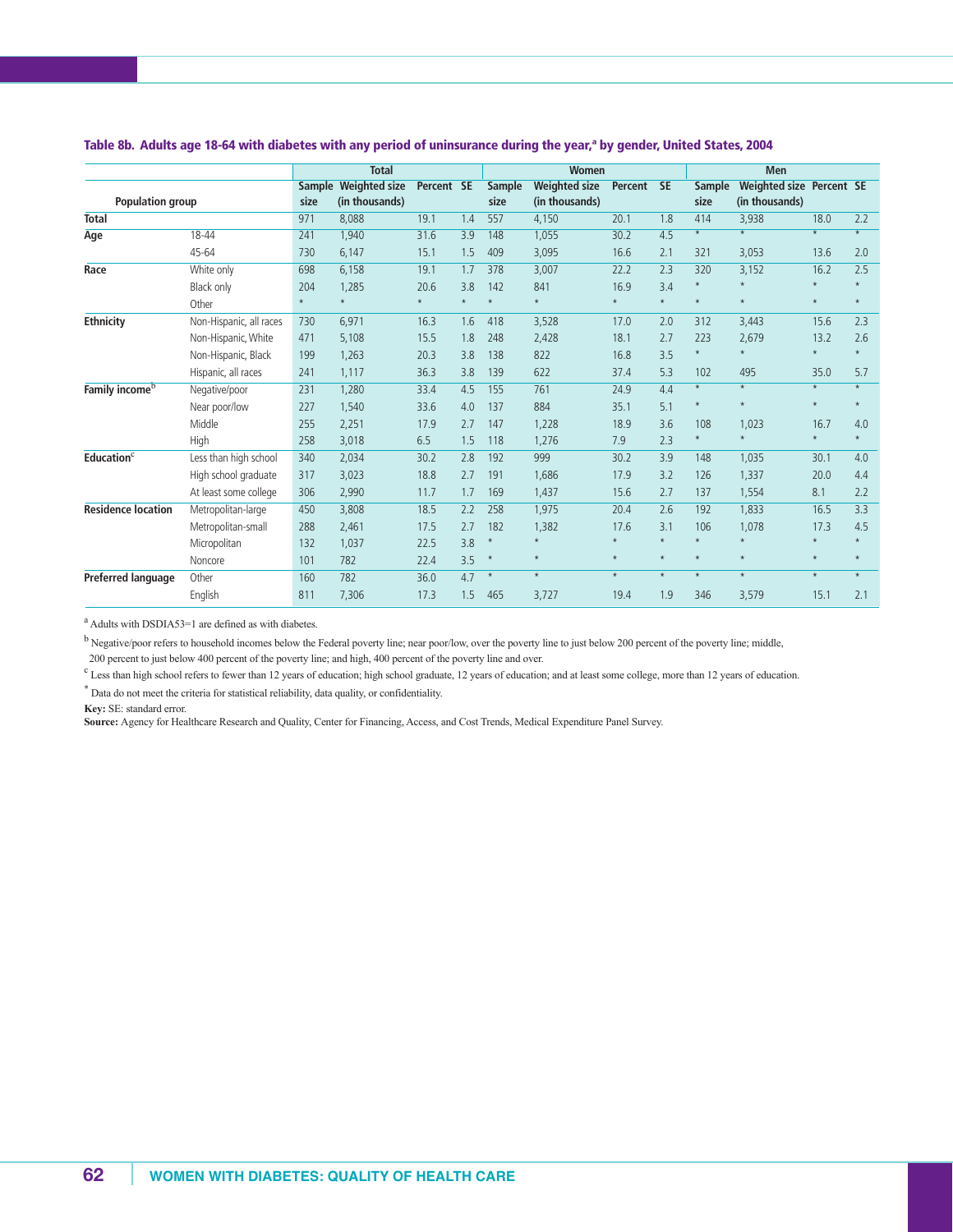**Table 8b. Adults age 18-64 with diabetes with any period of uninsurance during the year,[a] by gender, United States, 2004**

| Population group | | Total | | | | Women | | | | Men | | | |
|---|---|---|---|---|---|---|---|---|---|---|---|---|---|
| | | Sample size | Weighted size (in thousands) | Percent | SE | Sample size | Weighted size (in thousands) | Percent | SE | Sample size | Weighted size (in thousands) | Percent | SE |
| **Total** | | 971 | 8,088 | 19.1 | 1.4 | 557 | 4,150 | 20.1 | 1.8 | 414 | 3,938 | 18.0 | 2.2 |
| **Age** | 18-44 | 241 | 1,940 | 31.6 | 3.9 | 148 | 1,055 | 30.2 | 4.5 | * | * | * | * |
| | 45-64 | 730 | 6,147 | 15.1 | 1.5 | 409 | 3,095 | 16.6 | 2.1 | 321 | 3,053 | 13.6 | 2.0 |
| **Race** | White only | 698 | 6,158 | 19.1 | 1.7 | 378 | 3,007 | 22.2 | 2.3 | 320 | 3,152 | 16.2 | 2.5 |
| | Black only | 204 | 1,285 | 20.6 | 3.8 | 142 | 841 | 16.9 | 3.4 | * | * | * | * |
| | Other | * | * | * | * | * | * | * | * | * | * | * | * |
| **Ethnicity** | Non-Hispanic, all races | 730 | 6,971 | 16.3 | 1.6 | 418 | 3,528 | 17.0 | 2.0 | 312 | 3,443 | 15.6 | 2.3 |
| | Non-Hispanic, White | 471 | 5,108 | 15.5 | 1.8 | 248 | 2,428 | 18.1 | 2.7 | 223 | 2,679 | 13.2 | 2.6 |
| | Non-Hispanic, Black | 199 | 1,263 | 20.3 | 3.8 | 138 | 822 | 16.8 | 3.5 | * | * | * | * |
| | Hispanic, all races | 241 | 1,117 | 36.3 | 3.8 | 139 | 622 | 37.4 | 5.3 | 102 | 495 | 35.0 | 5.7 |
| **Family income[b]** | Negative/poor | 231 | 1,280 | 33.4 | 4.5 | 155 | 761 | 24.9 | 4.4 | * | * | * | * |
| | Near poor/low | 227 | 1,540 | 33.6 | 4.0 | 137 | 884 | 35.1 | 5.1 | * | * | * | * |
| | Middle | 255 | 2,251 | 17.9 | 2.7 | 147 | 1,228 | 18.9 | 3.6 | 108 | 1,023 | 16.7 | 4.0 |
| | High | 258 | 3,018 | 6.5 | 1.5 | 118 | 1,276 | 7.9 | 2.3 | * | * | * | * |
| **Education[c]** | Less than high school | 340 | 2,034 | 30.2 | 2.8 | 192 | 999 | 30.2 | 3.9 | 148 | 1,035 | 30.1 | 4.0 |
| | High school graduate | 317 | 3,023 | 18.8 | 2.7 | 191 | 1,686 | 17.9 | 3.2 | 126 | 1,337 | 20.0 | 4.4 |
| | At least some college | 306 | 2,990 | 11.7 | 1.7 | 169 | 1,437 | 15.6 | 2.7 | 137 | 1,554 | 8.1 | 2.2 |
| **Residence location** | Metropolitan-large | 450 | 3,808 | 18.5 | 2.2 | 258 | 1,975 | 20.4 | 2.6 | 192 | 1,833 | 16.5 | 3.3 |
| | Metropolitan-small | 288 | 2,461 | 17.5 | 2.7 | 182 | 1,382 | 17.6 | 3.1 | 106 | 1,078 | 17.3 | 4.5 |
| | Micropolitan | 132 | 1,037 | 22.5 | 3.8 | * | * | * | * | * | * | * | * |
| | Noncore | 101 | 782 | 22.4 | 3.5 | * | * | * | * | * | * | * | * |
| **Preferred language** | Other | 160 | 782 | 36.0 | 4.7 | * | * | * | * | * | * | * | * |
| | English | 811 | 7,306 | 17.3 | 1.5 | 465 | 3,727 | 19.4 | 1.9 | 346 | 3,579 | 15.1 | 2.1 |

[a] Adults with DSDIA53=1 are defined as with diabetes.

[b] Negative/poor refers to household incomes below the Federal poverty line; near poor/low, over the poverty line to just below 200 percent of the poverty line; middle, 200 percent to just below 400 percent of the poverty line; and high, 400 percent of the poverty line and over.

[c] Less than high school refers to fewer than 12 years of education; high school graduate, 12 years of education; and at least some college, more than 12 years of education.

* Data do not meet the criteria for statistical reliability, data quality, or confidentiality.

**Key:** SE: standard error.

**Source:** Agency for Healthcare Research and Quality, Center for Financing, Access, and Cost Trends, Medical Expenditure Panel Survey.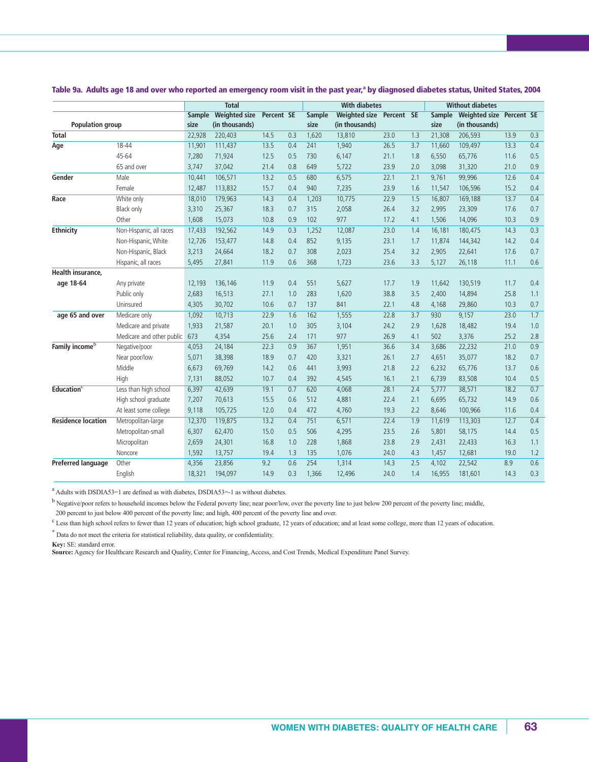**Table 9a. Adults age 18 and over who reported an emergency room visit in the past year,[a] by diagnosed diabetes status, United States, 2004**

| Population group | | Total | | | | With diabetes | | | | Without diabetes | | | |
|---|---|---|---|---|---|---|---|---|---|---|---|---|---|
| | | Sample size | Weighted size (in thousands) | Percent | SE | Sample size | Weighted size (in thousands) | Percent | SE | Sample size | Weighted size (in thousands) | Percent | SE |
| **Total** | | 22,928 | 220,403 | 14.5 | 0.3 | 1,620 | 13,810 | 23.0 | 1.3 | 21,308 | 206,593 | 13.9 | 0.3 |
| **Age** | 18-44 | 11,901 | 111,437 | 13.5 | 0.4 | 241 | 1,940 | 26.5 | 3.7 | 11,660 | 109,497 | 13.3 | 0.4 |
| | 45-64 | 7,280 | 71,924 | 12.5 | 0.5 | 730 | 6,147 | 21.1 | 1.8 | 6,550 | 65,776 | 11.6 | 0.5 |
| | 65 and over | 3,747 | 37,042 | 21.4 | 0.8 | 649 | 5,722 | 23.9 | 2.0 | 3,098 | 31,320 | 21.0 | 0.9 |
| **Gender** | Male | 10,441 | 106,571 | 13.2 | 0.5 | 680 | 6,575 | 22.1 | 2.1 | 9,761 | 99,996 | 12.6 | 0.4 |
| | Female | 12,487 | 113,832 | 15.7 | 0.4 | 940 | 7,235 | 23.9 | 1.6 | 11,547 | 106,596 | 15.2 | 0.4 |
| **Race** | White only | 18,010 | 179,963 | 14.3 | 0.4 | 1,203 | 10,775 | 22.9 | 1.5 | 16,807 | 169,188 | 13.7 | 0.4 |
| | Black only | 3,310 | 25,367 | 18.3 | 0.7 | 315 | 2,058 | 26.4 | 3.2 | 2,995 | 23,309 | 17.6 | 0.7 |
| | Other | 1,608 | 15,073 | 10.8 | 0.9 | 102 | 977 | 17.2 | 4.1 | 1,506 | 14,096 | 10.3 | 0.9 |
| **Ethnicity** | Non-Hispanic, all races | 17,433 | 192,562 | 14.9 | 0.3 | 1,252 | 12,087 | 23.0 | 1.4 | 16,181 | 180,475 | 14.3 | 0.3 |
| | Non-Hispanic, White | 12,726 | 153,477 | 14.8 | 0.4 | 852 | 9,135 | 23.1 | 1.7 | 11,874 | 144,342 | 14.2 | 0.4 |
| | Non-Hispanic, Black | 3,213 | 24,664 | 18.2 | 0.7 | 308 | 2,023 | 25.4 | 3.2 | 2,905 | 22,641 | 17.6 | 0.7 |
| | Hispanic, all races | 5,495 | 27,841 | 11.9 | 0.6 | 368 | 1,723 | 23.6 | 3.3 | 5,127 | 26,118 | 11.1 | 0.6 |
| **Health insurance, age 18-64** | Any private | 12,193 | 136,146 | 11.9 | 0.4 | 551 | 5,627 | 17.7 | 1.9 | 11,642 | 130,519 | 11.7 | 0.4 |
| | Public only | 2,683 | 16,513 | 27.1 | 1.0 | 283 | 1,620 | 38.8 | 3.5 | 2,400 | 14,894 | 25.8 | 1.1 |
| | Uninsured | 4,305 | 30,702 | 10.6 | 0.7 | 137 | 841 | 22.1 | 4.8 | 4,168 | 29,860 | 10.3 | 0.7 |
| **age 65 and over** | Medicare only | 1,092 | 10,713 | 22.9 | 1.6 | 162 | 1,555 | 22.8 | 3.7 | 930 | 9,157 | 23.0 | 1.7 |
| | Medicare and private | 1,933 | 21,587 | 20.1 | 1.0 | 305 | 3,104 | 24.2 | 2.9 | 1,628 | 18,482 | 19.4 | 1.0 |
| | Medicare and other public | 673 | 4,354 | 25.6 | 2.4 | 171 | 977 | 26.9 | 4.1 | 502 | 3,376 | 25.2 | 2.8 |
| **Family income[b]** | Negative/poor | 4,053 | 24,184 | 22.3 | 0.9 | 367 | 1,951 | 36.6 | 3.4 | 3,686 | 22,232 | 21.0 | 0.9 |
| | Near poor/low | 5,071 | 38,398 | 18.9 | 0.7 | 420 | 3,321 | 26.1 | 2.7 | 4,651 | 35,077 | 18.2 | 0.7 |
| | Middle | 6,673 | 69,769 | 14.2 | 0.6 | 441 | 3,993 | 21.8 | 2.2 | 6,232 | 65,776 | 13.7 | 0.6 |
| | High | 7,131 | 88,052 | 10.7 | 0.4 | 392 | 4,545 | 16.1 | 2.1 | 6,739 | 83,508 | 10.4 | 0.5 |
| **Education[c]** | Less than high school | 6,397 | 42,639 | 19.1 | 0.7 | 620 | 4,068 | 28.1 | 2.4 | 5,777 | 38,571 | 18.2 | 0.7 |
| | High school graduate | 7,207 | 70,613 | 15.5 | 0.6 | 512 | 4,881 | 22.4 | 2.1 | 6,695 | 65,732 | 14.9 | 0.6 |
| | At least some college | 9,118 | 105,725 | 12.0 | 0.4 | 472 | 4,760 | 19.3 | 2.2 | 8,646 | 100,966 | 11.6 | 0.4 |
| **Residence location** | Metropolitan-large | 12,370 | 119,875 | 13.2 | 0.4 | 751 | 6,571 | 22.4 | 1.9 | 11,619 | 113,303 | 12.7 | 0.4 |
| | Metropolitan-small | 6,307 | 62,470 | 15.0 | 0.5 | 506 | 4,295 | 23.5 | 2.6 | 5,801 | 58,175 | 14.4 | 0.5 |
| | Micropolitan | 2,659 | 24,301 | 16.8 | 1.0 | 228 | 1,868 | 23.8 | 2.9 | 2,431 | 22,433 | 16.3 | 1.1 |
| | Noncore | 1,592 | 13,757 | 19.4 | 1.3 | 135 | 1,076 | 24.0 | 4.3 | 1,457 | 12,681 | 19.0 | 1.2 |
| **Preferred language** | Other | 4,356 | 23,856 | 9.2 | 0.6 | 254 | 1,314 | 14.3 | 2.5 | 4,102 | 22,542 | 8.9 | 0.6 |
| | English | 18,321 | 194,097 | 14.9 | 0.3 | 1,366 | 12,496 | 24.0 | 1.4 | 16,955 | 181,601 | 14.3 | 0.3 |

[a] Adults with DSDIA53=1 are defined as with diabetes, DSDIA53=-1 as without diabetes.

[b] Negative/poor refers to household incomes below the Federal poverty line; near poor/low, over the poverty line to just below 200 percent of the poverty line; middle, 200 percent to just below 400 percent of the poverty line; and high, 400 percent of the poverty line and over.

[c] Less than high school refers to fewer than 12 years of education; high school graduate, 12 years of education; and at least some college, more than 12 years of education.

* Data do not meet the criteria for statistical reliability, data quality, or confidentiality.

**Key:** SE: standard error.

**Source:** Agency for Healthcare Research and Quality, Center for Financing, Access, and Cost Trends, Medical Expenditure Panel Survey.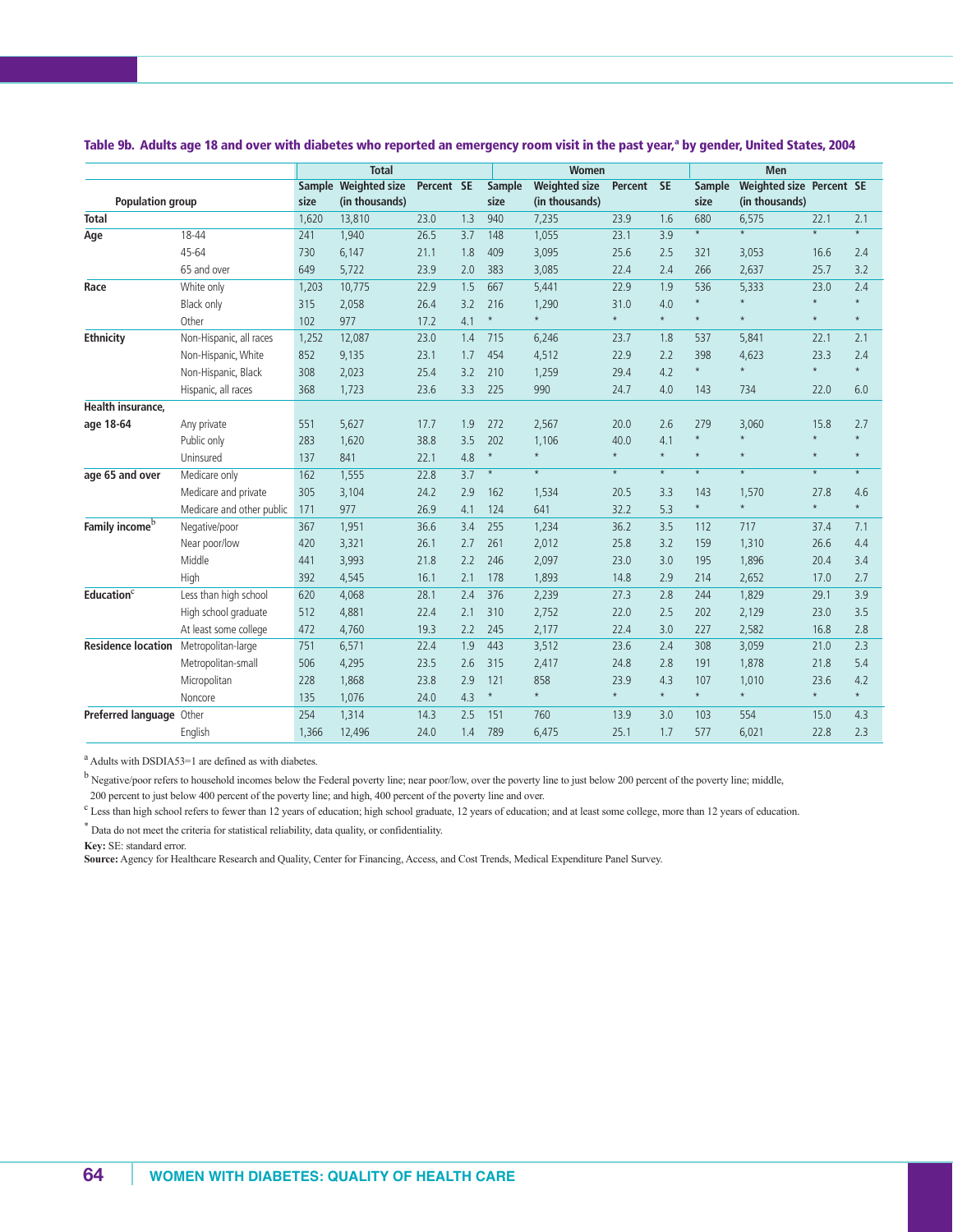**Table 9b. Adults age 18 and over with diabetes who reported an emergency room visit in the past year,[a] by gender, United States, 2004**

| Population group | | Total | | | | Women | | | | Men | | | |
|---|---|---|---|---|---|---|---|---|---|---|---|---|---|
| | | Sample size | Weighted size (in thousands) | Percent | SE | Sample size | Weighted size (in thousands) | Percent | SE | Sample size | Weighted size (in thousands) | Percent | SE |
| **Total** | | 1,620 | 13,810 | 23.0 | 1.3 | 940 | 7,235 | 23.9 | 1.6 | 680 | 6,575 | 22.1 | 2.1 |
| **Age** | 18-44 | 241 | 1,940 | 26.5 | 3.7 | 148 | 1,055 | 23.1 | 3.9 | * | * | * | * |
| | 45-64 | 730 | 6,147 | 21.1 | 1.8 | 409 | 3,095 | 25.6 | 2.5 | 321 | 3,053 | 16.6 | 2.4 |
| | 65 and over | 649 | 5,722 | 23.9 | 2.0 | 383 | 3,085 | 22.4 | 2.4 | 266 | 2,637 | 25.7 | 3.2 |
| **Race** | White only | 1,203 | 10,775 | 22.9 | 1.5 | 667 | 5,441 | 22.9 | 1.9 | 536 | 5,333 | 23.0 | 2.4 |
| | Black only | 315 | 2,058 | 26.4 | 3.2 | 216 | 1,290 | 31.0 | 4.0 | * | * | * | * |
| | Other | 102 | 977 | 17.2 | 4.1 | * | * | * | * | * | * | * | * |
| **Ethnicity** | Non-Hispanic, all races | 1,252 | 12,087 | 23.0 | 1.4 | 715 | 6,246 | 23.7 | 1.8 | 537 | 5,841 | 22.1 | 2.1 |
| | Non-Hispanic, White | 852 | 9,135 | 23.1 | 1.7 | 454 | 4,512 | 22.9 | 2.2 | 398 | 4,623 | 23.3 | 2.4 |
| | Non-Hispanic, Black | 308 | 2,023 | 25.4 | 3.2 | 210 | 1,259 | 29.4 | 4.2 | * | * | * | * |
| | Hispanic, all races | 368 | 1,723 | 23.6 | 3.3 | 225 | 990 | 24.7 | 4.0 | 143 | 734 | 22.0 | 6.0 |
| **Health insurance, age 18-64** | Any private | 551 | 5,627 | 17.7 | 1.9 | 272 | 2,567 | 20.0 | 2.6 | 279 | 3,060 | 15.8 | 2.7 |
| | Public only | 283 | 1,620 | 38.8 | 3.5 | 202 | 1,106 | 40.0 | 4.1 | * | * | * | * |
| | Uninsured | 137 | 841 | 22.1 | 4.8 | * | * | * | * | * | * | * | * |
| **age 65 and over** | Medicare only | 162 | 1,555 | 22.8 | 3.7 | * | * | * | * | * | * | * | * |
| | Medicare and private | 305 | 3,104 | 24.2 | 2.9 | 162 | 1,534 | 20.5 | 3.3 | 143 | 1,570 | 27.8 | 4.6 |
| | Medicare and other public | 171 | 977 | 26.9 | 4.1 | 124 | 641 | 32.2 | 5.3 | * | * | * | * |
| **Family income[b]** | Negative/poor | 367 | 1,951 | 36.6 | 3.4 | 255 | 1,234 | 36.2 | 3.5 | 112 | 717 | 37.4 | 7.1 |
| | Near poor/low | 420 | 3,321 | 26.1 | 2.7 | 261 | 2,012 | 25.8 | 3.2 | 159 | 1,310 | 26.6 | 4.4 |
| | Middle | 441 | 3,993 | 21.8 | 2.2 | 246 | 2,097 | 23.0 | 3.0 | 195 | 1,896 | 20.4 | 3.4 |
| | High | 392 | 4,545 | 16.1 | 2.1 | 178 | 1,893 | 14.8 | 2.9 | 214 | 2,652 | 17.0 | 2.7 |
| **Education[c]** | Less than high school | 620 | 4,068 | 28.1 | 2.4 | 376 | 2,239 | 27.3 | 2.8 | 244 | 1,829 | 29.1 | 3.9 |
| | High school graduate | 512 | 4,881 | 22.4 | 2.1 | 310 | 2,752 | 22.0 | 2.5 | 202 | 2,129 | 23.0 | 3.5 |
| | At least some college | 472 | 4,760 | 19.3 | 2.2 | 245 | 2,177 | 22.4 | 3.0 | 227 | 2,582 | 16.8 | 2.8 |
| **Residence location** | Metropolitan-large | 751 | 6,571 | 22.4 | 1.9 | 443 | 3,512 | 23.6 | 2.4 | 308 | 3,059 | 21.0 | 2.3 |
| | Metropolitan-small | 506 | 4,295 | 23.5 | 2.6 | 315 | 2,417 | 24.8 | 2.8 | 191 | 1,878 | 21.8 | 5.4 |
| | Micropolitan | 228 | 1,868 | 23.8 | 2.9 | 121 | 858 | 23.9 | 4.3 | 107 | 1,010 | 23.6 | 4.2 |
| | Noncore | 135 | 1,076 | 24.0 | 4.3 | * | * | * | * | * | * | * | * |
| **Preferred language** | Other | 254 | 1,314 | 14.3 | 2.5 | 151 | 760 | 13.9 | 3.0 | 103 | 554 | 15.0 | 4.3 |
| | English | 1,366 | 12,496 | 24.0 | 1.4 | 789 | 6,475 | 25.1 | 1.7 | 577 | 6,021 | 22.8 | 2.3 |

[a] Adults with DSDIA53=1 are defined as with diabetes.

[b] Negative/poor refers to household incomes below the Federal poverty line; near poor/low, over the poverty line to just below 200 percent of the poverty line; middle, 200 percent to just below 400 percent of the poverty line; and high, 400 percent of the poverty line and over.

[c] Less than high school refers to fewer than 12 years of education; high school graduate, 12 years of education; and at least some college, more than 12 years of education.

* Data do not meet the criteria for statistical reliability, data quality, or confidentiality.

**Key:** SE: standard error.

**Source:** Agency for Healthcare Research and Quality, Center for Financing, Access, and Cost Trends, Medical Expenditure Panel Survey.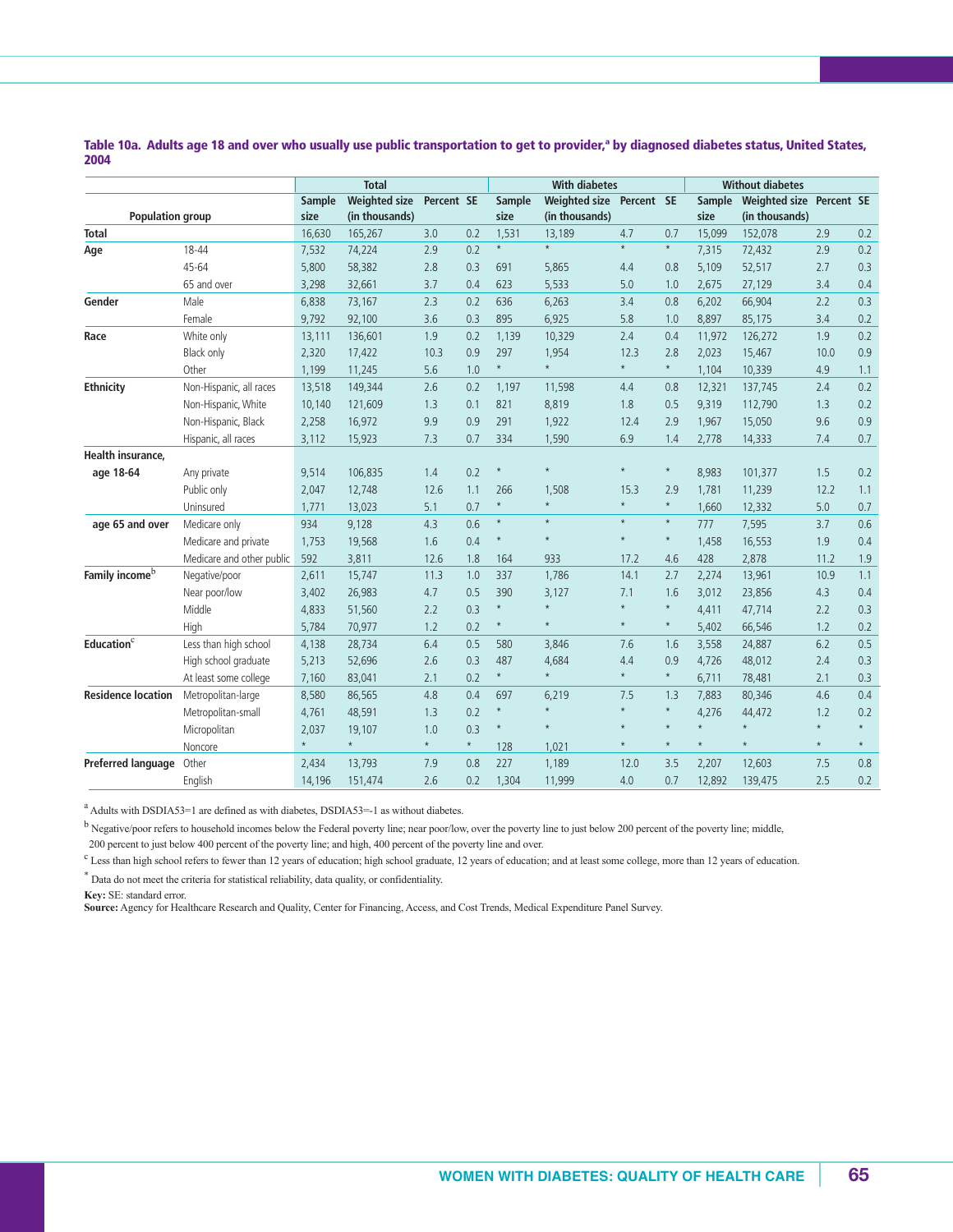**Table 10a. Adults age 18 and over who usually use public transportation to get to provider,[a] by diagnosed diabetes status, United States, 2004**

| Population group | | Total | | | | With diabetes | | | | Without diabetes | | | |
|---|---|---|---|---|---|---|---|---|---|---|---|---|---|
| | | Sample size | Weighted size (in thousands) | Percent | SE | Sample size | Weighted size (in thousands) | Percent | SE | Sample size | Weighted size (in thousands) | Percent | SE |
| **Total** | | 16,630 | 165,267 | 3.0 | 0.2 | 1,531 | 13,189 | 4.7 | 0.7 | 15,099 | 152,078 | 2.9 | 0.2 |
| **Age** | 18-44 | 7,532 | 74,224 | 2.9 | 0.2 | * | * | * | * | 7,315 | 72,432 | 2.9 | 0.2 |
| | 45-64 | 5,800 | 58,382 | 2.8 | 0.3 | 691 | 5,865 | 4.4 | 0.8 | 5,109 | 52,517 | 2.7 | 0.3 |
| | 65 and over | 3,298 | 32,661 | 3.7 | 0.4 | 623 | 5,533 | 5.0 | 1.0 | 2,675 | 27,129 | 3.4 | 0.4 |
| **Gender** | Male | 6,838 | 73,167 | 2.3 | 0.2 | 636 | 6,263 | 3.4 | 0.8 | 6,202 | 66,904 | 2.2 | 0.3 |
| | Female | 9,792 | 92,100 | 3.6 | 0.3 | 895 | 6,925 | 5.8 | 1.0 | 8,897 | 85,175 | 3.4 | 0.2 |
| **Race** | White only | 13,111 | 136,601 | 1.9 | 0.2 | 1,139 | 10,329 | 2.4 | 0.4 | 11,972 | 126,272 | 1.9 | 0.2 |
| | Black only | 2,320 | 17,422 | 10.3 | 0.9 | 297 | 1,954 | 12.3 | 2.8 | 2,023 | 15,467 | 10.0 | 0.9 |
| | Other | 1,199 | 11,245 | 5.6 | 1.0 | * | * | * | * | 1,104 | 10,339 | 4.9 | 1.1 |
| **Ethnicity** | Non-Hispanic, all races | 13,518 | 149,344 | 2.6 | 0.2 | 1,197 | 11,598 | 4.4 | 0.8 | 12,321 | 137,745 | 2.4 | 0.2 |
| | Non-Hispanic, White | 10,140 | 121,609 | 1.3 | 0.1 | 821 | 8,819 | 1.8 | 0.5 | 9,319 | 112,790 | 1.3 | 0.2 |
| | Non-Hispanic, Black | 2,258 | 16,972 | 9.9 | 0.9 | 291 | 1,922 | 12.4 | 2.9 | 1,967 | 15,050 | 9.6 | 0.9 |
| | Hispanic, all races | 3,112 | 15,923 | 7.3 | 0.7 | 334 | 1,590 | 6.9 | 1.4 | 2,778 | 14,333 | 7.4 | 0.7 |
| **Health insurance,** | | | | | | | | | | | | | |
| **age 18-64** | Any private | 9,514 | 106,835 | 1.4 | 0.2 | * | * | * | * | 8,983 | 101,377 | 1.5 | 0.2 |
| | Public only | 2,047 | 12,748 | 12.6 | 1.1 | 266 | 1,508 | 15.3 | 2.9 | 1,781 | 11,239 | 12.2 | 1.1 |
| | Uninsured | 1,771 | 13,023 | 5.1 | 0.7 | * | * | * | * | 1,660 | 12,332 | 5.0 | 0.7 |
| **age 65 and over** | Medicare only | 934 | 9,128 | 4.3 | 0.6 | * | * | * | * | 777 | 7,595 | 3.7 | 0.6 |
| | Medicare and private | 1,753 | 19,568 | 1.6 | 0.4 | * | * | * | * | 1,458 | 16,553 | 1.9 | 0.4 |
| | Medicare and other public | 592 | 3,811 | 12.6 | 1.8 | 164 | 933 | 17.2 | 4.6 | 428 | 2,878 | 11.2 | 1.9 |
| **Family income[b]** | Negative/poor | 2,611 | 15,747 | 11.3 | 1.0 | 337 | 1,786 | 14.1 | 2.7 | 2,274 | 13,961 | 10.9 | 1.1 |
| | Near poor/low | 3,402 | 26,983 | 4.7 | 0.5 | 390 | 3,127 | 7.1 | 1.6 | 3,012 | 23,856 | 4.3 | 0.4 |
| | Middle | 4,833 | 51,560 | 2.2 | 0.3 | * | * | * | * | 4,411 | 47,714 | 2.2 | 0.3 |
| | High | 5,784 | 70,977 | 1.2 | 0.2 | * | * | * | * | 5,402 | 66,546 | 1.2 | 0.2 |
| **Education[c]** | Less than high school | 4,138 | 28,734 | 6.4 | 0.5 | 580 | 3,846 | 7.6 | 1.6 | 3,558 | 24,887 | 6.2 | 0.5 |
| | High school graduate | 5,213 | 52,696 | 2.6 | 0.3 | 487 | 4,684 | 4.4 | 0.9 | 4,726 | 48,012 | 2.4 | 0.3 |
| | At least some college | 7,160 | 83,041 | 2.1 | 0.2 | * | * | * | * | 6,711 | 78,481 | 2.1 | 0.3 |
| **Residence location** | Metropolitan-large | 8,580 | 86,565 | 4.8 | 0.4 | 697 | 6,219 | 7.5 | 1.3 | 7,883 | 80,346 | 4.6 | 0.4 |
| | Metropolitan-small | 4,761 | 48,591 | 1.3 | 0.2 | * | * | * | * | 4,276 | 44,472 | 1.2 | 0.2 |
| | Micropolitan | 2,037 | 19,107 | 1.0 | 0.3 | * | * | * | * | * | * | * | * |
| | Noncore | * | * | * | * | 128 | 1,021 | * | * | * | * | * | * |
| **Preferred language** | Other | 2,434 | 13,793 | 7.9 | 0.8 | 227 | 1,189 | 12.0 | 3.5 | 2,207 | 12,603 | 7.5 | 0.8 |
| | English | 14,196 | 151,474 | 2.6 | 0.2 | 1,304 | 11,999 | 4.0 | 0.7 | 12,892 | 139,475 | 2.5 | 0.2 |

[a] Adults with DSDIA53=1 are defined as with diabetes, DSDIA53=-1 as without diabetes.

[b] Negative/poor refers to household incomes below the Federal poverty line; near poor/low, over the poverty line to just below 200 percent of the poverty line; middle, 200 percent to just below 400 percent of the poverty line; and high, 400 percent of the poverty line and over.

[c] Less than high school refers to fewer than 12 years of education; high school graduate, 12 years of education; and at least some college, more than 12 years of education.

* Data do not meet the criteria for statistical reliability, data quality, or confidentiality.

**Key:** SE: standard error.

**Source:** Agency for Healthcare Research and Quality, Center for Financing, Access, and Cost Trends, Medical Expenditure Panel Survey.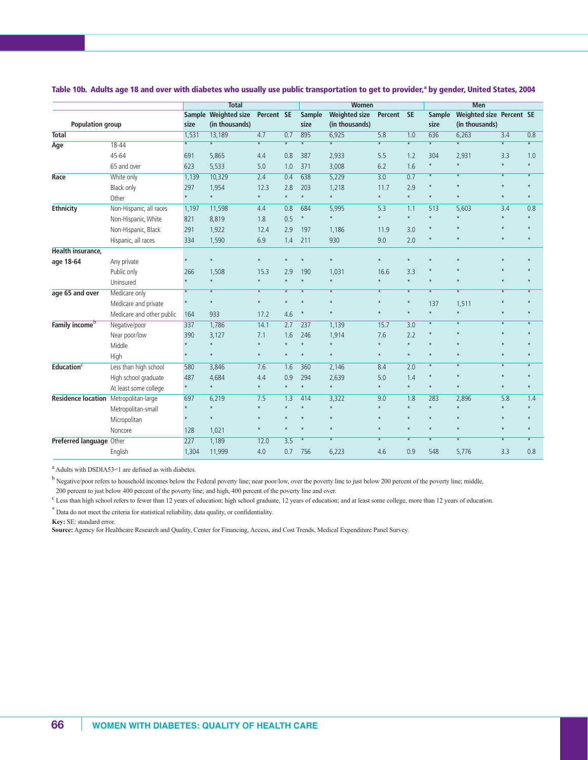**Table 10b. Adults age 18 and over with diabetes who usually use public transportation to get to provider,[a] by gender, United States, 2004**

| Population group | | Total | | | | Women | | | | Men | | | |
|---|---|---|---|---|---|---|---|---|---|---|---|---|---|
| | | Sample size | Weighted size (in thousands) | Percent | SE | Sample size | Weighted size (in thousands) | Percent | SE | Sample size | Weighted size (in thousands) | Percent | SE |
| **Total** | | 1,531 | 13,189 | 4.7 | 0.7 | 895 | 6,925 | 5.8 | 1.0 | 636 | 6,263 | 3.4 | 0.8 |
| **Age** | 18-44 | * | * | * | * | * | * | * | * | * | * | * | * |
| | 45-64 | 691 | 5,865 | 4.4 | 0.8 | 387 | 2,933 | 5.5 | 1.2 | 304 | 2,931 | 3.3 | 1.0 |
| | 65 and over | 623 | 5,533 | 5.0 | 1.0 | 371 | 3,008 | 6.2 | 1.6 | * | * | * | * |
| **Race** | White only | 1,139 | 10,329 | 2.4 | 0.4 | 638 | 5,229 | 3.0 | 0.7 | * | * | * | * |
| | Black only | 297 | 1,954 | 12.3 | 2.8 | 203 | 1,218 | 11.7 | 2.9 | * | * | * | * |
| | Other | * | * | * | * | * | * | * | * | * | * | * | * |
| **Ethnicity** | Non-Hispanic, all races | 1,197 | 11,598 | 4.4 | 0.8 | 684 | 5,995 | 5.3 | 1.1 | 513 | 5,603 | 3.4 | 0.8 |
| | Non-Hispanic, White | 821 | 8,819 | 1.8 | 0.5 | * | * | * | * | * | * | * | * |
| | Non-Hispanic, Black | 291 | 1,922 | 12.4 | 2.9 | 197 | 1,186 | 11.9 | 3.0 | * | * | * | * |
| | Hispanic, all races | 334 | 1,590 | 6.9 | 1.4 | 211 | 930 | 9.0 | 2.0 | * | * | * | * |
| **Health insurance, age 18-64** | Any private | * | * | * | * | * | * | * | * | * | * | * | * |
| | Public only | 266 | 1,508 | 15.3 | 2.9 | 190 | 1,031 | 16.6 | 3.3 | * | * | * | * |
| | Uninsured | * | * | * | * | * | * | * | * | * | * | * | * |
| **age 65 and over** | Medicare only | * | * | * | * | * | * | * | * | * | * | * | * |
| | Medicare and private | * | * | * | * | * | * | * | * | 137 | 1,511 | * | * |
| | Medicare and other public | 164 | 933 | 17.2 | 4.6 | * | * | * | * | * | * | * | * |
| **Family income[b]** | Negative/poor | 337 | 1,786 | 14.1 | 2.7 | 237 | 1,139 | 15.7 | 3.0 | * | * | * | * |
| | Near poor/low | 390 | 3,127 | 7.1 | 1.6 | 246 | 1,914 | 7.6 | 2.2 | * | * | * | * |
| | Middle | * | * | * | * | * | * | * | * | * | * | * | * |
| | High | * | * | * | * | * | * | * | * | * | * | * | * |
| **Education[c]** | Less than high school | 580 | 3,846 | 7.6 | 1.6 | 360 | 2,146 | 8.4 | 2.0 | * | * | * | * |
| | High school graduate | 487 | 4,684 | 4.4 | 0.9 | 294 | 2,639 | 5.0 | 1.4 | * | * | * | * |
| | At least some college | * | * | * | * | * | * | * | * | * | * | * | * |
| **Residence location** | Metropolitan-large | 697 | 6,219 | 7.5 | 1.3 | 414 | 3,322 | 9.0 | 1.8 | 283 | 2,896 | 5.8 | 1.4 |
| | Metropolitan-small | * | * | * | * | * | * | * | * | * | * | * | * |
| | Micropolitan | * | * | * | * | * | * | * | * | * | * | * | * |
| | Noncore | 128 | 1,021 | * | * | * | * | * | * | * | * | * | * |
| **Preferred language** | Other | 227 | 1,189 | 12.0 | 3.5 | * | * | * | * | * | * | * | * |
| | English | 1,304 | 11,999 | 4.0 | 0.7 | 756 | 6,223 | 4.6 | 0.9 | 548 | 5,776 | 3.3 | 0.8 |

[a] Adults with DSDIA53=1 are defined as with diabetes.

[b] Negative/poor refers to household incomes below the Federal poverty line; near poor/low, over the poverty line to just below 200 percent of the poverty line; middle, 200 percent to just below 400 percent of the poverty line; and high, 400 percent of the poverty line and over.

[c] Less than high school refers to fewer than 12 years of education; high school graduate, 12 years of education; and at least some college, more than 12 years of education.

* Data do not meet the criteria for statistical reliability, data quality, or confidentiality.

**Key:** SE: standard error.

**Source:** Agency for Healthcare Research and Quality, Center for Financing, Access, and Cost Trends, Medical Expenditure Panel Survey.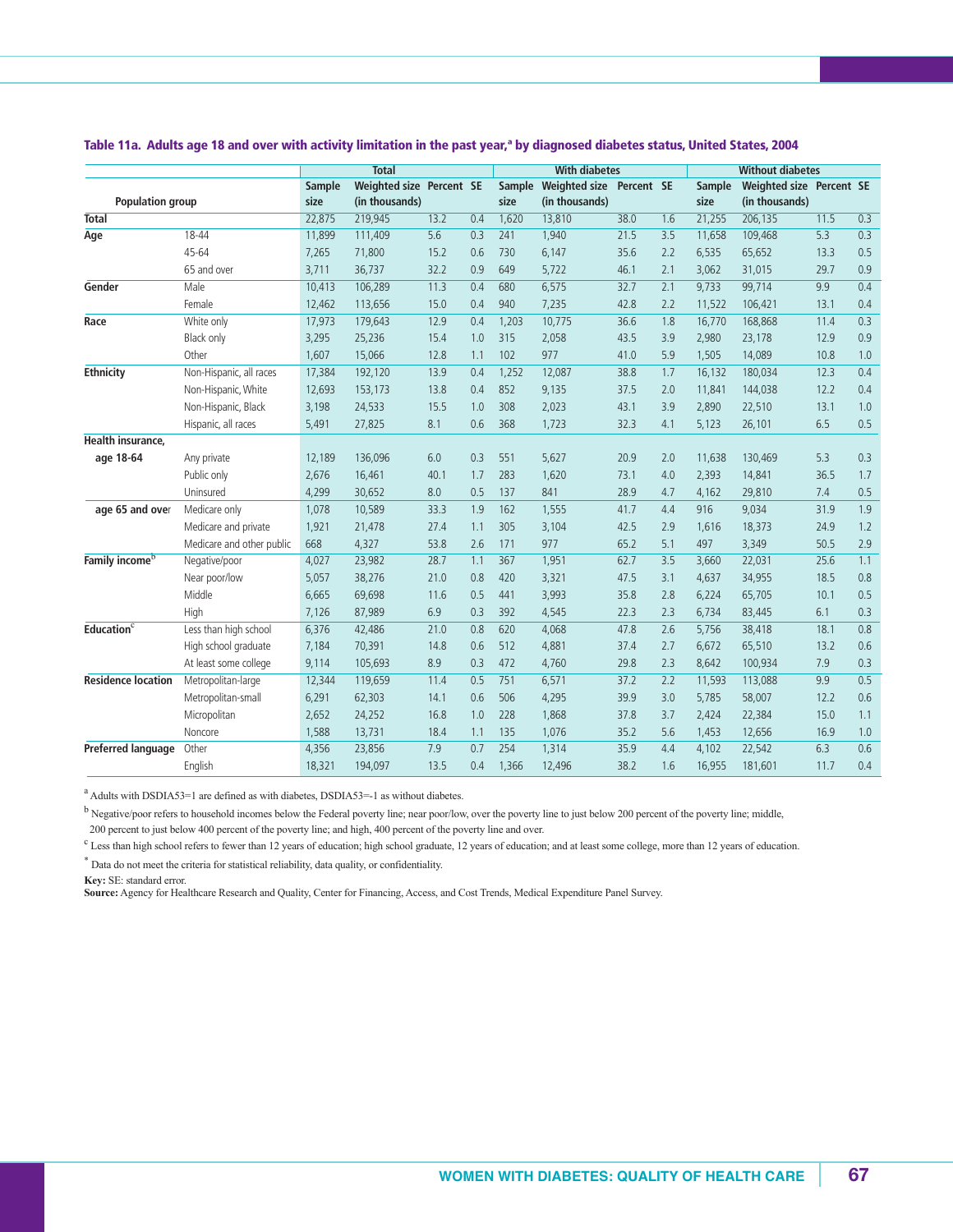### Table 11a. Adults age 18 and over with activity limitation in the past year,[a] by diagnosed diabetes status, United States, 2004

| Population group | | Total | | | | With diabetes | | | | Without diabetes | | | |
|---|---|---|---|---|---|---|---|---|---|---|---|---|---|
| | | Sample size | Weighted size (in thousands) | Percent | SE | Sample size | Weighted size (in thousands) | Percent | SE | Sample size | Weighted size (in thousands) | Percent | SE |
| **Total** | | 22,875 | 219,945 | 13.2 | 0.4 | 1,620 | 13,810 | 38.0 | 1.6 | 21,255 | 206,135 | 11.5 | 0.3 |
| **Age** | 18-44 | 11,899 | 111,409 | 5.6 | 0.3 | 241 | 1,940 | 21.5 | 3.5 | 11,658 | 109,468 | 5.3 | 0.3 |
| | 45-64 | 7,265 | 71,800 | 15.2 | 0.6 | 730 | 6,147 | 35.6 | 2.2 | 6,535 | 65,652 | 13.3 | 0.5 |
| | 65 and over | 3,711 | 36,737 | 32.2 | 0.9 | 649 | 5,722 | 46.1 | 2.1 | 3,062 | 31,015 | 29.7 | 0.9 |
| **Gender** | Male | 10,413 | 106,289 | 11.3 | 0.4 | 680 | 6,575 | 32.7 | 2.1 | 9,733 | 99,714 | 9.9 | 0.4 |
| | Female | 12,462 | 113,656 | 15.0 | 0.4 | 940 | 7,235 | 42.8 | 2.2 | 11,522 | 106,421 | 13.1 | 0.4 |
| **Race** | White only | 17,973 | 179,643 | 12.9 | 0.4 | 1,203 | 10,775 | 36.6 | 1.8 | 16,770 | 168,868 | 11.4 | 0.3 |
| | Black only | 3,295 | 25,236 | 15.4 | 1.0 | 315 | 2,058 | 43.5 | 3.9 | 2,980 | 23,178 | 12.9 | 0.9 |
| | Other | 1,607 | 15,066 | 12.8 | 1.1 | 102 | 977 | 41.0 | 5.9 | 1,505 | 14,089 | 10.8 | 1.0 |
| **Ethnicity** | Non-Hispanic, all races | 17,384 | 192,120 | 13.9 | 0.4 | 1,252 | 12,087 | 38.8 | 1.7 | 16,132 | 180,034 | 12.3 | 0.4 |
| | Non-Hispanic, White | 12,693 | 153,173 | 13.8 | 0.4 | 852 | 9,135 | 37.5 | 2.0 | 11,841 | 144,038 | 12.2 | 0.4 |
| | Non-Hispanic, Black | 3,198 | 24,533 | 15.5 | 1.0 | 308 | 2,023 | 43.1 | 3.9 | 2,890 | 22,510 | 13.1 | 1.0 |
| | Hispanic, all races | 5,491 | 27,825 | 8.1 | 0.6 | 368 | 1,723 | 32.3 | 4.1 | 5,123 | 26,101 | 6.5 | 0.5 |
| **Health insurance, age 18-64** | Any private | 12,189 | 136,096 | 6.0 | 0.3 | 551 | 5,627 | 20.9 | 2.0 | 11,638 | 130,469 | 5.3 | 0.3 |
| | Public only | 2,676 | 16,461 | 40.1 | 1.7 | 283 | 1,620 | 73.1 | 4.0 | 2,393 | 14,841 | 36.5 | 1.7 |
| | Uninsured | 4,299 | 30,652 | 8.0 | 0.5 | 137 | 841 | 28.9 | 4.7 | 4,162 | 29,810 | 7.4 | 0.5 |
| **age 65 and over** | Medicare only | 1,078 | 10,589 | 33.3 | 1.9 | 162 | 1,555 | 41.7 | 4.4 | 916 | 9,034 | 31.9 | 1.9 |
| | Medicare and private | 1,921 | 21,478 | 27.4 | 1.1 | 305 | 3,104 | 42.5 | 2.9 | 1,616 | 18,373 | 24.9 | 1.2 |
| | Medicare and other public | 668 | 4,327 | 53.8 | 2.6 | 171 | 977 | 65.2 | 5.1 | 497 | 3,349 | 50.5 | 2.9 |
| **Family income**[b] | Negative/poor | 4,027 | 23,982 | 28.7 | 1.1 | 367 | 1,951 | 62.7 | 3.5 | 3,660 | 22,031 | 25.6 | 1.1 |
| | Near poor/low | 5,057 | 38,276 | 21.0 | 0.8 | 420 | 3,321 | 47.5 | 3.1 | 4,637 | 34,955 | 18.5 | 0.8 |
| | Middle | 6,665 | 69,698 | 11.6 | 0.5 | 441 | 3,993 | 35.8 | 2.8 | 6,224 | 65,705 | 10.1 | 0.5 |
| | High | 7,126 | 87,989 | 6.9 | 0.3 | 392 | 4,545 | 22.3 | 2.3 | 6,734 | 83,445 | 6.1 | 0.3 |
| **Education**[c] | Less than high school | 6,376 | 42,486 | 21.0 | 0.8 | 620 | 4,068 | 47.8 | 2.6 | 5,756 | 38,418 | 18.1 | 0.8 |
| | High school graduate | 7,184 | 70,391 | 14.8 | 0.6 | 512 | 4,881 | 37.4 | 2.7 | 6,672 | 65,510 | 13.2 | 0.6 |
| | At least some college | 9,114 | 105,693 | 8.9 | 0.3 | 472 | 4,760 | 29.8 | 2.3 | 8,642 | 100,934 | 7.9 | 0.3 |
| **Residence location** | Metropolitan-large | 12,344 | 119,659 | 11.4 | 0.5 | 751 | 6,571 | 37.2 | 2.2 | 11,593 | 113,088 | 9.9 | 0.5 |
| | Metropolitan-small | 6,291 | 62,303 | 14.1 | 0.6 | 506 | 4,295 | 39.9 | 3.0 | 5,785 | 58,007 | 12.2 | 0.6 |
| | Micropolitan | 2,652 | 24,252 | 16.8 | 1.0 | 228 | 1,868 | 37.8 | 3.7 | 2,424 | 22,384 | 15.0 | 1.1 |
| | Noncore | 1,588 | 13,731 | 18.4 | 1.1 | 135 | 1,076 | 35.2 | 5.6 | 1,453 | 12,656 | 16.9 | 1.0 |
| **Preferred language** | Other | 4,356 | 23,856 | 7.9 | 0.7 | 254 | 1,314 | 35.9 | 4.4 | 4,102 | 22,542 | 6.3 | 0.6 |
| | English | 18,321 | 194,097 | 13.5 | 0.4 | 1,366 | 12,496 | 38.2 | 1.6 | 16,955 | 181,601 | 11.7 | 0.4 |

[a] Adults with DSDIA53=1 are defined as with diabetes, DSDIA53=-1 as without diabetes.

[b] Negative/poor refers to household incomes below the Federal poverty line; near poor/low, over the poverty line to just below 200 percent of the poverty line; middle, 200 percent to just below 400 percent of the poverty line; and high, 400 percent of the poverty line and over.

[c] Less than high school refers to fewer than 12 years of education; high school graduate, 12 years of education; and at least some college, more than 12 years of education.

* Data do not meet the criteria for statistical reliability, data quality, or confidentiality.

**Key:** SE: standard error.

**Source:** Agency for Healthcare Research and Quality, Center for Financing, Access, and Cost Trends, Medical Expenditure Panel Survey.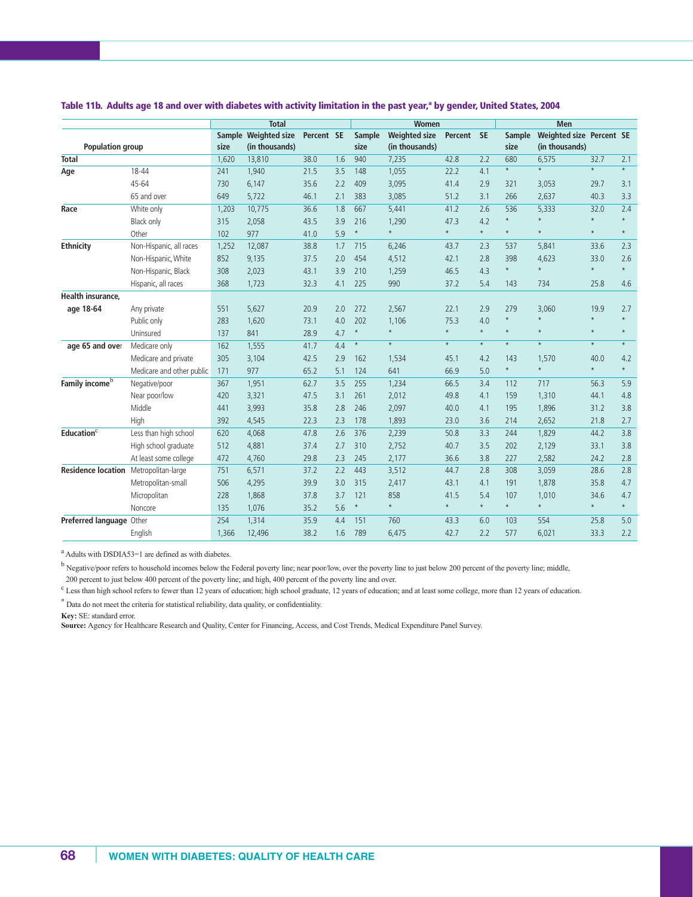### Table 11b. Adults age 18 and over with diabetes with activity limitation in the past year,[a] by gender, United States, 2004

| Population group | | Total | | | | Women | | | | Men | | | |
|---|---|---|---|---|---|---|---|---|---|---|---|---|---|
| | | Sample size | Weighted size (in thousands) | Percent | SE | Sample size | Weighted size (in thousands) | Percent | SE | Sample size | Weighted size (in thousands) | Percent | SE |
| **Total** | | 1,620 | 13,810 | 38.0 | 1.6 | 940 | 7,235 | 42.8 | 2.2 | 680 | 6,575 | 32.7 | 2.1 |
| **Age** | 18-44 | 241 | 1,940 | 21.5 | 3.5 | 148 | 1,055 | 22.2 | 4.1 | * | * | * | * |
| | 45-64 | 730 | 6,147 | 35.6 | 2.2 | 409 | 3,095 | 41.4 | 2.9 | 321 | 3,053 | 29.7 | 3.1 |
| | 65 and over | 649 | 5,722 | 46.1 | 2.1 | 383 | 3,085 | 51.2 | 3.1 | 266 | 2,637 | 40.3 | 3.3 |
| **Race** | White only | 1,203 | 10,775 | 36.6 | 1.8 | 667 | 5,441 | 41.2 | 2.6 | 536 | 5,333 | 32.0 | 2.4 |
| | Black only | 315 | 2,058 | 43.5 | 3.9 | 216 | 1,290 | 47.3 | 4.2 | * | * | * | * |
| | Other | 102 | 977 | 41.0 | 5.9 | * | * | * | * | * | * | * | * |
| **Ethnicity** | Non-Hispanic, all races | 1,252 | 12,087 | 38.8 | 1.7 | 715 | 6,246 | 43.7 | 2.3 | 537 | 5,841 | 33.6 | 2.3 |
| | Non-Hispanic, White | 852 | 9,135 | 37.5 | 2.0 | 454 | 4,512 | 42.1 | 2.8 | 398 | 4,623 | 33.0 | 2.6 |
| | Non-Hispanic, Black | 308 | 2,023 | 43.1 | 3.9 | 210 | 1,259 | 46.5 | 4.3 | * | * | * | * |
| | Hispanic, all races | 368 | 1,723 | 32.3 | 4.1 | 225 | 990 | 37.2 | 5.4 | 143 | 734 | 25.8 | 4.6 |
| **Health insurance, age 18-64** | Any private | 551 | 5,627 | 20.9 | 2.0 | 272 | 2,567 | 22.1 | 2.9 | 279 | 3,060 | 19.9 | 2.7 |
| | Public only | 283 | 1,620 | 73.1 | 4.0 | 202 | 1,106 | 75.3 | 4.0 | * | * | * | * |
| | Uninsured | 137 | 841 | 28.9 | 4.7 | * | * | * | * | * | * | * | * |
| **age 65 and over** | Medicare only | 162 | 1,555 | 41.7 | 4.4 | * | * | * | * | * | * | * | * |
| | Medicare and private | 305 | 3,104 | 42.5 | 2.9 | 162 | 1,534 | 45.1 | 4.2 | 143 | 1,570 | 40.0 | 4.2 |
| | Medicare and other public | 171 | 977 | 65.2 | 5.1 | 124 | 641 | 66.9 | 5.0 | * | * | * | * |
| **Family income**[b] | Negative/poor | 367 | 1,951 | 62.7 | 3.5 | 255 | 1,234 | 66.5 | 3.4 | 112 | 717 | 56.3 | 5.9 |
| | Near poor/low | 420 | 3,321 | 47.5 | 3.1 | 261 | 2,012 | 49.8 | 4.1 | 159 | 1,310 | 44.1 | 4.8 |
| | Middle | 441 | 3,993 | 35.8 | 2.8 | 246 | 2,097 | 40.0 | 4.1 | 195 | 1,896 | 31.2 | 3.8 |
| | High | 392 | 4,545 | 22.3 | 2.3 | 178 | 1,893 | 23.0 | 3.6 | 214 | 2,652 | 21.8 | 2.7 |
| **Education**[c] | Less than high school | 620 | 4,068 | 47.8 | 2.6 | 376 | 2,239 | 50.8 | 3.3 | 244 | 1,829 | 44.2 | 3.8 |
| | High school graduate | 512 | 4,881 | 37.4 | 2.7 | 310 | 2,752 | 40.7 | 3.5 | 202 | 2,129 | 33.1 | 3.8 |
| | At least some college | 472 | 4,760 | 29.8 | 2.3 | 245 | 2,177 | 36.6 | 3.8 | 227 | 2,582 | 24.2 | 2.8 |
| **Residence location** | Metropolitan-large | 751 | 6,571 | 37.2 | 2.2 | 443 | 3,512 | 44.7 | 2.8 | 308 | 3,059 | 28.6 | 2.8 |
| | Metropolitan-small | 506 | 4,295 | 39.9 | 3.0 | 315 | 2,417 | 43.1 | 4.1 | 191 | 1,878 | 35.8 | 4.7 |
| | Micropolitan | 228 | 1,868 | 37.8 | 3.7 | 121 | 858 | 41.5 | 5.4 | 107 | 1,010 | 34.6 | 4.7 |
| | Noncore | 135 | 1,076 | 35.2 | 5.6 | * | * | * | * | * | * | * | * |
| **Preferred language** | Other | 254 | 1,314 | 35.9 | 4.4 | 151 | 760 | 43.3 | 6.0 | 103 | 554 | 25.8 | 5.0 |
| | English | 1,366 | 12,496 | 38.2 | 1.6 | 789 | 6,475 | 42.7 | 2.2 | 577 | 6,021 | 33.3 | 2.2 |

[a] Adults with DSDIA53=1 are defined as with diabetes.

[b] Negative/poor refers to household incomes below the Federal poverty line; near poor/low, over the poverty line to just below 200 percent of the poverty line; middle, 200 percent to just below 400 percent of the poverty line; and high, 400 percent of the poverty line and over.

[c] Less than high school refers to fewer than 12 years of education; high school graduate, 12 years of education; and at least some college, more than 12 years of education.

* Data do not meet the criteria for statistical reliability, data quality, or confidentiality.

**Key:** SE: standard error.

**Source:** Agency for Healthcare Research and Quality, Center for Financing, Access, and Cost Trends, Medical Expenditure Panel Survey.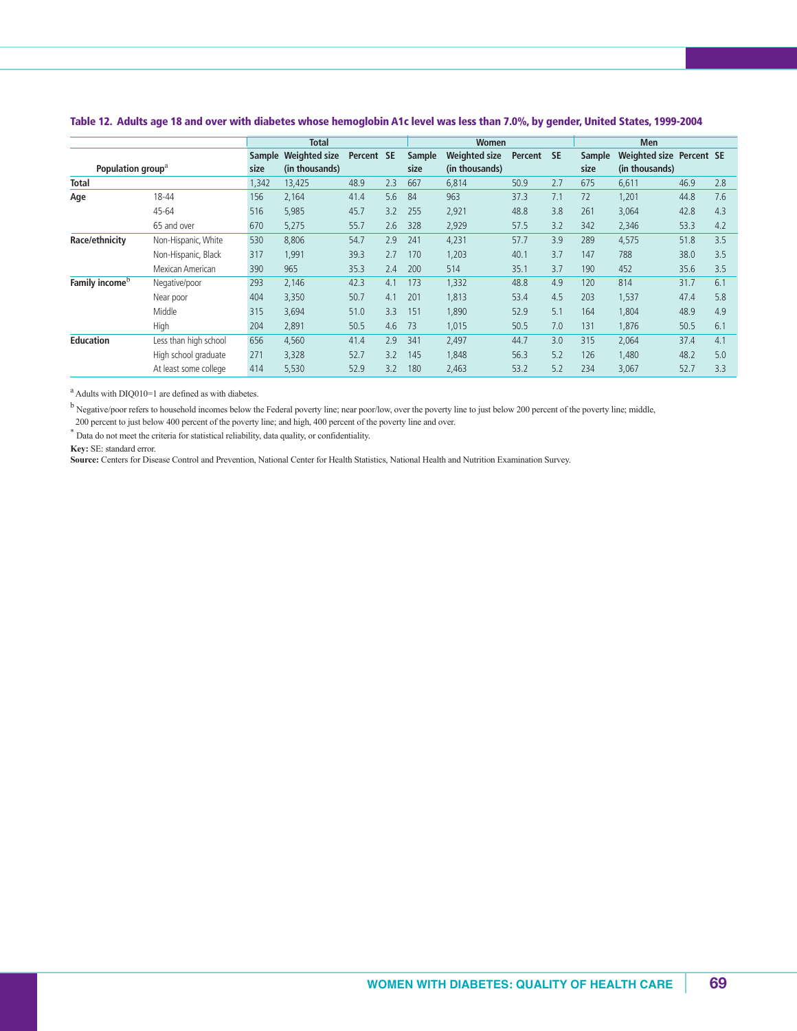**Table 12. Adults age 18 and over with diabetes whose hemoglobin A1c level was less than 7.0%, by gender, United States, 1999-2004**

| Population group[a] | | Total | | | | Women | | | | Men | | | |
|---|---|---|---|---|---|---|---|---|---|---|---|---|---|
| | | Sample size | Weighted size (in thousands) | Percent | SE | Sample size | Weighted size (in thousands) | Percent | SE | Sample size | Weighted size (in thousands) | Percent | SE |
| **Total** | | 1,342 | 13,425 | 48.9 | 2.3 | 667 | 6,814 | 50.9 | 2.7 | 675 | 6,611 | 46.9 | 2.8 |
| **Age** | 18-44 | 156 | 2,164 | 41.4 | 5.6 | 84 | 963 | 37.3 | 7.1 | 72 | 1,201 | 44.8 | 7.6 |
| | 45-64 | 516 | 5,985 | 45.7 | 3.2 | 255 | 2,921 | 48.8 | 3.8 | 261 | 3,064 | 42.8 | 4.3 |
| | 65 and over | 670 | 5,275 | 55.7 | 2.6 | 328 | 2,929 | 57.5 | 3.2 | 342 | 2,346 | 53.3 | 4.2 |
| **Race/ethnicity** | Non-Hispanic, White | 530 | 8,806 | 54.7 | 2.9 | 241 | 4,231 | 57.7 | 3.9 | 289 | 4,575 | 51.8 | 3.5 |
| | Non-Hispanic, Black | 317 | 1,991 | 39.3 | 2.7 | 170 | 1,203 | 40.1 | 3.7 | 147 | 788 | 38.0 | 3.5 |
| | Mexican American | 390 | 965 | 35.3 | 2.4 | 200 | 514 | 35.1 | 3.7 | 190 | 452 | 35.6 | 3.5 |
| **Family income**[b] | Negative/poor | 293 | 2,146 | 42.3 | 4.1 | 173 | 1,332 | 48.8 | 4.9 | 120 | 814 | 31.7 | 6.1 |
| | Near poor | 404 | 3,350 | 50.7 | 4.1 | 201 | 1,813 | 53.4 | 4.5 | 203 | 1,537 | 47.4 | 5.8 |
| | Middle | 315 | 3,694 | 51.0 | 3.3 | 151 | 1,890 | 52.9 | 5.1 | 164 | 1,804 | 48.9 | 4.9 |
| | High | 204 | 2,891 | 50.5 | 4.6 | 73 | 1,015 | 50.5 | 7.0 | 131 | 1,876 | 50.5 | 6.1 |
| **Education** | Less than high school | 656 | 4,560 | 41.4 | 2.9 | 341 | 2,497 | 44.7 | 3.0 | 315 | 2,064 | 37.4 | 4.1 |
| | High school graduate | 271 | 3,328 | 52.7 | 3.2 | 145 | 1,848 | 56.3 | 5.2 | 126 | 1,480 | 48.2 | 5.0 |
| | At least some college | 414 | 5,530 | 52.9 | 3.2 | 180 | 2,463 | 53.2 | 5.2 | 234 | 3,067 | 52.7 | 3.3 |

[a] Adults with DIQ010=1 are defined as with diabetes.

[b] Negative/poor refers to household incomes below the Federal poverty line; near poor/low, over the poverty line to just below 200 percent of the poverty line; middle, 200 percent to just below 400 percent of the poverty line; and high, 400 percent of the poverty line and over.

\* Data do not meet the criteria for statistical reliability, data quality, or confidentiality.

**Key:** SE: standard error.

**Source:** Centers for Disease Control and Prevention, National Center for Health Statistics, National Health and Nutrition Examination Survey.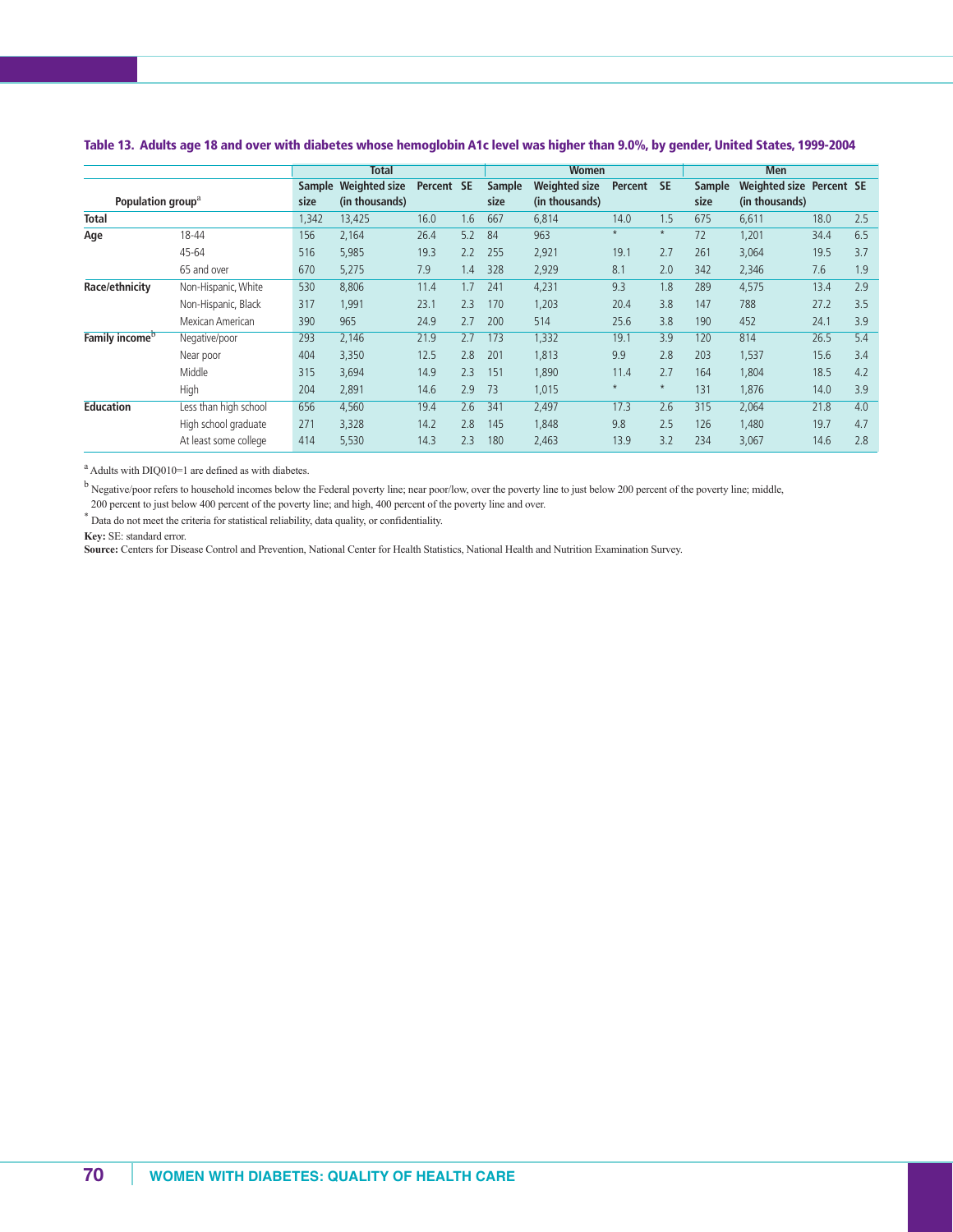**Table 13. Adults age 18 and over with diabetes whose hemoglobin A1c level was higher than 9.0%, by gender, United States, 1999-2004**

| Population group[a] | | Total | | | | Women | | | | Men | | | |
|---|---|---|---|---|---|---|---|---|---|---|---|---|---|
| | | Sample size | Weighted size (in thousands) | Percent | SE | Sample size | Weighted size (in thousands) | Percent | SE | Sample size | Weighted size (in thousands) | Percent | SE |
| **Total** | | 1,342 | 13,425 | 16.0 | 1.6 | 667 | 6,814 | 14.0 | 1.5 | 675 | 6,611 | 18.0 | 2.5 |
| **Age** | 18-44 | 156 | 2,164 | 26.4 | 5.2 | 84 | 963 | * | * | 72 | 1,201 | 34.4 | 6.5 |
| | 45-64 | 516 | 5,985 | 19.3 | 2.2 | 255 | 2,921 | 19.1 | 2.7 | 261 | 3,064 | 19.5 | 3.7 |
| | 65 and over | 670 | 5,275 | 7.9 | 1.4 | 328 | 2,929 | 8.1 | 2.0 | 342 | 2,346 | 7.6 | 1.9 |
| **Race/ethnicity** | Non-Hispanic, White | 530 | 8,806 | 11.4 | 1.7 | 241 | 4,231 | 9.3 | 1.8 | 289 | 4,575 | 13.4 | 2.9 |
| | Non-Hispanic, Black | 317 | 1,991 | 23.1 | 2.3 | 170 | 1,203 | 20.4 | 3.8 | 147 | 788 | 27.2 | 3.5 |
| | Mexican American | 390 | 965 | 24.9 | 2.7 | 200 | 514 | 25.6 | 3.8 | 190 | 452 | 24.1 | 3.9 |
| **Family income[b]** | Negative/poor | 293 | 2,146 | 21.9 | 2.7 | 173 | 1,332 | 19.1 | 3.9 | 120 | 814 | 26.5 | 5.4 |
| | Near poor | 404 | 3,350 | 12.5 | 2.8 | 201 | 1,813 | 9.9 | 2.8 | 203 | 1,537 | 15.6 | 3.4 |
| | Middle | 315 | 3,694 | 14.9 | 2.3 | 151 | 1,890 | 11.4 | 2.7 | 164 | 1,804 | 18.5 | 4.2 |
| | High | 204 | 2,891 | 14.6 | 2.9 | 73 | 1,015 | * | * | 131 | 1,876 | 14.0 | 3.9 |
| **Education** | Less than high school | 656 | 4,560 | 19.4 | 2.6 | 341 | 2,497 | 17.3 | 2.6 | 315 | 2,064 | 21.8 | 4.0 |
| | High school graduate | 271 | 3,328 | 14.2 | 2.8 | 145 | 1,848 | 9.8 | 2.5 | 126 | 1,480 | 19.7 | 4.7 |
| | At least some college | 414 | 5,530 | 14.3 | 2.3 | 180 | 2,463 | 13.9 | 3.2 | 234 | 3,067 | 14.6 | 2.8 |

[a] Adults with DIQ010=1 are defined as with diabetes.

[b] Negative/poor refers to household incomes below the Federal poverty line; near poor/low, over the poverty line to just below 200 percent of the poverty line; middle, 200 percent to just below 400 percent of the poverty line; and high, 400 percent of the poverty line and over.

* Data do not meet the criteria for statistical reliability, data quality, or confidentiality.

**Key:** SE: standard error.

**Source:** Centers for Disease Control and Prevention, National Center for Health Statistics, National Health and Nutrition Examination Survey.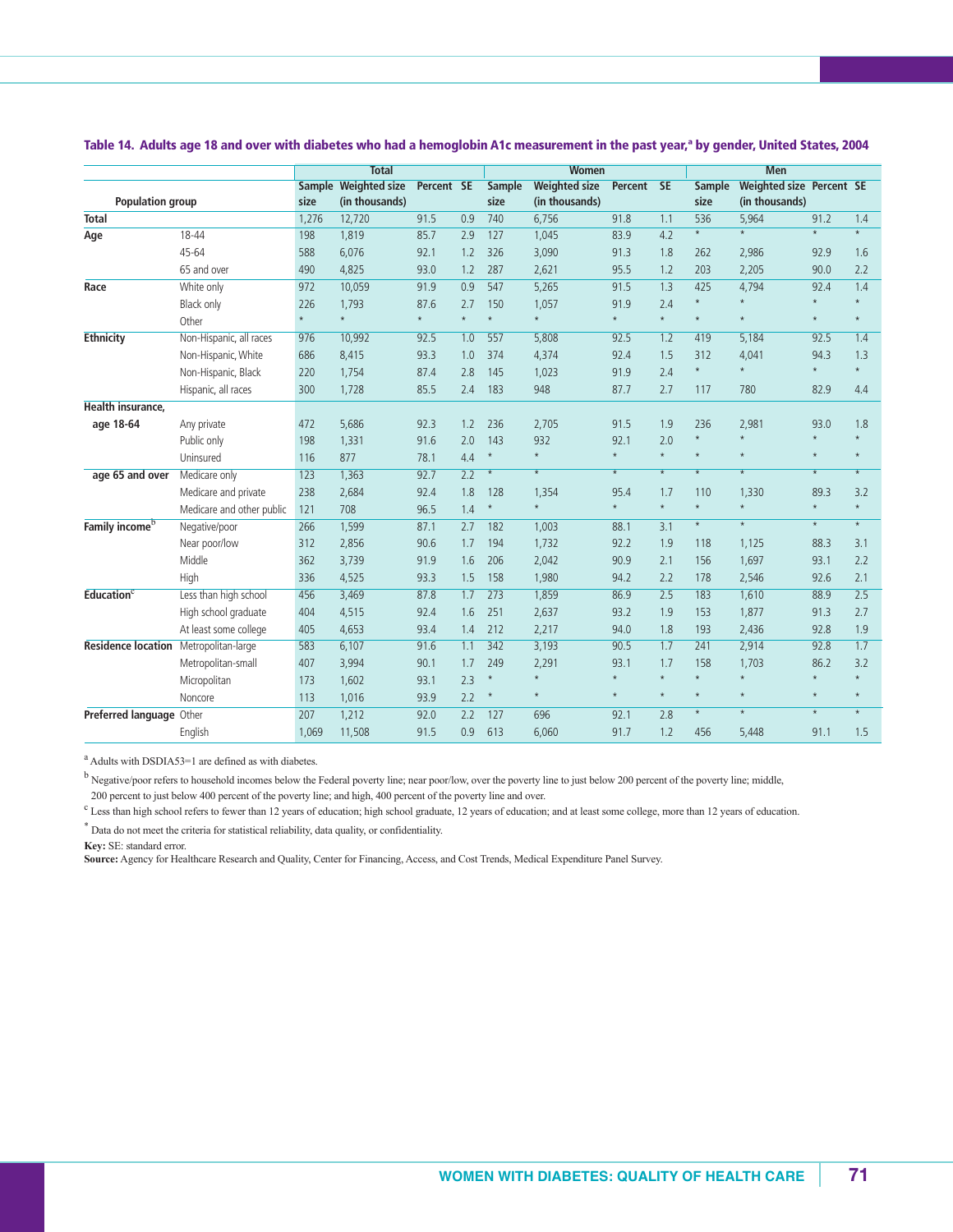**Table 14. Adults age 18 and over with diabetes who had a hemoglobin A1c measurement in the past year,[a] by gender, United States, 2004**

| Population group | | Total | | | | Women | | | | Men | | | |
|---|---|---|---|---|---|---|---|---|---|---|---|---|---|
| | | Sample size | Weighted size (in thousands) | Percent | SE | Sample size | Weighted size (in thousands) | Percent | SE | Sample size | Weighted size (in thousands) | Percent | SE |
| **Total** | | 1,276 | 12,720 | 91.5 | 0.9 | 740 | 6,756 | 91.8 | 1.1 | 536 | 5,964 | 91.2 | 1.4 |
| **Age** | 18-44 | 198 | 1,819 | 85.7 | 2.9 | 127 | 1,045 | 83.9 | 4.2 | * | * | * | * |
| | 45-64 | 588 | 6,076 | 92.1 | 1.2 | 326 | 3,090 | 91.3 | 1.8 | 262 | 2,986 | 92.9 | 1.6 |
| | 65 and over | 490 | 4,825 | 93.0 | 1.2 | 287 | 2,621 | 95.5 | 1.2 | 203 | 2,205 | 90.0 | 2.2 |
| **Race** | White only | 972 | 10,059 | 91.9 | 0.9 | 547 | 5,265 | 91.5 | 1.3 | 425 | 4,794 | 92.4 | 1.4 |
| | Black only | 226 | 1,793 | 87.6 | 2.7 | 150 | 1,057 | 91.9 | 2.4 | * | * | * | * |
| | Other | * | * | * | * | * | * | * | * | * | * | * | * |
| **Ethnicity** | Non-Hispanic, all races | 976 | 10,992 | 92.5 | 1.0 | 557 | 5,808 | 92.5 | 1.2 | 419 | 5,184 | 92.5 | 1.4 |
| | Non-Hispanic, White | 686 | 8,415 | 93.3 | 1.0 | 374 | 4,374 | 92.4 | 1.5 | 312 | 4,041 | 94.3 | 1.3 |
| | Non-Hispanic, Black | 220 | 1,754 | 87.4 | 2.8 | 145 | 1,023 | 91.9 | 2.4 | * | * | * | * |
| | Hispanic, all races | 300 | 1,728 | 85.5 | 2.4 | 183 | 948 | 87.7 | 2.7 | 117 | 780 | 82.9 | 4.4 |
| **Health insurance, age 18-64** | Any private | 472 | 5,686 | 92.3 | 1.2 | 236 | 2,705 | 91.5 | 1.9 | 236 | 2,981 | 93.0 | 1.8 |
| | Public only | 198 | 1,331 | 91.6 | 2.0 | 143 | 932 | 92.1 | 2.0 | * | * | * | * |
| | Uninsured | 116 | 877 | 78.1 | 4.4 | * | * | * | * | * | * | * | * |
| **age 65 and over** | Medicare only | 123 | 1,363 | 92.7 | 2.2 | * | * | * | * | * | * | * | * |
| | Medicare and private | 238 | 2,684 | 92.4 | 1.8 | 128 | 1,354 | 95.4 | 1.7 | 110 | 1,330 | 89.3 | 3.2 |
| | Medicare and other public | 121 | 708 | 96.5 | 1.4 | * | * | * | * | * | * | * | * |
| **Family income[b]** | Negative/poor | 266 | 1,599 | 87.1 | 2.7 | 182 | 1,003 | 88.1 | 3.1 | * | * | * | * |
| | Near poor/low | 312 | 2,856 | 90.6 | 1.7 | 194 | 1,732 | 92.2 | 1.9 | 118 | 1,125 | 88.3 | 3.1 |
| | Middle | 362 | 3,739 | 91.9 | 1.6 | 206 | 2,042 | 90.9 | 2.1 | 156 | 1,697 | 93.1 | 2.2 |
| | High | 336 | 4,525 | 93.3 | 1.5 | 158 | 1,980 | 94.2 | 2.2 | 178 | 2,546 | 92.6 | 2.1 |
| **Education[c]** | Less than high school | 456 | 3,469 | 87.8 | 1.7 | 273 | 1,859 | 86.9 | 2.5 | 183 | 1,610 | 88.9 | 2.5 |
| | High school graduate | 404 | 4,515 | 92.4 | 1.6 | 251 | 2,637 | 93.2 | 1.9 | 153 | 1,877 | 91.3 | 2.7 |
| | At least some college | 405 | 4,653 | 93.4 | 1.4 | 212 | 2,217 | 94.0 | 1.8 | 193 | 2,436 | 92.8 | 1.9 |
| **Residence location** | Metropolitan-large | 583 | 6,107 | 91.6 | 1.1 | 342 | 3,193 | 90.5 | 1.7 | 241 | 2,914 | 92.8 | 1.7 |
| | Metropolitan-small | 407 | 3,994 | 90.1 | 1.7 | 249 | 2,291 | 93.1 | 1.7 | 158 | 1,703 | 86.2 | 3.2 |
| | Micropolitan | 173 | 1,602 | 93.1 | 2.3 | * | * | * | * | * | * | * | * |
| | Noncore | 113 | 1,016 | 93.9 | 2.2 | * | * | * | * | * | * | * | * |
| **Preferred language** | Other | 207 | 1,212 | 92.0 | 2.2 | 127 | 696 | 92.1 | 2.8 | * | * | * | * |
| | English | 1,069 | 11,508 | 91.5 | 0.9 | 613 | 6,060 | 91.7 | 1.2 | 456 | 5,448 | 91.1 | 1.5 |

[a] Adults with DSDIA53=1 are defined as with diabetes.

[b] Negative/poor refers to household incomes below the Federal poverty line; near poor/low, over the poverty line to just below 200 percent of the poverty line; middle, 200 percent to just below 400 percent of the poverty line; and high, 400 percent of the poverty line and over.

[c] Less than high school refers to fewer than 12 years of education; high school graduate, 12 years of education; and at least some college, more than 12 years of education.

* Data do not meet the criteria for statistical reliability, data quality, or confidentiality.

**Key:** SE: standard error.

**Source:** Agency for Healthcare Research and Quality, Center for Financing, Access, and Cost Trends, Medical Expenditure Panel Survey.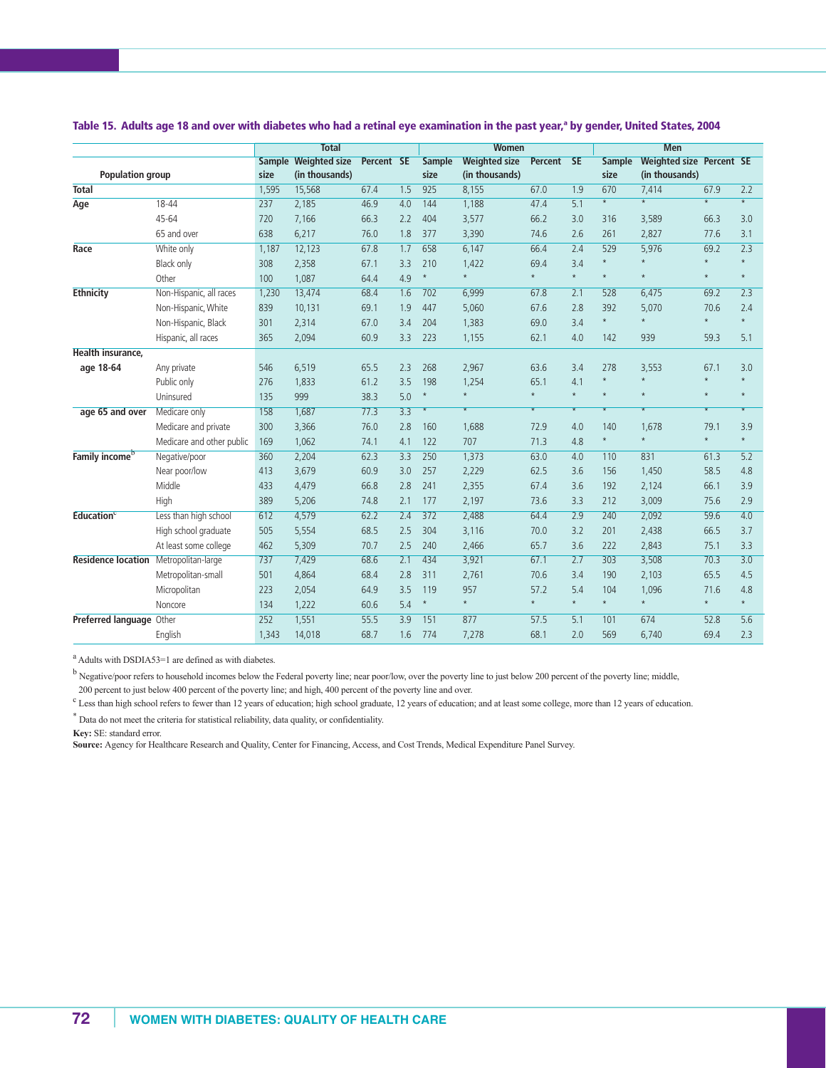**Table 15. Adults age 18 and over with diabetes who had a retinal eye examination in the past year,[a] by gender, United States, 2004**

| Population group | | Total | | | | Women | | | | Men | | | |
|---|---|---|---|---|---|---|---|---|---|---|---|---|---|
| | | Sample size | Weighted size (in thousands) | Percent | SE | Sample size | Weighted size (in thousands) | Percent | SE | Sample size | Weighted size (in thousands) | Percent | SE |
| **Total** | | 1,595 | 15,568 | 67.4 | 1.5 | 925 | 8,155 | 67.0 | 1.9 | 670 | 7,414 | 67.9 | 2.2 |
| **Age** | 18-44 | 237 | 2,185 | 46.9 | 4.0 | 144 | 1,188 | 47.4 | 5.1 | * | * | * | * |
| | 45-64 | 720 | 7,166 | 66.3 | 2.2 | 404 | 3,577 | 66.2 | 3.0 | 316 | 3,589 | 66.3 | 3.0 |
| | 65 and over | 638 | 6,217 | 76.0 | 1.8 | 377 | 3,390 | 74.6 | 2.6 | 261 | 2,827 | 77.6 | 3.1 |
| **Race** | White only | 1,187 | 12,123 | 67.8 | 1.7 | 658 | 6,147 | 66.4 | 2.4 | 529 | 5,976 | 69.2 | 2.3 |
| | Black only | 308 | 2,358 | 67.1 | 3.3 | 210 | 1,422 | 69.4 | 3.4 | * | * | * | * |
| | Other | 100 | 1,087 | 64.4 | 4.9 | * | * | * | * | * | * | * | * |
| **Ethnicity** | Non-Hispanic, all races | 1,230 | 13,474 | 68.4 | 1.6 | 702 | 6,999 | 67.8 | 2.1 | 528 | 6,475 | 69.2 | 2.3 |
| | Non-Hispanic, White | 839 | 10,131 | 69.1 | 1.9 | 447 | 5,060 | 67.6 | 2.8 | 392 | 5,070 | 70.6 | 2.4 |
| | Non-Hispanic, Black | 301 | 2,314 | 67.0 | 3.4 | 204 | 1,383 | 69.0 | 3.4 | * | * | * | * |
| | Hispanic, all races | 365 | 2,094 | 60.9 | 3.3 | 223 | 1,155 | 62.1 | 4.0 | 142 | 939 | 59.3 | 5.1 |
| **Health insurance, age 18-64** | Any private | 546 | 6,519 | 65.5 | 2.3 | 268 | 2,967 | 63.6 | 3.4 | 278 | 3,553 | 67.1 | 3.0 |
| | Public only | 276 | 1,833 | 61.2 | 3.5 | 198 | 1,254 | 65.1 | 4.1 | * | * | * | * |
| | Uninsured | 135 | 999 | 38.3 | 5.0 | * | * | * | * | * | * | * | * |
| **age 65 and over** | Medicare only | 158 | 1,687 | 77.3 | 3.3 | * | * | * | * | * | * | * | * |
| | Medicare and private | 300 | 3,366 | 76.0 | 2.8 | 160 | 1,688 | 72.9 | 4.0 | 140 | 1,678 | 79.1 | 3.9 |
| | Medicare and other public | 169 | 1,062 | 74.1 | 4.1 | 122 | 707 | 71.3 | 4.8 | * | * | * | * |
| **Family income[b]** | Negative/poor | 360 | 2,204 | 62.3 | 3.3 | 250 | 1,373 | 63.0 | 4.0 | 110 | 831 | 61.3 | 5.2 |
| | Near poor/low | 413 | 3,679 | 60.9 | 3.0 | 257 | 2,229 | 62.5 | 3.6 | 156 | 1,450 | 58.5 | 4.8 |
| | Middle | 433 | 4,479 | 66.8 | 2.8 | 241 | 2,355 | 67.4 | 3.6 | 192 | 2,124 | 66.1 | 3.9 |
| | High | 389 | 5,206 | 74.8 | 2.1 | 177 | 2,197 | 73.6 | 3.3 | 212 | 3,009 | 75.6 | 2.9 |
| **Education[c]** | Less than high school | 612 | 4,579 | 62.2 | 2.4 | 372 | 2,488 | 64.4 | 2.9 | 240 | 2,092 | 59.6 | 4.0 |
| | High school graduate | 505 | 5,554 | 68.5 | 2.5 | 304 | 3,116 | 70.0 | 3.2 | 201 | 2,438 | 66.5 | 3.7 |
| | At least some college | 462 | 5,309 | 70.7 | 2.5 | 240 | 2,466 | 65.7 | 3.6 | 222 | 2,843 | 75.1 | 3.3 |
| **Residence location** | Metropolitan-large | 737 | 7,429 | 68.6 | 2.1 | 434 | 3,921 | 67.1 | 2.7 | 303 | 3,508 | 70.3 | 3.0 |
| | Metropolitan-small | 501 | 4,864 | 68.4 | 2.8 | 311 | 2,761 | 70.6 | 3.4 | 190 | 2,103 | 65.5 | 4.5 |
| | Micropolitan | 223 | 2,054 | 64.9 | 3.5 | 119 | 957 | 57.2 | 5.4 | 104 | 1,096 | 71.6 | 4.8 |
| | Noncore | 134 | 1,222 | 60.6 | 5.4 | * | * | * | * | * | * | * | * |
| **Preferred language** | Other | 252 | 1,551 | 55.5 | 3.9 | 151 | 877 | 57.5 | 5.1 | 101 | 674 | 52.8 | 5.6 |
| | English | 1,343 | 14,018 | 68.7 | 1.6 | 774 | 7,278 | 68.1 | 2.0 | 569 | 6,740 | 69.4 | 2.3 |

[a] Adults with DSDIA53=1 are defined as with diabetes.

[b] Negative/poor refers to household incomes below the Federal poverty line; near poor/low, over the poverty line to just below 200 percent of the poverty line; middle, 200 percent to just below 400 percent of the poverty line; and high, 400 percent of the poverty line and over.

[c] Less than high school refers to fewer than 12 years of education; high school graduate, 12 years of education; and at least some college, more than 12 years of education.

\* Data do not meet the criteria for statistical reliability, data quality, or confidentiality.

**Key:** SE: standard error.

**Source:** Agency for Healthcare Research and Quality, Center for Financing, Access, and Cost Trends, Medical Expenditure Panel Survey.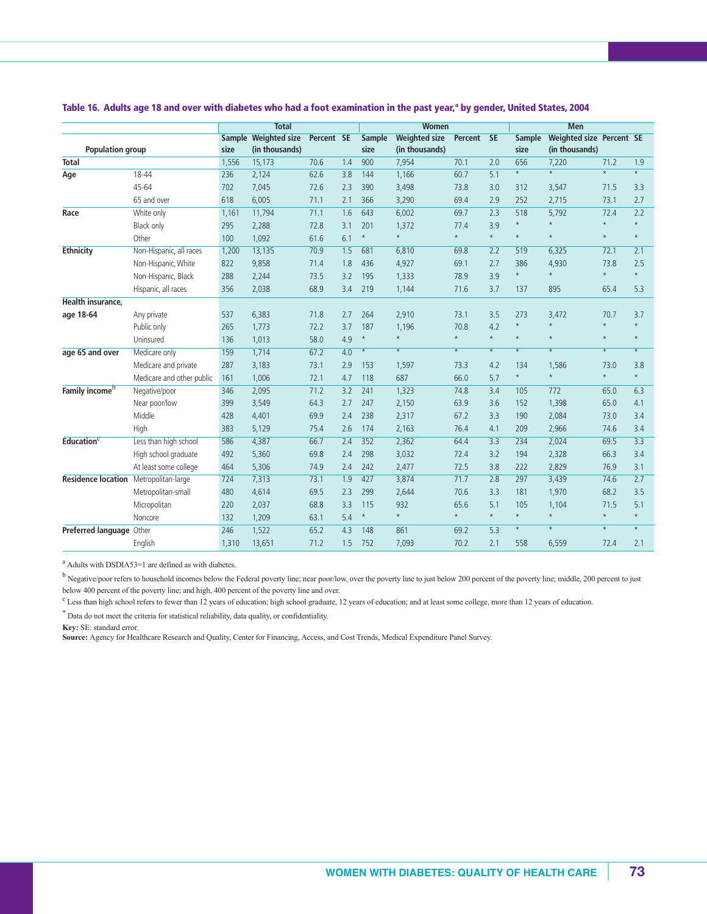### Table 16. Adults age 18 and over with diabetes who had a foot examination in the past year,[a] by gender, United States, 2004

| Population group | | Total | | | | Women | | | | Men | | | |
|---|---|---|---|---|---|---|---|---|---|---|---|---|---|
| | | Sample size | Weighted size (in thousands) | Percent | SE | Sample size | Weighted size (in thousands) | Percent | SE | Sample size | Weighted size (in thousands) | Percent | SE |
| **Total** | | 1,556 | 15,173 | 70.6 | 1.4 | 900 | 7,954 | 70.1 | 2.0 | 656 | 7,220 | 71.2 | 1.9 |
| **Age** | 18-44 | 236 | 2,124 | 62.6 | 3.8 | 144 | 1,166 | 60.7 | 5.1 | * | * | * | * |
| | 45-64 | 702 | 7,045 | 72.6 | 2.3 | 390 | 3,498 | 73.8 | 3.0 | 312 | 3,547 | 71.5 | 3.3 |
| | 65 and over | 618 | 6,005 | 71.1 | 2.1 | 366 | 3,290 | 69.4 | 2.9 | 252 | 2,715 | 73.1 | 2.7 |
| **Race** | White only | 1,161 | 11,794 | 71.1 | 1.6 | 643 | 6,002 | 69.7 | 2.3 | 518 | 5,792 | 72.4 | 2.2 |
| | Black only | 295 | 2,288 | 72.8 | 3.1 | 201 | 1,372 | 77.4 | 3.9 | * | * | * | * |
| | Other | 100 | 1,092 | 61.6 | 6.1 | * | * | * | * | * | * | * | * |
| **Ethnicity** | Non-Hispanic, all races | 1,200 | 13,135 | 70.9 | 1.5 | 681 | 6,810 | 69.8 | 2.2 | 519 | 6,325 | 72.1 | 2.1 |
| | Non-Hispanic, White | 822 | 9,858 | 71.4 | 1.8 | 436 | 4,927 | 69.1 | 2.7 | 386 | 4,930 | 73.8 | 2.5 |
| | Non-Hispanic, Black | 288 | 2,244 | 73.5 | 3.2 | 195 | 1,333 | 78.9 | 3.9 | * | * | * | * |
| | Hispanic, all races | 356 | 2,038 | 68.9 | 3.4 | 219 | 1,144 | 71.6 | 3.7 | 137 | 895 | 65.4 | 5.3 |
| **Health insurance, age 18-64** | Any private | 537 | 6,383 | 71.8 | 2.7 | 264 | 2,910 | 73.1 | 3.5 | 273 | 3,472 | 70.7 | 3.7 |
| | Public only | 265 | 1,773 | 72.2 | 3.7 | 187 | 1,196 | 70.8 | 4.2 | * | * | * | * |
| | Uninsured | 136 | 1,013 | 58.0 | 4.9 | * | * | * | * | * | * | * | * |
| **age 65 and over** | Medicare only | 159 | 1,714 | 67.2 | 4.0 | * | * | * | * | * | * | * | * |
| | Medicare and private | 287 | 3,183 | 73.1 | 2.9 | 153 | 1,597 | 73.3 | 4.2 | 134 | 1,586 | 73.0 | 3.8 |
| | Medicare and other public | 161 | 1,006 | 72.1 | 4.7 | 118 | 687 | 66.0 | 5.7 | * | * | * | * |
| **Family income**[b] | Negative/poor | 346 | 2,095 | 71.2 | 3.2 | 241 | 1,323 | 74.8 | 3.4 | 105 | 772 | 65.0 | 6.3 |
| | Near poor/low | 399 | 3,549 | 64.3 | 2.7 | 247 | 2,150 | 63.9 | 3.6 | 152 | 1,398 | 65.0 | 4.1 |
| | Middle | 428 | 4,401 | 69.9 | 2.4 | 238 | 2,317 | 67.2 | 3.3 | 190 | 2,084 | 73.0 | 3.4 |
| | High | 383 | 5,129 | 75.4 | 2.6 | 174 | 2,163 | 76.4 | 4.1 | 209 | 2,966 | 74.6 | 3.4 |
| **Education**[c] | Less than high school | 586 | 4,387 | 66.7 | 2.4 | 352 | 2,362 | 64.4 | 3.3 | 234 | 2,024 | 69.5 | 3.3 |
| | High school graduate | 492 | 5,360 | 69.8 | 2.4 | 298 | 3,032 | 72.4 | 3.2 | 194 | 2,328 | 66.3 | 3.4 |
| | At least some college | 464 | 5,306 | 74.9 | 2.4 | 242 | 2,477 | 72.5 | 3.8 | 222 | 2,829 | 76.9 | 3.1 |
| **Residence location** | Metropolitan-large | 724 | 7,313 | 73.1 | 1.9 | 427 | 3,874 | 71.7 | 2.8 | 297 | 3,439 | 74.6 | 2.7 |
| | Metropolitan-small | 480 | 4,614 | 69.5 | 2.3 | 299 | 2,644 | 70.6 | 3.3 | 181 | 1,970 | 68.2 | 3.5 |
| | Micropolitan | 220 | 2,037 | 68.8 | 3.3 | 115 | 932 | 65.6 | 5.1 | 105 | 1,104 | 71.5 | 5.1 |
| | Noncore | 132 | 1,209 | 63.1 | 5.4 | * | * | * | * | * | * | * | * |
| **Preferred language** | Other | 246 | 1,522 | 65.2 | 4.3 | 148 | 861 | 69.2 | 5.3 | * | * | * | * |
| | English | 1,310 | 13,651 | 71.2 | 1.5 | 752 | 7,093 | 70.2 | 2.1 | 558 | 6,559 | 72.4 | 2.1 |

[a] Adults with DSDIA53=1 are defined as with diabetes.

[b] Negative/poor refers to household incomes below the Federal poverty line; near poor/low, over the poverty line to just below 200 percent of the poverty line; middle, 200 percent to just below 400 percent of the poverty line; and high, 400 percent of the poverty line and over.

[c] Less than high school refers to fewer than 12 years of education; high school graduate, 12 years of education; and at least some college, more than 12 years of education.

* Data do not meet the criteria for statistical reliability, data quality, or confidentiality.

**Key:** SE: standard error.

**Source:** Agency for Healthcare Research and Quality, Center for Financing, Access, and Cost Trends, Medical Expenditure Panel Survey.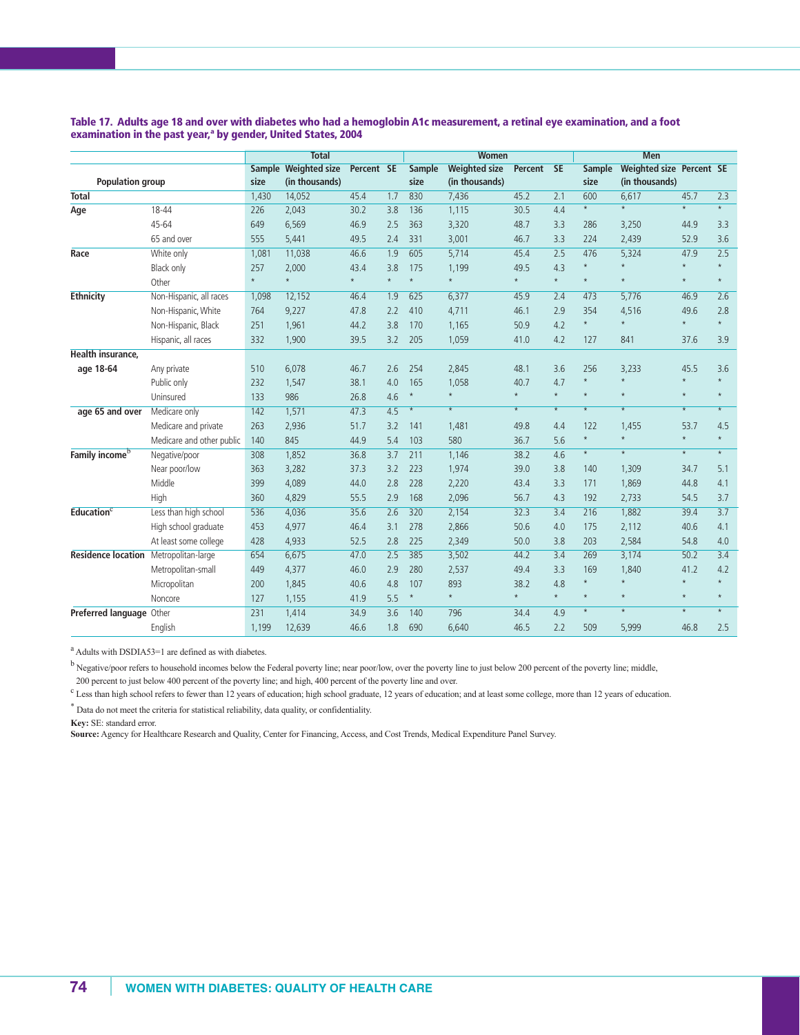**Table 17. Adults age 18 and over with diabetes who had a hemoglobin A1c measurement, a retinal eye examination, and a foot examination in the past year,[a] by gender, United States, 2004**

| Population group | | Total | | | | Women | | | | Men | | | |
|---|---|---|---|---|---|---|---|---|---|---|---|---|---|
| | | Sample size | Weighted size (in thousands) | Percent | SE | Sample size | Weighted size (in thousands) | Percent | SE | Sample size | Weighted size (in thousands) | Percent | SE |
| **Total** | | 1,430 | 14,052 | 45.4 | 1.7 | 830 | 7,436 | 45.2 | 2.1 | 600 | 6,617 | 45.7 | 2.3 |
| **Age** | 18-44 | 226 | 2,043 | 30.2 | 3.8 | 136 | 1,115 | 30.5 | 4.4 | * | * | * | * |
| | 45-64 | 649 | 6,569 | 46.9 | 2.5 | 363 | 3,320 | 48.7 | 3.3 | 286 | 3,250 | 44.9 | 3.3 |
| | 65 and over | 555 | 5,441 | 49.5 | 2.4 | 331 | 3,001 | 46.7 | 3.3 | 224 | 2,439 | 52.9 | 3.6 |
| **Race** | White only | 1,081 | 11,038 | 46.6 | 1.9 | 605 | 5,714 | 45.4 | 2.5 | 476 | 5,324 | 47.9 | 2.5 |
| | Black only | 257 | 2,000 | 43.4 | 3.8 | 175 | 1,199 | 49.5 | 4.3 | * | * | * | * |
| | Other | * | * | * | * | * | * | * | * | * | * | * | * |
| **Ethnicity** | Non-Hispanic, all races | 1,098 | 12,152 | 46.4 | 1.9 | 625 | 6,377 | 45.9 | 2.4 | 473 | 5,776 | 46.9 | 2.6 |
| | Non-Hispanic, White | 764 | 9,227 | 47.8 | 2.2 | 410 | 4,711 | 46.1 | 2.9 | 354 | 4,516 | 49.6 | 2.8 |
| | Non-Hispanic, Black | 251 | 1,961 | 44.2 | 3.8 | 170 | 1,165 | 50.9 | 4.2 | * | * | * | * |
| | Hispanic, all races | 332 | 1,900 | 39.5 | 3.2 | 205 | 1,059 | 41.0 | 4.2 | 127 | 841 | 37.6 | 3.9 |
| **Health insurance, age 18-64** | Any private | 510 | 6,078 | 46.7 | 2.6 | 254 | 2,845 | 48.1 | 3.6 | 256 | 3,233 | 45.5 | 3.6 |
| | Public only | 232 | 1,547 | 38.1 | 4.0 | 165 | 1,058 | 40.7 | 4.7 | * | * | * | * |
| | Uninsured | 133 | 986 | 26.8 | 4.6 | * | * | * | * | * | * | * | * |
| **age 65 and over** | Medicare only | 142 | 1,571 | 47.3 | 4.5 | * | * | * | * | * | * | * | * |
| | Medicare and private | 263 | 2,936 | 51.7 | 3.2 | 141 | 1,481 | 49.8 | 4.4 | 122 | 1,455 | 53.7 | 4.5 |
| | Medicare and other public | 140 | 845 | 44.9 | 5.4 | 103 | 580 | 36.7 | 5.6 | * | * | * | * |
| **Family income[b]** | Negative/poor | 308 | 1,852 | 36.8 | 3.7 | 211 | 1,146 | 38.2 | 4.6 | * | * | * | * |
| | Near poor/low | 363 | 3,282 | 37.3 | 3.2 | 223 | 1,974 | 39.0 | 3.8 | 140 | 1,309 | 34.7 | 5.1 |
| | Middle | 399 | 4,089 | 44.0 | 2.8 | 228 | 2,220 | 43.4 | 3.3 | 171 | 1,869 | 44.8 | 4.1 |
| | High | 360 | 4,829 | 55.5 | 2.9 | 168 | 2,096 | 56.7 | 4.3 | 192 | 2,733 | 54.5 | 3.7 |
| **Education[c]** | Less than high school | 536 | 4,036 | 35.6 | 2.6 | 320 | 2,154 | 32.3 | 3.4 | 216 | 1,882 | 39.4 | 3.7 |
| | High school graduate | 453 | 4,977 | 46.4 | 3.1 | 278 | 2,866 | 50.6 | 4.0 | 175 | 2,112 | 40.6 | 4.1 |
| | At least some college | 428 | 4,933 | 52.5 | 2.8 | 225 | 2,349 | 50.0 | 3.8 | 203 | 2,584 | 54.8 | 4.0 |
| **Residence location** | Metropolitan-large | 654 | 6,675 | 47.0 | 2.5 | 385 | 3,502 | 44.2 | 3.4 | 269 | 3,174 | 50.2 | 3.4 |
| | Metropolitan-small | 449 | 4,377 | 46.0 | 2.9 | 280 | 2,537 | 49.4 | 3.3 | 169 | 1,840 | 41.2 | 4.2 |
| | Micropolitan | 200 | 1,845 | 40.6 | 4.8 | 107 | 893 | 38.2 | 4.8 | * | * | * | * |
| | Noncore | 127 | 1,155 | 41.9 | 5.5 | * | * | * | * | * | * | * | * |
| **Preferred language** | Other | 231 | 1,414 | 34.9 | 3.6 | 140 | 796 | 34.4 | 4.9 | * | * | * | * |
| | English | 1,199 | 12,639 | 46.6 | 1.8 | 690 | 6,640 | 46.5 | 2.2 | 509 | 5,999 | 46.8 | 2.5 |

[a] Adults with DSDIA53=1 are defined as with diabetes.

[b] Negative/poor refers to household incomes below the Federal poverty line; near poor/low, over the poverty line to just below 200 percent of the poverty line; middle, 200 percent to just below 400 percent of the poverty line; and high, 400 percent of the poverty line and over.

[c] Less than high school refers to fewer than 12 years of education; high school graduate, 12 years of education; and at least some college, more than 12 years of education.

* Data do not meet the criteria for statistical reliability, data quality, or confidentiality.

**Key:** SE: standard error.

**Source:** Agency for Healthcare Research and Quality, Center for Financing, Access, and Cost Trends, Medical Expenditure Panel Survey.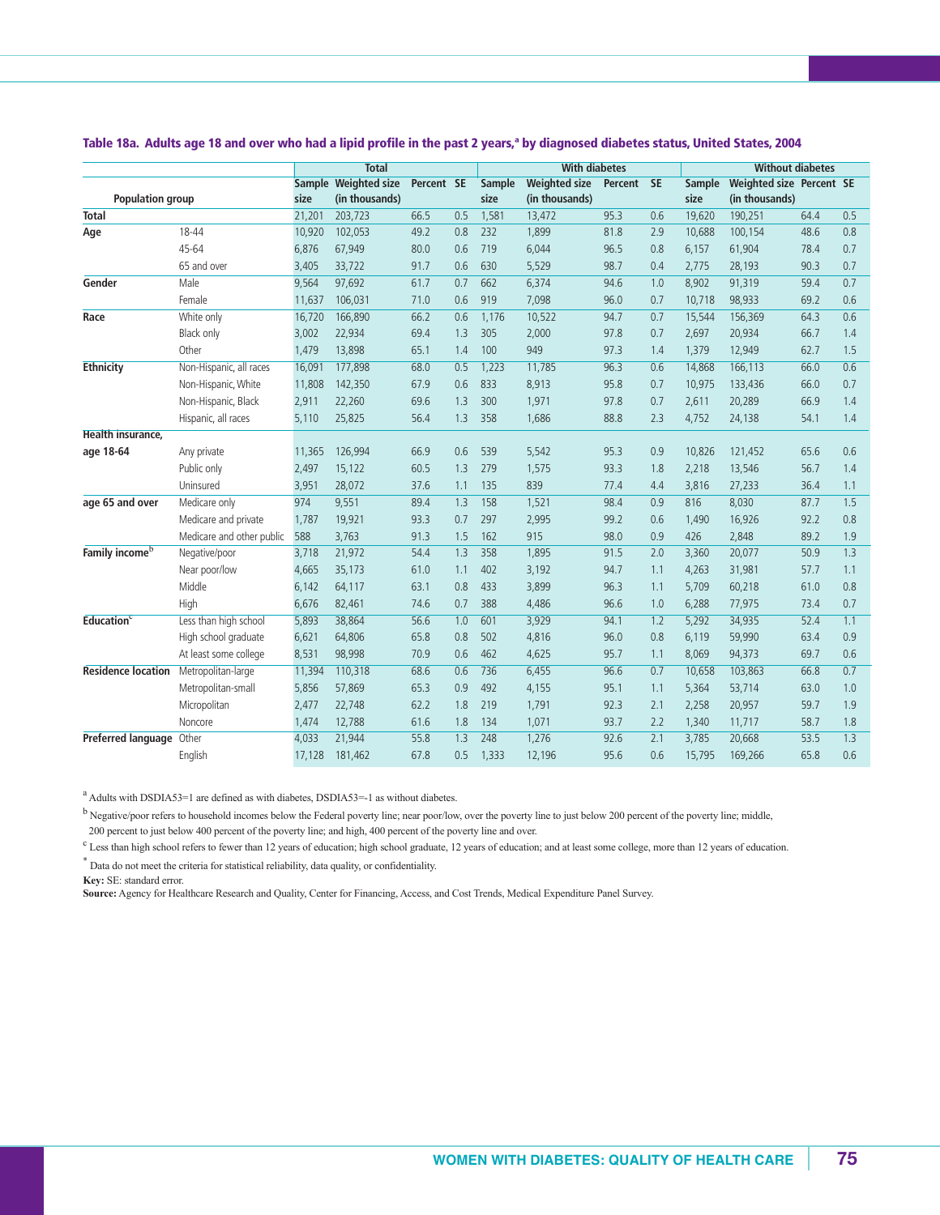**Table 18a. Adults age 18 and over who had a lipid profile in the past 2 years,[a] by diagnosed diabetes status, United States, 2004**

| Population group | | Total | | | | With diabetes | | | | Without diabetes | | | |
|---|---|---|---|---|---|---|---|---|---|---|---|---|---|
| | | Sample size | Weighted size (in thousands) | Percent | SE | Sample size | Weighted size (in thousands) | Percent | SE | Sample size | Weighted size (in thousands) | Percent | SE |
| **Total** | | 21,201 | 203,723 | 66.5 | 0.5 | 1,581 | 13,472 | 95.3 | 0.6 | 19,620 | 190,251 | 64.4 | 0.5 |
| **Age** | 18-44 | 10,920 | 102,053 | 49.2 | 0.8 | 232 | 1,899 | 81.8 | 2.9 | 10,688 | 100,154 | 48.6 | 0.8 |
| | 45-64 | 6,876 | 67,949 | 80.0 | 0.6 | 719 | 6,044 | 96.5 | 0.8 | 6,157 | 61,904 | 78.4 | 0.7 |
| | 65 and over | 3,405 | 33,722 | 91.7 | 0.6 | 630 | 5,529 | 98.7 | 0.4 | 2,775 | 28,193 | 90.3 | 0.7 |
| **Gender** | Male | 9,564 | 97,692 | 61.7 | 0.7 | 662 | 6,374 | 94.6 | 1.0 | 8,902 | 91,319 | 59.4 | 0.7 |
| | Female | 11,637 | 106,031 | 71.0 | 0.6 | 919 | 7,098 | 96.0 | 0.7 | 10,718 | 98,933 | 69.2 | 0.6 |
| **Race** | White only | 16,720 | 166,890 | 66.2 | 0.6 | 1,176 | 10,522 | 94.7 | 0.7 | 15,544 | 156,369 | 64.3 | 0.6 |
| | Black only | 3,002 | 22,934 | 69.4 | 1.3 | 305 | 2,000 | 97.8 | 0.7 | 2,697 | 20,934 | 66.7 | 1.4 |
| | Other | 1,479 | 13,898 | 65.1 | 1.4 | 100 | 949 | 97.3 | 1.4 | 1,379 | 12,949 | 62.7 | 1.5 |
| **Ethnicity** | Non-Hispanic, all races | 16,091 | 177,898 | 68.0 | 0.5 | 1,223 | 11,785 | 96.3 | 0.6 | 14,868 | 166,113 | 66.0 | 0.6 |
| | Non-Hispanic, White | 11,808 | 142,350 | 67.9 | 0.6 | 833 | 8,913 | 95.8 | 0.7 | 10,975 | 133,436 | 66.0 | 0.7 |
| | Non-Hispanic, Black | 2,911 | 22,260 | 69.6 | 1.3 | 300 | 1,971 | 97.8 | 0.7 | 2,611 | 20,289 | 66.9 | 1.4 |
| | Hispanic, all races | 5,110 | 25,825 | 56.4 | 1.3 | 358 | 1,686 | 88.8 | 2.3 | 4,752 | 24,138 | 54.1 | 1.4 |
| **Health insurance, age 18-64** | Any private | 11,365 | 126,994 | 66.9 | 0.6 | 539 | 5,542 | 95.3 | 0.9 | 10,826 | 121,452 | 65.6 | 0.6 |
| | Public only | 2,497 | 15,122 | 60.5 | 1.3 | 279 | 1,575 | 93.3 | 1.8 | 2,218 | 13,546 | 56.7 | 1.4 |
| | Uninsured | 3,951 | 28,072 | 37.6 | 1.1 | 135 | 839 | 77.4 | 4.4 | 3,816 | 27,233 | 36.4 | 1.1 |
| **age 65 and over** | Medicare only | 974 | 9,551 | 89.4 | 1.3 | 158 | 1,521 | 98.4 | 0.9 | 816 | 8,030 | 87.7 | 1.5 |
| | Medicare and private | 1,787 | 19,921 | 93.3 | 0.7 | 297 | 2,995 | 99.2 | 0.6 | 1,490 | 16,926 | 92.2 | 0.8 |
| | Medicare and other public | 588 | 3,763 | 91.3 | 1.5 | 162 | 915 | 98.0 | 0.9 | 426 | 2,848 | 89.2 | 1.9 |
| **Family income[b]** | Negative/poor | 3,718 | 21,972 | 54.4 | 1.3 | 358 | 1,895 | 91.5 | 2.0 | 3,360 | 20,077 | 50.9 | 1.3 |
| | Near poor/low | 4,665 | 35,173 | 61.0 | 1.1 | 402 | 3,192 | 94.7 | 1.1 | 4,263 | 31,981 | 57.7 | 1.1 |
| | Middle | 6,142 | 64,117 | 63.1 | 0.8 | 433 | 3,899 | 96.3 | 1.1 | 5,709 | 60,218 | 61.0 | 0.8 |
| | High | 6,676 | 82,461 | 74.6 | 0.7 | 388 | 4,486 | 96.6 | 1.0 | 6,288 | 77,975 | 73.4 | 0.7 |
| **Education[c]** | Less than high school | 5,893 | 38,864 | 56.6 | 1.0 | 601 | 3,929 | 94.1 | 1.2 | 5,292 | 34,935 | 52.4 | 1.1 |
| | High school graduate | 6,621 | 64,806 | 65.8 | 0.8 | 502 | 4,816 | 96.0 | 0.8 | 6,119 | 59,990 | 63.4 | 0.9 |
| | At least some college | 8,531 | 98,998 | 70.9 | 0.6 | 462 | 4,625 | 95.7 | 1.1 | 8,069 | 94,373 | 69.7 | 0.6 |
| **Residence location** | Metropolitan-large | 11,394 | 110,318 | 68.6 | 0.6 | 736 | 6,455 | 96.6 | 0.7 | 10,658 | 103,863 | 66.8 | 0.7 |
| | Metropolitan-small | 5,856 | 57,869 | 65.3 | 0.9 | 492 | 4,155 | 95.1 | 1.1 | 5,364 | 53,714 | 63.0 | 1.0 |
| | Micropolitan | 2,477 | 22,748 | 62.2 | 1.8 | 219 | 1,791 | 92.3 | 2.1 | 2,258 | 20,957 | 59.7 | 1.9 |
| | Noncore | 1,474 | 12,788 | 61.6 | 1.8 | 134 | 1,071 | 93.7 | 2.2 | 1,340 | 11,717 | 58.7 | 1.8 |
| **Preferred language** | Other | 4,033 | 21,944 | 55.8 | 1.3 | 248 | 1,276 | 92.6 | 2.1 | 3,785 | 20,668 | 53.5 | 1.3 |
| | English | 17,128 | 181,462 | 67.8 | 0.5 | 1,333 | 12,196 | 95.6 | 0.6 | 15,795 | 169,266 | 65.8 | 0.6 |

[a] Adults with DSDIA53=1 are defined as with diabetes, DSDIA53=-1 as without diabetes.

[b] Negative/poor refers to household incomes below the Federal poverty line; near poor/low, over the poverty line to just below 200 percent of the poverty line; middle, 200 percent to just below 400 percent of the poverty line; and high, 400 percent of the poverty line and over.

[c] Less than high school refers to fewer than 12 years of education; high school graduate, 12 years of education; and at least some college, more than 12 years of education.

* Data do not meet the criteria for statistical reliability, data quality, or confidentiality.

**Key:** SE: standard error.

**Source:** Agency for Healthcare Research and Quality, Center for Financing, Access, and Cost Trends, Medical Expenditure Panel Survey.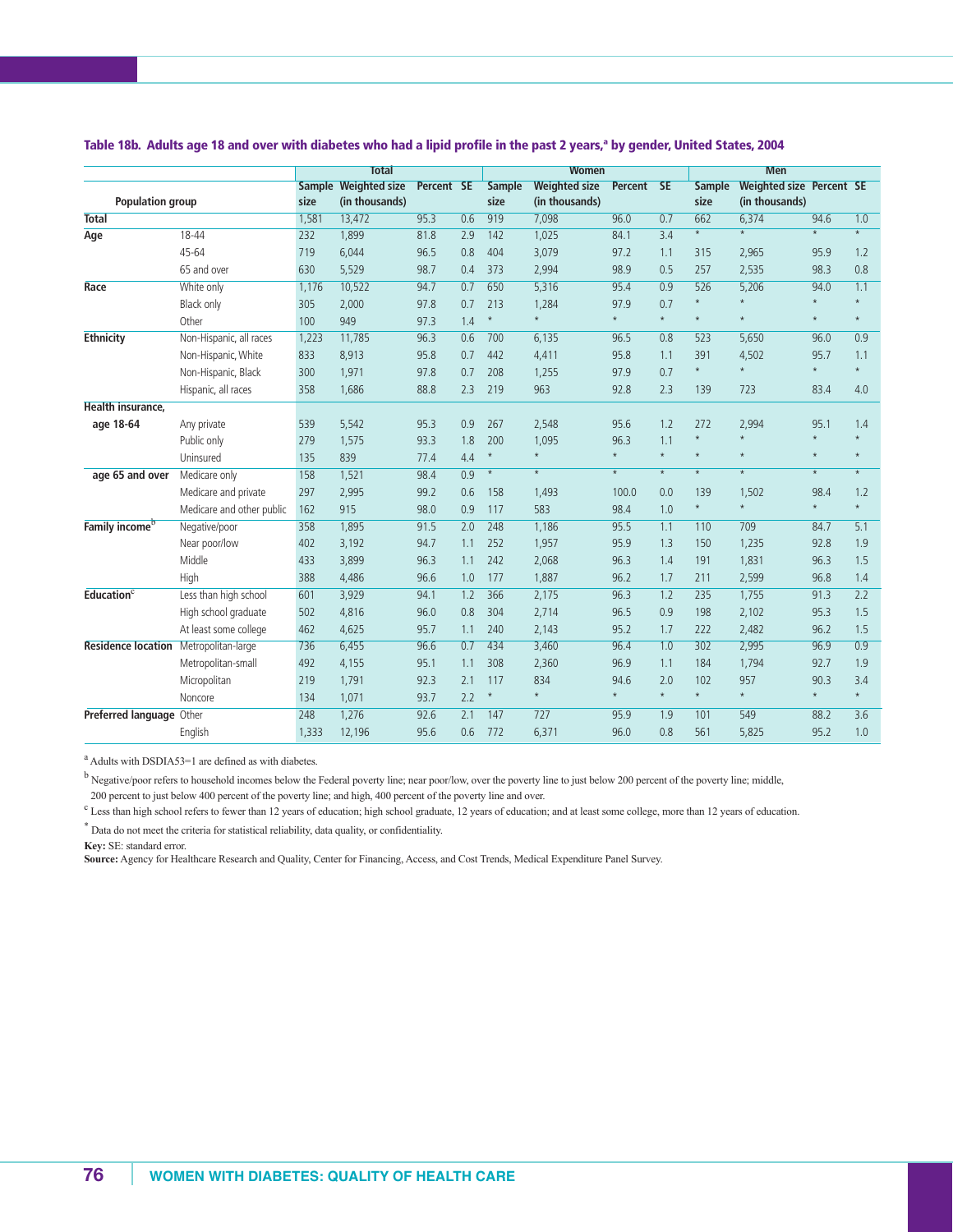**Table 18b. Adults age 18 and over with diabetes who had a lipid profile in the past 2 years,[a] by gender, United States, 2004**

| Population group | | Total | | | | Women | | | | Men | | | |
|---|---|---|---|---|---|---|---|---|---|---|---|---|---|
| | | Sample size | Weighted size (in thousands) | Percent | SE | Sample size | Weighted size (in thousands) | Percent | SE | Sample size | Weighted size (in thousands) | Percent | SE |
| **Total** | | 1,581 | 13,472 | 95.3 | 0.6 | 919 | 7,098 | 96.0 | 0.7 | 662 | 6,374 | 94.6 | 1.0 |
| **Age** | 18-44 | 232 | 1,899 | 81.8 | 2.9 | 142 | 1,025 | 84.1 | 3.4 | * | * | * | * |
| | 45-64 | 719 | 6,044 | 96.5 | 0.8 | 404 | 3,079 | 97.2 | 1.1 | 315 | 2,965 | 95.9 | 1.2 |
| | 65 and over | 630 | 5,529 | 98.7 | 0.4 | 373 | 2,994 | 98.9 | 0.5 | 257 | 2,535 | 98.3 | 0.8 |
| **Race** | White only | 1,176 | 10,522 | 94.7 | 0.7 | 650 | 5,316 | 95.4 | 0.9 | 526 | 5,206 | 94.0 | 1.1 |
| | Black only | 305 | 2,000 | 97.8 | 0.7 | 213 | 1,284 | 97.9 | 0.7 | * | * | * | * |
| | Other | 100 | 949 | 97.3 | 1.4 | * | * | * | * | * | * | * | * |
| **Ethnicity** | Non-Hispanic, all races | 1,223 | 11,785 | 96.3 | 0.6 | 700 | 6,135 | 96.5 | 0.8 | 523 | 5,650 | 96.0 | 0.9 |
| | Non-Hispanic, White | 833 | 8,913 | 95.8 | 0.7 | 442 | 4,411 | 95.8 | 1.1 | 391 | 4,502 | 95.7 | 1.1 |
| | Non-Hispanic, Black | 300 | 1,971 | 97.8 | 0.7 | 208 | 1,255 | 97.9 | 0.7 | * | * | * | * |
| | Hispanic, all races | 358 | 1,686 | 88.8 | 2.3 | 219 | 963 | 92.8 | 2.3 | 139 | 723 | 83.4 | 4.0 |
| **Health insurance, age 18-64** | Any private | 539 | 5,542 | 95.3 | 0.9 | 267 | 2,548 | 95.6 | 1.2 | 272 | 2,994 | 95.1 | 1.4 |
| | Public only | 279 | 1,575 | 93.3 | 1.8 | 200 | 1,095 | 96.3 | 1.1 | * | * | * | * |
| | Uninsured | 135 | 839 | 77.4 | 4.4 | * | * | * | * | * | * | * | * |
| **age 65 and over** | Medicare only | 158 | 1,521 | 98.4 | 0.9 | * | * | * | * | * | * | * | * |
| | Medicare and private | 297 | 2,995 | 99.2 | 0.6 | 158 | 1,493 | 100.0 | 0.0 | 139 | 1,502 | 98.4 | 1.2 |
| | Medicare and other public | 162 | 915 | 98.0 | 0.9 | 117 | 583 | 98.4 | 1.0 | * | * | * | * |
| **Family income[b]** | Negative/poor | 358 | 1,895 | 91.5 | 2.0 | 248 | 1,186 | 95.5 | 1.1 | 110 | 709 | 84.7 | 5.1 |
| | Near poor/low | 402 | 3,192 | 94.7 | 1.1 | 252 | 1,957 | 95.9 | 1.3 | 150 | 1,235 | 92.8 | 1.9 |
| | Middle | 433 | 3,899 | 96.3 | 1.1 | 242 | 2,068 | 96.3 | 1.4 | 191 | 1,831 | 96.3 | 1.5 |
| | High | 388 | 4,486 | 96.6 | 1.0 | 177 | 1,887 | 96.2 | 1.7 | 211 | 2,599 | 96.8 | 1.4 |
| **Education[c]** | Less than high school | 601 | 3,929 | 94.1 | 1.2 | 366 | 2,175 | 96.3 | 1.2 | 235 | 1,755 | 91.3 | 2.2 |
| | High school graduate | 502 | 4,816 | 96.0 | 0.8 | 304 | 2,714 | 96.5 | 0.9 | 198 | 2,102 | 95.3 | 1.5 |
| | At least some college | 462 | 4,625 | 95.7 | 1.1 | 240 | 2,143 | 95.2 | 1.7 | 222 | 2,482 | 96.2 | 1.5 |
| **Residence location** | Metropolitan-large | 736 | 6,455 | 96.6 | 0.7 | 434 | 3,460 | 96.4 | 1.0 | 302 | 2,995 | 96.9 | 0.9 |
| | Metropolitan-small | 492 | 4,155 | 95.1 | 1.1 | 308 | 2,360 | 96.9 | 1.1 | 184 | 1,794 | 92.7 | 1.9 |
| | Micropolitan | 219 | 1,791 | 92.3 | 2.1 | 117 | 834 | 94.6 | 2.0 | 102 | 957 | 90.3 | 3.4 |
| | Noncore | 134 | 1,071 | 93.7 | 2.2 | * | * | * | * | * | * | * | * |
| **Preferred language** | Other | 248 | 1,276 | 92.6 | 2.1 | 147 | 727 | 95.9 | 1.9 | 101 | 549 | 88.2 | 3.6 |
| | English | 1,333 | 12,196 | 95.6 | 0.6 | 772 | 6,371 | 96.0 | 0.8 | 561 | 5,825 | 95.2 | 1.0 |

[a] Adults with DSDIA53=1 are defined as with diabetes.

[b] Negative/poor refers to household incomes below the Federal poverty line; near poor/low, over the poverty line to just below 200 percent of the poverty line; middle, 200 percent to just below 400 percent of the poverty line; and high, 400 percent of the poverty line and over.

[c] Less than high school refers to fewer than 12 years of education; high school graduate, 12 years of education; and at least some college, more than 12 years of education.

* Data do not meet the criteria for statistical reliability, data quality, or confidentiality.

**Key:** SE: standard error.

**Source:** Agency for Healthcare Research and Quality, Center for Financing, Access, and Cost Trends, Medical Expenditure Panel Survey.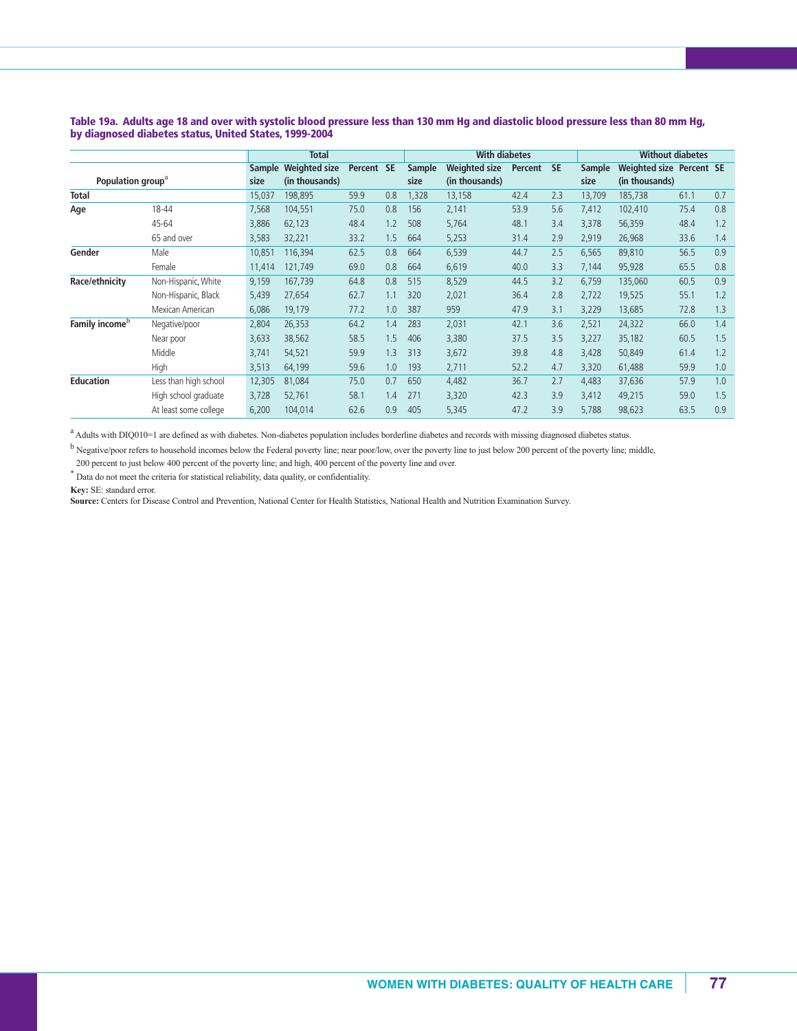**Table 19a. Adults age 18 and over with systolic blood pressure less than 130 mm Hg and diastolic blood pressure less than 80 mm Hg, by diagnosed diabetes status, United States, 1999-2004**

| Population group[a] | | Total | | | | With diabetes | | | | Without diabetes | | | |
|---|---|---|---|---|---|---|---|---|---|---|---|---|---|
| | | Sample size | Weighted size (in thousands) | Percent | SE | Sample size | Weighted size (in thousands) | Percent | SE | Sample size | Weighted size (in thousands) | Percent | SE |
| **Total** | | 15,037 | 198,895 | 59.9 | 0.8 | 1,328 | 13,158 | 42.4 | 2.3 | 13,709 | 185,738 | 61.1 | 0.7 |
| **Age** | 18-44 | 7,568 | 104,551 | 75.0 | 0.8 | 156 | 2,141 | 53.9 | 5.6 | 7,412 | 102,410 | 75.4 | 0.8 |
| | 45-64 | 3,886 | 62,123 | 48.4 | 1.2 | 508 | 5,764 | 48.1 | 3.4 | 3,378 | 56,359 | 48.4 | 1.2 |
| | 65 and over | 3,583 | 32,221 | 33.2 | 1.5 | 664 | 5,253 | 31.4 | 2.9 | 2,919 | 26,968 | 33.6 | 1.4 |
| **Gender** | Male | 10,851 | 116,394 | 62.5 | 0.8 | 664 | 6,539 | 44.7 | 2.5 | 6,565 | 89,810 | 56.5 | 0.9 |
| | Female | 11,414 | 121,749 | 69.0 | 0.8 | 664 | 6,619 | 40.0 | 3.3 | 7,144 | 95,928 | 65.5 | 0.8 |
| **Race/ethnicity** | Non-Hispanic, White | 9,159 | 167,739 | 64.8 | 0.8 | 515 | 8,529 | 44.5 | 3.2 | 6,759 | 135,060 | 60.5 | 0.9 |
| | Non-Hispanic, Black | 5,439 | 27,654 | 62.7 | 1.1 | 320 | 2,021 | 36.4 | 2.8 | 2,722 | 19,525 | 55.1 | 1.2 |
| | Mexican American | 6,086 | 19,179 | 77.2 | 1.0 | 387 | 959 | 47.9 | 3.1 | 3,229 | 13,685 | 72.8 | 1.3 |
| **Family income**[b] | Negative/poor | 2,804 | 26,353 | 64.2 | 1.4 | 283 | 2,031 | 42.1 | 3.6 | 2,521 | 24,322 | 66.0 | 1.4 |
| | Near poor | 3,633 | 38,562 | 58.5 | 1.5 | 406 | 3,380 | 37.5 | 3.5 | 3,227 | 35,182 | 60.5 | 1.5 |
| | Middle | 3,741 | 54,521 | 59.9 | 1.3 | 313 | 3,672 | 39.8 | 4.8 | 3,428 | 50,849 | 61.4 | 1.2 |
| | High | 3,513 | 64,199 | 59.6 | 1.0 | 193 | 2,711 | 52.2 | 4.7 | 3,320 | 61,488 | 59.9 | 1.0 |
| **Education** | Less than high school | 12,305 | 81,084 | 75.0 | 0.7 | 650 | 4,482 | 36.7 | 2.7 | 4,483 | 37,636 | 57.9 | 1.0 |
| | High school graduate | 3,728 | 52,761 | 58.1 | 1.4 | 271 | 3,320 | 42.3 | 3.9 | 3,412 | 49,215 | 59.0 | 1.5 |
| | At least some college | 6,200 | 104,014 | 62.6 | 0.9 | 405 | 5,345 | 47.2 | 3.9 | 5,788 | 98,623 | 63.5 | 0.9 |

[a] Adults with DIQ010=1 are defined as with diabetes. Non-diabetes population includes borderline diabetes and records with missing diagnosed diabetes status.

[b] Negative/poor refers to household incomes below the Federal poverty line; near poor/low, over the poverty line to just below 200 percent of the poverty line; middle, 200 percent to just below 400 percent of the poverty line; and high, 400 percent of the poverty line and over.

* Data do not meet the criteria for statistical reliability, data quality, or confidentiality.

**Key:** SE: standard error.

**Source:** Centers for Disease Control and Prevention, National Center for Health Statistics, National Health and Nutrition Examination Survey.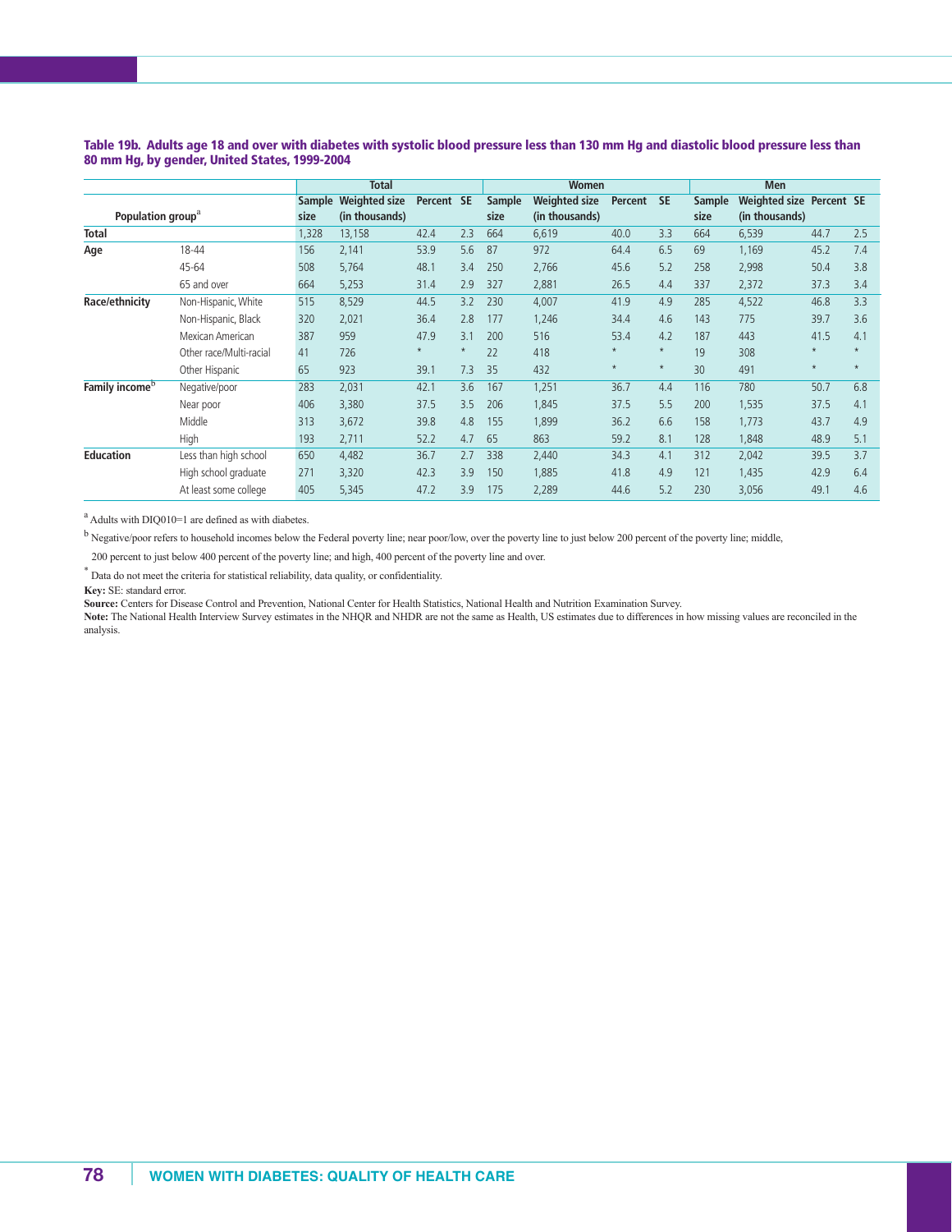**Table 19b. Adults age 18 and over with diabetes with systolic blood pressure less than 130 mm Hg and diastolic blood pressure less than 80 mm Hg, by gender, United States, 1999-2004**

| Population group[a] | | Total | | | | Women | | | | Men | | | |
|---|---|---|---|---|---|---|---|---|---|---|---|---|---|
| | | Sample size | Weighted size (in thousands) | Percent | SE | Sample size | Weighted size (in thousands) | Percent | SE | Sample size | Weighted size (in thousands) | Percent | SE |
| **Total** | | 1,328 | 13,158 | 42.4 | 2.3 | 664 | 6,619 | 40.0 | 3.3 | 664 | 6,539 | 44.7 | 2.5 |
| **Age** | 18-44 | 156 | 2,141 | 53.9 | 5.6 | 87 | 972 | 64.4 | 6.5 | 69 | 1,169 | 45.2 | 7.4 |
| | 45-64 | 508 | 5,764 | 48.1 | 3.4 | 250 | 2,766 | 45.6 | 5.2 | 258 | 2,998 | 50.4 | 3.8 |
| | 65 and over | 664 | 5,253 | 31.4 | 2.9 | 327 | 2,881 | 26.5 | 4.4 | 337 | 2,372 | 37.3 | 3.4 |
| **Race/ethnicity** | Non-Hispanic, White | 515 | 8,529 | 44.5 | 3.2 | 230 | 4,007 | 41.9 | 4.9 | 285 | 4,522 | 46.8 | 3.3 |
| | Non-Hispanic, Black | 320 | 2,021 | 36.4 | 2.8 | 177 | 1,246 | 34.4 | 4.6 | 143 | 775 | 39.7 | 3.6 |
| | Mexican American | 387 | 959 | 47.9 | 3.1 | 200 | 516 | 53.4 | 4.2 | 187 | 443 | 41.5 | 4.1 |
| | Other race/Multi-racial | 41 | 726 | * | * | 22 | 418 | * | * | 19 | 308 | * | * |
| | Other Hispanic | 65 | 923 | 39.1 | 7.3 | 35 | 432 | * | * | 30 | 491 | * | * |
| **Family income**[b] | Negative/poor | 283 | 2,031 | 42.1 | 3.6 | 167 | 1,251 | 36.7 | 4.4 | 116 | 780 | 50.7 | 6.8 |
| | Near poor | 406 | 3,380 | 37.5 | 3.5 | 206 | 1,845 | 37.5 | 5.5 | 200 | 1,535 | 37.5 | 4.1 |
| | Middle | 313 | 3,672 | 39.8 | 4.8 | 155 | 1,899 | 36.2 | 6.6 | 158 | 1,773 | 43.7 | 4.9 |
| | High | 193 | 2,711 | 52.2 | 4.7 | 65 | 863 | 59.2 | 8.1 | 128 | 1,848 | 48.9 | 5.1 |
| **Education** | Less than high school | 650 | 4,482 | 36.7 | 2.7 | 338 | 2,440 | 34.3 | 4.1 | 312 | 2,042 | 39.5 | 3.7 |
| | High school graduate | 271 | 3,320 | 42.3 | 3.9 | 150 | 1,885 | 41.8 | 4.9 | 121 | 1,435 | 42.9 | 6.4 |
| | At least some college | 405 | 5,345 | 47.2 | 3.9 | 175 | 2,289 | 44.6 | 5.2 | 230 | 3,056 | 49.1 | 4.6 |

[a] Adults with DIQ010=1 are defined as with diabetes.

[b] Negative/poor refers to household incomes below the Federal poverty line; near poor/low, over the poverty line to just below 200 percent of the poverty line; middle, 200 percent to just below 400 percent of the poverty line; and high, 400 percent of the poverty line and over.

* Data do not meet the criteria for statistical reliability, data quality, or confidentiality.

**Key:** SE: standard error.

**Source:** Centers for Disease Control and Prevention, National Center for Health Statistics, National Health and Nutrition Examination Survey.

**Note:** The National Health Interview Survey estimates in the NHQR and NHDR are not the same as Health, US estimates due to differences in how missing values are reconciled in the analysis.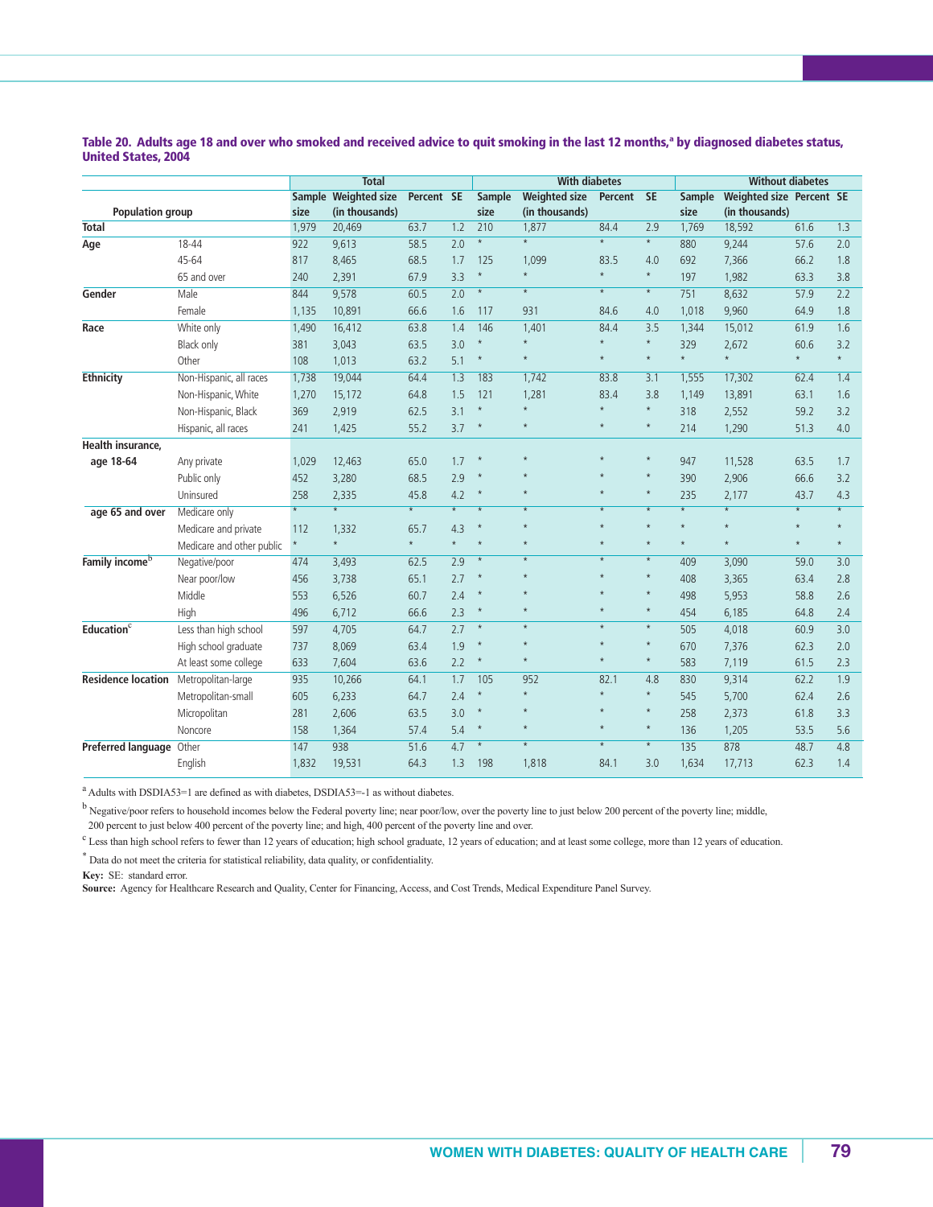### Table 20. Adults age 18 and over who smoked and received advice to quit smoking in the last 12 months,[a] by diagnosed diabetes status, United States, 2004

| Population group | | Total | | | | With diabetes | | | | Without diabetes | | | |
|---|---|---|---|---|---|---|---|---|---|---|---|---|---|
| | | Sample size | Weighted size (in thousands) | Percent | SE | Sample size | Weighted size (in thousands) | Percent | SE | Sample size | Weighted size (in thousands) | Percent | SE |
| **Total** | | 1,979 | 20,469 | 63.7 | 1.2 | 210 | 1,877 | 84.4 | 2.9 | 1,769 | 18,592 | 61.6 | 1.3 |
| **Age** | 18-44 | 922 | 9,613 | 58.5 | 2.0 | * | * | * | * | 880 | 9,244 | 57.6 | 2.0 |
| | 45-64 | 817 | 8,465 | 68.5 | 1.7 | 125 | 1,099 | 83.5 | 4.0 | 692 | 7,366 | 66.2 | 1.8 |
| | 65 and over | 240 | 2,391 | 67.9 | 3.3 | * | * | * | * | 197 | 1,982 | 63.3 | 3.8 |
| **Gender** | Male | 844 | 9,578 | 60.5 | 2.0 | * | * | * | * | 751 | 8,632 | 57.9 | 2.2 |
| | Female | 1,135 | 10,891 | 66.6 | 1.6 | 117 | 931 | 84.6 | 4.0 | 1,018 | 9,960 | 64.9 | 1.8 |
| **Race** | White only | 1,490 | 16,412 | 63.8 | 1.4 | 146 | 1,401 | 84.4 | 3.5 | 1,344 | 15,012 | 61.9 | 1.6 |
| | Black only | 381 | 3,043 | 63.5 | 3.0 | * | * | * | * | 329 | 2,672 | 60.6 | 3.2 |
| | Other | 108 | 1,013 | 63.2 | 5.1 | * | * | * | * | * | * | * | * |
| **Ethnicity** | Non-Hispanic, all races | 1,738 | 19,044 | 64.4 | 1.3 | 183 | 1,742 | 83.8 | 3.1 | 1,555 | 17,302 | 62.4 | 1.4 |
| | Non-Hispanic, White | 1,270 | 15,172 | 64.8 | 1.5 | 121 | 1,281 | 83.4 | 3.8 | 1,149 | 13,891 | 63.1 | 1.6 |
| | Non-Hispanic, Black | 369 | 2,919 | 62.5 | 3.1 | * | * | * | * | 318 | 2,552 | 59.2 | 3.2 |
| | Hispanic, all races | 241 | 1,425 | 55.2 | 3.7 | * | * | * | * | 214 | 1,290 | 51.3 | 4.0 |
| **Health insurance, age 18-64** | Any private | 1,029 | 12,463 | 65.0 | 1.7 | * | * | * | * | 947 | 11,528 | 63.5 | 1.7 |
| | Public only | 452 | 3,280 | 68.5 | 2.9 | * | * | * | * | 390 | 2,906 | 66.6 | 3.2 |
| | Uninsured | 258 | 2,335 | 45.8 | 4.2 | * | * | * | * | 235 | 2,177 | 43.7 | 4.3 |
| **age 65 and over** | Medicare only | * | * | * | * | * | * | * | * | * | * | * | * |
| | Medicare and private | 112 | 1,332 | 65.7 | 4.3 | * | * | * | * | * | * | * | * |
| | Medicare and other public | * | * | * | * | * | * | * | * | * | * | * | * |
| **Family income[b]** | Negative/poor | 474 | 3,493 | 62.5 | 2.9 | * | * | * | * | 409 | 3,090 | 59.0 | 3.0 |
| | Near poor/low | 456 | 3,738 | 65.1 | 2.7 | * | * | * | * | 408 | 3,365 | 63.4 | 2.8 |
| | Middle | 553 | 6,526 | 60.7 | 2.4 | * | * | * | * | 498 | 5,953 | 58.8 | 2.6 |
| | High | 496 | 6,712 | 66.6 | 2.3 | * | * | * | * | 454 | 6,185 | 64.8 | 2.4 |
| **Education[c]** | Less than high school | 597 | 4,705 | 64.7 | 2.7 | * | * | * | * | 505 | 4,018 | 60.9 | 3.0 |
| | High school graduate | 737 | 8,069 | 63.4 | 1.9 | * | * | * | * | 670 | 7,376 | 62.3 | 2.0 |
| | At least some college | 633 | 7,604 | 63.6 | 2.2 | * | * | * | * | 583 | 7,119 | 61.5 | 2.3 |
| **Residence location** | Metropolitan-large | 935 | 10,266 | 64.1 | 1.7 | 105 | 952 | 82.1 | 4.8 | 830 | 9,314 | 62.2 | 1.9 |
| | Metropolitan-small | 605 | 6,233 | 64.7 | 2.4 | * | * | * | * | 545 | 5,700 | 62.4 | 2.6 |
| | Micropolitan | 281 | 2,606 | 63.5 | 3.0 | * | * | * | * | 258 | 2,373 | 61.8 | 3.3 |
| | Noncore | 158 | 1,364 | 57.4 | 5.4 | * | * | * | * | 136 | 1,205 | 53.5 | 5.6 |
| **Preferred language** | Other | 147 | 938 | 51.6 | 4.7 | * | * | * | * | 135 | 878 | 48.7 | 4.8 |
| | English | 1,832 | 19,531 | 64.3 | 1.3 | 198 | 1,818 | 84.1 | 3.0 | 1,634 | 17,713 | 62.3 | 1.4 |

[a] Adults with DSDIA53=1 are defined as with diabetes, DSDIA53=-1 as without diabetes.

[b] Negative/poor refers to household incomes below the Federal poverty line; near poor/low, over the poverty line to just below 200 percent of the poverty line; middle, 200 percent to just below 400 percent of the poverty line; and high, 400 percent of the poverty line and over.

[c] Less than high school refers to fewer than 12 years of education; high school graduate, 12 years of education; and at least some college, more than 12 years of education.

* Data do not meet the criteria for statistical reliability, data quality, or confidentiality.

**Key:** SE: standard error.

**Source:** Agency for Healthcare Research and Quality, Center for Financing, Access, and Cost Trends, Medical Expenditure Panel Survey.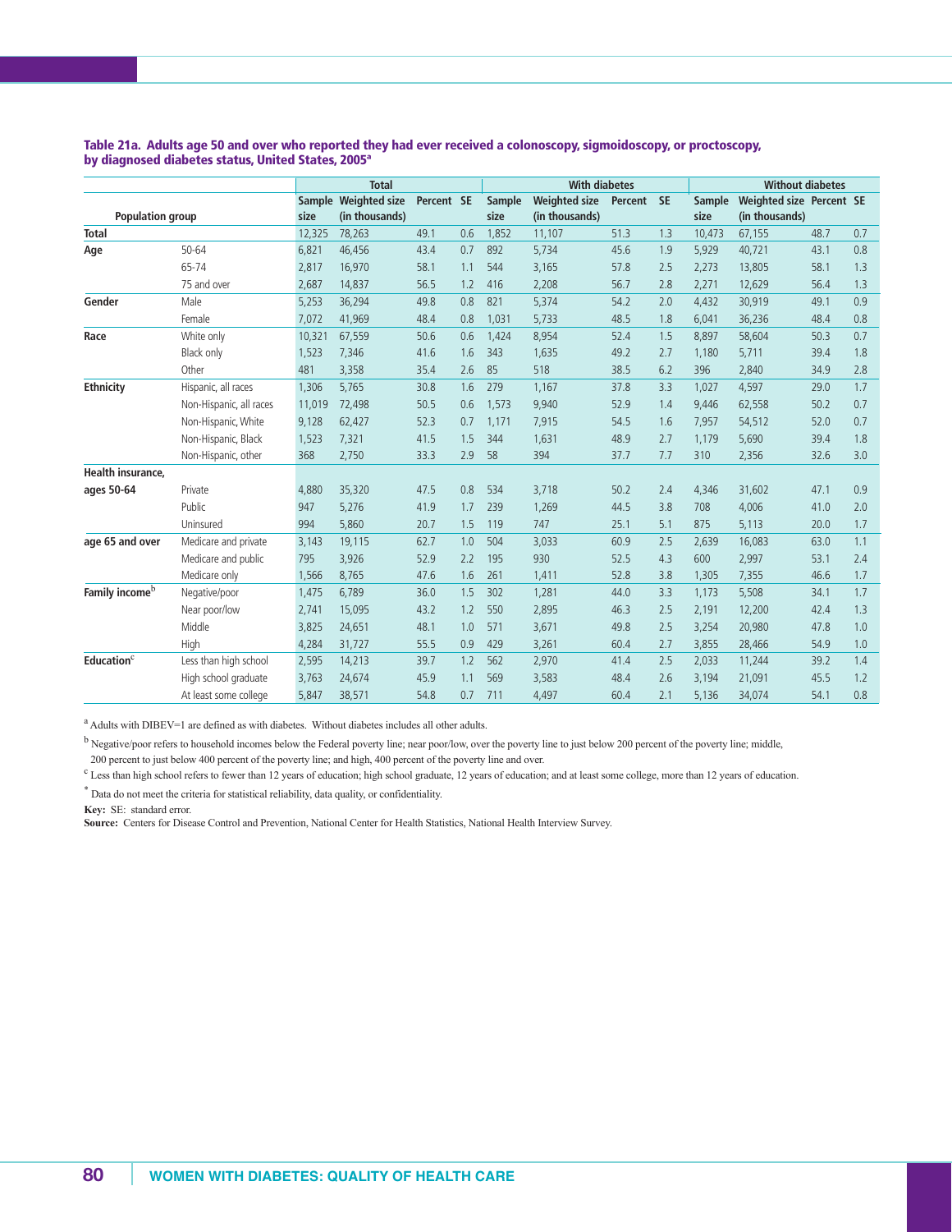**Table 21a. Adults age 50 and over who reported they had ever received a colonoscopy, sigmoidoscopy, or proctoscopy, by diagnosed diabetes status, United States, 2005[a]**

| Population group | | Total | | | | With diabetes | | | | Without diabetes | | | |
|---|---|---|---|---|---|---|---|---|---|---|---|---|---|
| | | Sample size | Weighted size (in thousands) | Percent | SE | Sample size | Weighted size (in thousands) | Percent | SE | Sample size | Weighted size (in thousands) | Percent | SE |
| **Total** | | 12,325 | 78,263 | 49.1 | 0.6 | 1,852 | 11,107 | 51.3 | 1.3 | 10,473 | 67,155 | 48.7 | 0.7 |
| **Age** | 50-64 | 6,821 | 46,456 | 43.4 | 0.7 | 892 | 5,734 | 45.6 | 1.9 | 5,929 | 40,721 | 43.1 | 0.8 |
| | 65-74 | 2,817 | 16,970 | 58.1 | 1.1 | 544 | 3,165 | 57.8 | 2.5 | 2,273 | 13,805 | 58.1 | 1.3 |
| | 75 and over | 2,687 | 14,837 | 56.5 | 1.2 | 416 | 2,208 | 56.7 | 2.8 | 2,271 | 12,629 | 56.4 | 1.3 |
| **Gender** | Male | 5,253 | 36,294 | 49.8 | 0.8 | 821 | 5,374 | 54.2 | 2.0 | 4,432 | 30,919 | 49.1 | 0.9 |
| | Female | 7,072 | 41,969 | 48.4 | 0.8 | 1,031 | 5,733 | 48.5 | 1.8 | 6,041 | 36,236 | 48.4 | 0.8 |
| **Race** | White only | 10,321 | 67,559 | 50.6 | 0.6 | 1,424 | 8,954 | 52.4 | 1.5 | 8,897 | 58,604 | 50.3 | 0.7 |
| | Black only | 1,523 | 7,346 | 41.6 | 1.6 | 343 | 1,635 | 49.2 | 2.7 | 1,180 | 5,711 | 39.4 | 1.8 |
| | Other | 481 | 3,358 | 35.4 | 2.6 | 85 | 518 | 38.5 | 6.2 | 396 | 2,840 | 34.9 | 2.8 |
| **Ethnicity** | Hispanic, all races | 1,306 | 5,765 | 30.8 | 1.6 | 279 | 1,167 | 37.8 | 3.3 | 1,027 | 4,597 | 29.0 | 1.7 |
| | Non-Hispanic, all races | 11,019 | 72,498 | 50.5 | 0.6 | 1,573 | 9,940 | 52.9 | 1.4 | 9,446 | 62,558 | 50.2 | 0.7 |
| | Non-Hispanic, White | 9,128 | 62,427 | 52.3 | 0.7 | 1,171 | 7,915 | 54.5 | 1.6 | 7,957 | 54,512 | 52.0 | 0.7 |
| | Non-Hispanic, Black | 1,523 | 7,321 | 41.5 | 1.5 | 344 | 1,631 | 48.9 | 2.7 | 1,179 | 5,690 | 39.4 | 1.8 |
| | Non-Hispanic, other | 368 | 2,750 | 33.3 | 2.9 | 58 | 394 | 37.7 | 7.7 | 310 | 2,356 | 32.6 | 3.0 |
| **Health insurance, ages 50-64** | Private | 4,880 | 35,320 | 47.5 | 0.8 | 534 | 3,718 | 50.2 | 2.4 | 4,346 | 31,602 | 47.1 | 0.9 |
| | Public | 947 | 5,276 | 41.9 | 1.7 | 239 | 1,269 | 44.5 | 3.8 | 708 | 4,006 | 41.0 | 2.0 |
| | Uninsured | 994 | 5,860 | 20.7 | 1.5 | 119 | 747 | 25.1 | 5.1 | 875 | 5,113 | 20.0 | 1.7 |
| **age 65 and over** | Medicare and private | 3,143 | 19,115 | 62.7 | 1.0 | 504 | 3,033 | 60.9 | 2.5 | 2,639 | 16,083 | 63.0 | 1.1 |
| | Medicare and public | 795 | 3,926 | 52.9 | 2.2 | 195 | 930 | 52.5 | 4.3 | 600 | 2,997 | 53.1 | 2.4 |
| | Medicare only | 1,566 | 8,765 | 47.6 | 1.6 | 261 | 1,411 | 52.8 | 3.8 | 1,305 | 7,355 | 46.6 | 1.7 |
| **Family income[b]** | Negative/poor | 1,475 | 6,789 | 36.0 | 1.5 | 302 | 1,281 | 44.0 | 3.3 | 1,173 | 5,508 | 34.1 | 1.7 |
| | Near poor/low | 2,741 | 15,095 | 43.2 | 1.2 | 550 | 2,895 | 46.3 | 2.5 | 2,191 | 12,200 | 42.4 | 1.3 |
| | Middle | 3,825 | 24,651 | 48.1 | 1.0 | 571 | 3,671 | 49.8 | 2.5 | 3,254 | 20,980 | 47.8 | 1.0 |
| | High | 4,284 | 31,727 | 55.5 | 0.9 | 429 | 3,261 | 60.4 | 2.7 | 3,855 | 28,466 | 54.9 | 1.0 |
| **Education[c]** | Less than high school | 2,595 | 14,213 | 39.7 | 1.2 | 562 | 2,970 | 41.4 | 2.5 | 2,033 | 11,244 | 39.2 | 1.4 |
| | High school graduate | 3,763 | 24,674 | 45.9 | 1.1 | 569 | 3,583 | 48.4 | 2.6 | 3,194 | 21,091 | 45.5 | 1.2 |
| | At least some college | 5,847 | 38,571 | 54.8 | 0.7 | 711 | 4,497 | 60.4 | 2.1 | 5,136 | 34,074 | 54.1 | 0.8 |

[a] Adults with DIBEV=1 are defined as with diabetes. Without diabetes includes all other adults.

[b] Negative/poor refers to household incomes below the Federal poverty line; near poor/low, over the poverty line to just below 200 percent of the poverty line; middle, 200 percent to just below 400 percent of the poverty line; and high, 400 percent of the poverty line and over.

[c] Less than high school refers to fewer than 12 years of education; high school graduate, 12 years of education; and at least some college, more than 12 years of education.

* Data do not meet the criteria for statistical reliability, data quality, or confidentiality.

**Key:** SE: standard error.

**Source:** Centers for Disease Control and Prevention, National Center for Health Statistics, National Health Interview Survey.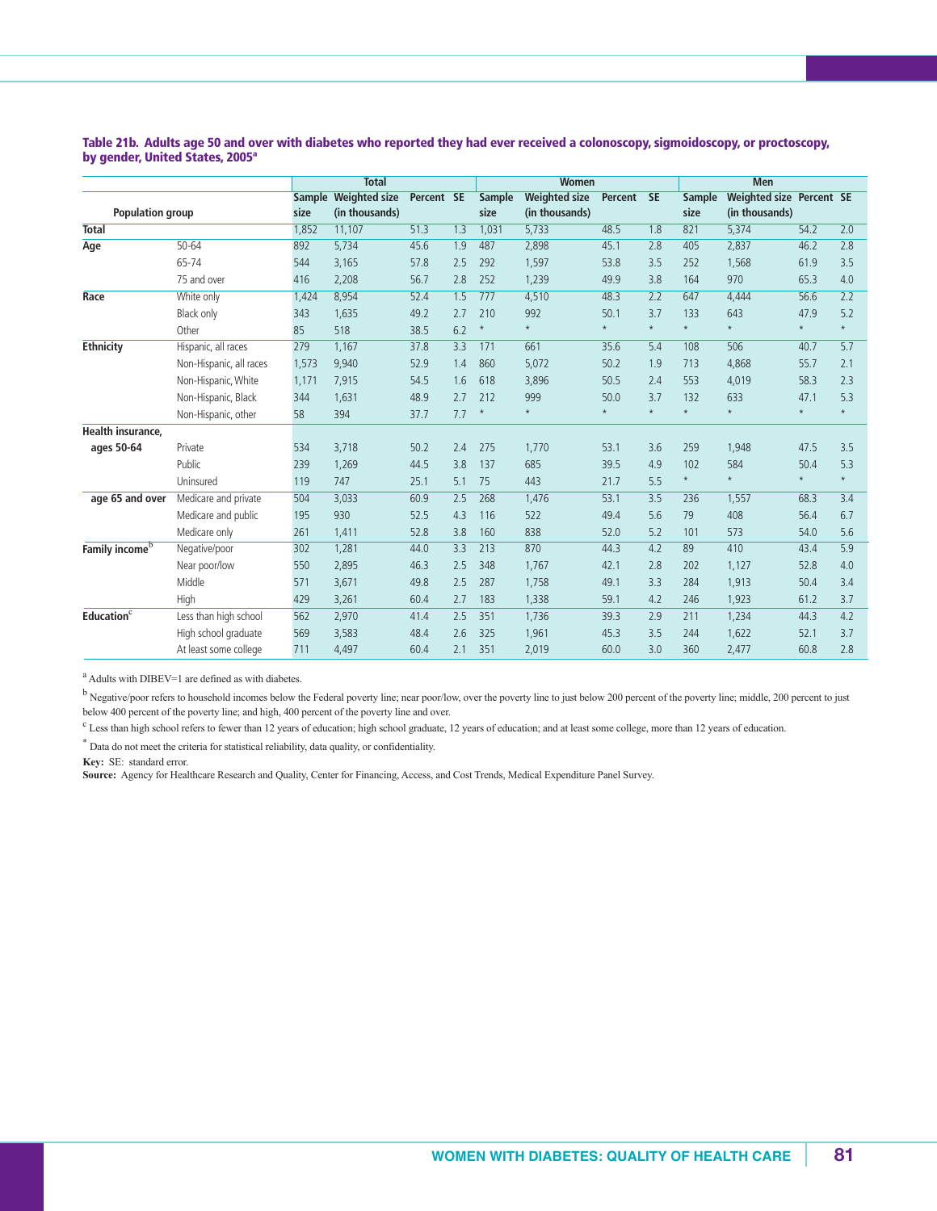**Table 21b. Adults age 50 and over with diabetes who reported they had ever received a colonoscopy, sigmoidoscopy, or proctoscopy, by gender, United States, 2005[a]**

| Population group | | Total | | | | Women | | | | Men | | | |
|---|---|---|---|---|---|---|---|---|---|---|---|---|---|
| | | Sample size | Weighted size (in thousands) | Percent | SE | Sample size | Weighted size (in thousands) | Percent | SE | Sample size | Weighted size (in thousands) | Percent | SE |
| **Total** | | 1,852 | 11,107 | 51.3 | 1.3 | 1,031 | 5,733 | 48.5 | 1.8 | 821 | 5,374 | 54.2 | 2.0 |
| **Age** | 50-64 | 892 | 5,734 | 45.6 | 1.9 | 487 | 2,898 | 45.1 | 2.8 | 405 | 2,837 | 46.2 | 2.8 |
| | 65-74 | 544 | 3,165 | 57.8 | 2.5 | 292 | 1,597 | 53.8 | 3.5 | 252 | 1,568 | 61.9 | 3.5 |
| | 75 and over | 416 | 2,208 | 56.7 | 2.8 | 252 | 1,239 | 49.9 | 3.8 | 164 | 970 | 65.3 | 4.0 |
| **Race** | White only | 1,424 | 8,954 | 52.4 | 1.5 | 777 | 4,510 | 48.3 | 2.2 | 647 | 4,444 | 56.6 | 2.2 |
| | Black only | 343 | 1,635 | 49.2 | 2.7 | 210 | 992 | 50.1 | 3.7 | 133 | 643 | 47.9 | 5.2 |
| | Other | 85 | 518 | 38.5 | 6.2 | * | * | * | * | * | * | * | * |
| **Ethnicity** | Hispanic, all races | 279 | 1,167 | 37.8 | 3.3 | 171 | 661 | 35.6 | 5.4 | 108 | 506 | 40.7 | 5.7 |
| | Non-Hispanic, all races | 1,573 | 9,940 | 52.9 | 1.4 | 860 | 5,072 | 50.2 | 1.9 | 713 | 4,868 | 55.7 | 2.1 |
| | Non-Hispanic, White | 1,171 | 7,915 | 54.5 | 1.6 | 618 | 3,896 | 50.5 | 2.4 | 553 | 4,019 | 58.3 | 2.3 |
| | Non-Hispanic, Black | 344 | 1,631 | 48.9 | 2.7 | 212 | 999 | 50.0 | 3.7 | 132 | 633 | 47.1 | 5.3 |
| | Non-Hispanic, other | 58 | 394 | 37.7 | 7.7 | * | * | * | * | * | * | * | * |
| **Health insurance, ages 50-64** | Private | 534 | 3,718 | 50.2 | 2.4 | 275 | 1,770 | 53.1 | 3.6 | 259 | 1,948 | 47.5 | 3.5 |
| | Public | 239 | 1,269 | 44.5 | 3.8 | 137 | 685 | 39.5 | 4.9 | 102 | 584 | 50.4 | 5.3 |
| | Uninsured | 119 | 747 | 25.1 | 5.1 | 75 | 443 | 21.7 | 5.5 | * | * | * | * |
| **age 65 and over** | Medicare and private | 504 | 3,033 | 60.9 | 2.5 | 268 | 1,476 | 53.1 | 3.5 | 236 | 1,557 | 68.3 | 3.4 |
| | Medicare and public | 195 | 930 | 52.5 | 4.3 | 116 | 522 | 49.4 | 5.6 | 79 | 408 | 56.4 | 6.7 |
| | Medicare only | 261 | 1,411 | 52.8 | 3.8 | 160 | 838 | 52.0 | 5.2 | 101 | 573 | 54.0 | 5.6 |
| **Family income[b]** | Negative/poor | 302 | 1,281 | 44.0 | 3.3 | 213 | 870 | 44.3 | 4.2 | 89 | 410 | 43.4 | 5.9 |
| | Near poor/low | 550 | 2,895 | 46.3 | 2.5 | 348 | 1,767 | 42.1 | 2.8 | 202 | 1,127 | 52.8 | 4.0 |
| | Middle | 571 | 3,671 | 49.8 | 2.5 | 287 | 1,758 | 49.1 | 3.3 | 284 | 1,913 | 50.4 | 3.4 |
| | High | 429 | 3,261 | 60.4 | 2.7 | 183 | 1,338 | 59.1 | 4.2 | 246 | 1,923 | 61.2 | 3.7 |
| **Education[c]** | Less than high school | 562 | 2,970 | 41.4 | 2.5 | 351 | 1,736 | 39.3 | 2.9 | 211 | 1,234 | 44.3 | 4.2 |
| | High school graduate | 569 | 3,583 | 48.4 | 2.6 | 325 | 1,961 | 45.3 | 3.5 | 244 | 1,622 | 52.1 | 3.7 |
| | At least some college | 711 | 4,497 | 60.4 | 2.1 | 351 | 2,019 | 60.0 | 3.0 | 360 | 2,477 | 60.8 | 2.8 |

[a] Adults with DIBEV=1 are defined as with diabetes.

[b] Negative/poor refers to household incomes below the Federal poverty line; near poor/low, over the poverty line to just below 200 percent of the poverty line; middle, 200 percent to just below 400 percent of the poverty line; and high, 400 percent of the poverty line and over.

[c] Less than high school refers to fewer than 12 years of education; high school graduate, 12 years of education; and at least some college, more than 12 years of education.

* Data do not meet the criteria for statistical reliability, data quality, or confidentiality.

**Key:** SE: standard error.

**Source:** Agency for Healthcare Research and Quality, Center for Financing, Access, and Cost Trends, Medical Expenditure Panel Survey.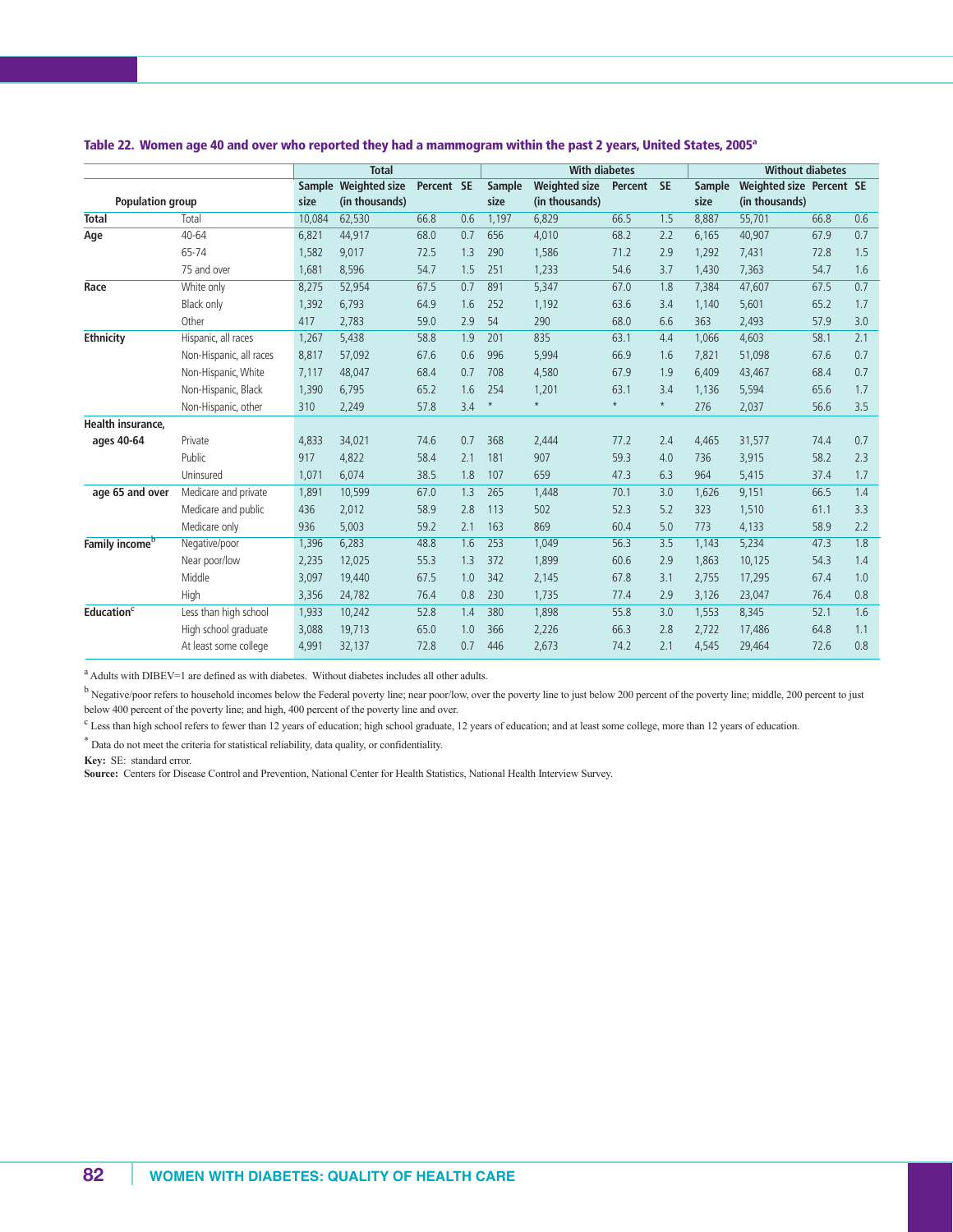**Table 22. Women age 40 and over who reported they had a mammogram within the past 2 years, United States, 2005[a]**

| Population group | | Total | | | | With diabetes | | | | Without diabetes | | | |
|---|---|---|---|---|---|---|---|---|---|---|---|---|---|
| | | Sample size | Weighted size (in thousands) | Percent | SE | Sample size | Weighted size (in thousands) | Percent | SE | Sample size | Weighted size (in thousands) | Percent | SE |
| **Total** | Total | 10,084 | 62,530 | 66.8 | 0.6 | 1,197 | 6,829 | 66.5 | 1.5 | 8,887 | 55,701 | 66.8 | 0.6 |
| **Age** | 40-64 | 6,821 | 44,917 | 68.0 | 0.7 | 656 | 4,010 | 68.2 | 2.2 | 6,165 | 40,907 | 67.9 | 0.7 |
| | 65-74 | 1,582 | 9,017 | 72.5 | 1.3 | 290 | 1,586 | 71.2 | 2.9 | 1,292 | 7,431 | 72.8 | 1.5 |
| | 75 and over | 1,681 | 8,596 | 54.7 | 1.5 | 251 | 1,233 | 54.6 | 3.7 | 1,430 | 7,363 | 54.7 | 1.6 |
| **Race** | White only | 8,275 | 52,954 | 67.5 | 0.7 | 891 | 5,347 | 67.0 | 1.8 | 7,384 | 47,607 | 67.5 | 0.7 |
| | Black only | 1,392 | 6,793 | 64.9 | 1.6 | 252 | 1,192 | 63.6 | 3.4 | 1,140 | 5,601 | 65.2 | 1.7 |
| | Other | 417 | 2,783 | 59.0 | 2.9 | 54 | 290 | 68.0 | 6.6 | 363 | 2,493 | 57.9 | 3.0 |
| **Ethnicity** | Hispanic, all races | 1,267 | 5,438 | 58.8 | 1.9 | 201 | 835 | 63.1 | 4.4 | 1,066 | 4,603 | 58.1 | 2.1 |
| | Non-Hispanic, all races | 8,817 | 57,092 | 67.6 | 0.6 | 996 | 5,994 | 66.9 | 1.6 | 7,821 | 51,098 | 67.6 | 0.7 |
| | Non-Hispanic, White | 7,117 | 48,047 | 68.4 | 0.7 | 708 | 4,580 | 67.9 | 1.9 | 6,409 | 43,467 | 68.4 | 0.7 |
| | Non-Hispanic, Black | 1,390 | 6,795 | 65.2 | 1.6 | 254 | 1,201 | 63.1 | 3.4 | 1,136 | 5,594 | 65.6 | 1.7 |
| | Non-Hispanic, other | 310 | 2,249 | 57.8 | 3.4 | * | * | * | * | 276 | 2,037 | 56.6 | 3.5 |
| **Health insurance, ages 40-64** | Private | 4,833 | 34,021 | 74.6 | 0.7 | 368 | 2,444 | 77.2 | 2.4 | 4,465 | 31,577 | 74.4 | 0.7 |
| | Public | 917 | 4,822 | 58.4 | 2.1 | 181 | 907 | 59.3 | 4.0 | 736 | 3,915 | 58.2 | 2.3 |
| | Uninsured | 1,071 | 6,074 | 38.5 | 1.8 | 107 | 659 | 47.3 | 6.3 | 964 | 5,415 | 37.4 | 1.7 |
| **age 65 and over** | Medicare and private | 1,891 | 10,599 | 67.0 | 1.3 | 265 | 1,448 | 70.1 | 3.0 | 1,626 | 9,151 | 66.5 | 1.4 |
| | Medicare and public | 436 | 2,012 | 58.9 | 2.8 | 113 | 502 | 52.3 | 5.2 | 323 | 1,510 | 61.1 | 3.3 |
| | Medicare only | 936 | 5,003 | 59.2 | 2.1 | 163 | 869 | 60.4 | 5.0 | 773 | 4,133 | 58.9 | 2.2 |
| **Family income[b]** | Negative/poor | 1,396 | 6,283 | 48.8 | 1.6 | 253 | 1,049 | 56.3 | 3.5 | 1,143 | 5,234 | 47.3 | 1.8 |
| | Near poor/low | 2,235 | 12,025 | 55.3 | 1.3 | 372 | 1,899 | 60.6 | 2.9 | 1,863 | 10,125 | 54.3 | 1.4 |
| | Middle | 3,097 | 19,440 | 67.5 | 1.0 | 342 | 2,145 | 67.8 | 3.1 | 2,755 | 17,295 | 67.4 | 1.0 |
| | High | 3,356 | 24,782 | 76.4 | 0.8 | 230 | 1,735 | 77.4 | 2.9 | 3,126 | 23,047 | 76.4 | 0.8 |
| **Education[c]** | Less than high school | 1,933 | 10,242 | 52.8 | 1.4 | 380 | 1,898 | 55.8 | 3.0 | 1,553 | 8,345 | 52.1 | 1.6 |
| | High school graduate | 3,088 | 19,713 | 65.0 | 1.0 | 366 | 2,226 | 66.3 | 2.8 | 2,722 | 17,486 | 64.8 | 1.1 |
| | At least some college | 4,991 | 32,137 | 72.8 | 0.7 | 446 | 2,673 | 74.2 | 2.1 | 4,545 | 29,464 | 72.6 | 0.8 |

[a] Adults with DIBEV=1 are defined as with diabetes. Without diabetes includes all other adults.

[b] Negative/poor refers to household incomes below the Federal poverty line; near poor/low, over the poverty line to just below 200 percent of the poverty line; middle, 200 percent to just below 400 percent of the poverty line; and high, 400 percent of the poverty line and over.

[c] Less than high school refers to fewer than 12 years of education; high school graduate, 12 years of education; and at least some college, more than 12 years of education.

* Data do not meet the criteria for statistical reliability, data quality, or confidentiality.

**Key:** SE: standard error.

**Source:** Centers for Disease Control and Prevention, National Center for Health Statistics, National Health Interview Survey.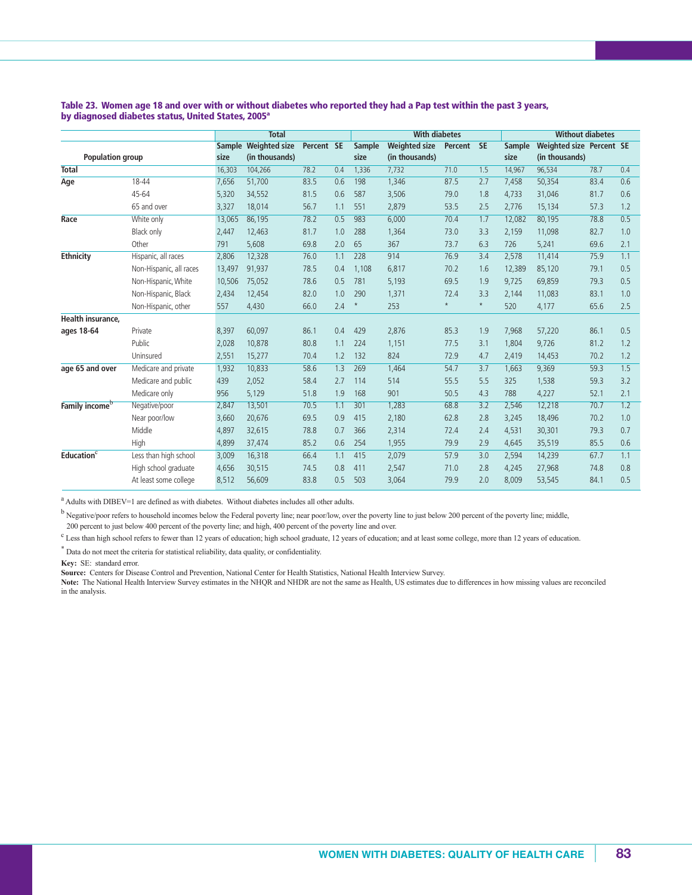**Table 23. Women age 18 and over with or without diabetes who reported they had a Pap test within the past 3 years, by diagnosed diabetes status, United States, 2005[a]**

| Population group | | Total | | | | With diabetes | | | | Without diabetes | | | |
|---|---|---|---|---|---|---|---|---|---|---|---|---|---|
| | | Sample size | Weighted size (in thousands) | Percent | SE | Sample size | Weighted size (in thousands) | Percent | SE | Sample size | Weighted size (in thousands) | Percent | SE |
| **Total** | | 16,303 | 104,266 | 78.2 | 0.4 | 1,336 | 7,732 | 71.0 | 1.5 | 14,967 | 96,534 | 78.7 | 0.4 |
| **Age** | 18-44 | 7,656 | 51,700 | 83.5 | 0.6 | 198 | 1,346 | 87.5 | 2.7 | 7,458 | 50,354 | 83.4 | 0.6 |
| | 45-64 | 5,320 | 34,552 | 81.5 | 0.6 | 587 | 3,506 | 79.0 | 1.8 | 4,733 | 31,046 | 81.7 | 0.6 |
| | 65 and over | 3,327 | 18,014 | 56.7 | 1.1 | 551 | 2,879 | 53.5 | 2.5 | 2,776 | 15,134 | 57.3 | 1.2 |
| **Race** | White only | 13,065 | 86,195 | 78.2 | 0.5 | 983 | 6,000 | 70.4 | 1.7 | 12,082 | 80,195 | 78.8 | 0.5 |
| | Black only | 2,447 | 12,463 | 81.7 | 1.0 | 288 | 1,364 | 73.0 | 3.3 | 2,159 | 11,098 | 82.7 | 1.0 |
| | Other | 791 | 5,608 | 69.8 | 2.0 | 65 | 367 | 73.7 | 6.3 | 726 | 5,241 | 69.6 | 2.1 |
| **Ethnicity** | Hispanic, all races | 2,806 | 12,328 | 76.0 | 1.1 | 228 | 914 | 76.9 | 3.4 | 2,578 | 11,414 | 75.9 | 1.1 |
| | Non-Hispanic, all races | 13,497 | 91,937 | 78.5 | 0.4 | 1,108 | 6,817 | 70.2 | 1.6 | 12,389 | 85,120 | 79.1 | 0.5 |
| | Non-Hispanic, White | 10,506 | 75,052 | 78.6 | 0.5 | 781 | 5,193 | 69.5 | 1.9 | 9,725 | 69,859 | 79.3 | 0.5 |
| | Non-Hispanic, Black | 2,434 | 12,454 | 82.0 | 1.0 | 290 | 1,371 | 72.4 | 3.3 | 2,144 | 11,083 | 83.1 | 1.0 |
| | Non-Hispanic, other | 557 | 4,430 | 66.0 | 2.4 | * | 253 | * | * | 520 | 4,177 | 65.6 | 2.5 |
| **Health insurance, ages 18-64** | Private | 8,397 | 60,097 | 86.1 | 0.4 | 429 | 2,876 | 85.3 | 1.9 | 7,968 | 57,220 | 86.1 | 0.5 |
| | Public | 2,028 | 10,878 | 80.8 | 1.1 | 224 | 1,151 | 77.5 | 3.1 | 1,804 | 9,726 | 81.2 | 1.2 |
| | Uninsured | 2,551 | 15,277 | 70.4 | 1.2 | 132 | 824 | 72.9 | 4.7 | 2,419 | 14,453 | 70.2 | 1.2 |
| **age 65 and over** | Medicare and private | 1,932 | 10,833 | 58.6 | 1.3 | 269 | 1,464 | 54.7 | 3.7 | 1,663 | 9,369 | 59.3 | 1.5 |
| | Medicare and public | 439 | 2,052 | 58.4 | 2.7 | 114 | 514 | 55.5 | 5.5 | 325 | 1,538 | 59.3 | 3.2 |
| | Medicare only | 956 | 5,129 | 51.8 | 1.9 | 168 | 901 | 50.5 | 4.3 | 788 | 4,227 | 52.1 | 2.1 |
| **Family income[b]** | Negative/poor | 2,847 | 13,501 | 70.5 | 1.1 | 301 | 1,283 | 68.8 | 3.2 | 2,546 | 12,218 | 70.7 | 1.2 |
| | Near poor/low | 3,660 | 20,676 | 69.5 | 0.9 | 415 | 2,180 | 62.8 | 2.8 | 3,245 | 18,496 | 70.2 | 1.0 |
| | Middle | 4,897 | 32,615 | 78.8 | 0.7 | 366 | 2,314 | 72.4 | 2.4 | 4,531 | 30,301 | 79.3 | 0.7 |
| | High | 4,899 | 37,474 | 85.2 | 0.6 | 254 | 1,955 | 79.9 | 2.9 | 4,645 | 35,519 | 85.5 | 0.6 |
| **Education[c]** | Less than high school | 3,009 | 16,318 | 66.4 | 1.1 | 415 | 2,079 | 57.9 | 3.0 | 2,594 | 14,239 | 67.7 | 1.1 |
| | High school graduate | 4,656 | 30,515 | 74.5 | 0.8 | 411 | 2,547 | 71.0 | 2.8 | 4,245 | 27,968 | 74.8 | 0.8 |
| | At least some college | 8,512 | 56,609 | 83.8 | 0.5 | 503 | 3,064 | 79.9 | 2.0 | 8,009 | 53,545 | 84.1 | 0.5 |

[a] Adults with DIBEV=1 are defined as with diabetes. Without diabetes includes all other adults.

[b] Negative/poor refers to household incomes below the Federal poverty line; near poor/low, over the poverty line to just below 200 percent of the poverty line; middle, 200 percent to just below 400 percent of the poverty line; and high, 400 percent of the poverty line and over.

[c] Less than high school refers to fewer than 12 years of education; high school graduate, 12 years of education; and at least some college, more than 12 years of education.

* Data do not meet the criteria for statistical reliability, data quality, or confidentiality.

**Key:** SE: standard error.

**Source:** Centers for Disease Control and Prevention, National Center for Health Statistics, National Health Interview Survey.

**Note:** The National Health Interview Survey estimates in the NHQR and NHDR are not the same as Health, US estimates due to differences in how missing values are reconciled in the analysis.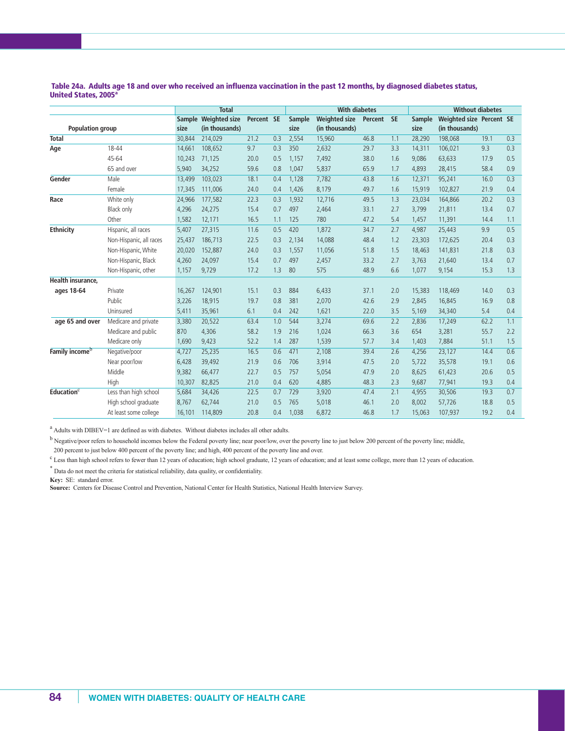**Table 24a. Adults age 18 and over who received an influenza vaccination in the past 12 months, by diagnosed diabetes status, United States, 2005[a]**

| Population group | | Total | | | | With diabetes | | | | Without diabetes | | | |
|---|---|---|---|---|---|---|---|---|---|---|---|---|---|
| | | Sample size | Weighted size (in thousands) | Percent | SE | Sample size | Weighted size (in thousands) | Percent | SE | Sample size | Weighted size (in thousands) | Percent | SE |
| **Total** | | 30,844 | 214,029 | 21.2 | 0.3 | 2,554 | 15,960 | 46.8 | 1.1 | 28,290 | 198,068 | 19.1 | 0.3 |
| **Age** | 18-44 | 14,661 | 108,652 | 9.7 | 0.3 | 350 | 2,632 | 29.7 | 3.3 | 14,311 | 106,021 | 9.3 | 0.3 |
| | 45-64 | 10,243 | 71,125 | 20.0 | 0.5 | 1,157 | 7,492 | 38.0 | 1.6 | 9,086 | 63,633 | 17.9 | 0.5 |
| | 65 and over | 5,940 | 34,252 | 59.6 | 0.8 | 1,047 | 5,837 | 65.9 | 1.7 | 4,893 | 28,415 | 58.4 | 0.9 |
| **Gender** | Male | 13,499 | 103,023 | 18.1 | 0.4 | 1,128 | 7,782 | 43.8 | 1.6 | 12,371 | 95,241 | 16.0 | 0.3 |
| | Female | 17,345 | 111,006 | 24.0 | 0.4 | 1,426 | 8,179 | 49.7 | 1.6 | 15,919 | 102,827 | 21.9 | 0.4 |
| **Race** | White only | 24,966 | 177,582 | 22.3 | 0.3 | 1,932 | 12,716 | 49.5 | 1.3 | 23,034 | 164,866 | 20.2 | 0.3 |
| | Black only | 4,296 | 24,275 | 15.4 | 0.7 | 497 | 2,464 | 33.1 | 2.7 | 3,799 | 21,811 | 13.4 | 0.7 |
| | Other | 1,582 | 12,171 | 16.5 | 1.1 | 125 | 780 | 47.2 | 5.4 | 1,457 | 11,391 | 14.4 | 1.1 |
| **Ethnicity** | Hispanic, all races | 5,407 | 27,315 | 11.6 | 0.5 | 420 | 1,872 | 34.7 | 2.7 | 4,987 | 25,443 | 9.9 | 0.5 |
| | Non-Hispanic, all races | 25,437 | 186,713 | 22.5 | 0.3 | 2,134 | 14,088 | 48.4 | 1.2 | 23,303 | 172,625 | 20.4 | 0.3 |
| | Non-Hispanic, White | 20,020 | 152,887 | 24.0 | 0.3 | 1,557 | 11,056 | 51.8 | 1.5 | 18,463 | 141,831 | 21.8 | 0.3 |
| | Non-Hispanic, Black | 4,260 | 24,097 | 15.4 | 0.7 | 497 | 2,457 | 33.2 | 2.7 | 3,763 | 21,640 | 13.4 | 0.7 |
| | Non-Hispanic, other | 1,157 | 9,729 | 17.2 | 1.3 | 80 | 575 | 48.9 | 6.6 | 1,077 | 9,154 | 15.3 | 1.3 |
| **Health insurance, ages 18-64** | Private | 16,267 | 124,901 | 15.1 | 0.3 | 884 | 6,433 | 37.1 | 2.0 | 15,383 | 118,469 | 14.0 | 0.3 |
| | Public | 3,226 | 18,915 | 19.7 | 0.8 | 381 | 2,070 | 42.6 | 2.9 | 2,845 | 16,845 | 16.9 | 0.8 |
| | Uninsured | 5,411 | 35,961 | 6.1 | 0.4 | 242 | 1,621 | 22.0 | 3.5 | 5,169 | 34,340 | 5.4 | 0.4 |
| **age 65 and over** | Medicare and private | 3,380 | 20,522 | 63.4 | 1.0 | 544 | 3,274 | 69.6 | 2.2 | 2,836 | 17,249 | 62.2 | 1.1 |
| | Medicare and public | 870 | 4,306 | 58.2 | 1.9 | 216 | 1,024 | 66.3 | 3.6 | 654 | 3,281 | 55.7 | 2.2 |
| | Medicare only | 1,690 | 9,423 | 52.2 | 1.4 | 287 | 1,539 | 57.7 | 3.4 | 1,403 | 7,884 | 51.1 | 1.5 |
| **Family income[b]** | Negative/poor | 4,727 | 25,235 | 16.5 | 0.6 | 471 | 2,108 | 39.4 | 2.6 | 4,256 | 23,127 | 14.4 | 0.6 |
| | Near poor/low | 6,428 | 39,492 | 21.9 | 0.6 | 706 | 3,914 | 47.5 | 2.0 | 5,722 | 35,578 | 19.1 | 0.6 |
| | Middle | 9,382 | 66,477 | 22.7 | 0.5 | 757 | 5,054 | 47.9 | 2.0 | 8,625 | 61,423 | 20.6 | 0.5 |
| | High | 10,307 | 82,825 | 21.0 | 0.4 | 620 | 4,885 | 48.3 | 2.3 | 9,687 | 77,941 | 19.3 | 0.4 |
| **Education[c]** | Less than high school | 5,684 | 34,426 | 22.5 | 0.7 | 729 | 3,920 | 47.4 | 2.1 | 4,955 | 30,506 | 19.3 | 0.7 |
| | High school graduate | 8,767 | 62,744 | 21.0 | 0.5 | 765 | 5,018 | 46.1 | 2.0 | 8,002 | 57,726 | 18.8 | 0.5 |
| | At least some college | 16,101 | 114,809 | 20.8 | 0.4 | 1,038 | 6,872 | 46.8 | 1.7 | 15,063 | 107,937 | 19.2 | 0.4 |

[a] Adults with DIBEV=1 are defined as with diabetes. Without diabetes includes all other adults.

[b] Negative/poor refers to household incomes below the Federal poverty line; near poor/low, over the poverty line to just below 200 percent of the poverty line; middle, 200 percent to just below 400 percent of the poverty line; and high, 400 percent of the poverty line and over.

[c] Less than high school refers to fewer than 12 years of education; high school graduate, 12 years of education; and at least some college, more than 12 years of education.

* Data do not meet the criteria for statistical reliability, data quality, or confidentiality.

**Key:** SE: standard error.

**Source:** Centers for Disease Control and Prevention, National Center for Health Statistics, National Health Interview Survey.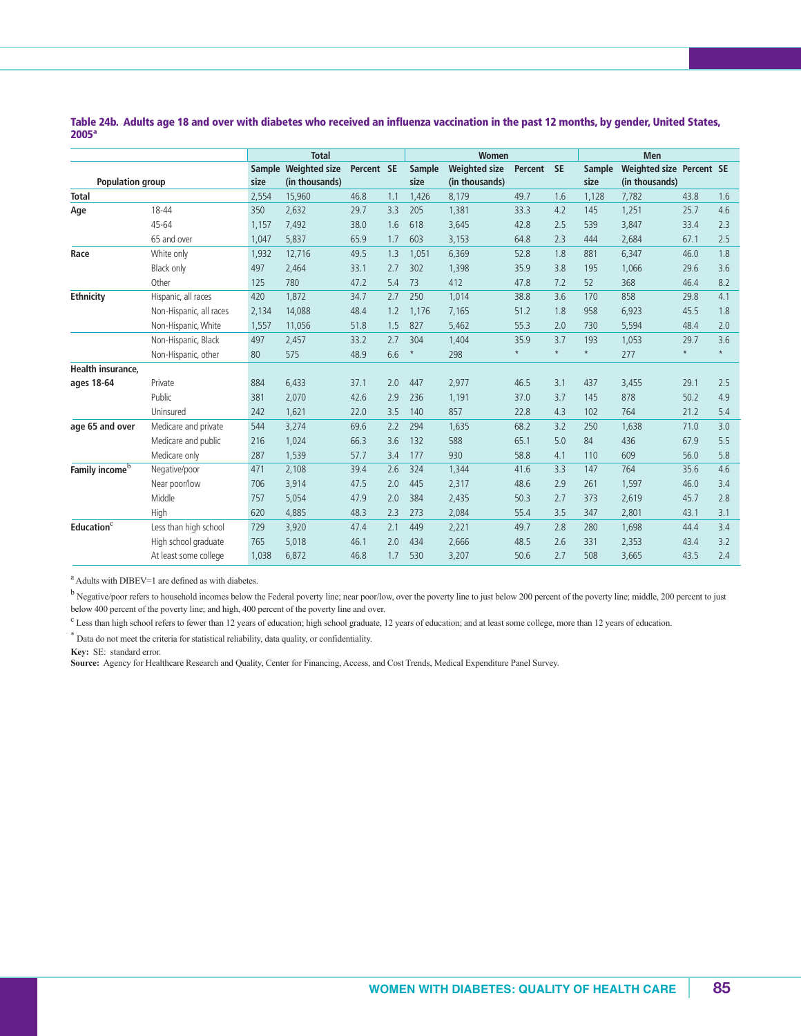**Table 24b. Adults age 18 and over with diabetes who received an influenza vaccination in the past 12 months, by gender, United States, 2005[a]**

| Population group | | Total | | | | Women | | | | Men | | | |
|---|---|---|---|---|---|---|---|---|---|---|---|---|---|
| | | Sample size | Weighted size (in thousands) | Percent | SE | Sample size | Weighted size (in thousands) | Percent | SE | Sample size | Weighted size (in thousands) | Percent | SE |
| **Total** | | 2,554 | 15,960 | 46.8 | 1.1 | 1,426 | 8,179 | 49.7 | 1.6 | 1,128 | 7,782 | 43.8 | 1.6 |
| **Age** | 18-44 | 350 | 2,632 | 29.7 | 3.3 | 205 | 1,381 | 33.3 | 4.2 | 145 | 1,251 | 25.7 | 4.6 |
| | 45-64 | 1,157 | 7,492 | 38.0 | 1.6 | 618 | 3,645 | 42.8 | 2.5 | 539 | 3,847 | 33.4 | 2.3 |
| | 65 and over | 1,047 | 5,837 | 65.9 | 1.7 | 603 | 3,153 | 64.8 | 2.3 | 444 | 2,684 | 67.1 | 2.5 |
| **Race** | White only | 1,932 | 12,716 | 49.5 | 1.3 | 1,051 | 6,369 | 52.8 | 1.8 | 881 | 6,347 | 46.0 | 1.8 |
| | Black only | 497 | 2,464 | 33.1 | 2.7 | 302 | 1,398 | 35.9 | 3.8 | 195 | 1,066 | 29.6 | 3.6 |
| | Other | 125 | 780 | 47.2 | 5.4 | 73 | 412 | 47.8 | 7.2 | 52 | 368 | 46.4 | 8.2 |
| **Ethnicity** | Hispanic, all races | 420 | 1,872 | 34.7 | 2.7 | 250 | 1,014 | 38.8 | 3.6 | 170 | 858 | 29.8 | 4.1 |
| | Non-Hispanic, all races | 2,134 | 14,088 | 48.4 | 1.2 | 1,176 | 7,165 | 51.2 | 1.8 | 958 | 6,923 | 45.5 | 1.8 |
| | Non-Hispanic, White | 1,557 | 11,056 | 51.8 | 1.5 | 827 | 5,462 | 55.3 | 2.0 | 730 | 5,594 | 48.4 | 2.0 |
| | Non-Hispanic, Black | 497 | 2,457 | 33.2 | 2.7 | 304 | 1,404 | 35.9 | 3.7 | 193 | 1,053 | 29.7 | 3.6 |
| | Non-Hispanic, other | 80 | 575 | 48.9 | 6.6 | * | 298 | * | * | * | 277 | * | * |
| **Health insurance, ages 18-64** | Private | 884 | 6,433 | 37.1 | 2.0 | 447 | 2,977 | 46.5 | 3.1 | 437 | 3,455 | 29.1 | 2.5 |
| | Public | 381 | 2,070 | 42.6 | 2.9 | 236 | 1,191 | 37.0 | 3.7 | 145 | 878 | 50.2 | 4.9 |
| | Uninsured | 242 | 1,621 | 22.0 | 3.5 | 140 | 857 | 22.8 | 4.3 | 102 | 764 | 21.2 | 5.4 |
| **age 65 and over** | Medicare and private | 544 | 3,274 | 69.6 | 2.2 | 294 | 1,635 | 68.2 | 3.2 | 250 | 1,638 | 71.0 | 3.0 |
| | Medicare and public | 216 | 1,024 | 66.3 | 3.6 | 132 | 588 | 65.1 | 5.0 | 84 | 436 | 67.9 | 5.5 |
| | Medicare only | 287 | 1,539 | 57.7 | 3.4 | 177 | 930 | 58.8 | 4.1 | 110 | 609 | 56.0 | 5.8 |
| **Family income[b]** | Negative/poor | 471 | 2,108 | 39.4 | 2.6 | 324 | 1,344 | 41.6 | 3.3 | 147 | 764 | 35.6 | 4.6 |
| | Near poor/low | 706 | 3,914 | 47.5 | 2.0 | 445 | 2,317 | 48.6 | 2.9 | 261 | 1,597 | 46.0 | 3.4 |
| | Middle | 757 | 5,054 | 47.9 | 2.0 | 384 | 2,435 | 50.3 | 2.7 | 373 | 2,619 | 45.7 | 2.8 |
| | High | 620 | 4,885 | 48.3 | 2.3 | 273 | 2,084 | 55.4 | 3.5 | 347 | 2,801 | 43.1 | 3.1 |
| **Education[c]** | Less than high school | 729 | 3,920 | 47.4 | 2.1 | 449 | 2,221 | 49.7 | 2.8 | 280 | 1,698 | 44.4 | 3.4 |
| | High school graduate | 765 | 5,018 | 46.1 | 2.0 | 434 | 2,666 | 48.5 | 2.6 | 331 | 2,353 | 43.4 | 3.2 |
| | At least some college | 1,038 | 6,872 | 46.8 | 1.7 | 530 | 3,207 | 50.6 | 2.7 | 508 | 3,665 | 43.5 | 2.4 |

[a] Adults with DIBEV=1 are defined as with diabetes.

[b] Negative/poor refers to household incomes below the Federal poverty line; near poor/low, over the poverty line to just below 200 percent of the poverty line; middle, 200 percent to just below 400 percent of the poverty line; and high, 400 percent of the poverty line and over.

[c] Less than high school refers to fewer than 12 years of education; high school graduate, 12 years of education; and at least some college, more than 12 years of education.

\* Data do not meet the criteria for statistical reliability, data quality, or confidentiality.

**Key:** SE: standard error.

**Source:** Agency for Healthcare Research and Quality, Center for Financing, Access, and Cost Trends, Medical Expenditure Panel Survey.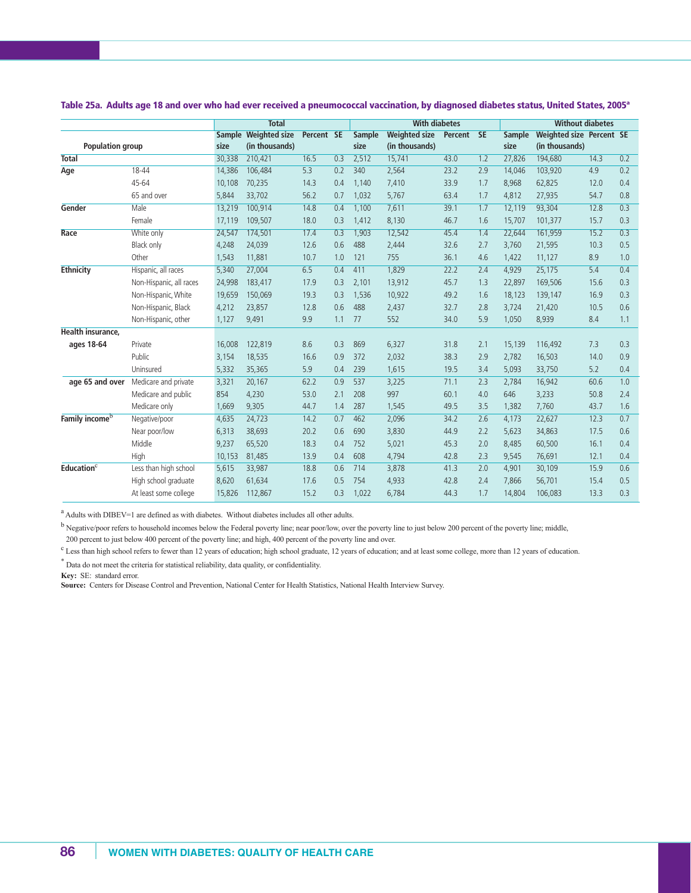### Table 25a. Adults age 18 and over who had ever received a pneumococcal vaccination, by diagnosed diabetes status, United States, 2005[a]

| Population group | | Total | | | | With diabetes | | | | Without diabetes | | | |
|---|---|---|---|---|---|---|---|---|---|---|---|---|---|
| | | Sample size | Weighted size (in thousands) | Percent | SE | Sample size | Weighted size (in thousands) | Percent | SE | Sample size | Weighted size (in thousands) | Percent | SE |
| **Total** | | 30,338 | 210,421 | 16.5 | 0.3 | 2,512 | 15,741 | 43.0 | 1.2 | 27,826 | 194,680 | 14.3 | 0.2 |
| **Age** | 18-44 | 14,386 | 106,484 | 5.3 | 0.2 | 340 | 2,564 | 23.2 | 2.9 | 14,046 | 103,920 | 4.9 | 0.2 |
| | 45-64 | 10,108 | 70,235 | 14.3 | 0.4 | 1,140 | 7,410 | 33.9 | 1.7 | 8,968 | 62,825 | 12.0 | 0.4 |
| | 65 and over | 5,844 | 33,702 | 56.2 | 0.7 | 1,032 | 5,767 | 63.4 | 1.7 | 4,812 | 27,935 | 54.7 | 0.8 |
| **Gender** | Male | 13,219 | 100,914 | 14.8 | 0.4 | 1,100 | 7,611 | 39.1 | 1.7 | 12,119 | 93,304 | 12.8 | 0.3 |
| | Female | 17,119 | 109,507 | 18.0 | 0.3 | 1,412 | 8,130 | 46.7 | 1.6 | 15,707 | 101,377 | 15.7 | 0.3 |
| **Race** | White only | 24,547 | 174,501 | 17.4 | 0.3 | 1,903 | 12,542 | 45.4 | 1.4 | 22,644 | 161,959 | 15.2 | 0.3 |
| | Black only | 4,248 | 24,039 | 12.6 | 0.6 | 488 | 2,444 | 32.6 | 2.7 | 3,760 | 21,595 | 10.3 | 0.5 |
| | Other | 1,543 | 11,881 | 10.7 | 1.0 | 121 | 755 | 36.1 | 4.6 | 1,422 | 11,127 | 8.9 | 1.0 |
| **Ethnicity** | Hispanic, all races | 5,340 | 27,004 | 6.5 | 0.4 | 411 | 1,829 | 22.2 | 2.4 | 4,929 | 25,175 | 5.4 | 0.4 |
| | Non-Hispanic, all races | 24,998 | 183,417 | 17.9 | 0.3 | 2,101 | 13,912 | 45.7 | 1.3 | 22,897 | 169,506 | 15.6 | 0.3 |
| | Non-Hispanic, White | 19,659 | 150,069 | 19.3 | 0.3 | 1,536 | 10,922 | 49.2 | 1.6 | 18,123 | 139,147 | 16.9 | 0.3 |
| | Non-Hispanic, Black | 4,212 | 23,857 | 12.8 | 0.6 | 488 | 2,437 | 32.7 | 2.8 | 3,724 | 21,420 | 10.5 | 0.6 |
| | Non-Hispanic, other | 1,127 | 9,491 | 9.9 | 1.1 | 77 | 552 | 34.0 | 5.9 | 1,050 | 8,939 | 8.4 | 1.1 |
| **Health insurance, ages 18-64** | Private | 16,008 | 122,819 | 8.6 | 0.3 | 869 | 6,327 | 31.8 | 2.1 | 15,139 | 116,492 | 7.3 | 0.3 |
| | Public | 3,154 | 18,535 | 16.6 | 0.9 | 372 | 2,032 | 38.3 | 2.9 | 2,782 | 16,503 | 14.0 | 0.9 |
| | Uninsured | 5,332 | 35,365 | 5.9 | 0.4 | 239 | 1,615 | 19.5 | 3.4 | 5,093 | 33,750 | 5.2 | 0.4 |
| **age 65 and over** | Medicare and private | 3,321 | 20,167 | 62.2 | 0.9 | 537 | 3,225 | 71.1 | 2.3 | 2,784 | 16,942 | 60.6 | 1.0 |
| | Medicare and public | 854 | 4,230 | 53.0 | 2.1 | 208 | 997 | 60.1 | 4.0 | 646 | 3,233 | 50.8 | 2.4 |
| | Medicare only | 1,669 | 9,305 | 44.7 | 1.4 | 287 | 1,545 | 49.5 | 3.5 | 1,382 | 7,760 | 43.7 | 1.6 |
| **Family income[b]** | Negative/poor | 4,635 | 24,723 | 14.2 | 0.7 | 462 | 2,096 | 34.2 | 2.6 | 4,173 | 22,627 | 12.3 | 0.7 |
| | Near poor/low | 6,313 | 38,693 | 20.2 | 0.6 | 690 | 3,830 | 44.9 | 2.2 | 5,623 | 34,863 | 17.5 | 0.6 |
| | Middle | 9,237 | 65,520 | 18.3 | 0.4 | 752 | 5,021 | 45.3 | 2.0 | 8,485 | 60,500 | 16.1 | 0.4 |
| | High | 10,153 | 81,485 | 13.9 | 0.4 | 608 | 4,794 | 42.8 | 2.3 | 9,545 | 76,691 | 12.1 | 0.4 |
| **Education[c]** | Less than high school | 5,615 | 33,987 | 18.8 | 0.6 | 714 | 3,878 | 41.3 | 2.0 | 4,901 | 30,109 | 15.9 | 0.6 |
| | High school graduate | 8,620 | 61,634 | 17.6 | 0.5 | 754 | 4,933 | 42.8 | 2.4 | 7,866 | 56,701 | 15.4 | 0.5 |
| | At least some college | 15,826 | 112,867 | 15.2 | 0.3 | 1,022 | 6,784 | 44.3 | 1.7 | 14,804 | 106,083 | 13.3 | 0.3 |

[a] Adults with DIBEV=1 are defined as with diabetes. Without diabetes includes all other adults.

[b] Negative/poor refers to household incomes below the Federal poverty line; near poor/low, over the poverty line to just below 200 percent of the poverty line; middle, 200 percent to just below 400 percent of the poverty line; and high, 400 percent of the poverty line and over.

[c] Less than high school refers to fewer than 12 years of education; high school graduate, 12 years of education; and at least some college, more than 12 years of education.

* Data do not meet the criteria for statistical reliability, data quality, or confidentiality.

**Key:** SE: standard error.

**Source:** Centers for Disease Control and Prevention, National Center for Health Statistics, National Health Interview Survey.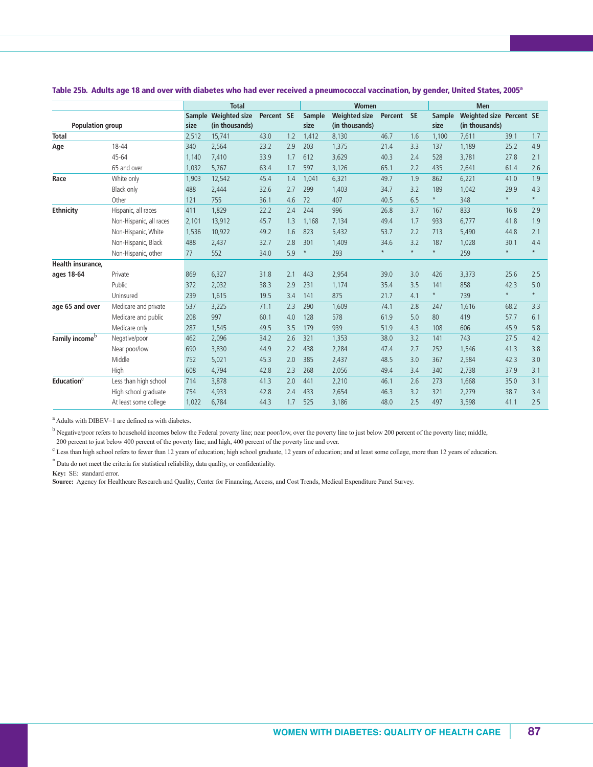### Table 25b. Adults age 18 and over with diabetes who had ever received a pneumococcal vaccination, by gender, United States, 2005[a]

| Population group | | Total | | | | Women | | | | Men | | | |
|---|---|---|---|---|---|---|---|---|---|---|---|---|---|
| | | Sample size | Weighted size (in thousands) | Percent | SE | Sample size | Weighted size (in thousands) | Percent | SE | Sample size | Weighted size (in thousands) | Percent | SE |
| **Total** | | 2,512 | 15,741 | 43.0 | 1.2 | 1,412 | 8,130 | 46.7 | 1.6 | 1,100 | 7,611 | 39.1 | 1.7 |
| **Age** | 18-44 | 340 | 2,564 | 23.2 | 2.9 | 203 | 1,375 | 21.4 | 3.3 | 137 | 1,189 | 25.2 | 4.9 |
| | 45-64 | 1,140 | 7,410 | 33.9 | 1.7 | 612 | 3,629 | 40.3 | 2.4 | 528 | 3,781 | 27.8 | 2.1 |
| | 65 and over | 1,032 | 5,767 | 63.4 | 1.7 | 597 | 3,126 | 65.1 | 2.2 | 435 | 2,641 | 61.4 | 2.6 |
| **Race** | White only | 1,903 | 12,542 | 45.4 | 1.4 | 1,041 | 6,321 | 49.7 | 1.9 | 862 | 6,221 | 41.0 | 1.9 |
| | Black only | 488 | 2,444 | 32.6 | 2.7 | 299 | 1,403 | 34.7 | 3.2 | 189 | 1,042 | 29.9 | 4.3 |
| | Other | 121 | 755 | 36.1 | 4.6 | 72 | 407 | 40.5 | 6.5 | * | 348 | * | * |
| **Ethnicity** | Hispanic, all races | 411 | 1,829 | 22.2 | 2.4 | 244 | 996 | 26.8 | 3.7 | 167 | 833 | 16.8 | 2.9 |
| | Non-Hispanic, all races | 2,101 | 13,912 | 45.7 | 1.3 | 1,168 | 7,134 | 49.4 | 1.7 | 933 | 6,777 | 41.8 | 1.9 |
| | Non-Hispanic, White | 1,536 | 10,922 | 49.2 | 1.6 | 823 | 5,432 | 53.7 | 2.2 | 713 | 5,490 | 44.8 | 2.1 |
| | Non-Hispanic, Black | 488 | 2,437 | 32.7 | 2.8 | 301 | 1,409 | 34.6 | 3.2 | 187 | 1,028 | 30.1 | 4.4 |
| | Non-Hispanic, other | 77 | 552 | 34.0 | 5.9 | * | 293 | * | * | * | 259 | * | * |
| **Health insurance, ages 18-64** | Private | 869 | 6,327 | 31.8 | 2.1 | 443 | 2,954 | 39.0 | 3.0 | 426 | 3,373 | 25.6 | 2.5 |
| | Public | 372 | 2,032 | 38.3 | 2.9 | 231 | 1,174 | 35.4 | 3.5 | 141 | 858 | 42.3 | 5.0 |
| | Uninsured | 239 | 1,615 | 19.5 | 3.4 | 141 | 875 | 21.7 | 4.1 | * | 739 | * | * |
| **age 65 and over** | Medicare and private | 537 | 3,225 | 71.1 | 2.3 | 290 | 1,609 | 74.1 | 2.8 | 247 | 1,616 | 68.2 | 3.3 |
| | Medicare and public | 208 | 997 | 60.1 | 4.0 | 128 | 578 | 61.9 | 5.0 | 80 | 419 | 57.7 | 6.1 |
| | Medicare only | 287 | 1,545 | 49.5 | 3.5 | 179 | 939 | 51.9 | 4.3 | 108 | 606 | 45.9 | 5.8 |
| **Family income**[b] | Negative/poor | 462 | 2,096 | 34.2 | 2.6 | 321 | 1,353 | 38.0 | 3.2 | 141 | 743 | 27.5 | 4.2 |
| | Near poor/low | 690 | 3,830 | 44.9 | 2.2 | 438 | 2,284 | 47.4 | 2.7 | 252 | 1,546 | 41.3 | 3.8 |
| | Middle | 752 | 5,021 | 45.3 | 2.0 | 385 | 2,437 | 48.5 | 3.0 | 367 | 2,584 | 42.3 | 3.0 |
| | High | 608 | 4,794 | 42.8 | 2.3 | 268 | 2,056 | 49.4 | 3.4 | 340 | 2,738 | 37.9 | 3.1 |
| **Education**[c] | Less than high school | 714 | 3,878 | 41.3 | 2.0 | 441 | 2,210 | 46.1 | 2.6 | 273 | 1,668 | 35.0 | 3.1 |
| | High school graduate | 754 | 4,933 | 42.8 | 2.4 | 433 | 2,654 | 46.3 | 3.2 | 321 | 2,279 | 38.7 | 3.4 |
| | At least some college | 1,022 | 6,784 | 44.3 | 1.7 | 525 | 3,186 | 48.0 | 2.5 | 497 | 3,598 | 41.1 | 2.5 |

[a] Adults with DIBEV=1 are defined as with diabetes.

[b] Negative/poor refers to household incomes below the Federal poverty line; near poor/low, over the poverty line to just below 200 percent of the poverty line; middle, 200 percent to just below 400 percent of the poverty line; and high, 400 percent of the poverty line and over.

[c] Less than high school refers to fewer than 12 years of education; high school graduate, 12 years of education; and at least some college, more than 12 years of education.

* Data do not meet the criteria for statistical reliability, data quality, or confidentiality.

**Key:** SE: standard error.

**Source:** Agency for Healthcare Research and Quality, Center for Financing, Access, and Cost Trends, Medical Expenditure Panel Survey.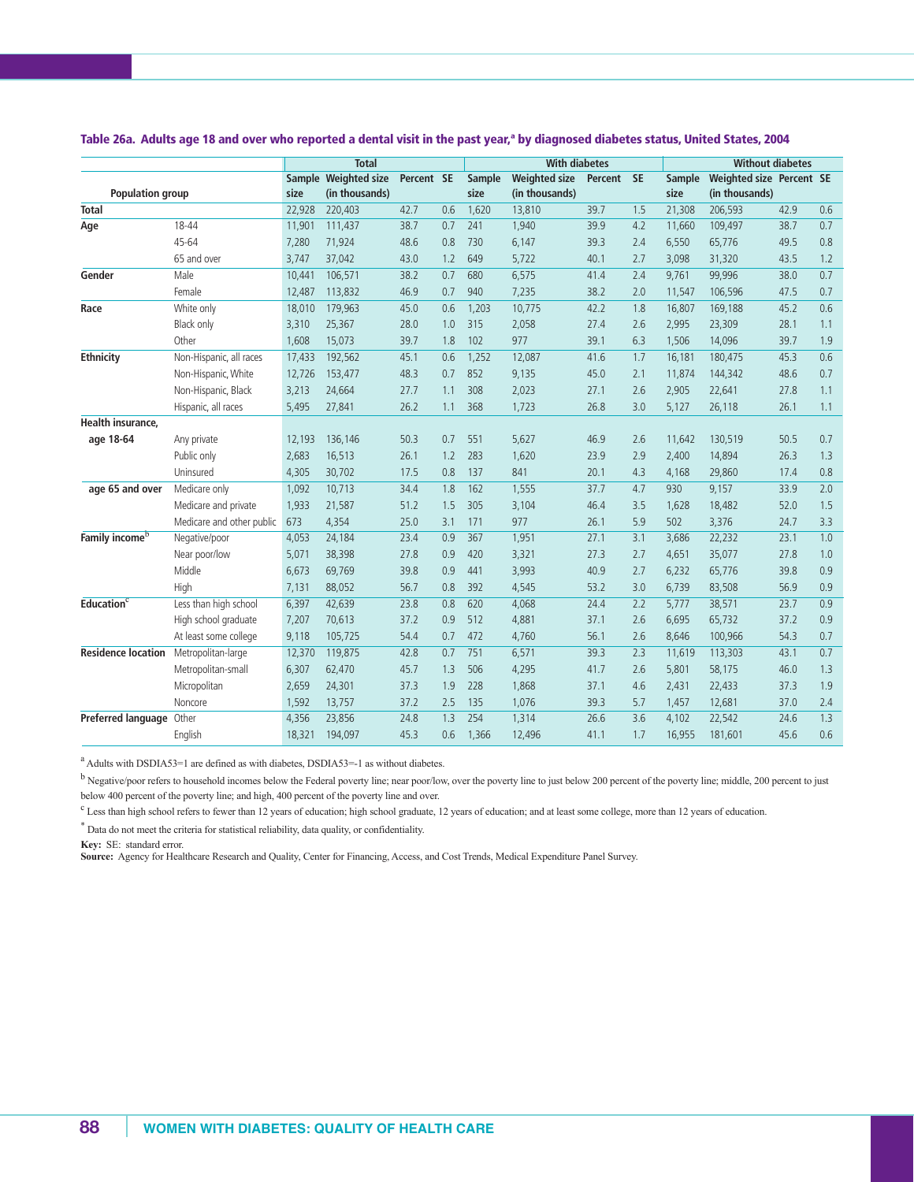### Table 26a. Adults age 18 and over who reported a dental visit in the past year,[a] by diagnosed diabetes status, United States, 2004

| Population group | | Total | | | | With diabetes | | | | Without diabetes | | | |
|---|---|---|---|---|---|---|---|---|---|---|---|---|---|
| | | Sample size | Weighted size (in thousands) | Percent | SE | Sample size | Weighted size (in thousands) | Percent | SE | Sample size | Weighted size (in thousands) | Percent | SE |
| **Total** | | 22,928 | 220,403 | 42.7 | 0.6 | 1,620 | 13,810 | 39.7 | 1.5 | 21,308 | 206,593 | 42.9 | 0.6 |
| **Age** | 18-44 | 11,901 | 111,437 | 38.7 | 0.7 | 241 | 1,940 | 39.9 | 4.2 | 11,660 | 109,497 | 38.7 | 0.7 |
| | 45-64 | 7,280 | 71,924 | 48.6 | 0.8 | 730 | 6,147 | 39.3 | 2.4 | 6,550 | 65,776 | 49.5 | 0.8 |
| | 65 and over | 3,747 | 37,042 | 43.0 | 1.2 | 649 | 5,722 | 40.1 | 2.7 | 3,098 | 31,320 | 43.5 | 1.2 |
| **Gender** | Male | 10,441 | 106,571 | 38.2 | 0.7 | 680 | 6,575 | 41.4 | 2.4 | 9,761 | 99,996 | 38.0 | 0.7 |
| | Female | 12,487 | 113,832 | 46.9 | 0.7 | 940 | 7,235 | 38.2 | 2.0 | 11,547 | 106,596 | 47.5 | 0.7 |
| **Race** | White only | 18,010 | 179,963 | 45.0 | 0.6 | 1,203 | 10,775 | 42.2 | 1.8 | 16,807 | 169,188 | 45.2 | 0.6 |
| | Black only | 3,310 | 25,367 | 28.0 | 1.0 | 315 | 2,058 | 27.4 | 2.6 | 2,995 | 23,309 | 28.1 | 1.1 |
| | Other | 1,608 | 15,073 | 39.7 | 1.8 | 102 | 977 | 39.1 | 6.3 | 1,506 | 14,096 | 39.7 | 1.9 |
| **Ethnicity** | Non-Hispanic, all races | 17,433 | 192,562 | 45.1 | 0.6 | 1,252 | 12,087 | 41.6 | 1.7 | 16,181 | 180,475 | 45.3 | 0.6 |
| | Non-Hispanic, White | 12,726 | 153,477 | 48.3 | 0.7 | 852 | 9,135 | 45.0 | 2.1 | 11,874 | 144,342 | 48.6 | 0.7 |
| | Non-Hispanic, Black | 3,213 | 24,664 | 27.7 | 1.1 | 308 | 2,023 | 27.1 | 2.6 | 2,905 | 22,641 | 27.8 | 1.1 |
| | Hispanic, all races | 5,495 | 27,841 | 26.2 | 1.1 | 368 | 1,723 | 26.8 | 3.0 | 5,127 | 26,118 | 26.1 | 1.1 |
| **Health insurance, age 18-64** | Any private | 12,193 | 136,146 | 50.3 | 0.7 | 551 | 5,627 | 46.9 | 2.6 | 11,642 | 130,519 | 50.5 | 0.7 |
| | Public only | 2,683 | 16,513 | 26.1 | 1.2 | 283 | 1,620 | 23.9 | 2.9 | 2,400 | 14,894 | 26.3 | 1.3 |
| | Uninsured | 4,305 | 30,702 | 17.5 | 0.8 | 137 | 841 | 20.1 | 4.3 | 4,168 | 29,860 | 17.4 | 0.8 |
| **age 65 and over** | Medicare only | 1,092 | 10,713 | 34.4 | 1.8 | 162 | 1,555 | 37.7 | 4.7 | 930 | 9,157 | 33.9 | 2.0 |
| | Medicare and private | 1,933 | 21,587 | 51.2 | 1.5 | 305 | 3,104 | 46.4 | 3.5 | 1,628 | 18,482 | 52.0 | 1.5 |
| | Medicare and other public | 673 | 4,354 | 25.0 | 3.1 | 171 | 977 | 26.1 | 5.9 | 502 | 3,376 | 24.7 | 3.3 |
| **Family income**[b] | Negative/poor | 4,053 | 24,184 | 23.4 | 0.9 | 367 | 1,951 | 27.1 | 3.1 | 3,686 | 22,232 | 23.1 | 1.0 |
| | Near poor/low | 5,071 | 38,398 | 27.8 | 0.9 | 420 | 3,321 | 27.3 | 2.7 | 4,651 | 35,077 | 27.8 | 1.0 |
| | Middle | 6,673 | 69,769 | 39.8 | 0.9 | 441 | 3,993 | 40.9 | 2.7 | 6,232 | 65,776 | 39.8 | 0.9 |
| | High | 7,131 | 88,052 | 56.7 | 0.8 | 392 | 4,545 | 53.2 | 3.0 | 6,739 | 83,508 | 56.9 | 0.9 |
| **Education**[c] | Less than high school | 6,397 | 42,639 | 23.8 | 0.8 | 620 | 4,068 | 24.4 | 2.2 | 5,777 | 38,571 | 23.7 | 0.9 |
| | High school graduate | 7,207 | 70,613 | 37.2 | 0.9 | 512 | 4,881 | 37.1 | 2.6 | 6,695 | 65,732 | 37.2 | 0.9 |
| | At least some college | 9,118 | 105,725 | 54.4 | 0.7 | 472 | 4,760 | 56.1 | 2.6 | 8,646 | 100,966 | 54.3 | 0.7 |
| **Residence location** | Metropolitan-large | 12,370 | 119,875 | 42.8 | 0.7 | 751 | 6,571 | 39.3 | 2.3 | 11,619 | 113,303 | 43.1 | 0.7 |
| | Metropolitan-small | 6,307 | 62,470 | 45.7 | 1.3 | 506 | 4,295 | 41.7 | 2.6 | 5,801 | 58,175 | 46.0 | 1.3 |
| | Micropolitan | 2,659 | 24,301 | 37.3 | 1.9 | 228 | 1,868 | 37.1 | 4.6 | 2,431 | 22,433 | 37.3 | 1.9 |
| | Noncore | 1,592 | 13,757 | 37.2 | 2.5 | 135 | 1,076 | 39.3 | 5.7 | 1,457 | 12,681 | 37.0 | 2.4 |
| **Preferred language** | Other | 4,356 | 23,856 | 24.8 | 1.3 | 254 | 1,314 | 26.6 | 3.6 | 4,102 | 22,542 | 24.6 | 1.3 |
| | English | 18,321 | 194,097 | 45.3 | 0.6 | 1,366 | 12,496 | 41.1 | 1.7 | 16,955 | 181,601 | 45.6 | 0.6 |

[a] Adults with DSDIA53=1 are defined as with diabetes, DSDIA53=-1 as without diabetes.

[b] Negative/poor refers to household incomes below the Federal poverty line; near poor/low, over the poverty line to just below 200 percent of the poverty line; middle, 200 percent to just below 400 percent of the poverty line; and high, 400 percent of the poverty line and over.

[c] Less than high school refers to fewer than 12 years of education; high school graduate, 12 years of education; and at least some college, more than 12 years of education.

[*] Data do not meet the criteria for statistical reliability, data quality, or confidentiality.

**Key:** SE: standard error.
**Source:** Agency for Healthcare Research and Quality, Center for Financing, Access, and Cost Trends, Medical Expenditure Panel Survey.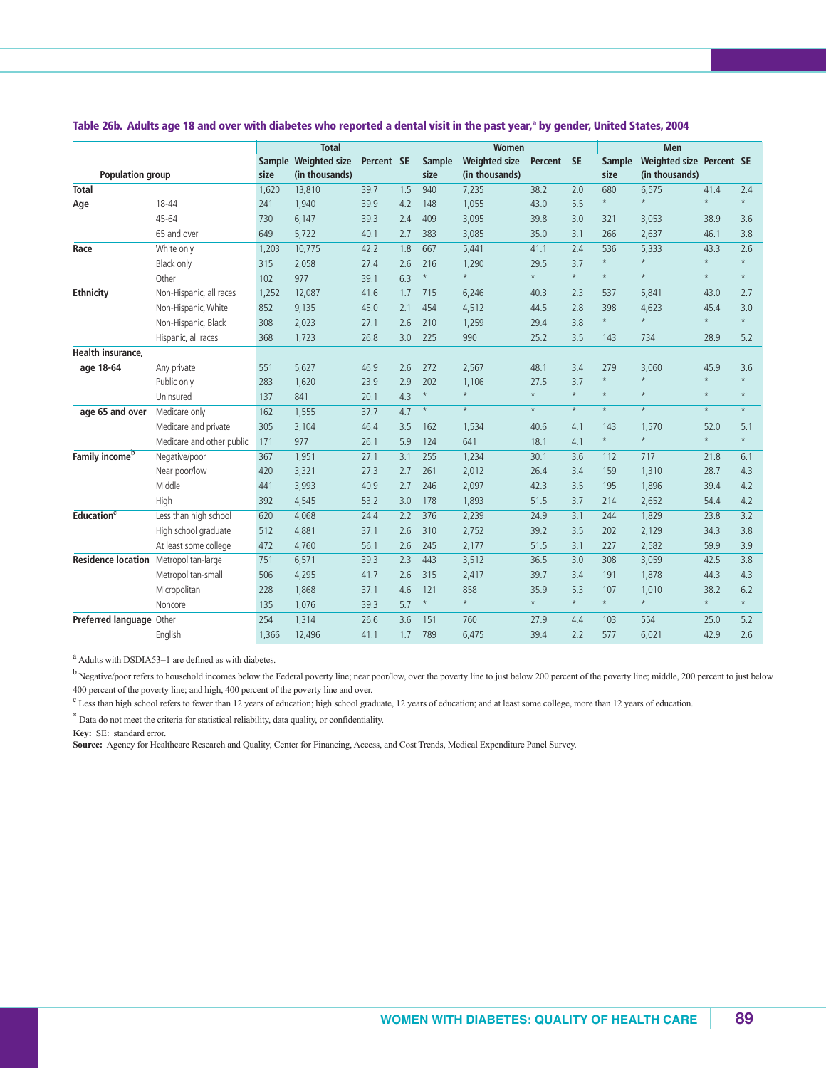**Table 26b. Adults age 18 and over with diabetes who reported a dental visit in the past year,[a] by gender, United States, 2004**

| Population group | | Total | | | | Women | | | | Men | | | |
|---|---|---|---|---|---|---|---|---|---|---|---|---|---|
| | | Sample size | Weighted size (in thousands) | Percent | SE | Sample size | Weighted size (in thousands) | Percent | SE | Sample size | Weighted size (in thousands) | Percent | SE |
| **Total** | | 1,620 | 13,810 | 39.7 | 1.5 | 940 | 7,235 | 38.2 | 2.0 | 680 | 6,575 | 41.4 | 2.4 |
| **Age** | 18-44 | 241 | 1,940 | 39.9 | 4.2 | 148 | 1,055 | 43.0 | 5.5 | * | * | * | * |
| | 45-64 | 730 | 6,147 | 39.3 | 2.4 | 409 | 3,095 | 39.8 | 3.0 | 321 | 3,053 | 38.9 | 3.6 |
| | 65 and over | 649 | 5,722 | 40.1 | 2.7 | 383 | 3,085 | 35.0 | 3.1 | 266 | 2,637 | 46.1 | 3.8 |
| **Race** | White only | 1,203 | 10,775 | 42.2 | 1.8 | 667 | 5,441 | 41.1 | 2.4 | 536 | 5,333 | 43.3 | 2.6 |
| | Black only | 315 | 2,058 | 27.4 | 2.6 | 216 | 1,290 | 29.5 | 3.7 | * | * | * | * |
| | Other | 102 | 977 | 39.1 | 6.3 | * | * | * | * | * | * | * | * |
| **Ethnicity** | Non-Hispanic, all races | 1,252 | 12,087 | 41.6 | 1.7 | 715 | 6,246 | 40.3 | 2.3 | 537 | 5,841 | 43.0 | 2.7 |
| | Non-Hispanic, White | 852 | 9,135 | 45.0 | 2.1 | 454 | 4,512 | 44.5 | 2.8 | 398 | 4,623 | 45.4 | 3.0 |
| | Non-Hispanic, Black | 308 | 2,023 | 27.1 | 2.6 | 210 | 1,259 | 29.4 | 3.8 | * | * | * | * |
| | Hispanic, all races | 368 | 1,723 | 26.8 | 3.0 | 225 | 990 | 25.2 | 3.5 | 143 | 734 | 28.9 | 5.2 |
| **Health insurance, age 18-64** | Any private | 551 | 5,627 | 46.9 | 2.6 | 272 | 2,567 | 48.1 | 3.4 | 279 | 3,060 | 45.9 | 3.6 |
| | Public only | 283 | 1,620 | 23.9 | 2.9 | 202 | 1,106 | 27.5 | 3.7 | * | * | * | * |
| | Uninsured | 137 | 841 | 20.1 | 4.3 | * | * | * | * | * | * | * | * |
| **age 65 and over** | Medicare only | 162 | 1,555 | 37.7 | 4.7 | * | * | * | * | * | * | * | * |
| | Medicare and private | 305 | 3,104 | 46.4 | 3.5 | 162 | 1,534 | 40.6 | 4.1 | 143 | 1,570 | 52.0 | 5.1 |
| | Medicare and other public | 171 | 977 | 26.1 | 5.9 | 124 | 641 | 18.1 | 4.1 | * | * | * | * |
| **Family income[b]** | Negative/poor | 367 | 1,951 | 27.1 | 3.1 | 255 | 1,234 | 30.1 | 3.6 | 112 | 717 | 21.8 | 6.1 |
| | Near poor/low | 420 | 3,321 | 27.3 | 2.7 | 261 | 2,012 | 26.4 | 3.4 | 159 | 1,310 | 28.7 | 4.3 |
| | Middle | 441 | 3,993 | 40.9 | 2.7 | 246 | 2,097 | 42.3 | 3.5 | 195 | 1,896 | 39.4 | 4.2 |
| | High | 392 | 4,545 | 53.2 | 3.0 | 178 | 1,893 | 51.5 | 3.7 | 214 | 2,652 | 54.4 | 4.2 |
| **Education[c]** | Less than high school | 620 | 4,068 | 24.4 | 2.2 | 376 | 2,239 | 24.9 | 3.1 | 244 | 1,829 | 23.8 | 3.2 |
| | High school graduate | 512 | 4,881 | 37.1 | 2.6 | 310 | 2,752 | 39.2 | 3.5 | 202 | 2,129 | 34.3 | 3.8 |
| | At least some college | 472 | 4,760 | 56.1 | 2.6 | 245 | 2,177 | 51.5 | 3.1 | 227 | 2,582 | 59.9 | 3.9 |
| **Residence location** | Metropolitan-large | 751 | 6,571 | 39.3 | 2.3 | 443 | 3,512 | 36.5 | 3.0 | 308 | 3,059 | 42.5 | 3.8 |
| | Metropolitan-small | 506 | 4,295 | 41.7 | 2.6 | 315 | 2,417 | 39.7 | 3.4 | 191 | 1,878 | 44.3 | 4.3 |
| | Micropolitan | 228 | 1,868 | 37.1 | 4.6 | 121 | 858 | 35.9 | 5.3 | 107 | 1,010 | 38.2 | 6.2 |
| | Noncore | 135 | 1,076 | 39.3 | 5.7 | * | * | * | * | * | * | * | * |
| **Preferred language** | Other | 254 | 1,314 | 26.6 | 3.6 | 151 | 760 | 27.9 | 4.4 | 103 | 554 | 25.0 | 5.2 |
| | English | 1,366 | 12,496 | 41.1 | 1.7 | 789 | 6,475 | 39.4 | 2.2 | 577 | 6,021 | 42.9 | 2.6 |

[a] Adults with DSDIA53=1 are defined as with diabetes.

[b] Negative/poor refers to household incomes below the Federal poverty line; near poor/low, over the poverty line to just below 200 percent of the poverty line; middle, 200 percent to just below 400 percent of the poverty line; and high, 400 percent of the poverty line and over.

[c] Less than high school refers to fewer than 12 years of education; high school graduate, 12 years of education; and at least some college, more than 12 years of education.

* Data do not meet the criteria for statistical reliability, data quality, or confidentiality.

**Key:** SE: standard error.

**Source:** Agency for Healthcare Research and Quality, Center for Financing, Access, and Cost Trends, Medical Expenditure Panel Survey.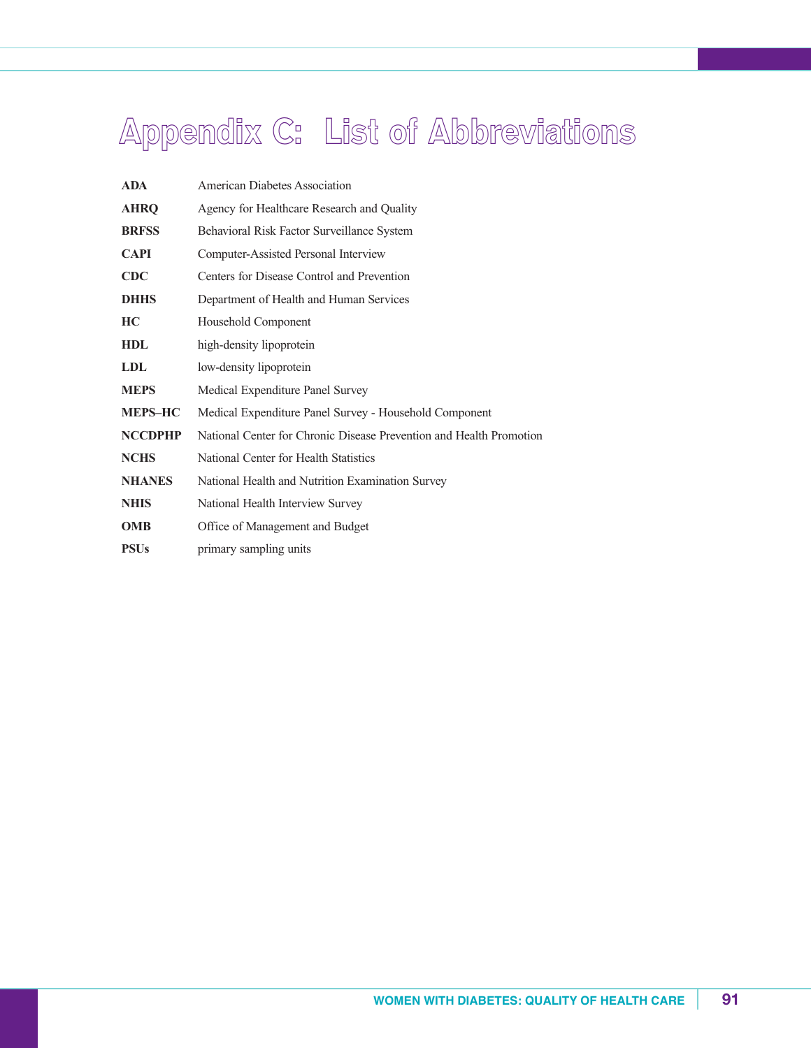# Appendix C: List of Abbreviations

| | |
|---|---|
| **ADA** | American Diabetes Association |
| **AHRQ** | Agency for Healthcare Research and Quality |
| **BRFSS** | Behavioral Risk Factor Surveillance System |
| **CAPI** | Computer-Assisted Personal Interview |
| **CDC** | Centers for Disease Control and Prevention |
| **DHHS** | Department of Health and Human Services |
| **HC** | Household Component |
| **HDL** | high-density lipoprotein |
| **LDL** | low-density lipoprotein |
| **MEPS** | Medical Expenditure Panel Survey |
| **MEPS–HC** | Medical Expenditure Panel Survey - Household Component |
| **NCCDPHP** | National Center for Chronic Disease Prevention and Health Promotion |
| **NCHS** | National Center for Health Statistics |
| **NHANES** | National Health and Nutrition Examination Survey |
| **NHIS** | National Health Interview Survey |
| **OMB** | Office of Management and Budget |
| **PSUs** | primary sampling units |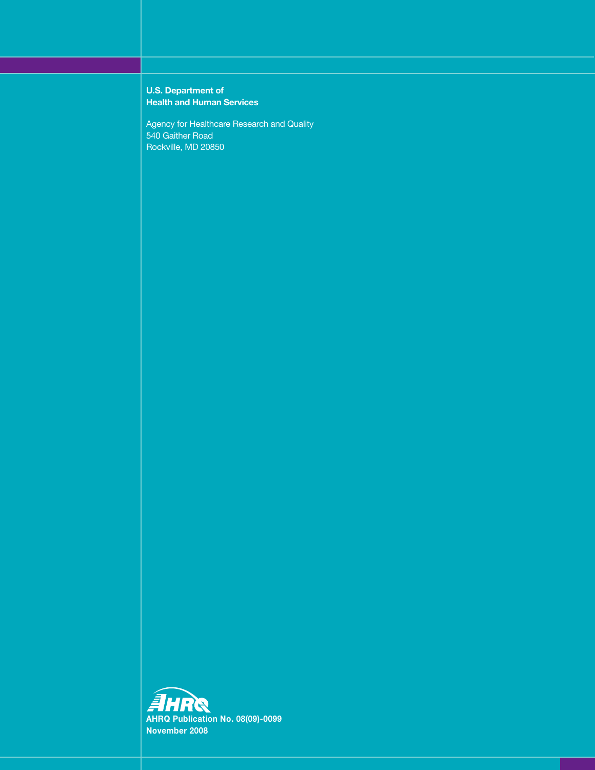**U.S. Department of**
**Health and Human Services**

Agency for Healthcare Research and Quality
540 Gaither Road
Rockville, MD 20850

AHRQ

**AHRQ Publication No. 08(09)-0099**
**November 2008**